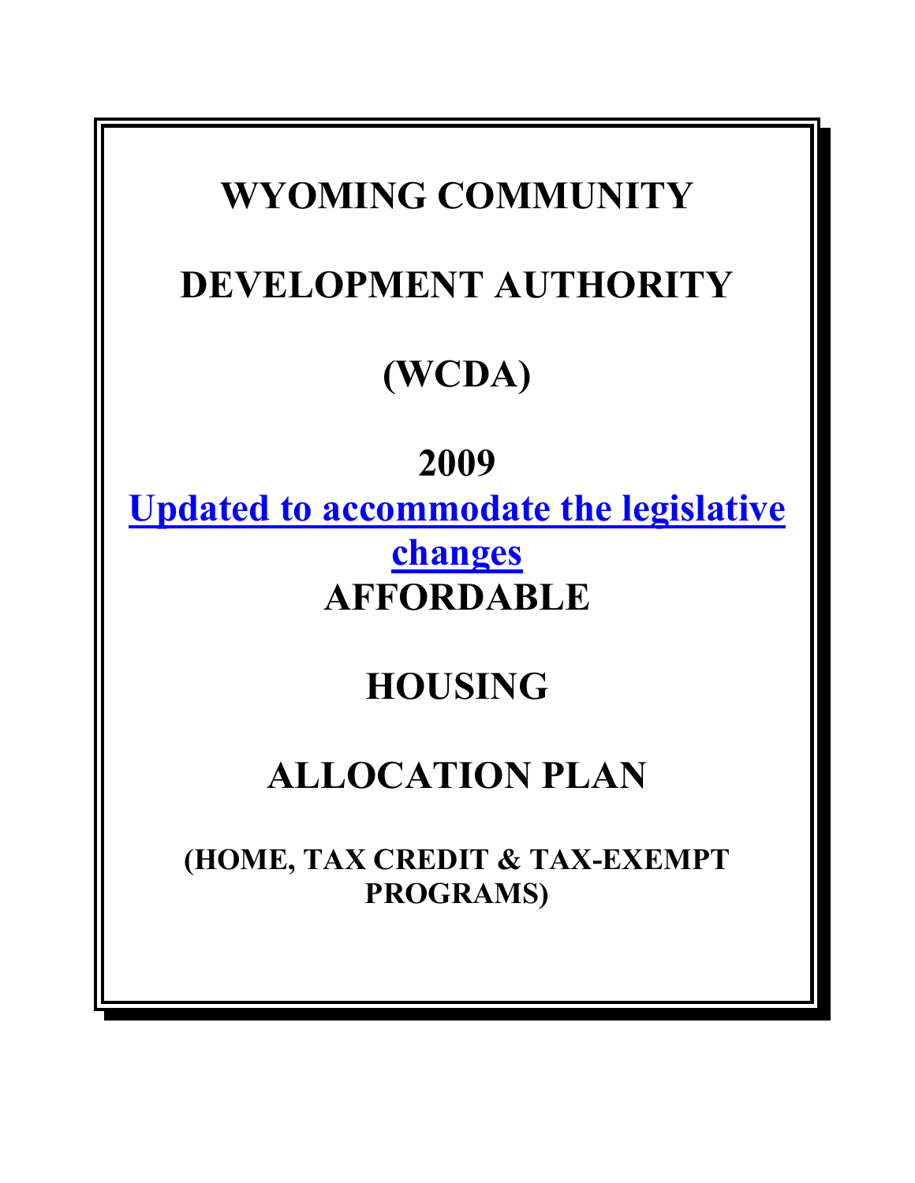# WYOMING COMMUNITY

# DEVELOPMENT AUTHORITY

# (WCDA)

# 2009

**Updated to accommodate the legislative changes**

# AFFORDABLE

# HOUSING

# ALLOCATION PLAN

**(HOME, TAX CREDIT & TAX-EXEMPT PROGRAMS)**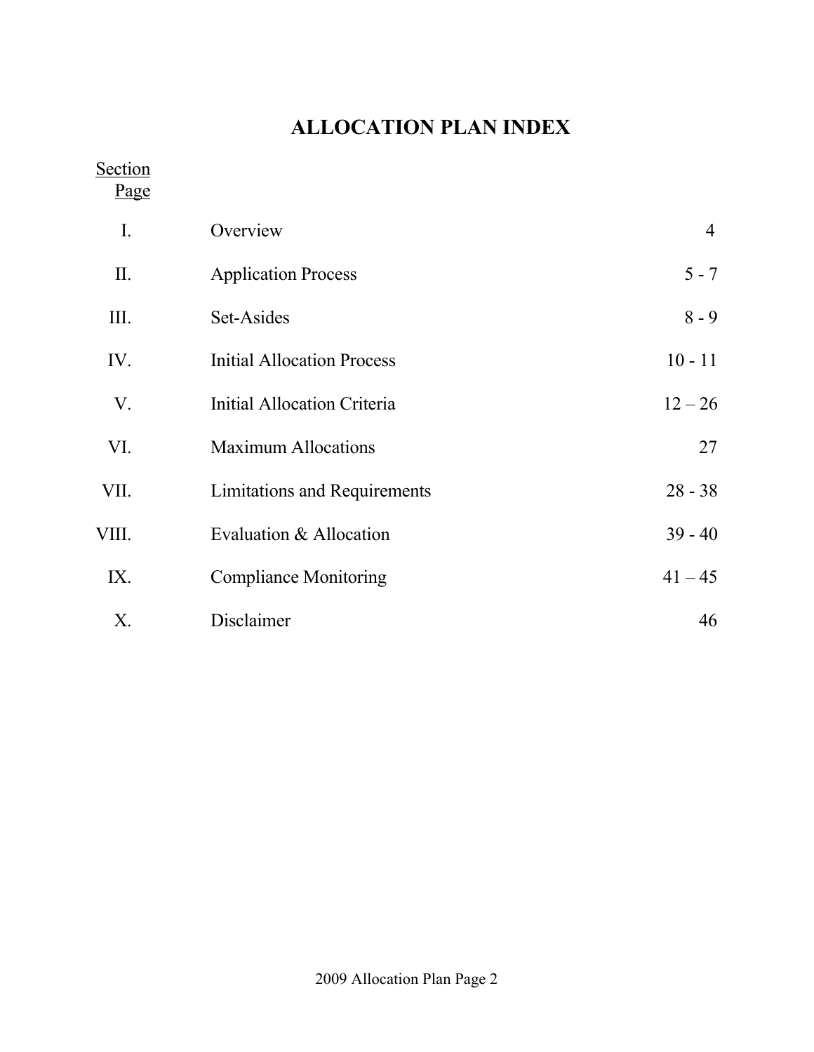# ALLOCATION PLAN INDEX

| Section | | Page |
|---|---|---|
| I. | Overview | 4 |
| II. | Application Process | 5 - 7 |
| III. | Set-Asides | 8 - 9 |
| IV. | Initial Allocation Process | 10 - 11 |
| V. | Initial Allocation Criteria | 12 – 26 |
| VI. | Maximum Allocations | 27 |
| VII. | Limitations and Requirements | 28 - 38 |
| VIII. | Evaluation & Allocation | 39 - 40 |
| IX. | Compliance Monitoring | 41 – 45 |
| X. | Disclaimer | 46 |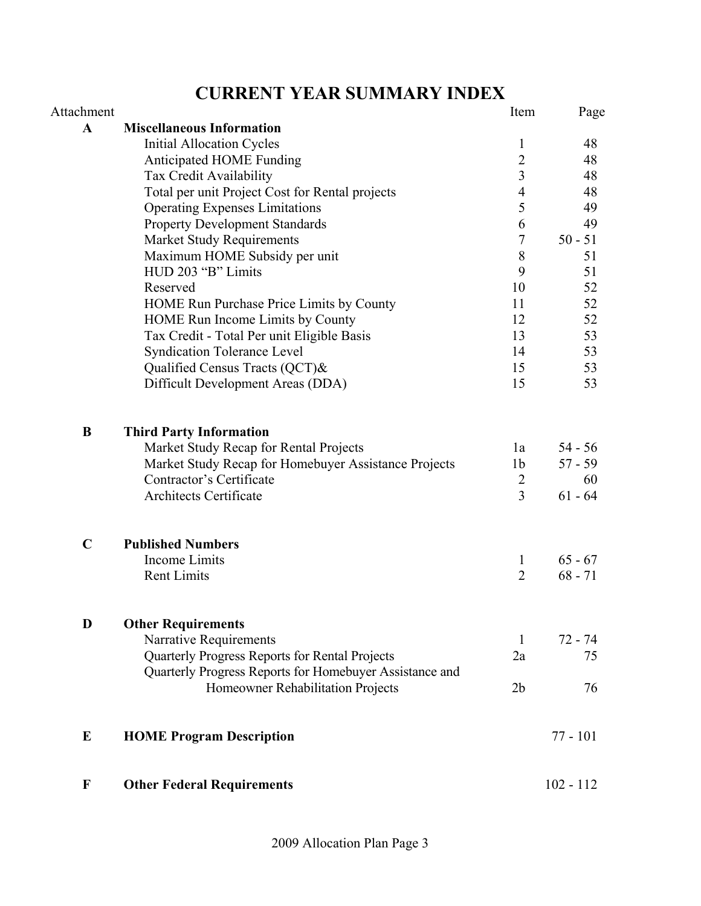# CURRENT YEAR SUMMARY INDEX

| Attachment | | Item | Page |
|---|---|---|---|
| **A** | **Miscellaneous Information** | | |
| | Initial Allocation Cycles | 1 | 48 |
| | Anticipated HOME Funding | 2 | 48 |
| | Tax Credit Availability | 3 | 48 |
| | Total per unit Project Cost for Rental projects | 4 | 48 |
| | Operating Expenses Limitations | 5 | 49 |
| | Property Development Standards | 6 | 49 |
| | Market Study Requirements | 7 | 50 - 51 |
| | Maximum HOME Subsidy per unit | 8 | 51 |
| | HUD 203 "B" Limits | 9 | 51 |
| | Reserved | 10 | 52 |
| | HOME Run Purchase Price Limits by County | 11 | 52 |
| | HOME Run Income Limits by County | 12 | 52 |
| | Tax Credit - Total Per unit Eligible Basis | 13 | 53 |
| | Syndication Tolerance Level | 14 | 53 |
| | Qualified Census Tracts (QCT)& | 15 | 53 |
| | Difficult Development Areas (DDA) | 15 | 53 |
| **B** | **Third Party Information** | | |
| | Market Study Recap for Rental Projects | 1a | 54 - 56 |
| | Market Study Recap for Homebuyer Assistance Projects | 1b | 57 - 59 |
| | Contractor's Certificate | 2 | 60 |
| | Architects Certificate | 3 | 61 - 64 |
| **C** | **Published Numbers** | | |
| | Income Limits | 1 | 65 - 67 |
| | Rent Limits | 2 | 68 - 71 |
| **D** | **Other Requirements** | | |
| | Narrative Requirements | 1 | 72 - 74 |
| | Quarterly Progress Reports for Rental Projects | 2a | 75 |
| | Quarterly Progress Reports for Homebuyer Assistance and Homeowner Rehabilitation Projects | 2b | 76 |
| **E** | **HOME Program Description** | | 77 - 101 |
| **F** | **Other Federal Requirements** | | 102 - 112 |

2009 Allocation Plan Page 3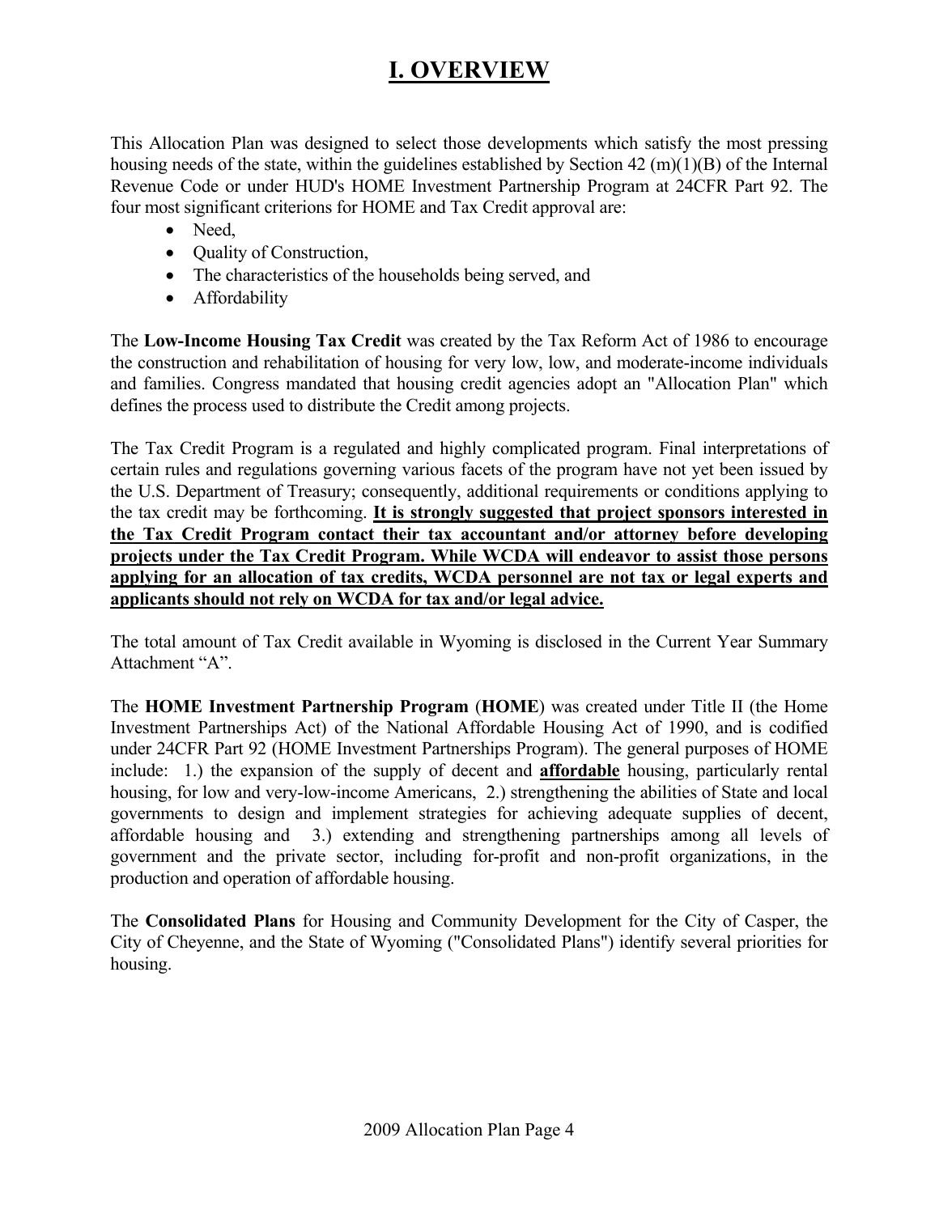# I. OVERVIEW

This Allocation Plan was designed to select those developments which satisfy the most pressing housing needs of the state, within the guidelines established by Section 42 (m)(1)(B) of the Internal Revenue Code or under HUD's HOME Investment Partnership Program at 24CFR Part 92. The four most significant criterions for HOME and Tax Credit approval are:

- Need,
- Quality of Construction,
- The characteristics of the households being served, and
- Affordability

The **Low-Income Housing Tax Credit** was created by the Tax Reform Act of 1986 to encourage the construction and rehabilitation of housing for very low, low, and moderate-income individuals and families. Congress mandated that housing credit agencies adopt an "Allocation Plan" which defines the process used to distribute the Credit among projects.

The Tax Credit Program is a regulated and highly complicated program. Final interpretations of certain rules and regulations governing various facets of the program have not yet been issued by the U.S. Department of Treasury; consequently, additional requirements or conditions applying to the tax credit may be forthcoming. **It is strongly suggested that project sponsors interested in the Tax Credit Program contact their tax accountant and/or attorney before developing projects under the Tax Credit Program. While WCDA will endeavor to assist those persons applying for an allocation of tax credits, WCDA personnel are not tax or legal experts and applicants should not rely on WCDA for tax and/or legal advice.**

The total amount of Tax Credit available in Wyoming is disclosed in the Current Year Summary Attachment "A".

The **HOME Investment Partnership Program** (**HOME**) was created under Title II (the Home Investment Partnerships Act) of the National Affordable Housing Act of 1990, and is codified under 24CFR Part 92 (HOME Investment Partnerships Program). The general purposes of HOME include: 1.) the expansion of the supply of decent and **affordable** housing, particularly rental housing, for low and very-low-income Americans, 2.) strengthening the abilities of State and local governments to design and implement strategies for achieving adequate supplies of decent, affordable housing and 3.) extending and strengthening partnerships among all levels of government and the private sector, including for-profit and non-profit organizations, in the production and operation of affordable housing.

The **Consolidated Plans** for Housing and Community Development for the City of Casper, the City of Cheyenne, and the State of Wyoming ("Consolidated Plans") identify several priorities for housing.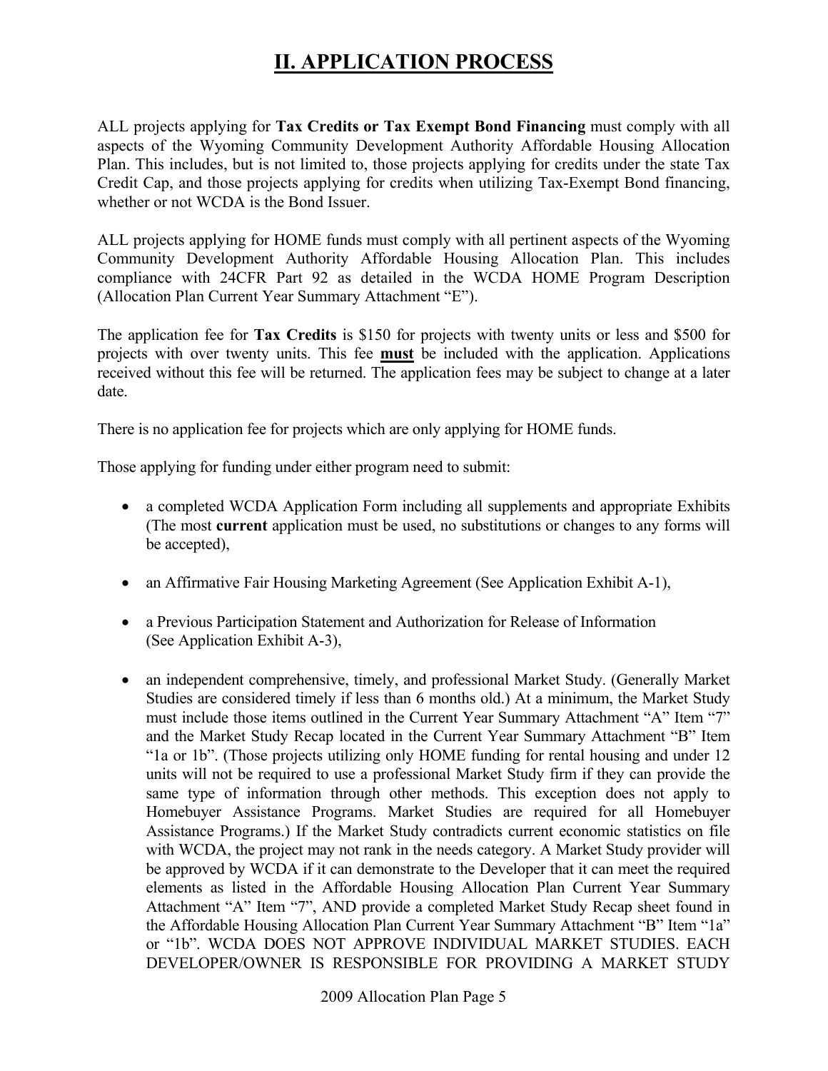# II. APPLICATION PROCESS

ALL projects applying for **Tax Credits or Tax Exempt Bond Financing** must comply with all aspects of the Wyoming Community Development Authority Affordable Housing Allocation Plan. This includes, but is not limited to, those projects applying for credits under the state Tax Credit Cap, and those projects applying for credits when utilizing Tax-Exempt Bond financing, whether or not WCDA is the Bond Issuer.

ALL projects applying for HOME funds must comply with all pertinent aspects of the Wyoming Community Development Authority Affordable Housing Allocation Plan. This includes compliance with 24CFR Part 92 as detailed in the WCDA HOME Program Description (Allocation Plan Current Year Summary Attachment "E").

The application fee for **Tax Credits** is $150 for projects with twenty units or less and $500 for projects with over twenty units. This fee **must** be included with the application. Applications received without this fee will be returned. The application fees may be subject to change at a later date.

There is no application fee for projects which are only applying for HOME funds.

Those applying for funding under either program need to submit:

- a completed WCDA Application Form including all supplements and appropriate Exhibits (The most **current** application must be used, no substitutions or changes to any forms will be accepted),

- an Affirmative Fair Housing Marketing Agreement (See Application Exhibit A-1),

- a Previous Participation Statement and Authorization for Release of Information (See Application Exhibit A-3),

- an independent comprehensive, timely, and professional Market Study. (Generally Market Studies are considered timely if less than 6 months old.) At a minimum, the Market Study must include those items outlined in the Current Year Summary Attachment "A" Item "7" and the Market Study Recap located in the Current Year Summary Attachment "B" Item "1a or 1b". (Those projects utilizing only HOME funding for rental housing and under 12 units will not be required to use a professional Market Study firm if they can provide the same type of information through other methods. This exception does not apply to Homebuyer Assistance Programs. Market Studies are required for all Homebuyer Assistance Programs.) If the Market Study contradicts current economic statistics on file with WCDA, the project may not rank in the needs category. A Market Study provider will be approved by WCDA if it can demonstrate to the Developer that it can meet the required elements as listed in the Affordable Housing Allocation Plan Current Year Summary Attachment "A" Item "7", AND provide a completed Market Study Recap sheet found in the Affordable Housing Allocation Plan Current Year Summary Attachment "B" Item "1a" or "1b". WCDA DOES NOT APPROVE INDIVIDUAL MARKET STUDIES. EACH DEVELOPER/OWNER IS RESPONSIBLE FOR PROVIDING A MARKET STUDY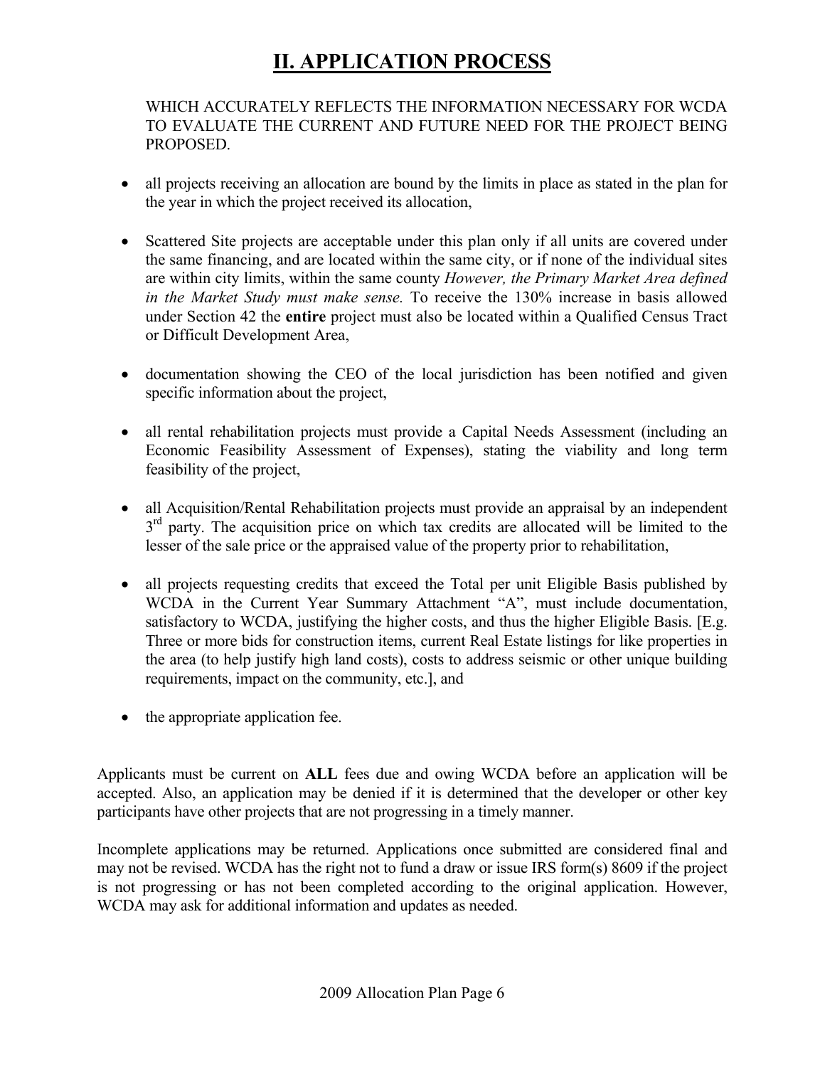# II. APPLICATION PROCESS

WHICH ACCURATELY REFLECTS THE INFORMATION NECESSARY FOR WCDA TO EVALUATE THE CURRENT AND FUTURE NEED FOR THE PROJECT BEING PROPOSED.

- all projects receiving an allocation are bound by the limits in place as stated in the plan for the year in which the project received its allocation,
- Scattered Site projects are acceptable under this plan only if all units are covered under the same financing, and are located within the same city, or if none of the individual sites are within city limits, within the same county *However, the Primary Market Area defined in the Market Study must make sense.* To receive the 130% increase in basis allowed under Section 42 the **entire** project must also be located within a Qualified Census Tract or Difficult Development Area,
- documentation showing the CEO of the local jurisdiction has been notified and given specific information about the project,
- all rental rehabilitation projects must provide a Capital Needs Assessment (including an Economic Feasibility Assessment of Expenses), stating the viability and long term feasibility of the project,
- all Acquisition/Rental Rehabilitation projects must provide an appraisal by an independent 3rd party. The acquisition price on which tax credits are allocated will be limited to the lesser of the sale price or the appraised value of the property prior to rehabilitation,
- all projects requesting credits that exceed the Total per unit Eligible Basis published by WCDA in the Current Year Summary Attachment "A", must include documentation, satisfactory to WCDA, justifying the higher costs, and thus the higher Eligible Basis. [E.g. Three or more bids for construction items, current Real Estate listings for like properties in the area (to help justify high land costs), costs to address seismic or other unique building requirements, impact on the community, etc.], and
- the appropriate application fee.

Applicants must be current on **ALL** fees due and owing WCDA before an application will be accepted. Also, an application may be denied if it is determined that the developer or other key participants have other projects that are not progressing in a timely manner.

Incomplete applications may be returned. Applications once submitted are considered final and may not be revised. WCDA has the right not to fund a draw or issue IRS form(s) 8609 if the project is not progressing or has not been completed according to the original application. However, WCDA may ask for additional information and updates as needed.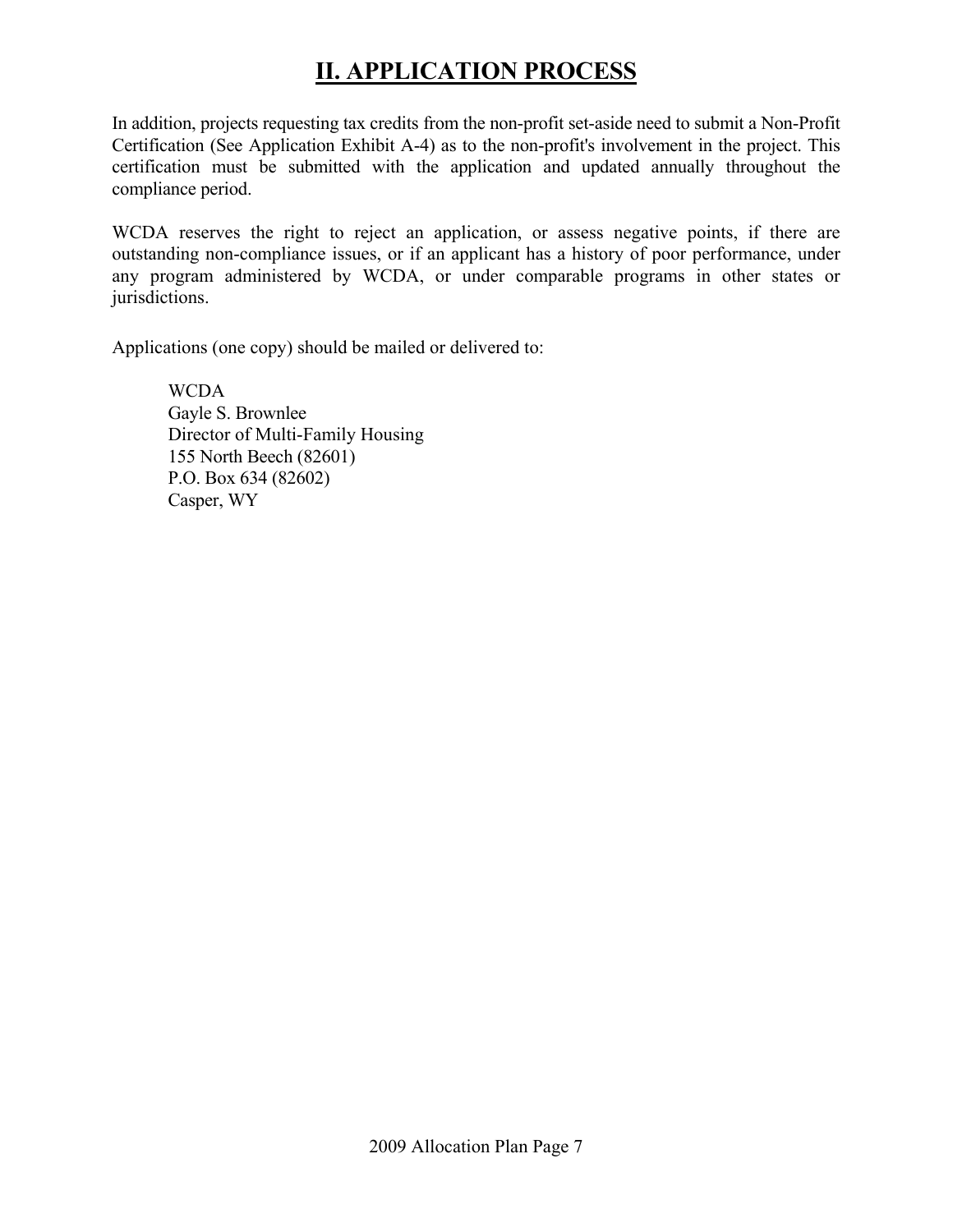# II. APPLICATION PROCESS

In addition, projects requesting tax credits from the non-profit set-aside need to submit a Non-Profit Certification (See Application Exhibit A-4) as to the non-profit's involvement in the project. This certification must be submitted with the application and updated annually throughout the compliance period.

WCDA reserves the right to reject an application, or assess negative points, if there are outstanding non-compliance issues, or if an applicant has a history of poor performance, under any program administered by WCDA, or under comparable programs in other states or jurisdictions.

Applications (one copy) should be mailed or delivered to:

> WCDA
> Gayle S. Brownlee
> Director of Multi-Family Housing
> 155 North Beech (82601)
> P.O. Box 634 (82602)
> Casper, WY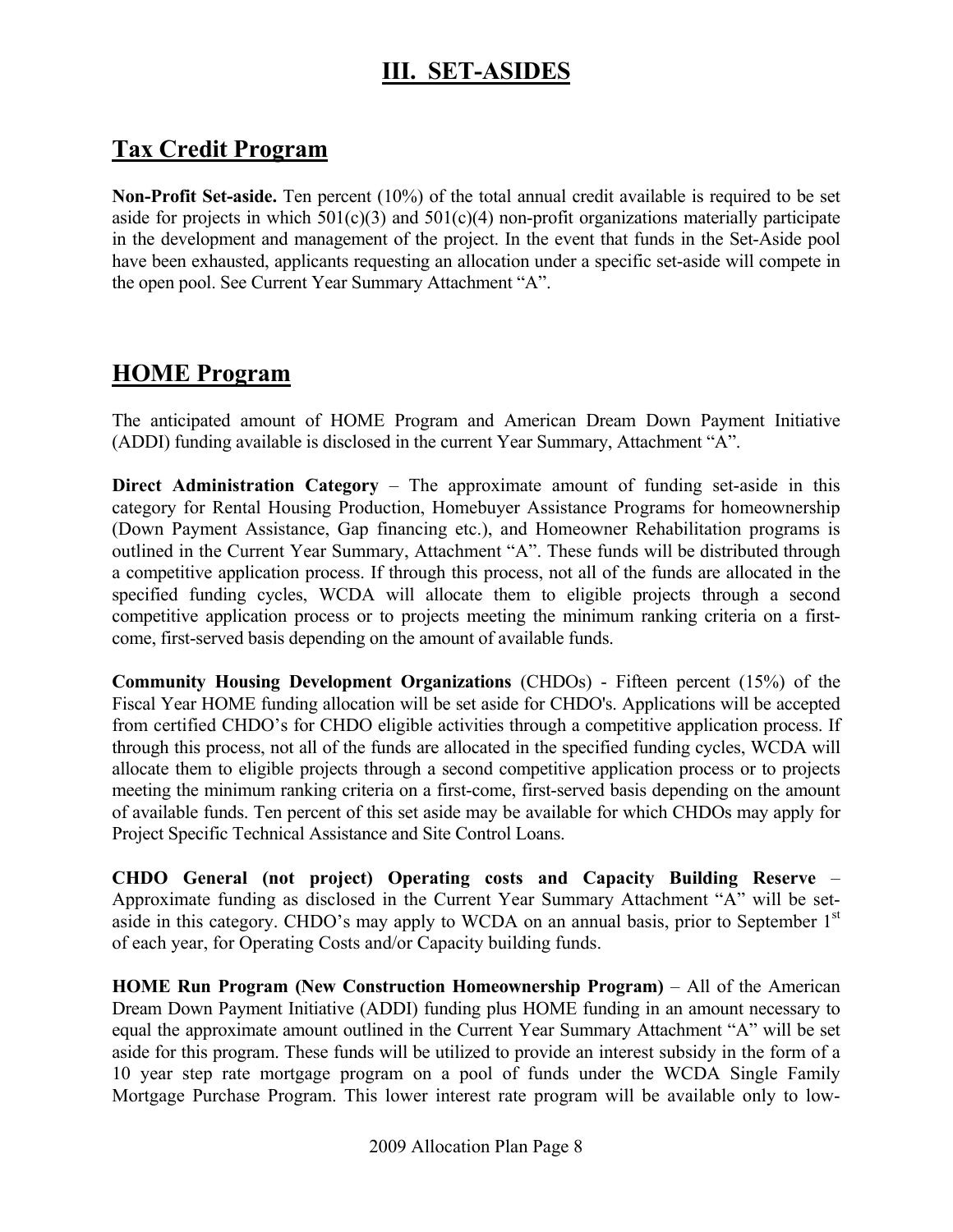# III. SET-ASIDES

## Tax Credit Program

**Non-Profit Set-aside.** Ten percent (10%) of the total annual credit available is required to be set aside for projects in which 501(c)(3) and 501(c)(4) non-profit organizations materially participate in the development and management of the project. In the event that funds in the Set-Aside pool have been exhausted, applicants requesting an allocation under a specific set-aside will compete in the open pool. See Current Year Summary Attachment "A".

## HOME Program

The anticipated amount of HOME Program and American Dream Down Payment Initiative (ADDI) funding available is disclosed in the current Year Summary, Attachment "A".

**Direct Administration Category** – The approximate amount of funding set-aside in this category for Rental Housing Production, Homebuyer Assistance Programs for homeownership (Down Payment Assistance, Gap financing etc.), and Homeowner Rehabilitation programs is outlined in the Current Year Summary, Attachment "A". These funds will be distributed through a competitive application process. If through this process, not all of the funds are allocated in the specified funding cycles, WCDA will allocate them to eligible projects through a second competitive application process or to projects meeting the minimum ranking criteria on a first-come, first-served basis depending on the amount of available funds.

**Community Housing Development Organizations** (CHDOs) - Fifteen percent (15%) of the Fiscal Year HOME funding allocation will be set aside for CHDO's. Applications will be accepted from certified CHDO's for CHDO eligible activities through a competitive application process. If through this process, not all of the funds are allocated in the specified funding cycles, WCDA will allocate them to eligible projects through a second competitive application process or to projects meeting the minimum ranking criteria on a first-come, first-served basis depending on the amount of available funds. Ten percent of this set aside may be available for which CHDOs may apply for Project Specific Technical Assistance and Site Control Loans.

**CHDO General (not project) Operating costs and Capacity Building Reserve** – Approximate funding as disclosed in the Current Year Summary Attachment "A" will be set-aside in this category. CHDO's may apply to WCDA on an annual basis, prior to September 1st of each year, for Operating Costs and/or Capacity building funds.

**HOME Run Program (New Construction Homeownership Program)** – All of the American Dream Down Payment Initiative (ADDI) funding plus HOME funding in an amount necessary to equal the approximate amount outlined in the Current Year Summary Attachment "A" will be set aside for this program. These funds will be utilized to provide an interest subsidy in the form of a 10 year step rate mortgage program on a pool of funds under the WCDA Single Family Mortgage Purchase Program. This lower interest rate program will be available only to low-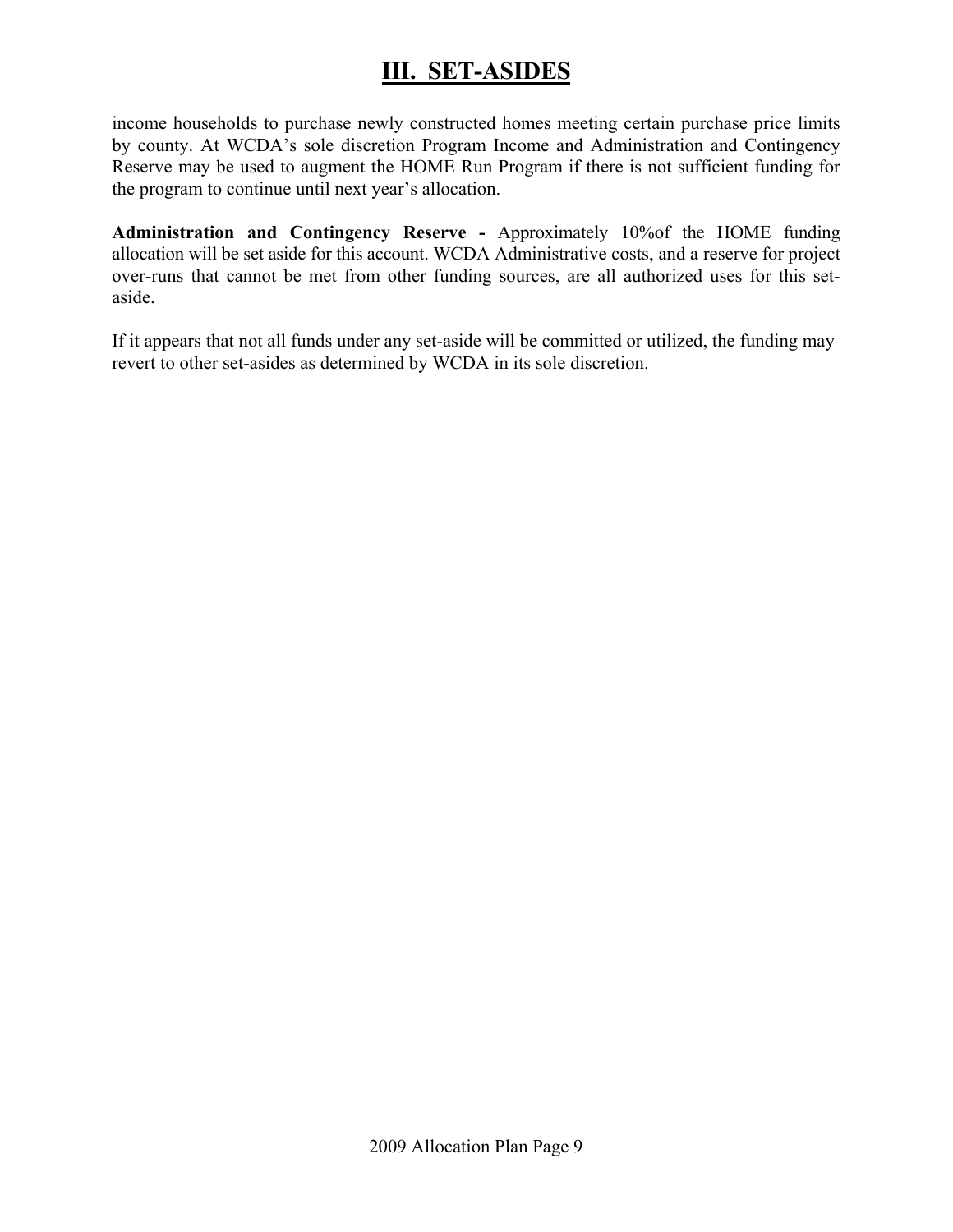# III. SET-ASIDES

income households to purchase newly constructed homes meeting certain purchase price limits by county. At WCDA's sole discretion Program Income and Administration and Contingency Reserve may be used to augment the HOME Run Program if there is not sufficient funding for the program to continue until next year's allocation.

**Administration and Contingency Reserve -** Approximately 10%of the HOME funding allocation will be set aside for this account. WCDA Administrative costs, and a reserve for project over-runs that cannot be met from other funding sources, are all authorized uses for this set-aside.

If it appears that not all funds under any set-aside will be committed or utilized, the funding may revert to other set-asides as determined by WCDA in its sole discretion.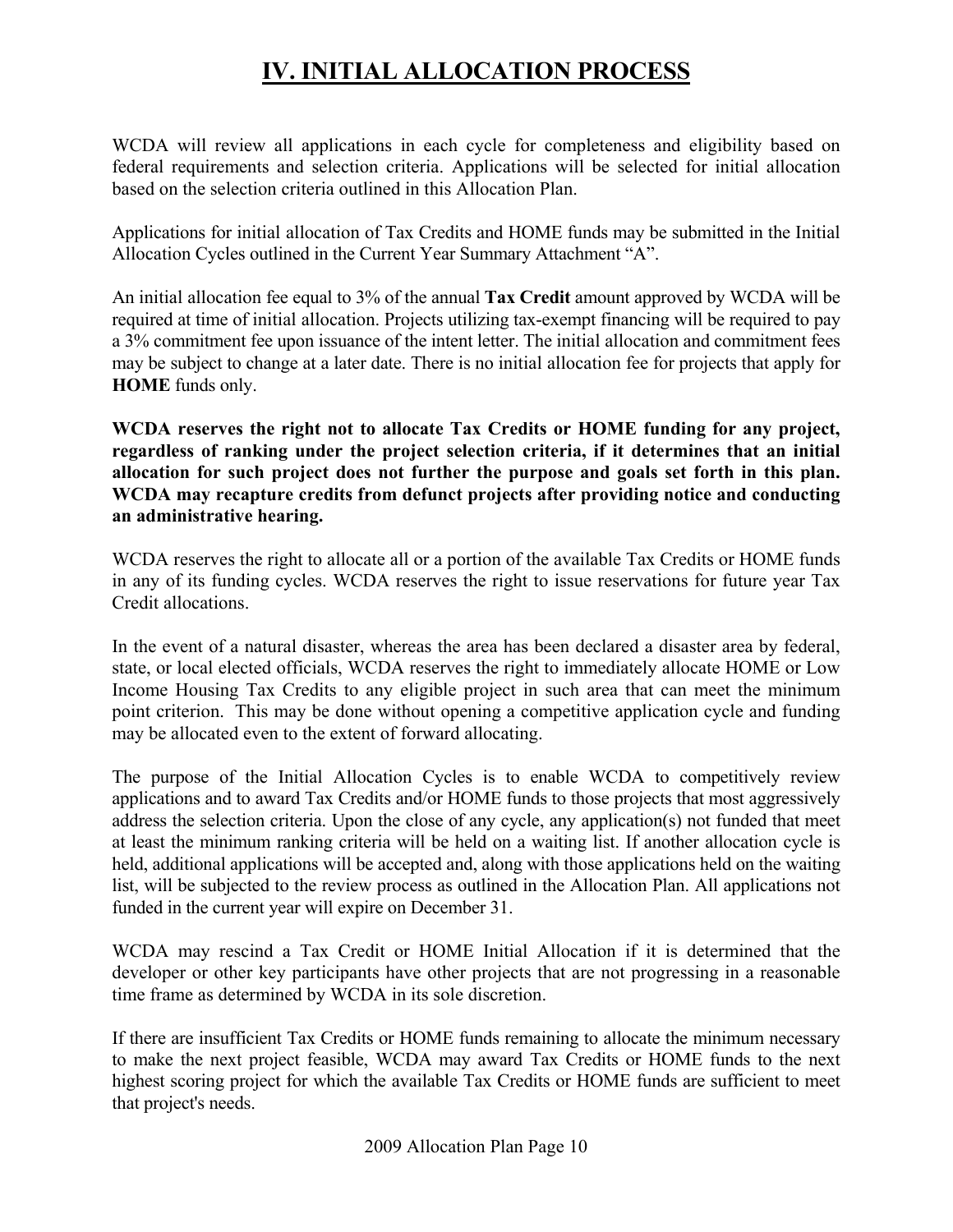# IV. INITIAL ALLOCATION PROCESS

WCDA will review all applications in each cycle for completeness and eligibility based on federal requirements and selection criteria. Applications will be selected for initial allocation based on the selection criteria outlined in this Allocation Plan.

Applications for initial allocation of Tax Credits and HOME funds may be submitted in the Initial Allocation Cycles outlined in the Current Year Summary Attachment "A".

An initial allocation fee equal to 3% of the annual **Tax Credit** amount approved by WCDA will be required at time of initial allocation. Projects utilizing tax-exempt financing will be required to pay a 3% commitment fee upon issuance of the intent letter. The initial allocation and commitment fees may be subject to change at a later date. There is no initial allocation fee for projects that apply for **HOME** funds only.

**WCDA reserves the right not to allocate Tax Credits or HOME funding for any project, regardless of ranking under the project selection criteria, if it determines that an initial allocation for such project does not further the purpose and goals set forth in this plan. WCDA may recapture credits from defunct projects after providing notice and conducting an administrative hearing.**

WCDA reserves the right to allocate all or a portion of the available Tax Credits or HOME funds in any of its funding cycles. WCDA reserves the right to issue reservations for future year Tax Credit allocations.

In the event of a natural disaster, whereas the area has been declared a disaster area by federal, state, or local elected officials, WCDA reserves the right to immediately allocate HOME or Low Income Housing Tax Credits to any eligible project in such area that can meet the minimum point criterion. This may be done without opening a competitive application cycle and funding may be allocated even to the extent of forward allocating.

The purpose of the Initial Allocation Cycles is to enable WCDA to competitively review applications and to award Tax Credits and/or HOME funds to those projects that most aggressively address the selection criteria. Upon the close of any cycle, any application(s) not funded that meet at least the minimum ranking criteria will be held on a waiting list. If another allocation cycle is held, additional applications will be accepted and, along with those applications held on the waiting list, will be subjected to the review process as outlined in the Allocation Plan. All applications not funded in the current year will expire on December 31.

WCDA may rescind a Tax Credit or HOME Initial Allocation if it is determined that the developer or other key participants have other projects that are not progressing in a reasonable time frame as determined by WCDA in its sole discretion.

If there are insufficient Tax Credits or HOME funds remaining to allocate the minimum necessary to make the next project feasible, WCDA may award Tax Credits or HOME funds to the next highest scoring project for which the available Tax Credits or HOME funds are sufficient to meet that project's needs.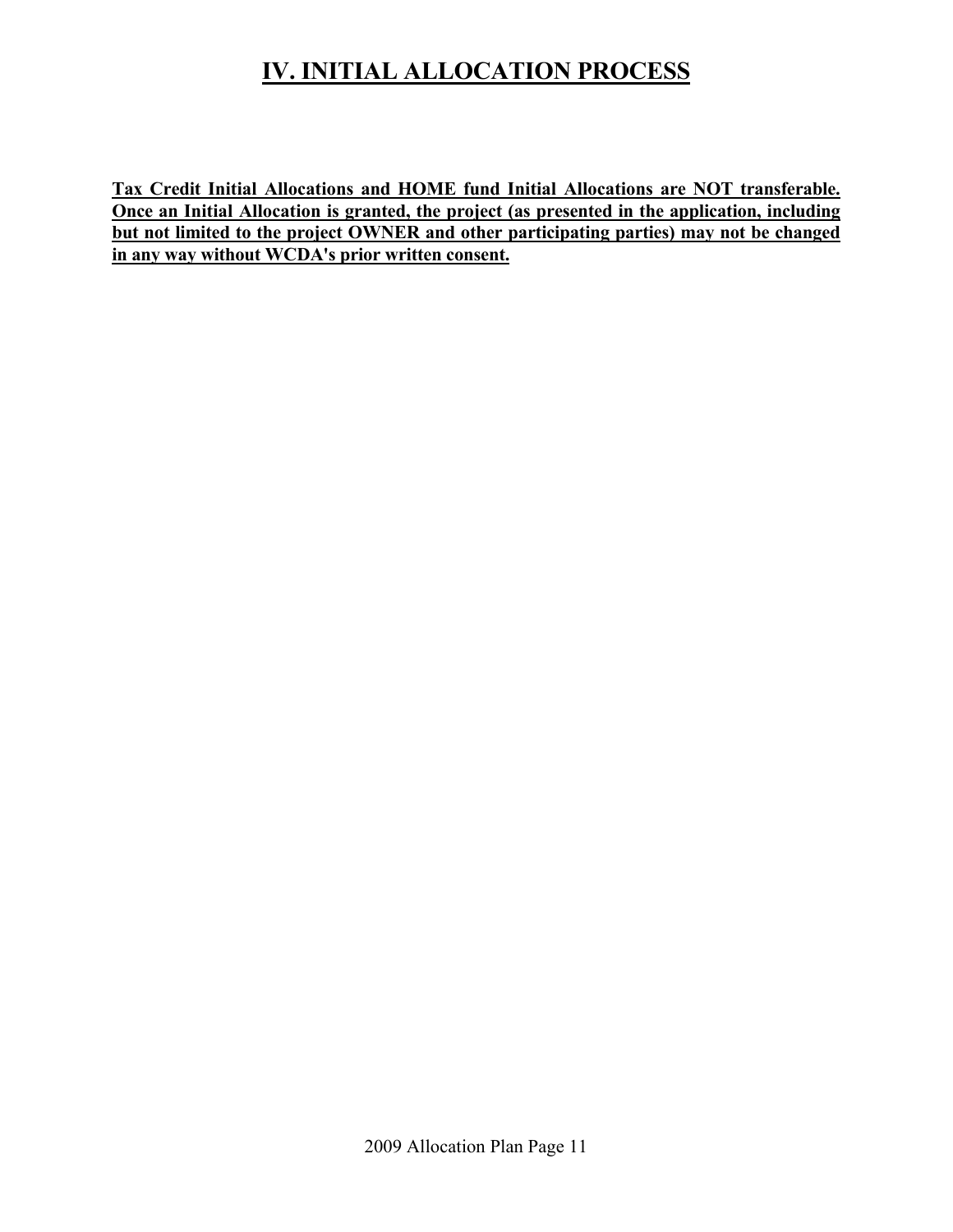# IV. INITIAL ALLOCATION PROCESS

**Tax Credit Initial Allocations and HOME fund Initial Allocations are NOT transferable. Once an Initial Allocation is granted, the project (as presented in the application, including but not limited to the project OWNER and other participating parties) may not be changed in any way without WCDA's prior written consent.**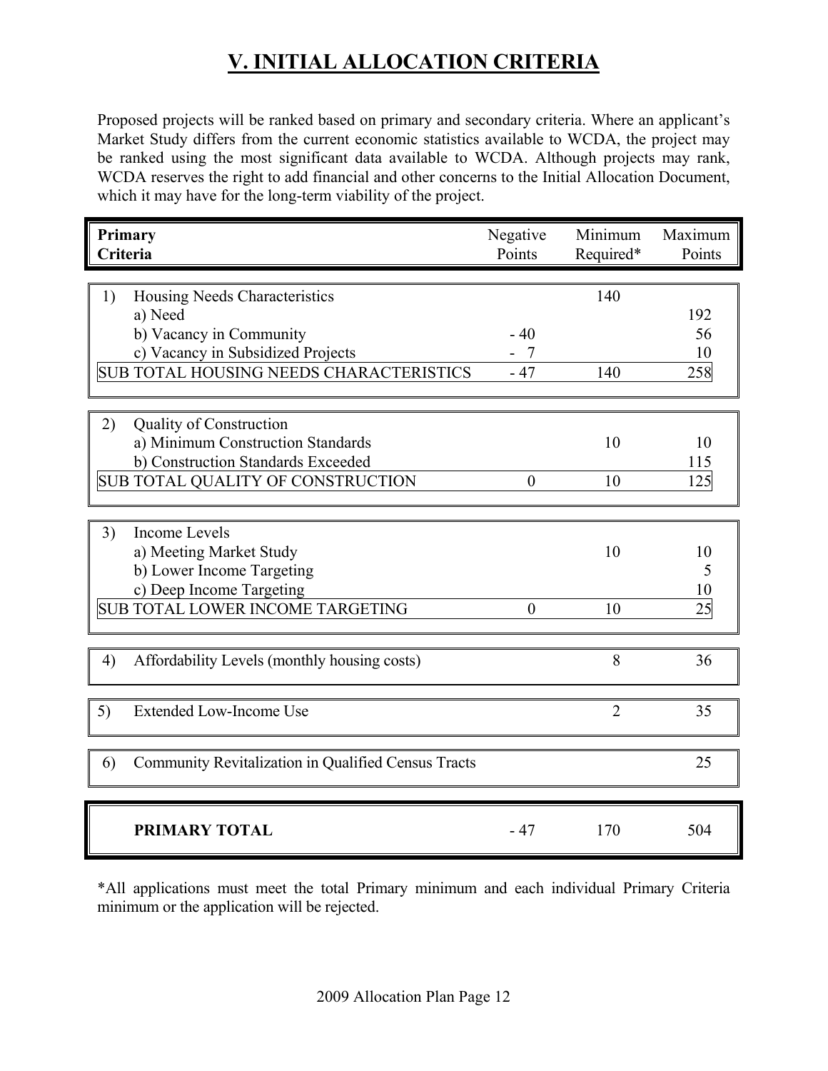# V. INITIAL ALLOCATION CRITERIA

Proposed projects will be ranked based on primary and secondary criteria. Where an applicant's Market Study differs from the current economic statistics available to WCDA, the project may be ranked using the most significant data available to WCDA. Although projects may rank, WCDA reserves the right to add financial and other concerns to the Initial Allocation Document, which it may have for the long-term viability of the project.

| **Primary Criteria** | Negative Points | Minimum Required* | Maximum Points |
|---|---|---|---|
| 1) Housing Needs Characteristics | | 140 | |
| a) Need | | | 192 |
| b) Vacancy in Community | - 40 | | 56 |
| c) Vacancy in Subsidized Projects | - 7 | | 10 |
| SUB TOTAL HOUSING NEEDS CHARACTERISTICS | - 47 | 140 | 258 |
| 2) Quality of Construction | | | |
| a) Minimum Construction Standards | | 10 | 10 |
| b) Construction Standards Exceeded | | | 115 |
| SUB TOTAL QUALITY OF CONSTRUCTION | 0 | 10 | 125 |
| 3) Income Levels | | | |
| a) Meeting Market Study | | 10 | 10 |
| b) Lower Income Targeting | | | 5 |
| c) Deep Income Targeting | | | 10 |
| SUB TOTAL LOWER INCOME TARGETING | 0 | 10 | 25 |
| 4) Affordability Levels (monthly housing costs) | | 8 | 36 |
| 5) Extended Low-Income Use | | 2 | 35 |
| 6) Community Revitalization in Qualified Census Tracts | | | 25 |
| **PRIMARY TOTAL** | - 47 | 170 | 504 |

*All applications must meet the total Primary minimum and each individual Primary Criteria minimum or the application will be rejected.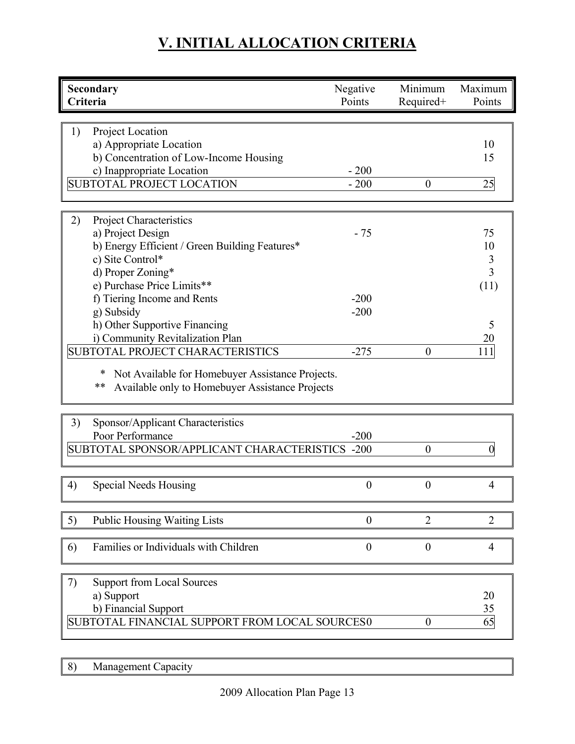# V. INITIAL ALLOCATION CRITERIA

| Secondary Criteria | Negative Points | Minimum Required+ | Maximum Points |
|---|---|---|---|
| 1) Project Location | | | |
| a) Appropriate Location | | | 10 |
| b) Concentration of Low-Income Housing | | | 15 |
| c) Inappropriate Location | - 200 | | |
| SUBTOTAL PROJECT LOCATION | - 200 | 0 | 25 |
| 2) Project Characteristics | | | |
| a) Project Design | - 75 | | 75 |
| b) Energy Efficient / Green Building Features* | | | 10 |
| c) Site Control* | | | 3 |
| d) Proper Zoning* | | | 3 |
| e) Purchase Price Limits** | | | (11) |
| f) Tiering Income and Rents | -200 | | |
| g) Subsidy | -200 | | |
| h) Other Supportive Financing | | | 5 |
| i) Community Revitalization Plan | | | 20 |
| SUBTOTAL PROJECT CHARACTERISTICS | -275 | 0 | 111 |
| * Not Available for Homebuyer Assistance Projects. | | | |
| ** Available only to Homebuyer Assistance Projects | | | |
| 3) Sponsor/Applicant Characteristics | | | |
| Poor Performance | -200 | | |
| SUBTOTAL SPONSOR/APPLICANT CHARACTERISTICS | -200 | 0 | 0 |
| 4) Special Needs Housing | 0 | 0 | 4 |
| 5) Public Housing Waiting Lists | 0 | 2 | 2 |
| 6) Families or Individuals with Children | 0 | 0 | 4 |
| 7) Support from Local Sources | | | |
| a) Support | | | 20 |
| b) Financial Support | | | 35 |
| SUBTOTAL FINANCIAL SUPPORT FROM LOCAL SOURCES | 0 | 0 | 65 |
| 8) Management Capacity | | | |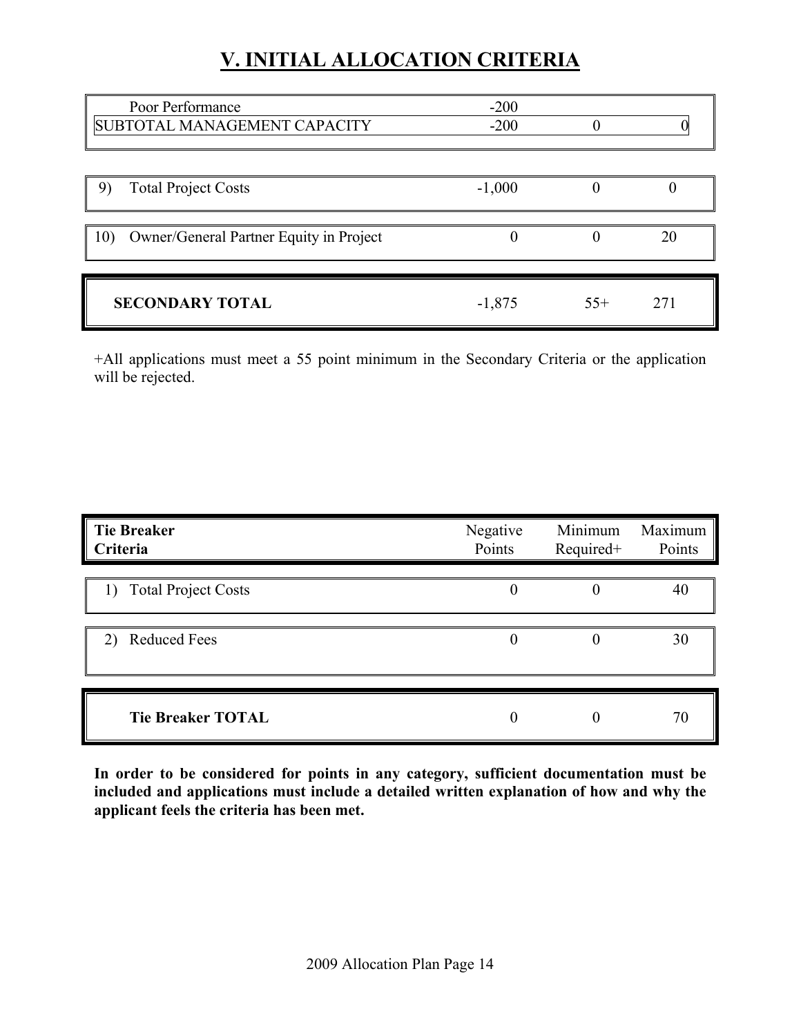# V. INITIAL ALLOCATION CRITERIA

| | | | |
|---|---|---|---|
| Poor Performance | -200 | | |
| SUBTOTAL MANAGEMENT CAPACITY | -200 | 0 | 0 |
| 9) Total Project Costs | -1,000 | 0 | 0 |
| 10) Owner/General Partner Equity in Project | 0 | 0 | 20 |
| **SECONDARY TOTAL** | -1,875 | 55+ | 271 |

+All applications must meet a 55 point minimum in the Secondary Criteria or the application will be rejected.

| **Tie Breaker Criteria** | Negative Points | Minimum Required+ | Maximum Points |
|---|---|---|---|
| 1) Total Project Costs | 0 | 0 | 40 |
| 2) Reduced Fees | 0 | 0 | 30 |
| **Tie Breaker TOTAL** | 0 | 0 | 70 |

**In order to be considered for points in any category, sufficient documentation must be included and applications must include a detailed written explanation of how and why the applicant feels the criteria has been met.**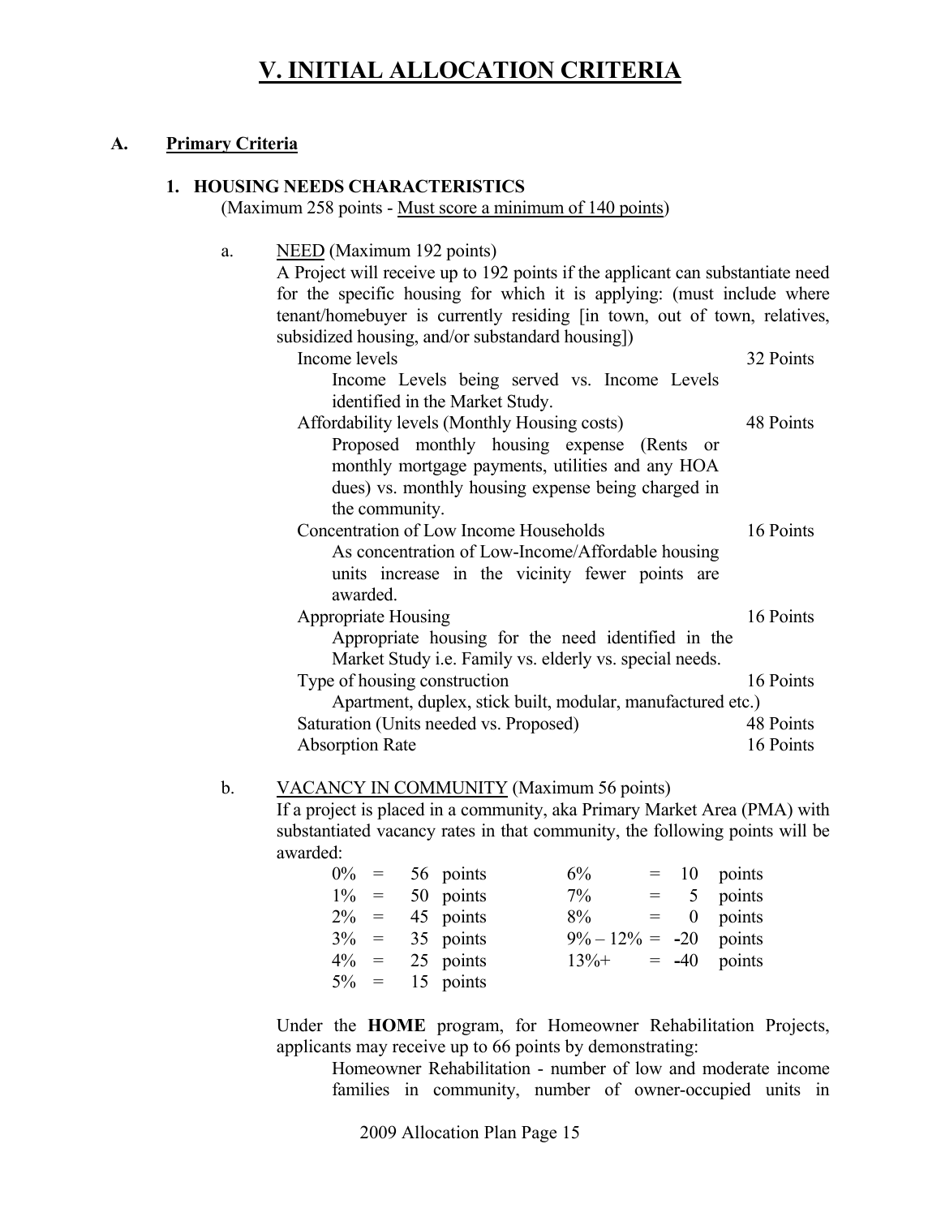# V. INITIAL ALLOCATION CRITERIA

## A. Primary Criteria

### 1. HOUSING NEEDS CHARACTERISTICS

(Maximum 258 points - Must score a minimum of 140 points)

a. NEED (Maximum 192 points)

A Project will receive up to 192 points if the applicant can substantiate need for the specific housing for which it is applying: (must include where tenant/homebuyer is currently residing [in town, out of town, relatives, subsidized housing, and/or substandard housing])

| | |
|---|---|
| Income levels<br>Income Levels being served vs. Income Levels identified in the Market Study. | 32 Points |
| Affordability levels (Monthly Housing costs)<br>Proposed monthly housing expense (Rents or monthly mortgage payments, utilities and any HOA dues) vs. monthly housing expense being charged in the community. | 48 Points |
| Concentration of Low Income Households<br>As concentration of Low-Income/Affordable housing units increase in the vicinity fewer points are awarded. | 16 Points |
| Appropriate Housing<br>Appropriate housing for the need identified in the Market Study i.e. Family vs. elderly vs. special needs. | 16 Points |
| Type of housing construction<br>Apartment, duplex, stick built, modular, manufactured etc.) | 16 Points |
| Saturation (Units needed vs. Proposed) | 48 Points |
| Absorption Rate | 16 Points |

b. VACANCY IN COMMUNITY (Maximum 56 points)

If a project is placed in a community, aka Primary Market Area (PMA) with substantiated vacancy rates in that community, the following points will be awarded:

| Vacancy | Points | Vacancy | Points |
|---|---|---|---|
| 0% | = 56 points | 6% | = 10 points |
| 1% | = 50 points | 7% | = 5 points |
| 2% | = 45 points | 8% | = 0 points |
| 3% | = 35 points | 9% – 12% | = -20 points |
| 4% | = 25 points | 13%+ | = -40 points |
| 5% | = 15 points | | |

Under the **HOME** program, for Homeowner Rehabilitation Projects, applicants may receive up to 66 points by demonstrating:

Homeowner Rehabilitation - number of low and moderate income families in community, number of owner-occupied units in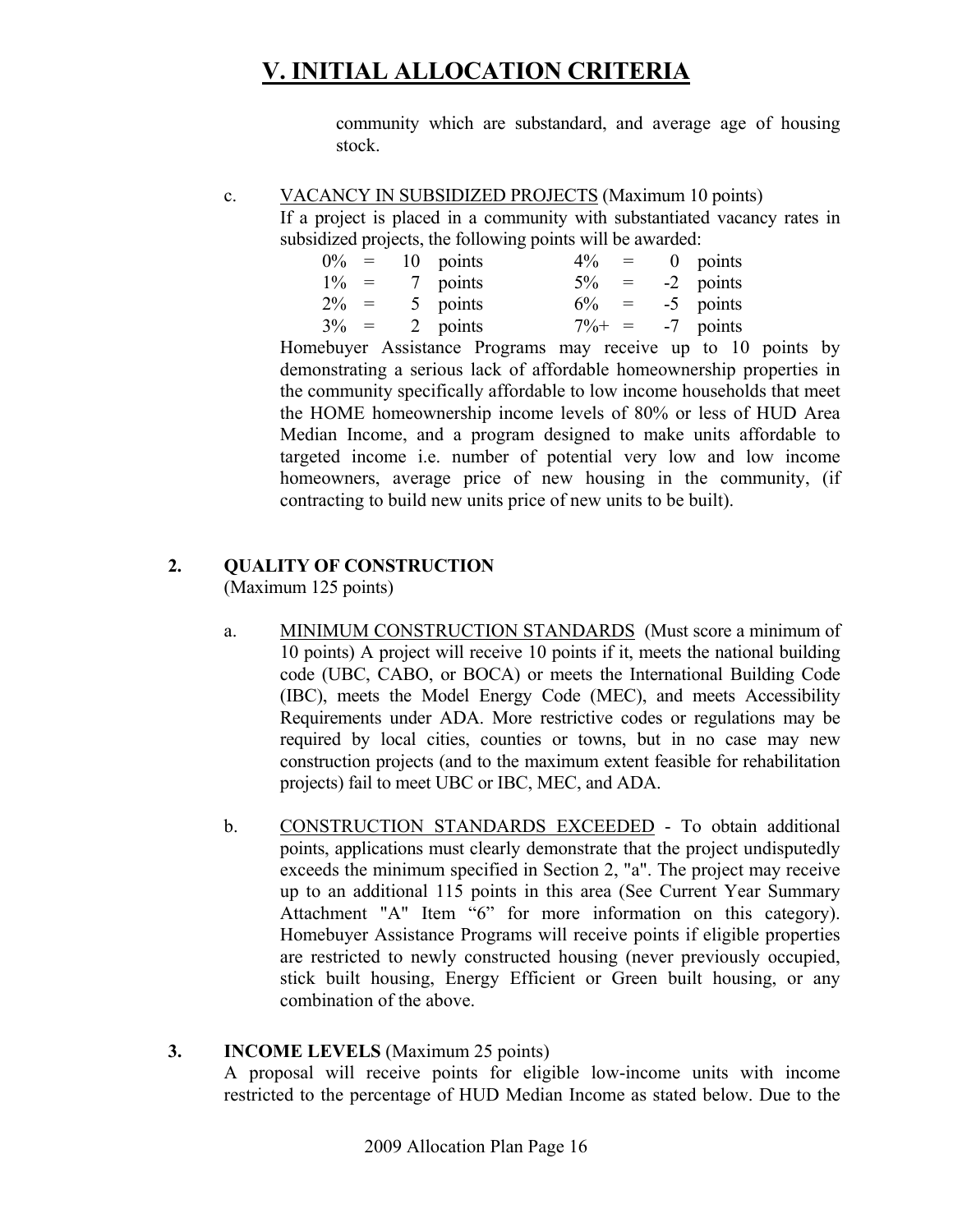# V. INITIAL ALLOCATION CRITERIA

community which are substandard, and average age of housing stock.

c. VACANCY IN SUBSIDIZED PROJECTS (Maximum 10 points)
If a project is placed in a community with substantiated vacancy rates in subsidized projects, the following points will be awarded:

| | | | |
|---|---|---|---|
| 0% = | 10 points | 4% = | 0 points |
| 1% = | 7 points | 5% = | -2 points |
| 2% = | 5 points | 6% = | -5 points |
| 3% = | 2 points | 7%+ = | -7 points |

Homebuyer Assistance Programs may receive up to 10 points by demonstrating a serious lack of affordable homeownership properties in the community specifically affordable to low income households that meet the HOME homeownership income levels of 80% or less of HUD Area Median Income, and a program designed to make units affordable to targeted income i.e. number of potential very low and low income homeowners, average price of new housing in the community, (if contracting to build new units price of new units to be built).

**2. QUALITY OF CONSTRUCTION**
(Maximum 125 points)

a. MINIMUM CONSTRUCTION STANDARDS (Must score a minimum of 10 points) A project will receive 10 points if it, meets the national building code (UBC, CABO, or BOCA) or meets the International Building Code (IBC), meets the Model Energy Code (MEC), and meets Accessibility Requirements under ADA. More restrictive codes or regulations may be required by local cities, counties or towns, but in no case may new construction projects (and to the maximum extent feasible for rehabilitation projects) fail to meet UBC or IBC, MEC, and ADA.

b. CONSTRUCTION STANDARDS EXCEEDED - To obtain additional points, applications must clearly demonstrate that the project undisputedly exceeds the minimum specified in Section 2, "a". The project may receive up to an additional 115 points in this area (See Current Year Summary Attachment "A" Item "6" for more information on this category). Homebuyer Assistance Programs will receive points if eligible properties are restricted to newly constructed housing (never previously occupied, stick built housing, Energy Efficient or Green built housing, or any combination of the above.

**3. INCOME LEVELS** (Maximum 25 points)
A proposal will receive points for eligible low-income units with income restricted to the percentage of HUD Median Income as stated below. Due to the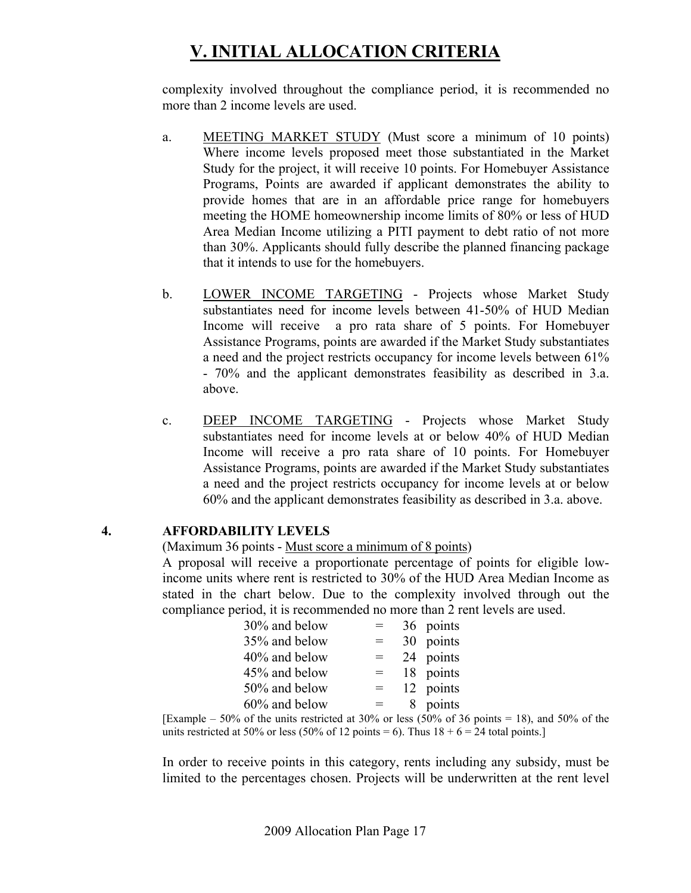// V. INITIAL ALLOCATION CRITERIA

complexity involved throughout the compliance period, it is recommended no more than 2 income levels are used.

a. MEETING MARKET STUDY (Must score a minimum of 10 points) Where income levels proposed meet those substantiated in the Market Study for the project, it will receive 10 points. For Homebuyer Assistance Programs, Points are awarded if applicant demonstrates the ability to provide homes that are in an affordable price range for homebuyers meeting the HOME homeownership income limits of 80% or less of HUD Area Median Income utilizing a PITI payment to debt ratio of not more than 30%. Applicants should fully describe the planned financing package that it intends to use for the homebuyers.

b. LOWER INCOME TARGETING - Projects whose Market Study substantiates need for income levels between 41-50% of HUD Median Income will receive a pro rata share of 5 points. For Homebuyer Assistance Programs, points are awarded if the Market Study substantiates a need and the project restricts occupancy for income levels between 61% - 70% and the applicant demonstrates feasibility as described in 3.a. above.

c. DEEP INCOME TARGETING - Projects whose Market Study substantiates need for income levels at or below 40% of HUD Median Income will receive a pro rata share of 10 points. For Homebuyer Assistance Programs, points are awarded if the Market Study substantiates a need and the project restricts occupancy for income levels at or below 60% and the applicant demonstrates feasibility as described in 3.a. above.

**4. AFFORDABILITY LEVELS**

(Maximum 36 points - Must score a minimum of 8 points)

A proposal will receive a proportionate percentage of points for eligible low-income units where rent is restricted to 30% of the HUD Area Median Income as stated in the chart below. Due to the complexity involved through out the compliance period, it is recommended no more than 2 rent levels are used.

| | | |
|---|---|---|
| 30% and below | = | 36 points |
| 35% and below | = | 30 points |
| 40% and below | = | 24 points |
| 45% and below | = | 18 points |
| 50% and below | = | 12 points |
| 60% and below | = | 8 points |

[Example – 50% of the units restricted at 30% or less (50% of 36 points = 18), and 50% of the units restricted at 50% or less (50% of 12 points = 6). Thus 18 + 6 = 24 total points.]

In order to receive points in this category, rents including any subsidy, must be limited to the percentages chosen. Projects will be underwritten at the rent level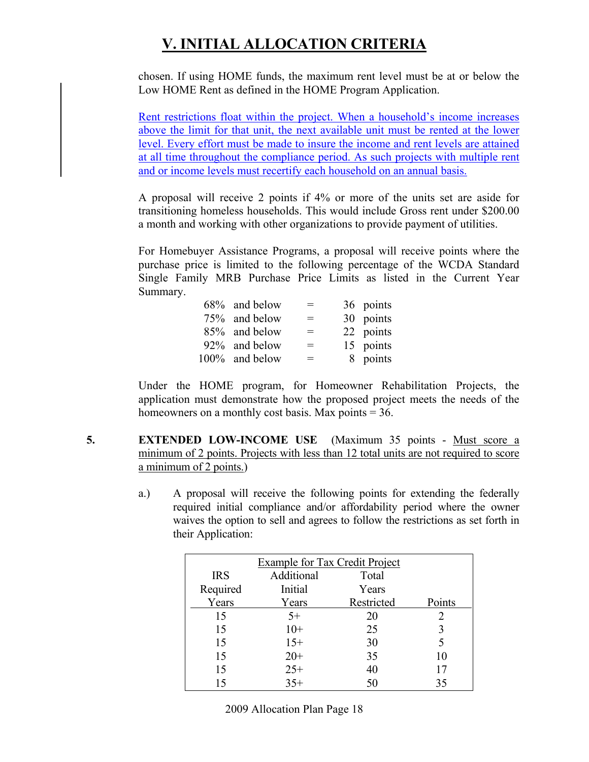# V. INITIAL ALLOCATION CRITERIA

chosen. If using HOME funds, the maximum rent level must be at or below the Low HOME Rent as defined in the HOME Program Application.

Rent restrictions float within the project. When a household's income increases above the limit for that unit, the next available unit must be rented at the lower level. Every effort must be made to insure the income and rent levels are attained at all time throughout the compliance period. As such projects with multiple rent and or income levels must recertify each household on an annual basis.

A proposal will receive 2 points if 4% or more of the units set are aside for transitioning homeless households. This would include Gross rent under $200.00 a month and working with other organizations to provide payment of utilities.

For Homebuyer Assistance Programs, a proposal will receive points where the purchase price is limited to the following percentage of the WCDA Standard Single Family MRB Purchase Price Limits as listed in the Current Year Summary.

| | | | |
|---|---|---|---|
| 68% and below | = | 36 | points |
| 75% and below | = | 30 | points |
| 85% and below | = | 22 | points |
| 92% and below | = | 15 | points |
| 100% and below | = | 8 | points |

Under the HOME program, for Homeowner Rehabilitation Projects, the application must demonstrate how the proposed project meets the needs of the homeowners on a monthly cost basis. Max points = 36.

**5. EXTENDED LOW-INCOME USE** (Maximum 35 points - Must score a minimum of 2 points. Projects with less than 12 total units are not required to score a minimum of 2 points.)

a.) A proposal will receive the following points for extending the federally required initial compliance and/or affordability period where the owner waives the option to sell and agrees to follow the restrictions as set forth in their Application:

| Example for Tax Credit Project | | | |
|---|---|---|---|
| IRS Required Years | Additional Initial Years | Total Years Restricted | Points |
| 15 | 5+ | 20 | 2 |
| 15 | 10+ | 25 | 3 |
| 15 | 15+ | 30 | 5 |
| 15 | 20+ | 35 | 10 |
| 15 | 25+ | 40 | 17 |
| 15 | 35+ | 50 | 35 |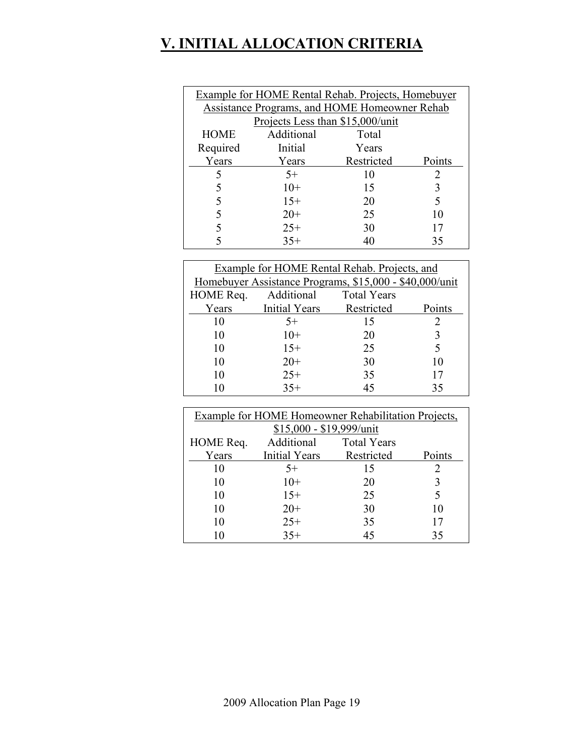# V. INITIAL ALLOCATION CRITERIA

| Example for HOME Rental Rehab. Projects, Homebuyer Assistance Programs, and HOME Homeowner Rehab Projects Less than $15,000/unit | | | |
|---|---|---|---|
| HOME Required Years | Additional Initial Years | Total Years Restricted | Points |
| 5 | 5+ | 10 | 2 |
| 5 | 10+ | 15 | 3 |
| 5 | 15+ | 20 | 5 |
| 5 | 20+ | 25 | 10 |
| 5 | 25+ | 30 | 17 |
| 5 | 35+ | 40 | 35 |

| Example for HOME Rental Rehab. Projects, and Homebuyer Assistance Programs, $15,000 - $40,000/unit | | | |
|---|---|---|---|
| HOME Req. Years | Additional Initial Years | Total Years Restricted | Points |
| 10 | 5+ | 15 | 2 |
| 10 | 10+ | 20 | 3 |
| 10 | 15+ | 25 | 5 |
| 10 | 20+ | 30 | 10 |
| 10 | 25+ | 35 | 17 |
| 10 | 35+ | 45 | 35 |

| Example for HOME Homeowner Rehabilitation Projects, $15,000 - $19,999/unit | | | |
|---|---|---|---|
| HOME Req. Years | Additional Initial Years | Total Years Restricted | Points |
| 10 | 5+ | 15 | 2 |
| 10 | 10+ | 20 | 3 |
| 10 | 15+ | 25 | 5 |
| 10 | 20+ | 30 | 10 |
| 10 | 25+ | 35 | 17 |
| 10 | 35+ | 45 | 35 |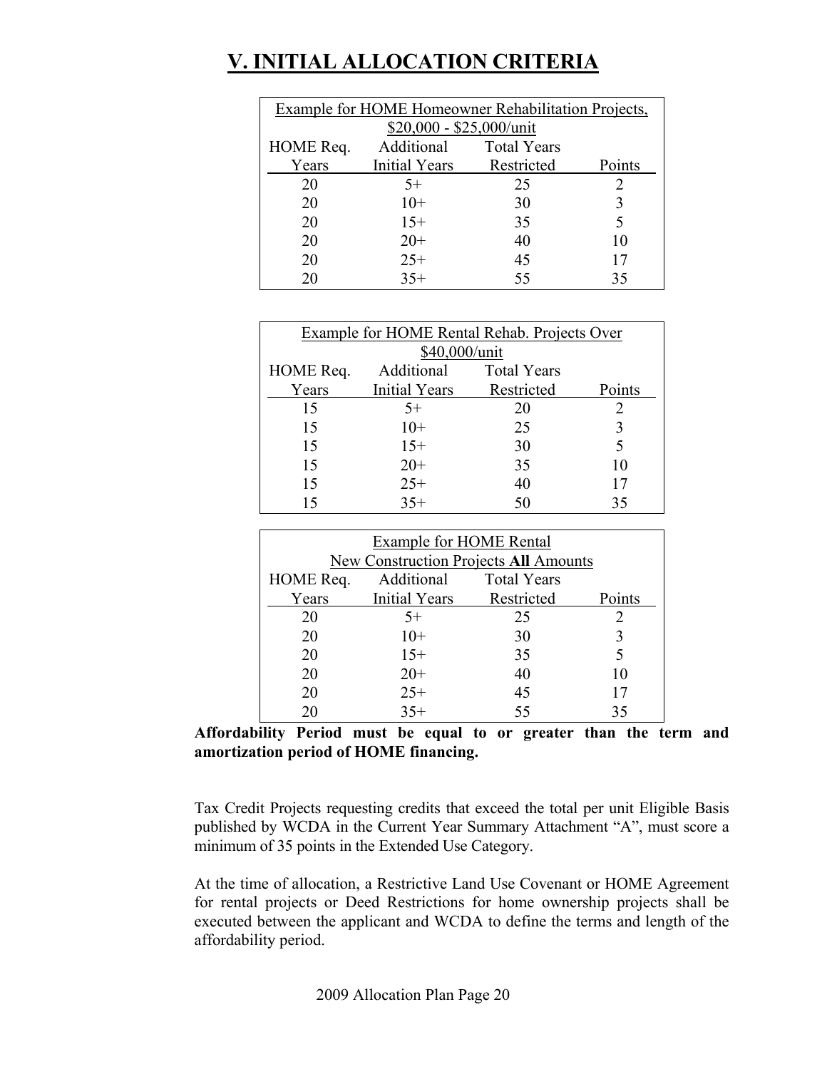# V. INITIAL ALLOCATION CRITERIA

| Example for HOME Homeowner Rehabilitation Projects, $20,000 - $25,000/unit | | | |
|---|---|---|---|
| HOME Req. Years | Additional Initial Years | Total Years Restricted | Points |
| 20 | 5+ | 25 | 2 |
| 20 | 10+ | 30 | 3 |
| 20 | 15+ | 35 | 5 |
| 20 | 20+ | 40 | 10 |
| 20 | 25+ | 45 | 17 |
| 20 | 35+ | 55 | 35 |

| Example for HOME Rental Rehab. Projects Over $40,000/unit | | | |
|---|---|---|---|
| HOME Req. Years | Additional Initial Years | Total Years Restricted | Points |
| 15 | 5+ | 20 | 2 |
| 15 | 10+ | 25 | 3 |
| 15 | 15+ | 30 | 5 |
| 15 | 20+ | 35 | 10 |
| 15 | 25+ | 40 | 17 |
| 15 | 35+ | 50 | 35 |

| Example for HOME Rental New Construction Projects **All** Amounts | | | |
|---|---|---|---|
| HOME Req. Years | Additional Initial Years | Total Years Restricted | Points |
| 20 | 5+ | 25 | 2 |
| 20 | 10+ | 30 | 3 |
| 20 | 15+ | 35 | 5 |
| 20 | 20+ | 40 | 10 |
| 20 | 25+ | 45 | 17 |
| 20 | 35+ | 55 | 35 |

**Affordability Period must be equal to or greater than the term and amortization period of HOME financing.**

Tax Credit Projects requesting credits that exceed the total per unit Eligible Basis published by WCDA in the Current Year Summary Attachment "A", must score a minimum of 35 points in the Extended Use Category.

At the time of allocation, a Restrictive Land Use Covenant or HOME Agreement for rental projects or Deed Restrictions for home ownership projects shall be executed between the applicant and WCDA to define the terms and length of the affordability period.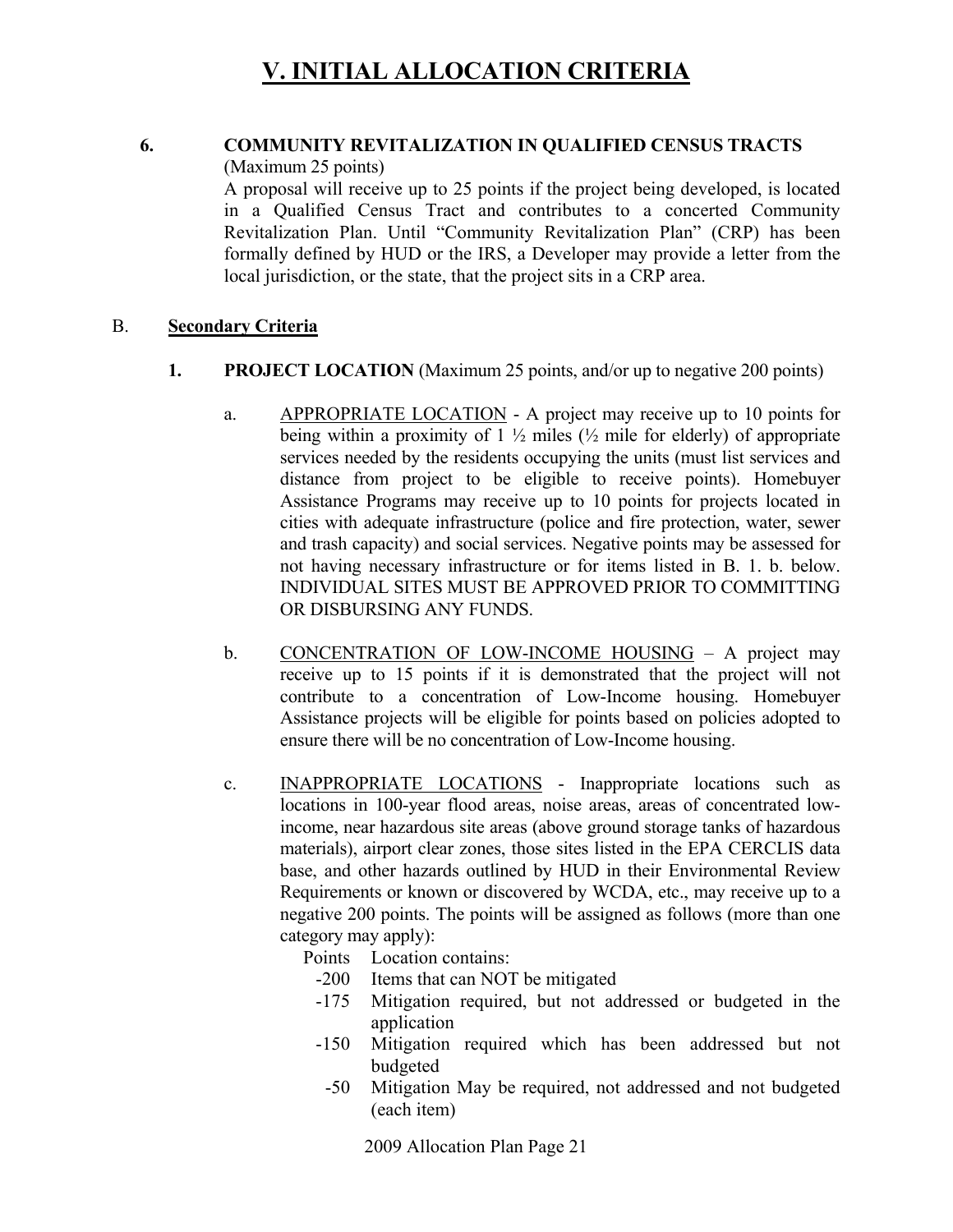# V. INITIAL ALLOCATION CRITERIA

**6. COMMUNITY REVITALIZATION IN QUALIFIED CENSUS TRACTS** (Maximum 25 points)

A proposal will receive up to 25 points if the project being developed, is located in a Qualified Census Tract and contributes to a concerted Community Revitalization Plan. Until "Community Revitalization Plan" (CRP) has been formally defined by HUD or the IRS, a Developer may provide a letter from the local jurisdiction, or the state, that the project sits in a CRP area.

B. **Secondary Criteria**

**1. PROJECT LOCATION** (Maximum 25 points, and/or up to negative 200 points)

a. APPROPRIATE LOCATION - A project may receive up to 10 points for being within a proximity of 1 ½ miles (½ mile for elderly) of appropriate services needed by the residents occupying the units (must list services and distance from project to be eligible to receive points). Homebuyer Assistance Programs may receive up to 10 points for projects located in cities with adequate infrastructure (police and fire protection, water, sewer and trash capacity) and social services. Negative points may be assessed for not having necessary infrastructure or for items listed in B. 1. b. below. INDIVIDUAL SITES MUST BE APPROVED PRIOR TO COMMITTING OR DISBURSING ANY FUNDS.

b. CONCENTRATION OF LOW-INCOME HOUSING – A project may receive up to 15 points if it is demonstrated that the project will not contribute to a concentration of Low-Income housing. Homebuyer Assistance projects will be eligible for points based on policies adopted to ensure there will be no concentration of Low-Income housing.

c. INAPPROPRIATE LOCATIONS - Inappropriate locations such as locations in 100-year flood areas, noise areas, areas of concentrated low-income, near hazardous site areas (above ground storage tanks of hazardous materials), airport clear zones, those sites listed in the EPA CERCLIS data base, and other hazards outlined by HUD in their Environmental Review Requirements or known or discovered by WCDA, etc., may receive up to a negative 200 points. The points will be assigned as follows (more than one category may apply):

| Points | Location contains: |
|---|---|
| -200 | Items that can NOT be mitigated |
| -175 | Mitigation required, but not addressed or budgeted in the application |
| -150 | Mitigation required which has been addressed but not budgeted |
| -50 | Mitigation May be required, not addressed and not budgeted (each item) |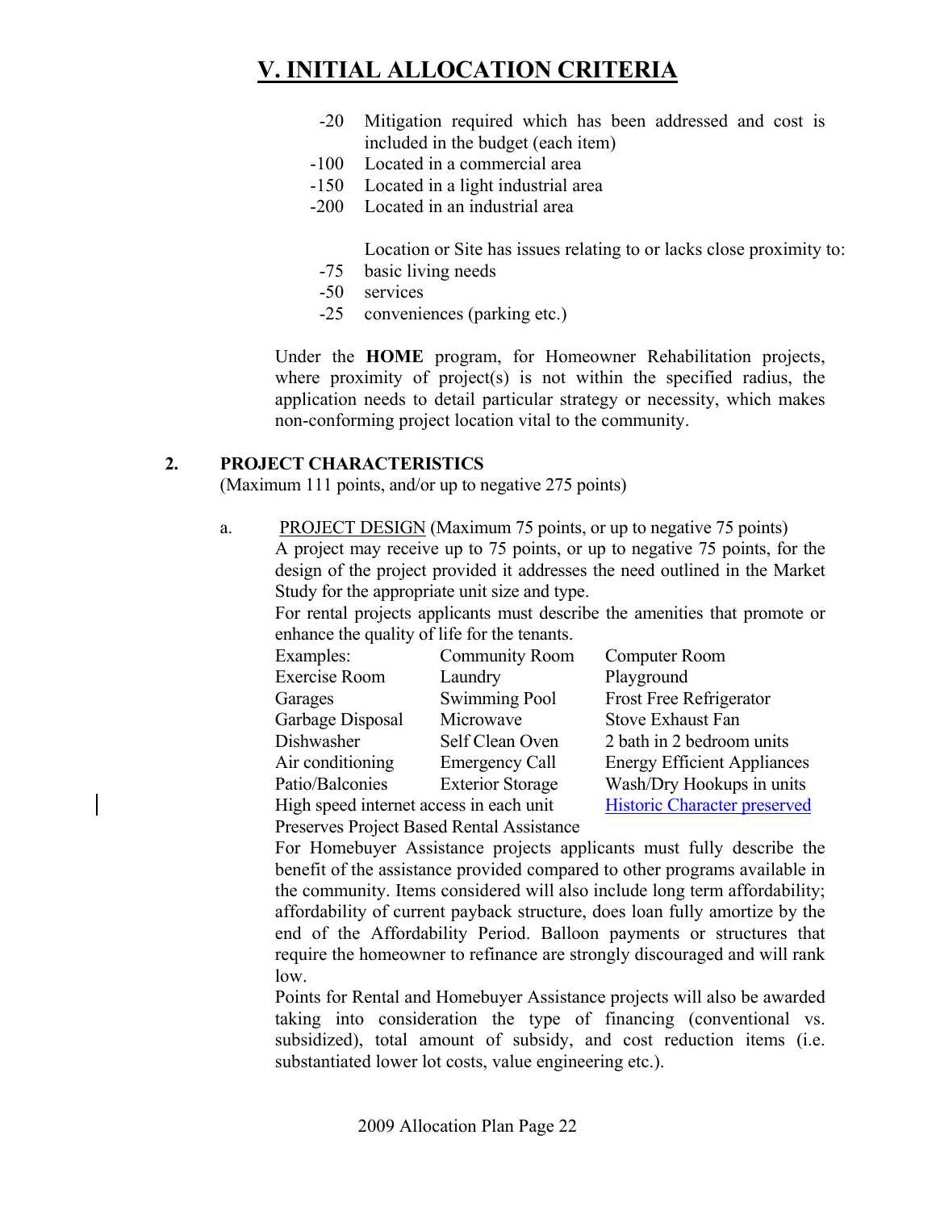# V. INITIAL ALLOCATION CRITERIA

- -20 Mitigation required which has been addressed and cost is included in the budget (each item)
- -100 Located in a commercial area
- -150 Located in a light industrial area
- -200 Located in an industrial area

Location or Site has issues relating to or lacks close proximity to:

- -75 basic living needs
- -50 services
- -25 conveniences (parking etc.)

Under the **HOME** program, for Homeowner Rehabilitation projects, where proximity of project(s) is not within the specified radius, the application needs to detail particular strategy or necessity, which makes non-conforming project location vital to the community.

## 2. PROJECT CHARACTERISTICS

(Maximum 111 points, and/or up to negative 275 points)

a. PROJECT DESIGN (Maximum 75 points, or up to negative 75 points)

A project may receive up to 75 points, or up to negative 75 points, for the design of the project provided it addresses the need outlined in the Market Study for the appropriate unit size and type.

For rental projects applicants must describe the amenities that promote or enhance the quality of life for the tenants.

| Examples: | Community Room | Computer Room |
|---|---|---|
| Exercise Room | Laundry | Playground |
| Garages | Swimming Pool | Frost Free Refrigerator |
| Garbage Disposal | Microwave | Stove Exhaust Fan |
| Dishwasher | Self Clean Oven | 2 bath in 2 bedroom units |
| Air conditioning | Emergency Call | Energy Efficient Appliances |
| Patio/Balconies | Exterior Storage | Wash/Dry Hookups in units |
| High speed internet access in each unit | | Historic Character preserved |
| Preserves Project Based Rental Assistance | | |

For Homebuyer Assistance projects applicants must fully describe the benefit of the assistance provided compared to other programs available in the community. Items considered will also include long term affordability; affordability of current payback structure, does loan fully amortize by the end of the Affordability Period. Balloon payments or structures that require the homeowner to refinance are strongly discouraged and will rank low.

Points for Rental and Homebuyer Assistance projects will also be awarded taking into consideration the type of financing (conventional vs. subsidized), total amount of subsidy, and cost reduction items (i.e. substantiated lower lot costs, value engineering etc.).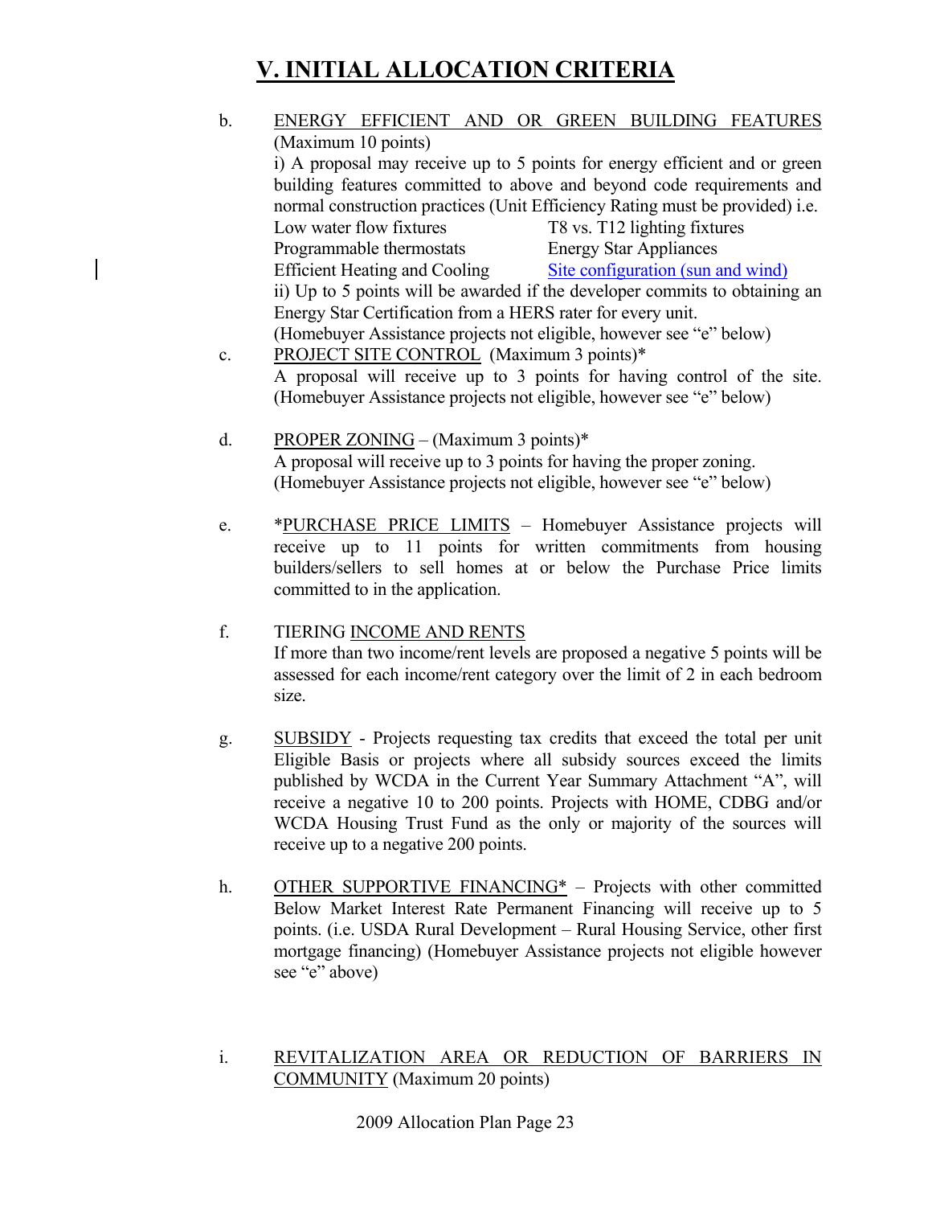# V. INITIAL ALLOCATION CRITERIA

b. ENERGY EFFICIENT AND OR GREEN BUILDING FEATURES (Maximum 10 points)

i) A proposal may receive up to 5 points for energy efficient and or green building features committed to above and beyond code requirements and normal construction practices (Unit Efficiency Rating must be provided) i.e.

| | |
|---|---|
| Low water flow fixtures | T8 vs. T12 lighting fixtures |
| Programmable thermostats | Energy Star Appliances |
| Efficient Heating and Cooling | Site configuration (sun and wind) |

ii) Up to 5 points will be awarded if the developer commits to obtaining an Energy Star Certification from a HERS rater for every unit.

(Homebuyer Assistance projects not eligible, however see "e" below)

c. PROJECT SITE CONTROL (Maximum 3 points)*

A proposal will receive up to 3 points for having control of the site. (Homebuyer Assistance projects not eligible, however see "e" below)

d. PROPER ZONING – (Maximum 3 points)*

A proposal will receive up to 3 points for having the proper zoning. (Homebuyer Assistance projects not eligible, however see "e" below)

e. *PURCHASE PRICE LIMITS – Homebuyer Assistance projects will receive up to 11 points for written commitments from housing builders/sellers to sell homes at or below the Purchase Price limits committed to in the application.

f. TIERING INCOME AND RENTS

If more than two income/rent levels are proposed a negative 5 points will be assessed for each income/rent category over the limit of 2 in each bedroom size.

g. SUBSIDY - Projects requesting tax credits that exceed the total per unit Eligible Basis or projects where all subsidy sources exceed the limits published by WCDA in the Current Year Summary Attachment "A", will receive a negative 10 to 200 points. Projects with HOME, CDBG and/or WCDA Housing Trust Fund as the only or majority of the sources will receive up to a negative 200 points.

h. OTHER SUPPORTIVE FINANCING* – Projects with other committed Below Market Interest Rate Permanent Financing will receive up to 5 points. (i.e. USDA Rural Development – Rural Housing Service, other first mortgage financing) (Homebuyer Assistance projects not eligible however see "e" above)

i. REVITALIZATION AREA OR REDUCTION OF BARRIERS IN COMMUNITY (Maximum 20 points)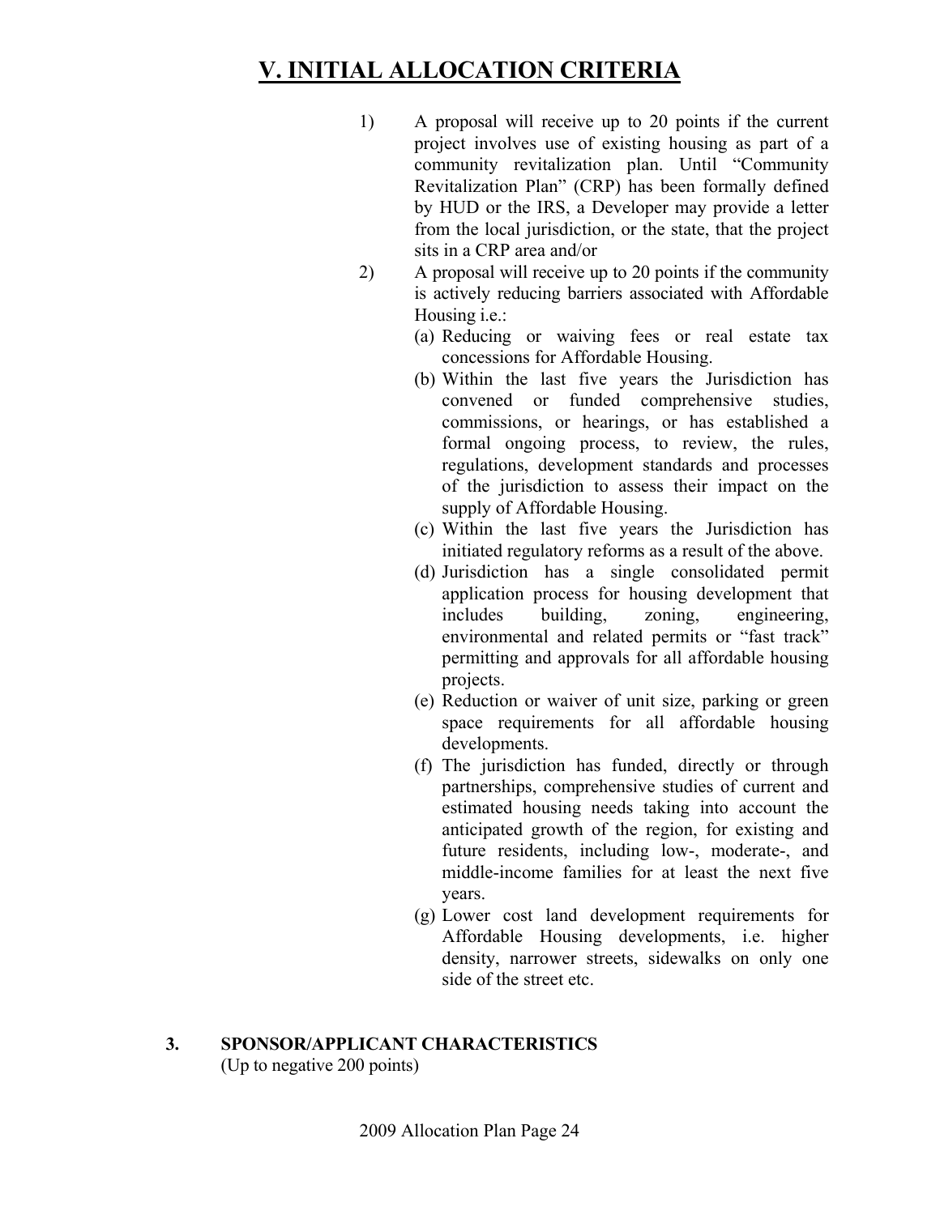# V. INITIAL ALLOCATION CRITERIA

1) A proposal will receive up to 20 points if the current project involves use of existing housing as part of a community revitalization plan. Until "Community Revitalization Plan" (CRP) has been formally defined by HUD or the IRS, a Developer may provide a letter from the local jurisdiction, or the state, that the project sits in a CRP area and/or

2) A proposal will receive up to 20 points if the community is actively reducing barriers associated with Affordable Housing i.e.:
   - (a) Reducing or waiving fees or real estate tax concessions for Affordable Housing.
   - (b) Within the last five years the Jurisdiction has convened or funded comprehensive studies, commissions, or hearings, or has established a formal ongoing process, to review, the rules, regulations, development standards and processes of the jurisdiction to assess their impact on the supply of Affordable Housing.
   - (c) Within the last five years the Jurisdiction has initiated regulatory reforms as a result of the above.
   - (d) Jurisdiction has a single consolidated permit application process for housing development that includes building, zoning, engineering, environmental and related permits or "fast track" permitting and approvals for all affordable housing projects.
   - (e) Reduction or waiver of unit size, parking or green space requirements for all affordable housing developments.
   - (f) The jurisdiction has funded, directly or through partnerships, comprehensive studies of current and estimated housing needs taking into account the anticipated growth of the region, for existing and future residents, including low-, moderate-, and middle-income families for at least the next five years.
   - (g) Lower cost land development requirements for Affordable Housing developments, i.e. higher density, narrower streets, sidewalks on only one side of the street etc.

**3. SPONSOR/APPLICANT CHARACTERISTICS**
(Up to negative 200 points)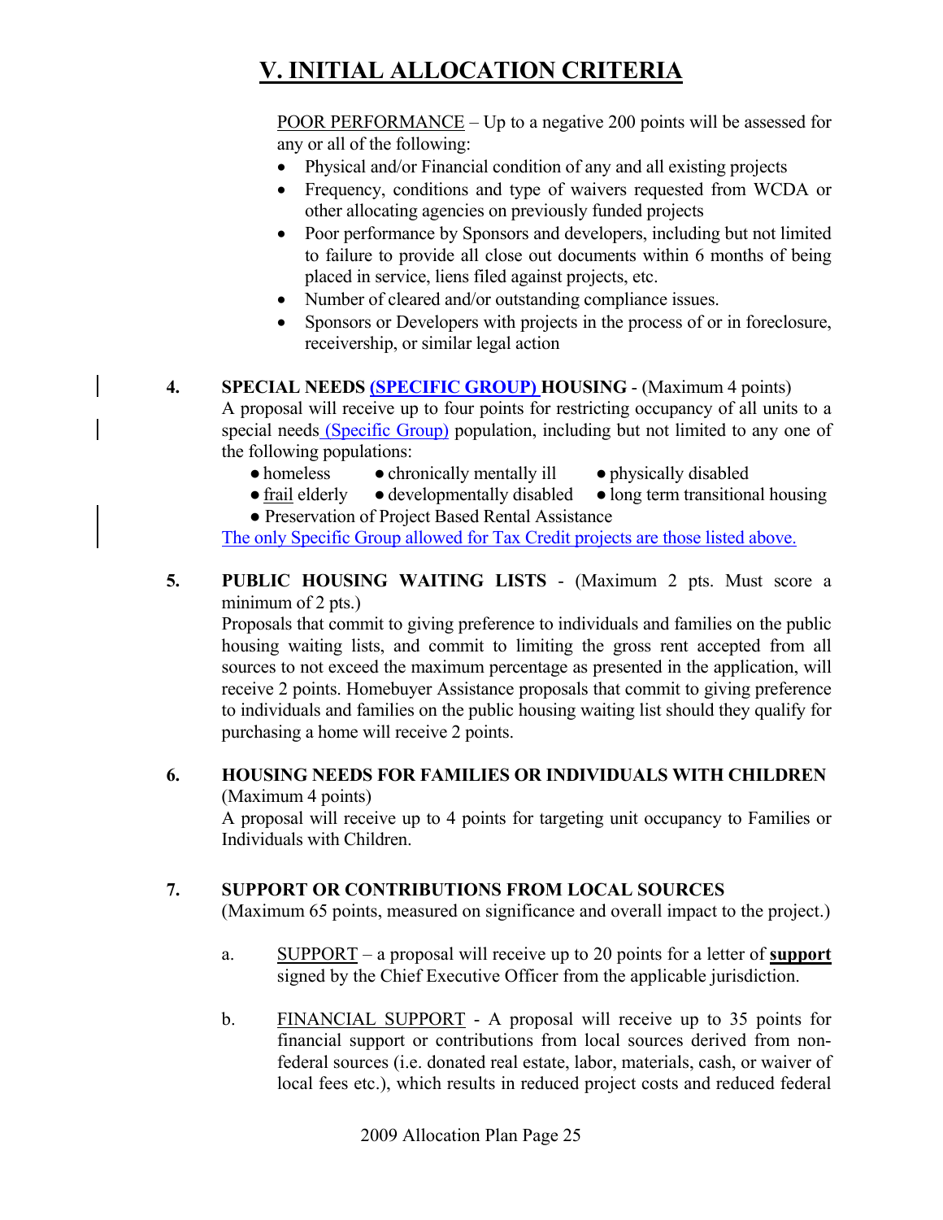# V. INITIAL ALLOCATION CRITERIA

POOR PERFORMANCE – Up to a negative 200 points will be assessed for any or all of the following:

- Physical and/or Financial condition of any and all existing projects
- Frequency, conditions and type of waivers requested from WCDA or other allocating agencies on previously funded projects
- Poor performance by Sponsors and developers, including but not limited to failure to provide all close out documents within 6 months of being placed in service, liens filed against projects, etc.
- Number of cleared and/or outstanding compliance issues.
- Sponsors or Developers with projects in the process of or in foreclosure, receivership, or similar legal action

**4. SPECIAL NEEDS (SPECIFIC GROUP) HOUSING** - (Maximum 4 points)
A proposal will receive up to four points for restricting occupancy of all units to a special needs (Specific Group) population, including but not limited to any one of the following populations:

- homeless
- chronically mentally ill
- physically disabled
- frail elderly
- developmentally disabled
- long term transitional housing
- Preservation of Project Based Rental Assistance

The only Specific Group allowed for Tax Credit projects are those listed above.

**5. PUBLIC HOUSING WAITING LISTS** - (Maximum 2 pts. Must score a minimum of 2 pts.)
Proposals that commit to giving preference to individuals and families on the public housing waiting lists, and commit to limiting the gross rent accepted from all sources to not exceed the maximum percentage as presented in the application, will receive 2 points. Homebuyer Assistance proposals that commit to giving preference to individuals and families on the public housing waiting list should they qualify for purchasing a home will receive 2 points.

**6. HOUSING NEEDS FOR FAMILIES OR INDIVIDUALS WITH CHILDREN**
(Maximum 4 points)
A proposal will receive up to 4 points for targeting unit occupancy to Families or Individuals with Children.

**7. SUPPORT OR CONTRIBUTIONS FROM LOCAL SOURCES**
(Maximum 65 points, measured on significance and overall impact to the project.)

a. SUPPORT – a proposal will receive up to 20 points for a letter of **support** signed by the Chief Executive Officer from the applicable jurisdiction.

b. FINANCIAL SUPPORT - A proposal will receive up to 35 points for financial support or contributions from local sources derived from non-federal sources (i.e. donated real estate, labor, materials, cash, or waiver of local fees etc.), which results in reduced project costs and reduced federal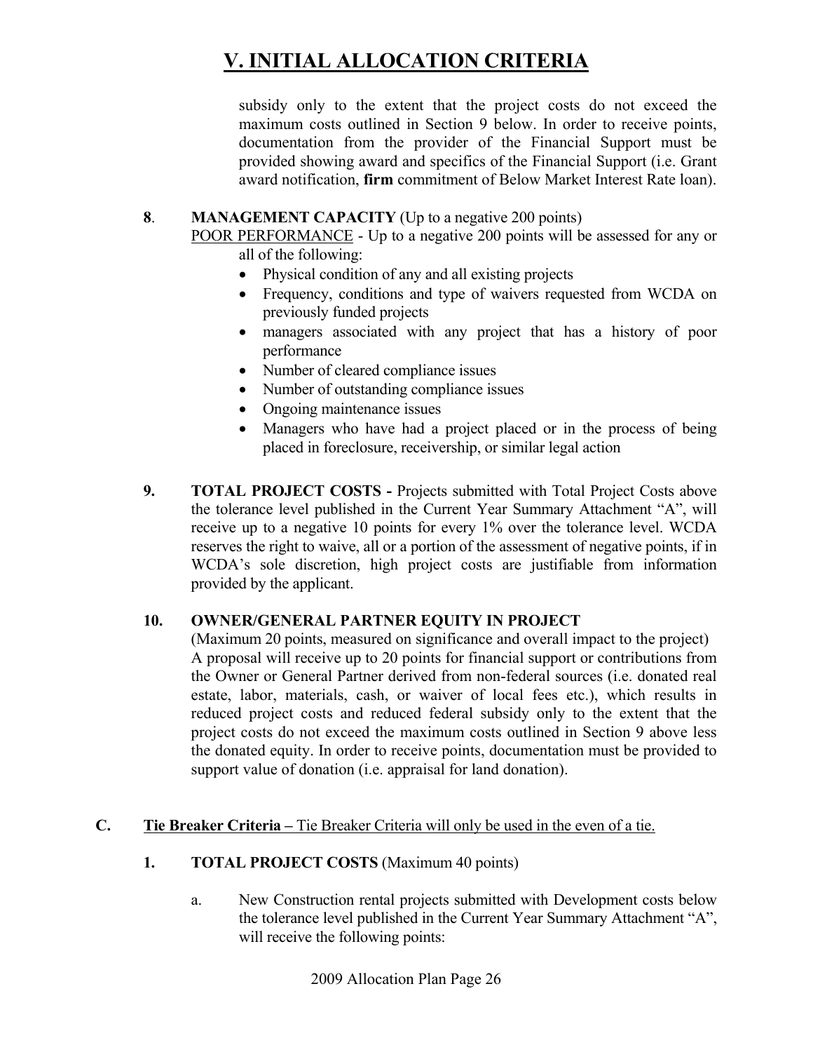# V. INITIAL ALLOCATION CRITERIA

subsidy only to the extent that the project costs do not exceed the maximum costs outlined in Section 9 below. In order to receive points, documentation from the provider of the Financial Support must be provided showing award and specifics of the Financial Support (i.e. Grant award notification, **firm** commitment of Below Market Interest Rate loan).

**8**. **MANAGEMENT CAPACITY** (Up to a negative 200 points)

POOR PERFORMANCE - Up to a negative 200 points will be assessed for any or all of the following:

- Physical condition of any and all existing projects
- Frequency, conditions and type of waivers requested from WCDA on previously funded projects
- managers associated with any project that has a history of poor performance
- Number of cleared compliance issues
- Number of outstanding compliance issues
- Ongoing maintenance issues
- Managers who have had a project placed or in the process of being placed in foreclosure, receivership, or similar legal action

**9. TOTAL PROJECT COSTS -** Projects submitted with Total Project Costs above the tolerance level published in the Current Year Summary Attachment "A", will receive up to a negative 10 points for every 1% over the tolerance level. WCDA reserves the right to waive, all or a portion of the assessment of negative points, if in WCDA's sole discretion, high project costs are justifiable from information provided by the applicant.

**10. OWNER/GENERAL PARTNER EQUITY IN PROJECT**

(Maximum 20 points, measured on significance and overall impact to the project)
A proposal will receive up to 20 points for financial support or contributions from the Owner or General Partner derived from non-federal sources (i.e. donated real estate, labor, materials, cash, or waiver of local fees etc.), which results in reduced project costs and reduced federal subsidy only to the extent that the project costs do not exceed the maximum costs outlined in Section 9 above less the donated equity. In order to receive points, documentation must be provided to support value of donation (i.e. appraisal for land donation).

**C. <u>Tie Breaker Criteria –</u>** <u>Tie Breaker Criteria will only be used in the even of a tie.</u>

**1. TOTAL PROJECT COSTS** (Maximum 40 points)

a. New Construction rental projects submitted with Development costs below the tolerance level published in the Current Year Summary Attachment "A", will receive the following points: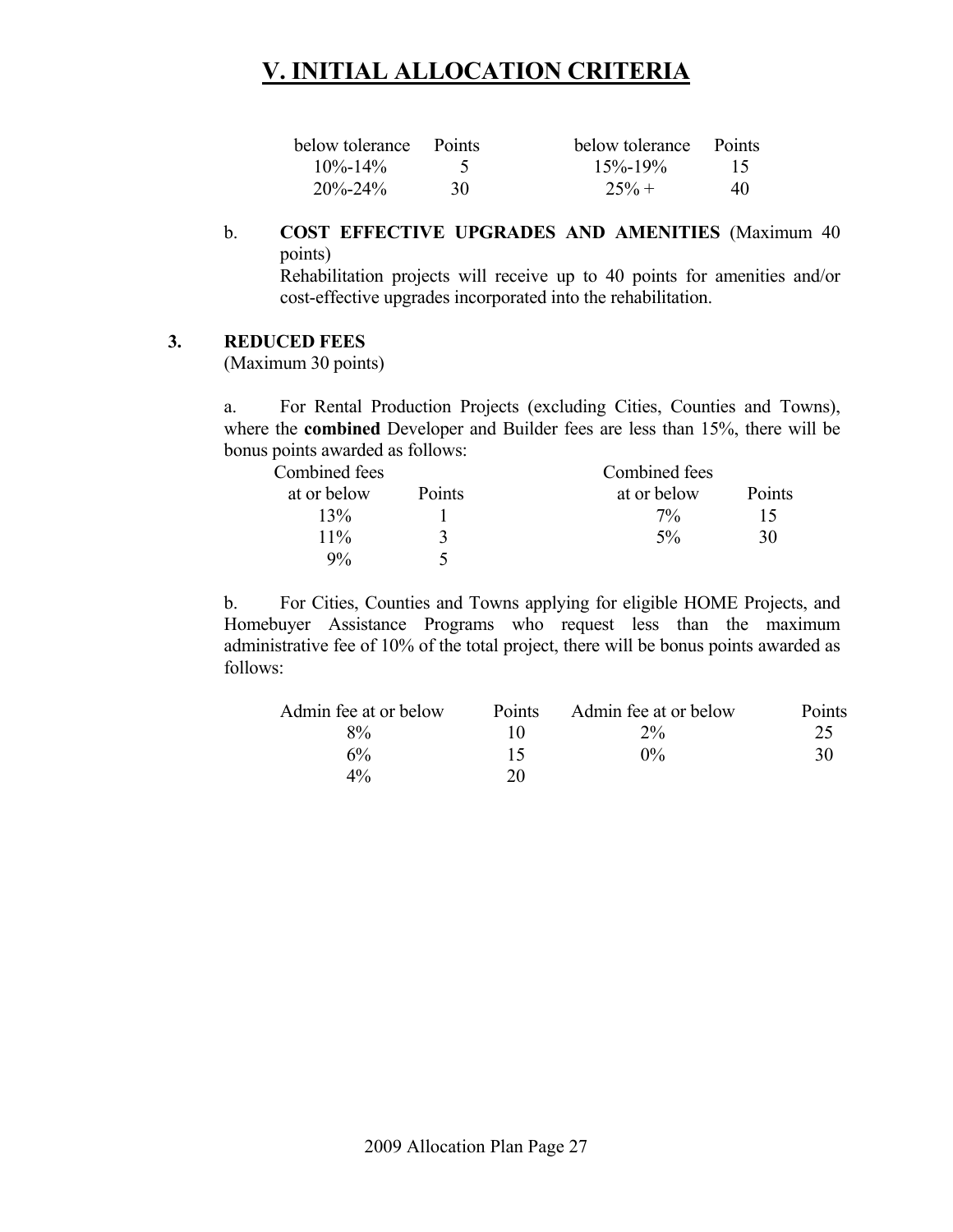# V. INITIAL ALLOCATION CRITERIA

| below tolerance | Points | below tolerance | Points |
|---|---|---|---|
| 10%-14% | 5 | 15%-19% | 15 |
| 20%-24% | 30 | 25% + | 40 |

b. **COST EFFECTIVE UPGRADES AND AMENITIES** (Maximum 40 points)
Rehabilitation projects will receive up to 40 points for amenities and/or cost-effective upgrades incorporated into the rehabilitation.

**3. REDUCED FEES**
(Maximum 30 points)

a. For Rental Production Projects (excluding Cities, Counties and Towns), where the **combined** Developer and Builder fees are less than 15%, there will be bonus points awarded as follows:

| Combined fees at or below | Points | Combined fees at or below | Points |
|---|---|---|---|
| 13% | 1 | 7% | 15 |
| 11% | 3 | 5% | 30 |
| 9% | 5 | | |

b. For Cities, Counties and Towns applying for eligible HOME Projects, and Homebuyer Assistance Programs who request less than the maximum administrative fee of 10% of the total project, there will be bonus points awarded as follows:

| Admin fee at or below | Points | Admin fee at or below | Points |
|---|---|---|---|
| 8% | 10 | 2% | 25 |
| 6% | 15 | 0% | 30 |
| 4% | 20 | | |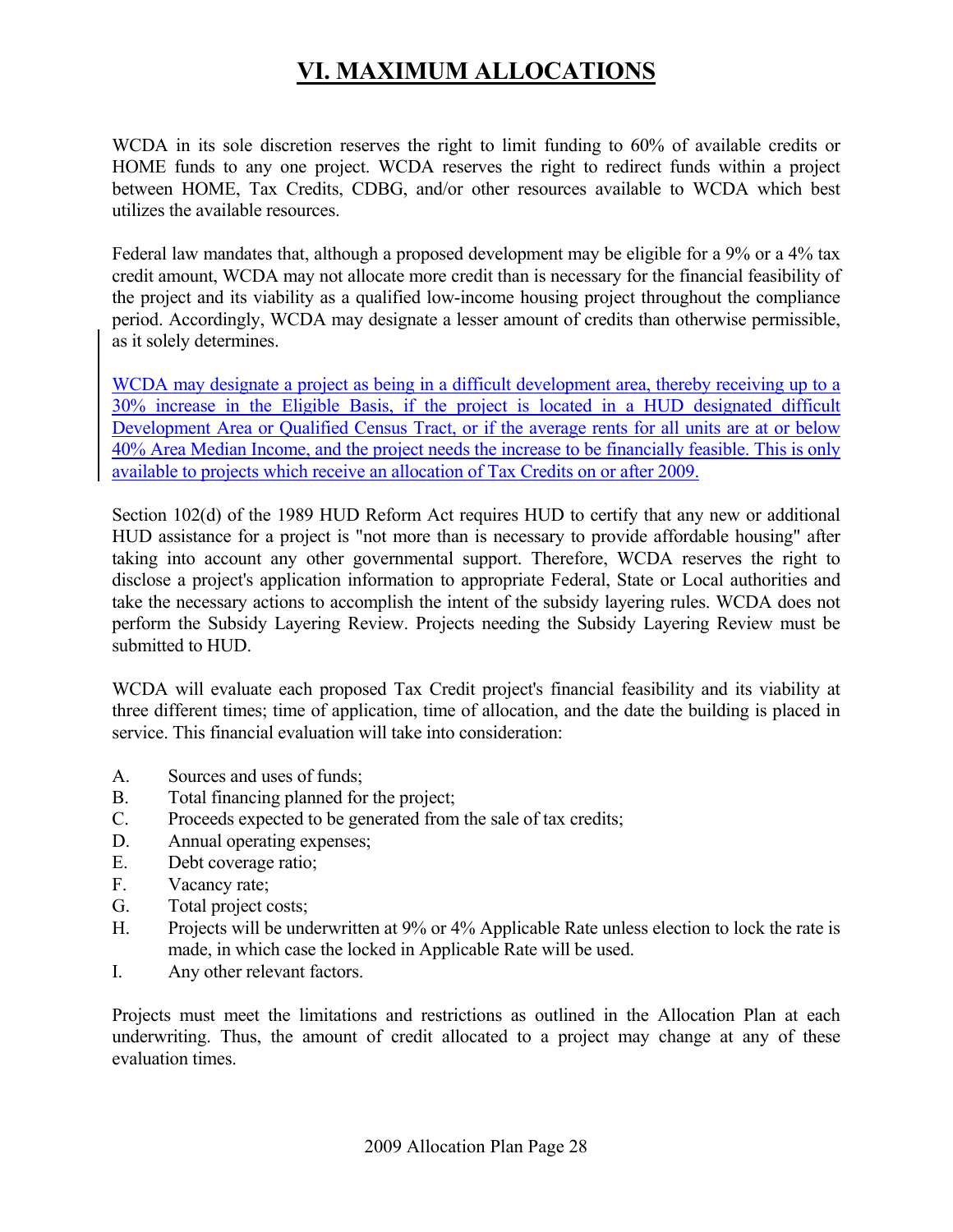# VI. MAXIMUM ALLOCATIONS

WCDA in its sole discretion reserves the right to limit funding to 60% of available credits or HOME funds to any one project. WCDA reserves the right to redirect funds within a project between HOME, Tax Credits, CDBG, and/or other resources available to WCDA which best utilizes the available resources.

Federal law mandates that, although a proposed development may be eligible for a 9% or a 4% tax credit amount, WCDA may not allocate more credit than is necessary for the financial feasibility of the project and its viability as a qualified low-income housing project throughout the compliance period. Accordingly, WCDA may designate a lesser amount of credits than otherwise permissible, as it solely determines.

WCDA may designate a project as being in a difficult development area, thereby receiving up to a 30% increase in the Eligible Basis, if the project is located in a HUD designated difficult Development Area or Qualified Census Tract, or if the average rents for all units are at or below 40% Area Median Income, and the project needs the increase to be financially feasible. This is only available to projects which receive an allocation of Tax Credits on or after 2009.

Section 102(d) of the 1989 HUD Reform Act requires HUD to certify that any new or additional HUD assistance for a project is "not more than is necessary to provide affordable housing" after taking into account any other governmental support. Therefore, WCDA reserves the right to disclose a project's application information to appropriate Federal, State or Local authorities and take the necessary actions to accomplish the intent of the subsidy layering rules. WCDA does not perform the Subsidy Layering Review. Projects needing the Subsidy Layering Review must be submitted to HUD.

WCDA will evaluate each proposed Tax Credit project's financial feasibility and its viability at three different times; time of application, time of allocation, and the date the building is placed in service. This financial evaluation will take into consideration:

A. Sources and uses of funds;
B. Total financing planned for the project;
C. Proceeds expected to be generated from the sale of tax credits;
D. Annual operating expenses;
E. Debt coverage ratio;
F. Vacancy rate;
G. Total project costs;
H. Projects will be underwritten at 9% or 4% Applicable Rate unless election to lock the rate is made, in which case the locked in Applicable Rate will be used.
I. Any other relevant factors.

Projects must meet the limitations and restrictions as outlined in the Allocation Plan at each underwriting. Thus, the amount of credit allocated to a project may change at any of these evaluation times.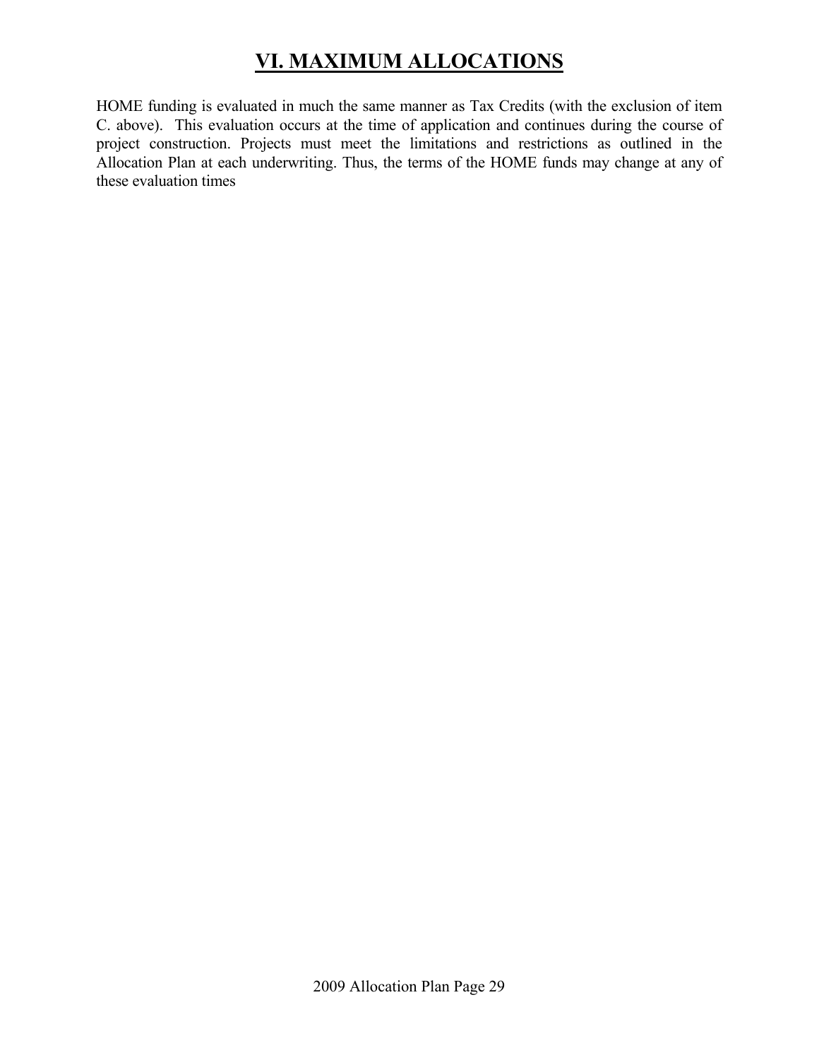# VI. MAXIMUM ALLOCATIONS

HOME funding is evaluated in much the same manner as Tax Credits (with the exclusion of item C. above). This evaluation occurs at the time of application and continues during the course of project construction. Projects must meet the limitations and restrictions as outlined in the Allocation Plan at each underwriting. Thus, the terms of the HOME funds may change at any of these evaluation times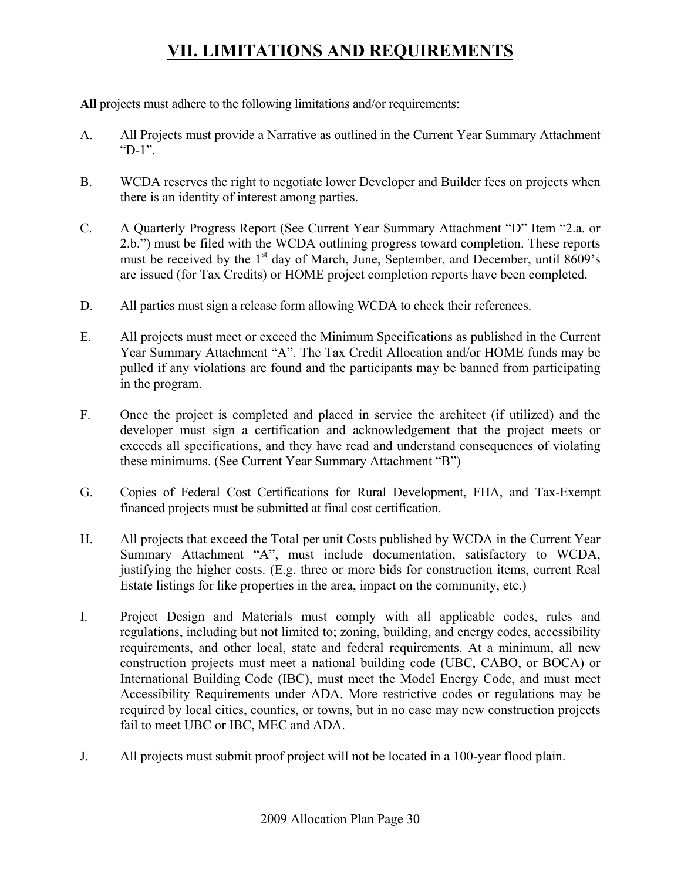# VII. LIMITATIONS AND REQUIREMENTS

**All** projects must adhere to the following limitations and/or requirements:

A. All Projects must provide a Narrative as outlined in the Current Year Summary Attachment "D-1".

B. WCDA reserves the right to negotiate lower Developer and Builder fees on projects when there is an identity of interest among parties.

C. A Quarterly Progress Report (See Current Year Summary Attachment "D" Item "2.a. or 2.b.") must be filed with the WCDA outlining progress toward completion. These reports must be received by the 1st day of March, June, September, and December, until 8609's are issued (for Tax Credits) or HOME project completion reports have been completed.

D. All parties must sign a release form allowing WCDA to check their references.

E. All projects must meet or exceed the Minimum Specifications as published in the Current Year Summary Attachment "A". The Tax Credit Allocation and/or HOME funds may be pulled if any violations are found and the participants may be banned from participating in the program.

F. Once the project is completed and placed in service the architect (if utilized) and the developer must sign a certification and acknowledgement that the project meets or exceeds all specifications, and they have read and understand consequences of violating these minimums. (See Current Year Summary Attachment "B")

G. Copies of Federal Cost Certifications for Rural Development, FHA, and Tax-Exempt financed projects must be submitted at final cost certification.

H. All projects that exceed the Total per unit Costs published by WCDA in the Current Year Summary Attachment "A", must include documentation, satisfactory to WCDA, justifying the higher costs. (E.g. three or more bids for construction items, current Real Estate listings for like properties in the area, impact on the community, etc.)

I. Project Design and Materials must comply with all applicable codes, rules and regulations, including but not limited to; zoning, building, and energy codes, accessibility requirements, and other local, state and federal requirements. At a minimum, all new construction projects must meet a national building code (UBC, CABO, or BOCA) or International Building Code (IBC), must meet the Model Energy Code, and must meet Accessibility Requirements under ADA. More restrictive codes or regulations may be required by local cities, counties, or towns, but in no case may new construction projects fail to meet UBC or IBC, MEC and ADA.

J. All projects must submit proof project will not be located in a 100-year flood plain.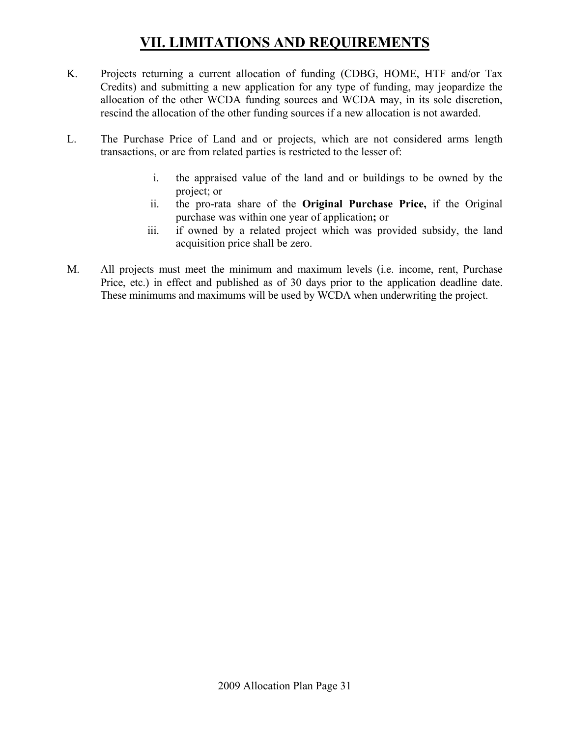# VII. LIMITATIONS AND REQUIREMENTS

K. Projects returning a current allocation of funding (CDBG, HOME, HTF and/or Tax Credits) and submitting a new application for any type of funding, may jeopardize the allocation of the other WCDA funding sources and WCDA may, in its sole discretion, rescind the allocation of the other funding sources if a new allocation is not awarded.

L. The Purchase Price of Land and or projects, which are not considered arms length transactions, or are from related parties is restricted to the lesser of:

   i. the appraised value of the land and or buildings to be owned by the project; or
   ii. the pro-rata share of the **Original Purchase Price,** if the Original purchase was within one year of application**;** or
   iii. if owned by a related project which was provided subsidy, the land acquisition price shall be zero.

M. All projects must meet the minimum and maximum levels (i.e. income, rent, Purchase Price, etc.) in effect and published as of 30 days prior to the application deadline date. These minimums and maximums will be used by WCDA when underwriting the project.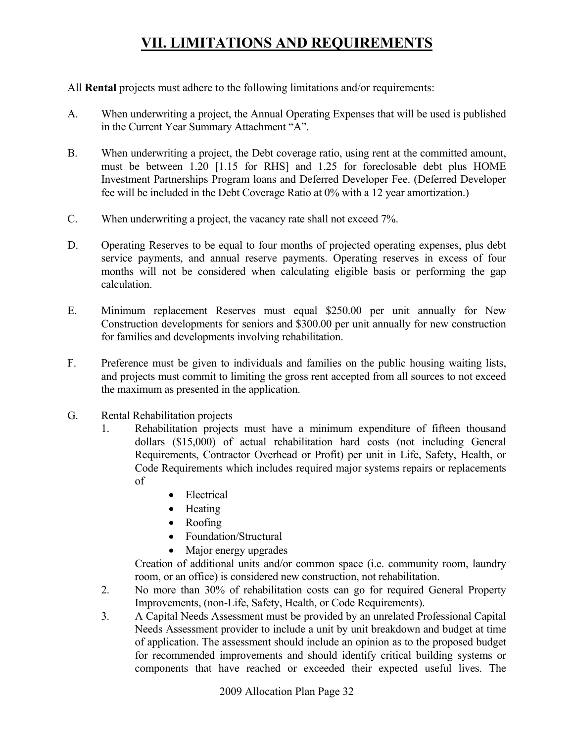# VII. LIMITATIONS AND REQUIREMENTS

All **Rental** projects must adhere to the following limitations and/or requirements:

A. When underwriting a project, the Annual Operating Expenses that will be used is published in the Current Year Summary Attachment "A".

B. When underwriting a project, the Debt coverage ratio, using rent at the committed amount, must be between 1.20 [1.15 for RHS] and 1.25 for foreclosable debt plus HOME Investment Partnerships Program loans and Deferred Developer Fee. (Deferred Developer fee will be included in the Debt Coverage Ratio at 0% with a 12 year amortization.)

C. When underwriting a project, the vacancy rate shall not exceed 7%.

D. Operating Reserves to be equal to four months of projected operating expenses, plus debt service payments, and annual reserve payments. Operating reserves in excess of four months will not be considered when calculating eligible basis or performing the gap calculation.

E. Minimum replacement Reserves must equal $250.00 per unit annually for New Construction developments for seniors and $300.00 per unit annually for new construction for families and developments involving rehabilitation.

F. Preference must be given to individuals and families on the public housing waiting lists, and projects must commit to limiting the gross rent accepted from all sources to not exceed the maximum as presented in the application.

G. Rental Rehabilitation projects

1. Rehabilitation projects must have a minimum expenditure of fifteen thousand dollars ($15,000) of actual rehabilitation hard costs (not including General Requirements, Contractor Overhead or Profit) per unit in Life, Safety, Health, or Code Requirements which includes required major systems repairs or replacements of
   - Electrical
   - Heating
   - Roofing
   - Foundation/Structural
   - Major energy upgrades

   Creation of additional units and/or common space (i.e. community room, laundry room, or an office) is considered new construction, not rehabilitation.
2. No more than 30% of rehabilitation costs can go for required General Property Improvements, (non-Life, Safety, Health, or Code Requirements).
3. A Capital Needs Assessment must be provided by an unrelated Professional Capital Needs Assessment provider to include a unit by unit breakdown and budget at time of application. The assessment should include an opinion as to the proposed budget for recommended improvements and should identify critical building systems or components that have reached or exceeded their expected useful lives. The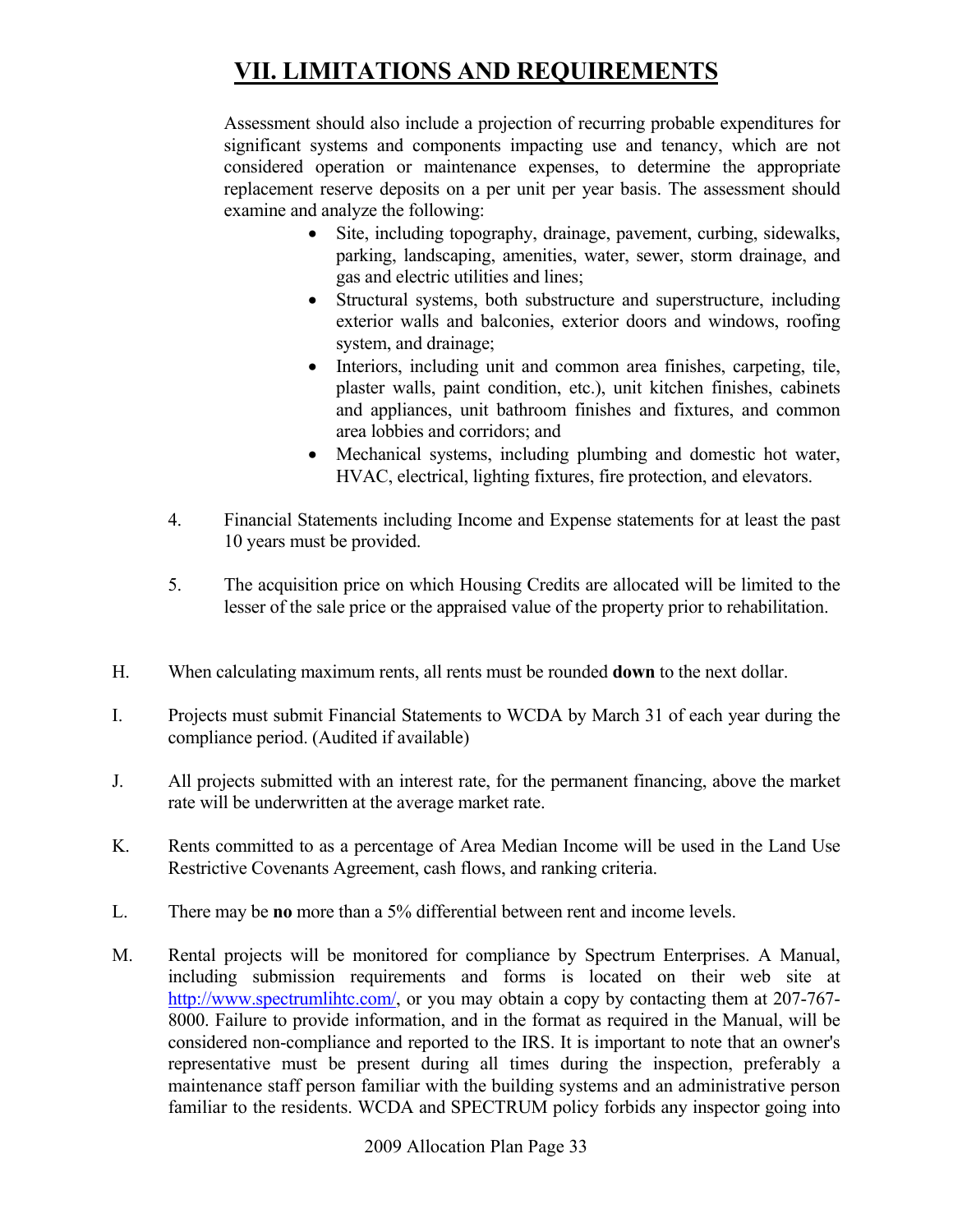# VII. LIMITATIONS AND REQUIREMENTS

Assessment should also include a projection of recurring probable expenditures for significant systems and components impacting use and tenancy, which are not considered operation or maintenance expenses, to determine the appropriate replacement reserve deposits on a per unit per year basis. The assessment should examine and analyze the following:

- Site, including topography, drainage, pavement, curbing, sidewalks, parking, landscaping, amenities, water, sewer, storm drainage, and gas and electric utilities and lines;
- Structural systems, both substructure and superstructure, including exterior walls and balconies, exterior doors and windows, roofing system, and drainage;
- Interiors, including unit and common area finishes, carpeting, tile, plaster walls, paint condition, etc.), unit kitchen finishes, cabinets and appliances, unit bathroom finishes and fixtures, and common area lobbies and corridors; and
- Mechanical systems, including plumbing and domestic hot water, HVAC, electrical, lighting fixtures, fire protection, and elevators.

4. Financial Statements including Income and Expense statements for at least the past 10 years must be provided.

5. The acquisition price on which Housing Credits are allocated will be limited to the lesser of the sale price or the appraised value of the property prior to rehabilitation.

H. When calculating maximum rents, all rents must be rounded **down** to the next dollar.

I. Projects must submit Financial Statements to WCDA by March 31 of each year during the compliance period. (Audited if available)

J. All projects submitted with an interest rate, for the permanent financing, above the market rate will be underwritten at the average market rate.

K. Rents committed to as a percentage of Area Median Income will be used in the Land Use Restrictive Covenants Agreement, cash flows, and ranking criteria.

L. There may be **no** more than a 5% differential between rent and income levels.

M. Rental projects will be monitored for compliance by Spectrum Enterprises. A Manual, including submission requirements and forms is located on their web site at http://www.spectrumlihtc.com/, or you may obtain a copy by contacting them at 207-767-8000. Failure to provide information, and in the format as required in the Manual, will be considered non-compliance and reported to the IRS. It is important to note that an owner's representative must be present during all times during the inspection, preferably a maintenance staff person familiar with the building systems and an administrative person familiar to the residents. WCDA and SPECTRUM policy forbids any inspector going into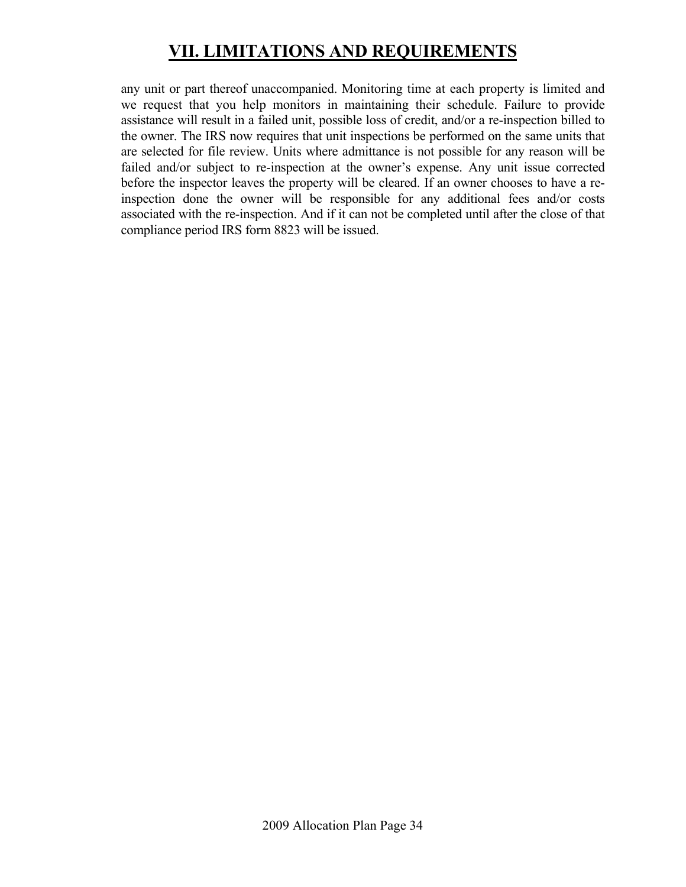# VII. LIMITATIONS AND REQUIREMENTS

any unit or part thereof unaccompanied. Monitoring time at each property is limited and we request that you help monitors in maintaining their schedule. Failure to provide assistance will result in a failed unit, possible loss of credit, and/or a re-inspection billed to the owner. The IRS now requires that unit inspections be performed on the same units that are selected for file review. Units where admittance is not possible for any reason will be failed and/or subject to re-inspection at the owner's expense. Any unit issue corrected before the inspector leaves the property will be cleared. If an owner chooses to have a re-inspection done the owner will be responsible for any additional fees and/or costs associated with the re-inspection. And if it can not be completed until after the close of that compliance period IRS form 8823 will be issued.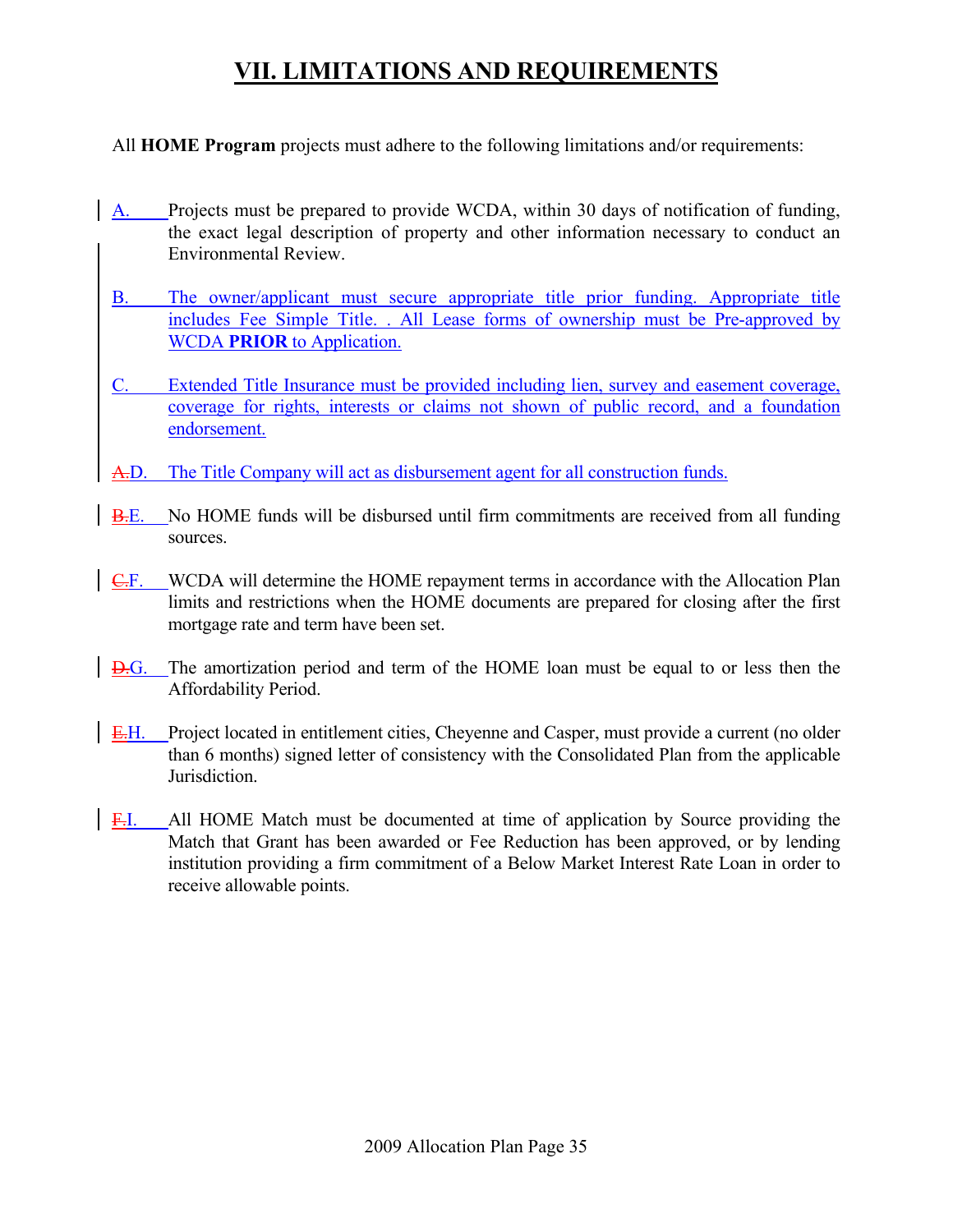# VII. LIMITATIONS AND REQUIREMENTS

All **HOME Program** projects must adhere to the following limitations and/or requirements:

A. Projects must be prepared to provide WCDA, within 30 days of notification of funding, the exact legal description of property and other information necessary to conduct an Environmental Review.

B. The owner/applicant must secure appropriate title prior funding. Appropriate title includes Fee Simple Title. . All Lease forms of ownership must be Pre-approved by WCDA **PRIOR** to Application.

C. Extended Title Insurance must be provided including lien, survey and easement coverage, coverage for rights, interests or claims not shown of public record, and a foundation endorsement.

~~A.~~D. The Title Company will act as disbursement agent for all construction funds.

~~B.~~E. No HOME funds will be disbursed until firm commitments are received from all funding sources.

~~C.~~F. WCDA will determine the HOME repayment terms in accordance with the Allocation Plan limits and restrictions when the HOME documents are prepared for closing after the first mortgage rate and term have been set.

~~D.~~G. The amortization period and term of the HOME loan must be equal to or less then the Affordability Period.

~~E.~~H. Project located in entitlement cities, Cheyenne and Casper, must provide a current (no older than 6 months) signed letter of consistency with the Consolidated Plan from the applicable Jurisdiction.

~~F.~~I. All HOME Match must be documented at time of application by Source providing the Match that Grant has been awarded or Fee Reduction has been approved, or by lending institution providing a firm commitment of a Below Market Interest Rate Loan in order to receive allowable points.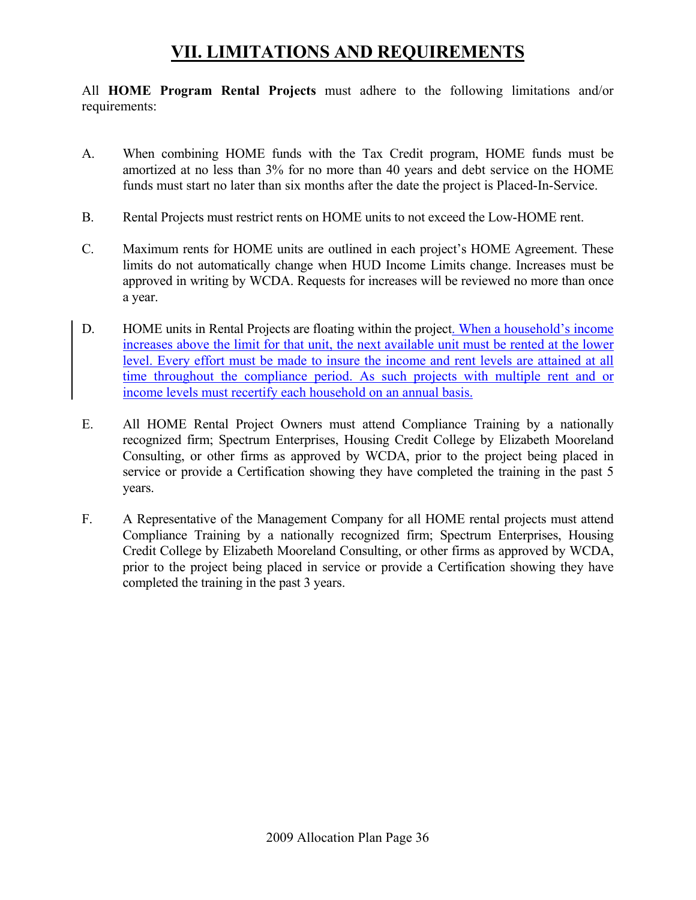# VII. LIMITATIONS AND REQUIREMENTS

All **HOME Program Rental Projects** must adhere to the following limitations and/or requirements:

A. When combining HOME funds with the Tax Credit program, HOME funds must be amortized at no less than 3% for no more than 40 years and debt service on the HOME funds must start no later than six months after the date the project is Placed-In-Service.

B. Rental Projects must restrict rents on HOME units to not exceed the Low-HOME rent.

C. Maximum rents for HOME units are outlined in each project's HOME Agreement. These limits do not automatically change when HUD Income Limits change. Increases must be approved in writing by WCDA. Requests for increases will be reviewed no more than once a year.

D. HOME units in Rental Projects are floating within the project. When a household's income increases above the limit for that unit, the next available unit must be rented at the lower level. Every effort must be made to insure the income and rent levels are attained at all time throughout the compliance period. As such projects with multiple rent and or income levels must recertify each household on an annual basis.

E. All HOME Rental Project Owners must attend Compliance Training by a nationally recognized firm; Spectrum Enterprises, Housing Credit College by Elizabeth Mooreland Consulting, or other firms as approved by WCDA, prior to the project being placed in service or provide a Certification showing they have completed the training in the past 5 years.

F. A Representative of the Management Company for all HOME rental projects must attend Compliance Training by a nationally recognized firm; Spectrum Enterprises, Housing Credit College by Elizabeth Mooreland Consulting, or other firms as approved by WCDA, prior to the project being placed in service or provide a Certification showing they have completed the training in the past 3 years.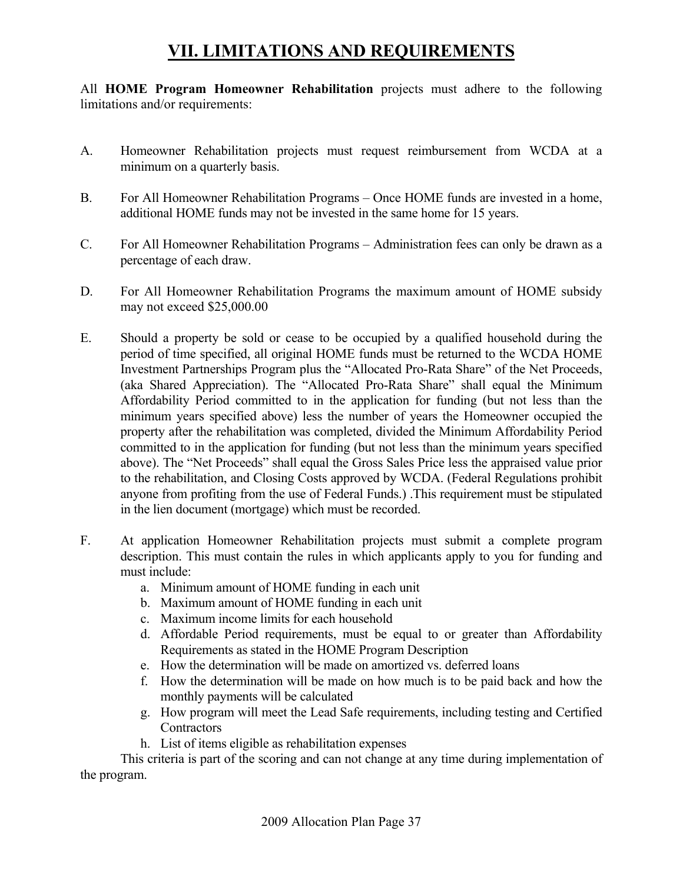# VII. LIMITATIONS AND REQUIREMENTS

All **HOME Program Homeowner Rehabilitation** projects must adhere to the following limitations and/or requirements:

A. Homeowner Rehabilitation projects must request reimbursement from WCDA at a minimum on a quarterly basis.

B. For All Homeowner Rehabilitation Programs – Once HOME funds are invested in a home, additional HOME funds may not be invested in the same home for 15 years.

C. For All Homeowner Rehabilitation Programs – Administration fees can only be drawn as a percentage of each draw.

D. For All Homeowner Rehabilitation Programs the maximum amount of HOME subsidy may not exceed $25,000.00

E. Should a property be sold or cease to be occupied by a qualified household during the period of time specified, all original HOME funds must be returned to the WCDA HOME Investment Partnerships Program plus the "Allocated Pro-Rata Share" of the Net Proceeds, (aka Shared Appreciation). The "Allocated Pro-Rata Share" shall equal the Minimum Affordability Period committed to in the application for funding (but not less than the minimum years specified above) less the number of years the Homeowner occupied the property after the rehabilitation was completed, divided the Minimum Affordability Period committed to in the application for funding (but not less than the minimum years specified above). The "Net Proceeds" shall equal the Gross Sales Price less the appraised value prior to the rehabilitation, and Closing Costs approved by WCDA. (Federal Regulations prohibit anyone from profiting from the use of Federal Funds.) .This requirement must be stipulated in the lien document (mortgage) which must be recorded.

F. At application Homeowner Rehabilitation projects must submit a complete program description. This must contain the rules in which applicants apply to you for funding and must include:
   a. Minimum amount of HOME funding in each unit
   b. Maximum amount of HOME funding in each unit
   c. Maximum income limits for each household
   d. Affordable Period requirements, must be equal to or greater than Affordability Requirements as stated in the HOME Program Description
   e. How the determination will be made on amortized vs. deferred loans
   f. How the determination will be made on how much is to be paid back and how the monthly payments will be calculated
   g. How program will meet the Lead Safe requirements, including testing and Certified Contractors
   h. List of items eligible as rehabilitation expenses

   This criteria is part of the scoring and can not change at any time during implementation of the program.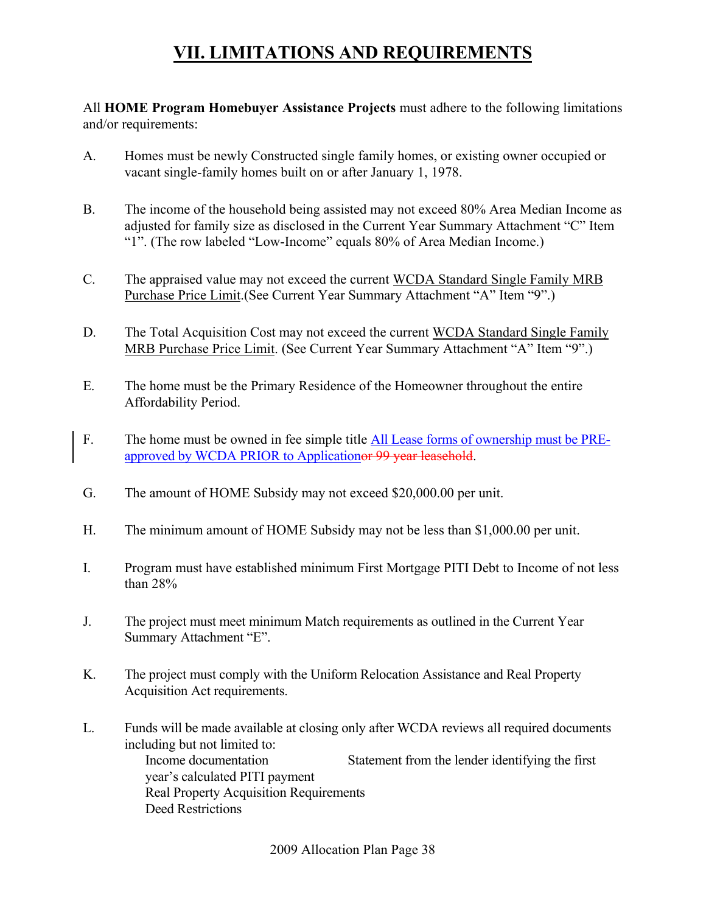# VII. LIMITATIONS AND REQUIREMENTS

All **HOME Program Homebuyer Assistance Projects** must adhere to the following limitations and/or requirements:

A. Homes must be newly Constructed single family homes, or existing owner occupied or vacant single-family homes built on or after January 1, 1978.

B. The income of the household being assisted may not exceed 80% Area Median Income as adjusted for family size as disclosed in the Current Year Summary Attachment "C" Item "1". (The row labeled "Low-Income" equals 80% of Area Median Income.)

C. The appraised value may not exceed the current WCDA Standard Single Family MRB Purchase Price Limit.(See Current Year Summary Attachment "A" Item "9".)

D. The Total Acquisition Cost may not exceed the current WCDA Standard Single Family MRB Purchase Price Limit. (See Current Year Summary Attachment "A" Item "9".)

E. The home must be the Primary Residence of the Homeowner throughout the entire Affordability Period.

F. The home must be owned in fee simple title All Lease forms of ownership must be PRE-approved by WCDA PRIOR to Application~~or 99 year leasehold~~.

G. The amount of HOME Subsidy may not exceed $20,000.00 per unit.

H. The minimum amount of HOME Subsidy may not be less than $1,000.00 per unit.

I. Program must have established minimum First Mortgage PITI Debt to Income of not less than 28%

J. The project must meet minimum Match requirements as outlined in the Current Year Summary Attachment "E".

K. The project must comply with the Uniform Relocation Assistance and Real Property Acquisition Act requirements.

L. Funds will be made available at closing only after WCDA reviews all required documents including but not limited to:
   - Income documentation
   - Statement from the lender identifying the first year's calculated PITI payment
   - Real Property Acquisition Requirements
   - Deed Restrictions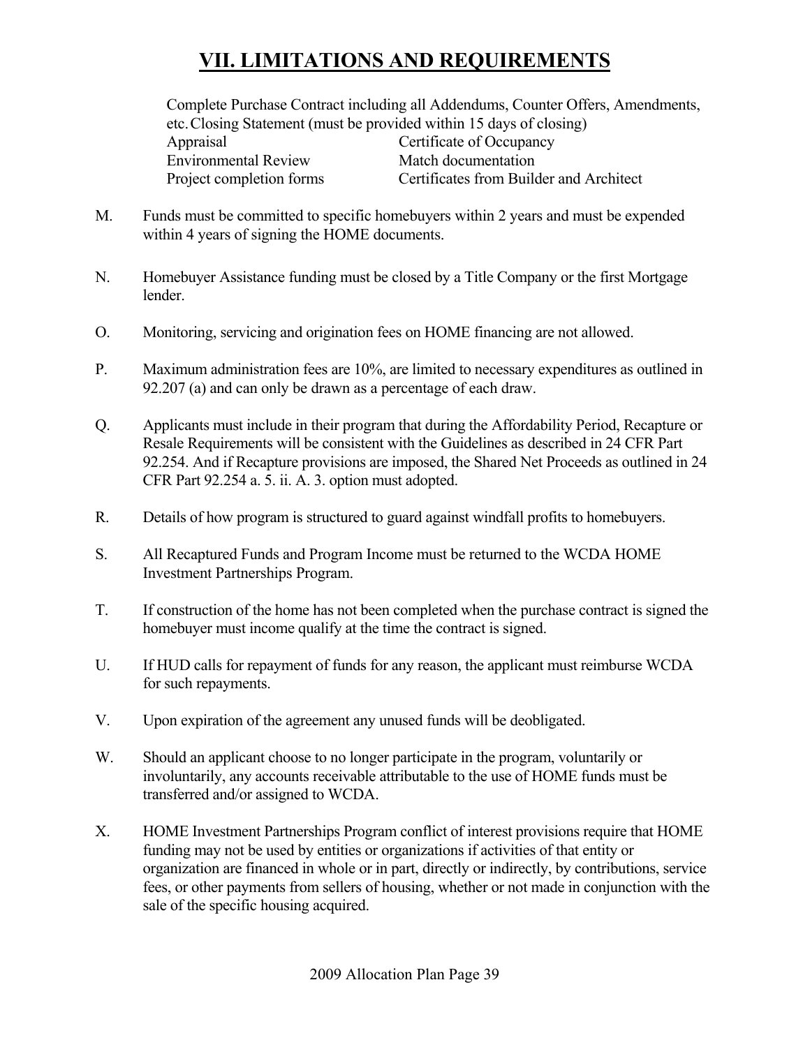# VII. LIMITATIONS AND REQUIREMENTS

Complete Purchase Contract including all Addendums, Counter Offers, Amendments, etc. Closing Statement (must be provided within 15 days of closing)

| | |
|---|---|
| Appraisal | Certificate of Occupancy |
| Environmental Review | Match documentation |
| Project completion forms | Certificates from Builder and Architect |

M. Funds must be committed to specific homebuyers within 2 years and must be expended within 4 years of signing the HOME documents.

N. Homebuyer Assistance funding must be closed by a Title Company or the first Mortgage lender.

O. Monitoring, servicing and origination fees on HOME financing are not allowed.

P. Maximum administration fees are 10%, are limited to necessary expenditures as outlined in 92.207 (a) and can only be drawn as a percentage of each draw.

Q. Applicants must include in their program that during the Affordability Period, Recapture or Resale Requirements will be consistent with the Guidelines as described in 24 CFR Part 92.254. And if Recapture provisions are imposed, the Shared Net Proceeds as outlined in 24 CFR Part 92.254 a. 5. ii. A. 3. option must adopted.

R. Details of how program is structured to guard against windfall profits to homebuyers.

S. All Recaptured Funds and Program Income must be returned to the WCDA HOME Investment Partnerships Program.

T. If construction of the home has not been completed when the purchase contract is signed the homebuyer must income qualify at the time the contract is signed.

U. If HUD calls for repayment of funds for any reason, the applicant must reimburse WCDA for such repayments.

V. Upon expiration of the agreement any unused funds will be deobligated.

W. Should an applicant choose to no longer participate in the program, voluntarily or involuntarily, any accounts receivable attributable to the use of HOME funds must be transferred and/or assigned to WCDA.

X. HOME Investment Partnerships Program conflict of interest provisions require that HOME funding may not be used by entities or organizations if activities of that entity or organization are financed in whole or in part, directly or indirectly, by contributions, service fees, or other payments from sellers of housing, whether or not made in conjunction with the sale of the specific housing acquired.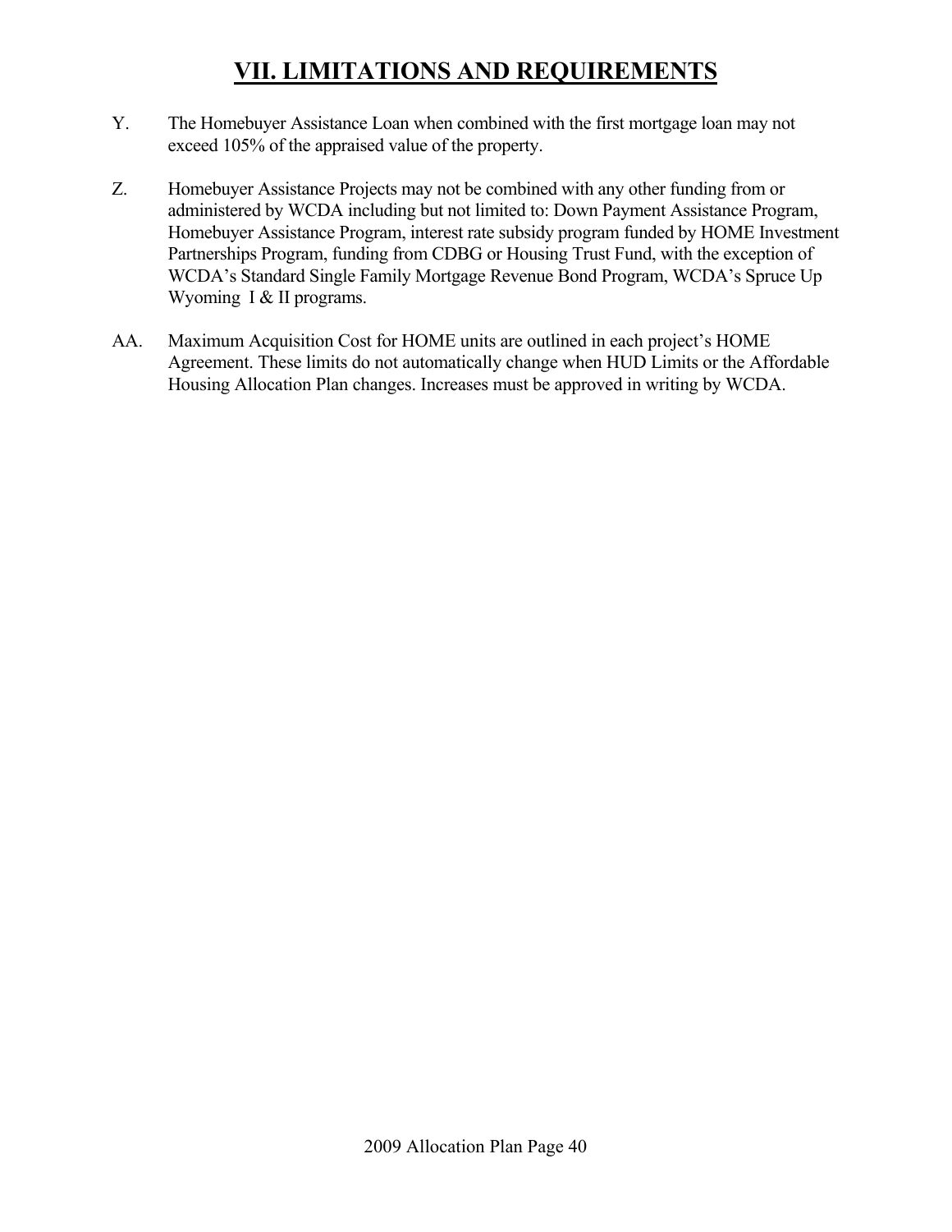# VII. LIMITATIONS AND REQUIREMENTS

Y. The Homebuyer Assistance Loan when combined with the first mortgage loan may not exceed 105% of the appraised value of the property.

Z. Homebuyer Assistance Projects may not be combined with any other funding from or administered by WCDA including but not limited to: Down Payment Assistance Program, Homebuyer Assistance Program, interest rate subsidy program funded by HOME Investment Partnerships Program, funding from CDBG or Housing Trust Fund, with the exception of WCDA's Standard Single Family Mortgage Revenue Bond Program, WCDA's Spruce Up Wyoming I & II programs.

AA. Maximum Acquisition Cost for HOME units are outlined in each project's HOME Agreement. These limits do not automatically change when HUD Limits or the Affordable Housing Allocation Plan changes. Increases must be approved in writing by WCDA.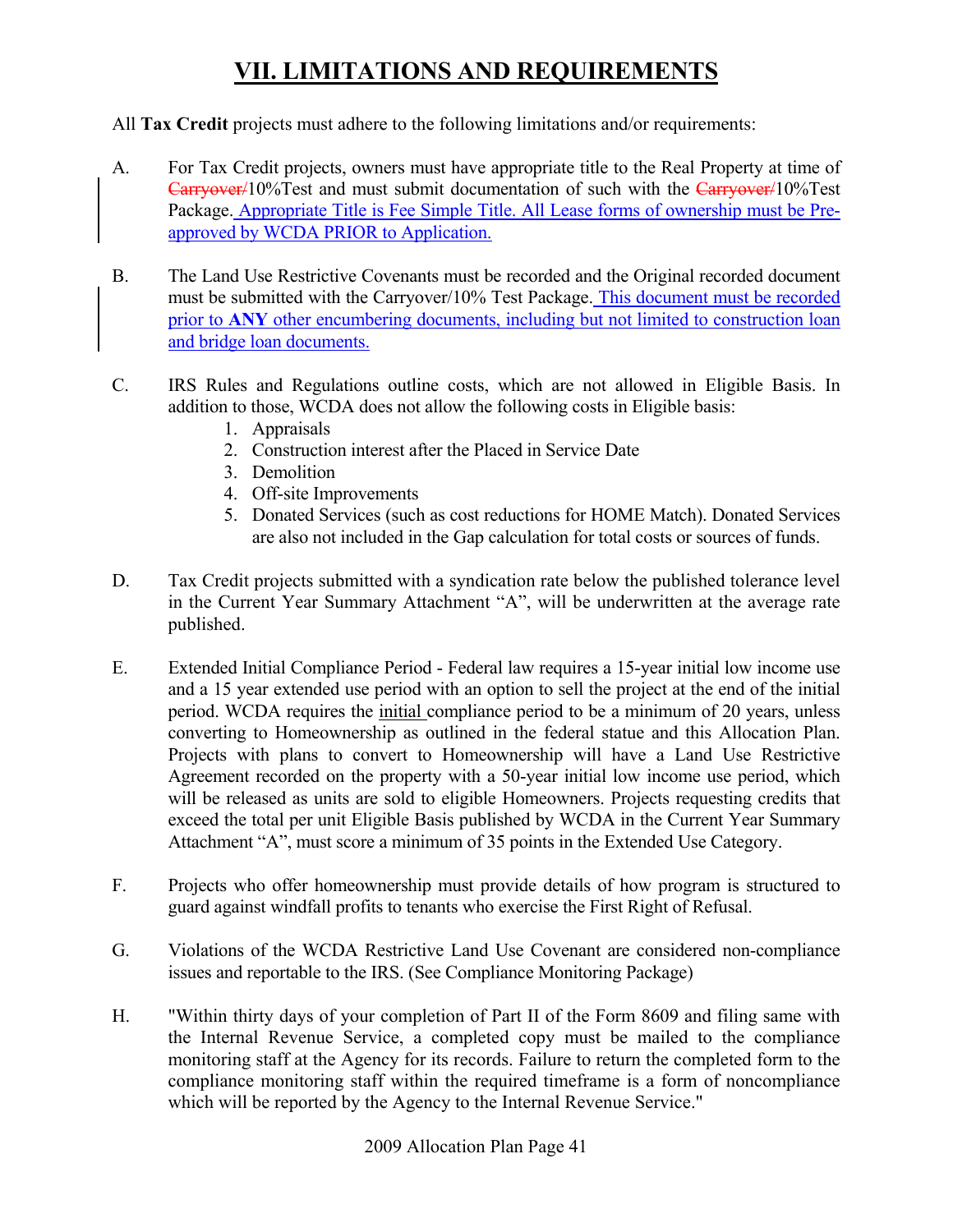# VII. LIMITATIONS AND REQUIREMENTS

All **Tax Credit** projects must adhere to the following limitations and/or requirements:

A. For Tax Credit projects, owners must have appropriate title to the Real Property at time of ~~Carryover/~~10%Test and must submit documentation of such with the ~~Carryover/~~10%Test Package. Appropriate Title is Fee Simple Title. All Lease forms of ownership must be Pre-approved by WCDA PRIOR to Application.

B. The Land Use Restrictive Covenants must be recorded and the Original recorded document must be submitted with the Carryover/10% Test Package. This document must be recorded prior to **ANY** other encumbering documents, including but not limited to construction loan and bridge loan documents.

C. IRS Rules and Regulations outline costs, which are not allowed in Eligible Basis. In addition to those, WCDA does not allow the following costs in Eligible basis:
   1. Appraisals
   2. Construction interest after the Placed in Service Date
   3. Demolition
   4. Off-site Improvements
   5. Donated Services (such as cost reductions for HOME Match). Donated Services are also not included in the Gap calculation for total costs or sources of funds.

D. Tax Credit projects submitted with a syndication rate below the published tolerance level in the Current Year Summary Attachment "A", will be underwritten at the average rate published.

E. Extended Initial Compliance Period - Federal law requires a 15-year initial low income use and a 15 year extended use period with an option to sell the project at the end of the initial period. WCDA requires the initial compliance period to be a minimum of 20 years, unless converting to Homeownership as outlined in the federal statue and this Allocation Plan. Projects with plans to convert to Homeownership will have a Land Use Restrictive Agreement recorded on the property with a 50-year initial low income use period, which will be released as units are sold to eligible Homeowners. Projects requesting credits that exceed the total per unit Eligible Basis published by WCDA in the Current Year Summary Attachment "A", must score a minimum of 35 points in the Extended Use Category.

F. Projects who offer homeownership must provide details of how program is structured to guard against windfall profits to tenants who exercise the First Right of Refusal.

G. Violations of the WCDA Restrictive Land Use Covenant are considered non-compliance issues and reportable to the IRS. (See Compliance Monitoring Package)

H. "Within thirty days of your completion of Part II of the Form 8609 and filing same with the Internal Revenue Service, a completed copy must be mailed to the compliance monitoring staff at the Agency for its records. Failure to return the completed form to the compliance monitoring staff within the required timeframe is a form of noncompliance which will be reported by the Agency to the Internal Revenue Service."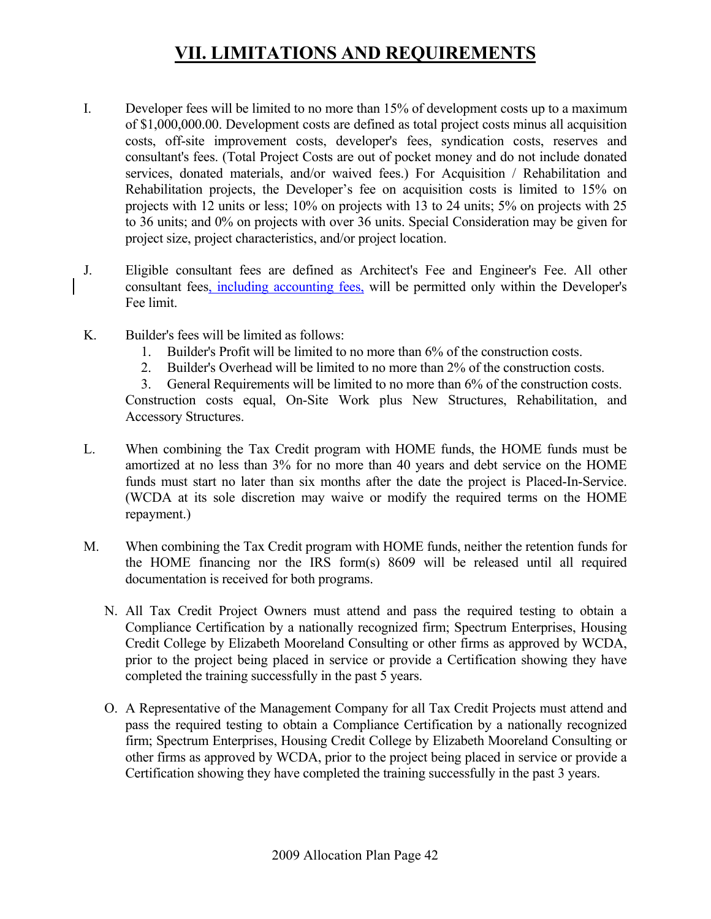# VII. LIMITATIONS AND REQUIREMENTS

I. Developer fees will be limited to no more than 15% of development costs up to a maximum of $1,000,000.00. Development costs are defined as total project costs minus all acquisition costs, off-site improvement costs, developer's fees, syndication costs, reserves and consultant's fees. (Total Project Costs are out of pocket money and do not include donated services, donated materials, and/or waived fees.) For Acquisition / Rehabilitation and Rehabilitation projects, the Developer's fee on acquisition costs is limited to 15% on projects with 12 units or less; 10% on projects with 13 to 24 units; 5% on projects with 25 to 36 units; and 0% on projects with over 36 units. Special Consideration may be given for project size, project characteristics, and/or project location.

J. Eligible consultant fees are defined as Architect's Fee and Engineer's Fee. All other consultant fees, including accounting fees, will be permitted only within the Developer's Fee limit.

K. Builder's fees will be limited as follows:
   1. Builder's Profit will be limited to no more than 6% of the construction costs.
   2. Builder's Overhead will be limited to no more than 2% of the construction costs.
   3. General Requirements will be limited to no more than 6% of the construction costs.

   Construction costs equal, On-Site Work plus New Structures, Rehabilitation, and Accessory Structures.

L. When combining the Tax Credit program with HOME funds, the HOME funds must be amortized at no less than 3% for no more than 40 years and debt service on the HOME funds must start no later than six months after the date the project is Placed-In-Service. (WCDA at its sole discretion may waive or modify the required terms on the HOME repayment.)

M. When combining the Tax Credit program with HOME funds, neither the retention funds for the HOME financing nor the IRS form(s) 8609 will be released until all required documentation is received for both programs.

N. All Tax Credit Project Owners must attend and pass the required testing to obtain a Compliance Certification by a nationally recognized firm; Spectrum Enterprises, Housing Credit College by Elizabeth Mooreland Consulting or other firms as approved by WCDA, prior to the project being placed in service or provide a Certification showing they have completed the training successfully in the past 5 years.

O. A Representative of the Management Company for all Tax Credit Projects must attend and pass the required testing to obtain a Compliance Certification by a nationally recognized firm; Spectrum Enterprises, Housing Credit College by Elizabeth Mooreland Consulting or other firms as approved by WCDA, prior to the project being placed in service or provide a Certification showing they have completed the training successfully in the past 3 years.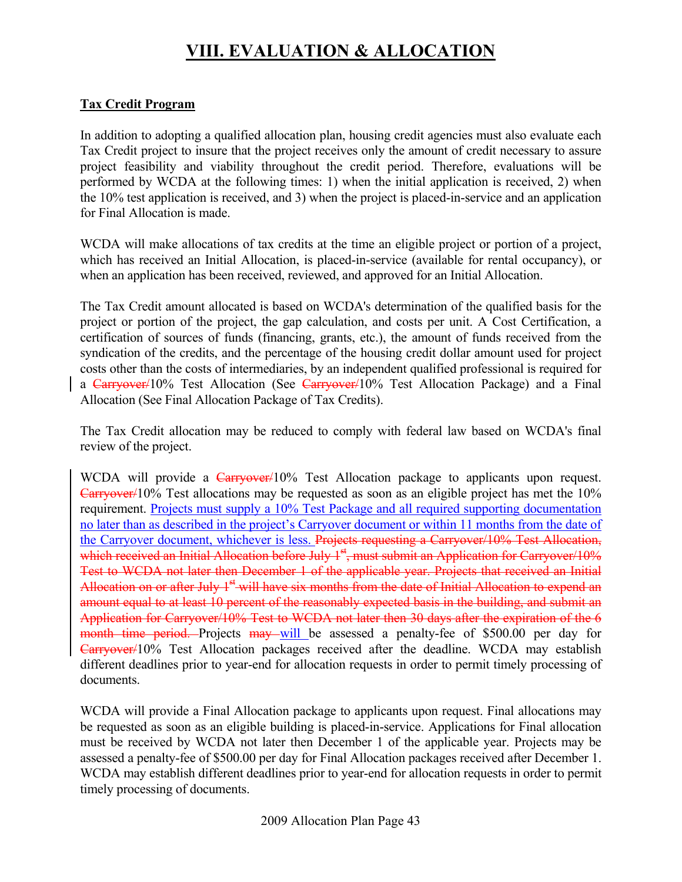# VIII. EVALUATION & ALLOCATION

**Tax Credit Program**

In addition to adopting a qualified allocation plan, housing credit agencies must also evaluate each Tax Credit project to insure that the project receives only the amount of credit necessary to assure project feasibility and viability throughout the credit period. Therefore, evaluations will be performed by WCDA at the following times: 1) when the initial application is received, 2) when the 10% test application is received, and 3) when the project is placed-in-service and an application for Final Allocation is made.

WCDA will make allocations of tax credits at the time an eligible project or portion of a project, which has received an Initial Allocation, is placed-in-service (available for rental occupancy), or when an application has been received, reviewed, and approved for an Initial Allocation.

The Tax Credit amount allocated is based on WCDA's determination of the qualified basis for the project or portion of the project, the gap calculation, and costs per unit. A Cost Certification, a certification of sources of funds (financing, grants, etc.), the amount of funds received from the syndication of the credits, and the percentage of the housing credit dollar amount used for project costs other than the costs of intermediaries, by an independent qualified professional is required for a ~~Carryover/~~10% Test Allocation (See ~~Carryover/~~10% Test Allocation Package) and a Final Allocation (See Final Allocation Package of Tax Credits).

The Tax Credit allocation may be reduced to comply with federal law based on WCDA's final review of the project.

WCDA will provide a ~~Carryover/~~10% Test Allocation package to applicants upon request. ~~Carryover/~~10% Test allocations may be requested as soon as an eligible project has met the 10% requirement. Projects must supply a 10% Test Package and all required supporting documentation no later than as described in the project's Carryover document or within 11 months from the date of the Carryover document, whichever is less. ~~Projects requesting a Carryover/10% Test Allocation, which received an Initial Allocation before July 1st, must submit an Application for Carryover/10% Test to WCDA not later then December 1 of the applicable year. Projects that received an Initial Allocation on or after July 1st will have six months from the date of Initial Allocation to expend an amount equal to at least 10 percent of the reasonably expected basis in the building, and submit an Application for Carryover/10% Test to WCDA not later then 30 days after the expiration of the 6 month time period.~~ Projects ~~may~~ will be assessed a penalty-fee of $500.00 per day for ~~Carryover/~~10% Test Allocation packages received after the deadline. WCDA may establish different deadlines prior to year-end for allocation requests in order to permit timely processing of documents.

WCDA will provide a Final Allocation package to applicants upon request. Final allocations may be requested as soon as an eligible building is placed-in-service. Applications for Final allocation must be received by WCDA not later then December 1 of the applicable year. Projects may be assessed a penalty-fee of $500.00 per day for Final Allocation packages received after December 1. WCDA may establish different deadlines prior to year-end for allocation requests in order to permit timely processing of documents.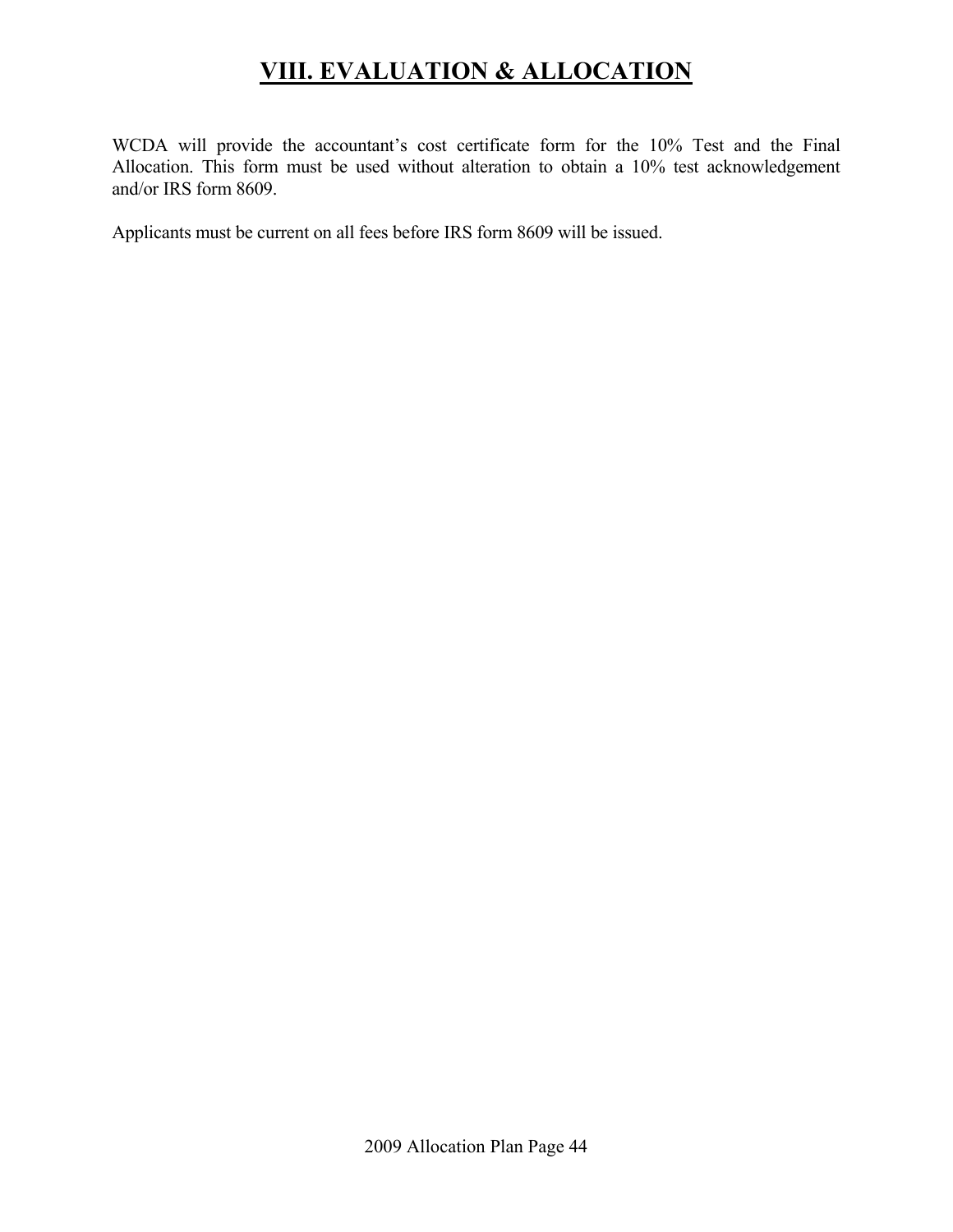# VIII. EVALUATION & ALLOCATION

WCDA will provide the accountant's cost certificate form for the 10% Test and the Final Allocation. This form must be used without alteration to obtain a 10% test acknowledgement and/or IRS form 8609.

Applicants must be current on all fees before IRS form 8609 will be issued.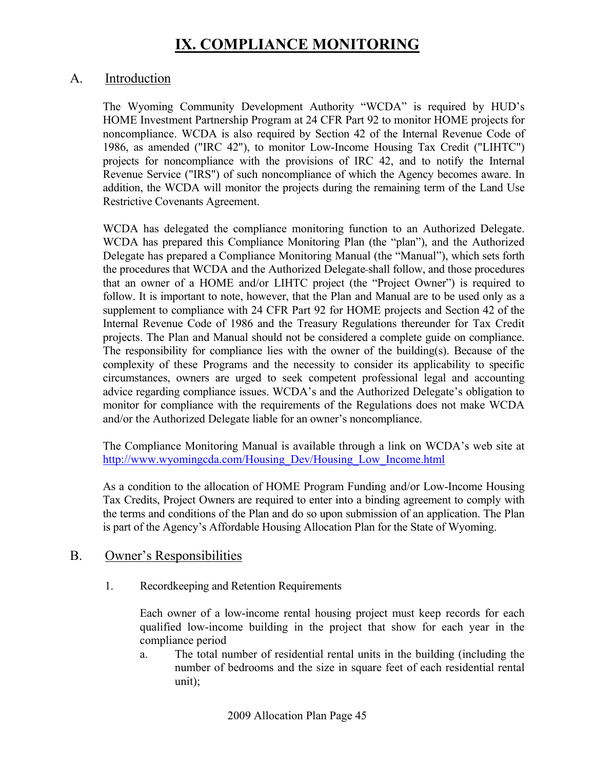# IX. COMPLIANCE MONITORING

## A. Introduction

The Wyoming Community Development Authority "WCDA" is required by HUD's HOME Investment Partnership Program at 24 CFR Part 92 to monitor HOME projects for noncompliance. WCDA is also required by Section 42 of the Internal Revenue Code of 1986, as amended ("IRC 42"), to monitor Low-Income Housing Tax Credit ("LIHTC") projects for noncompliance with the provisions of IRC 42, and to notify the Internal Revenue Service ("IRS") of such noncompliance of which the Agency becomes aware. In addition, the WCDA will monitor the projects during the remaining term of the Land Use Restrictive Covenants Agreement.

WCDA has delegated the compliance monitoring function to an Authorized Delegate. WCDA has prepared this Compliance Monitoring Plan (the "plan"), and the Authorized Delegate has prepared a Compliance Monitoring Manual (the "Manual"), which sets forth the procedures that WCDA and the Authorized Delegate shall follow, and those procedures that an owner of a HOME and/or LIHTC project (the "Project Owner") is required to follow. It is important to note, however, that the Plan and Manual are to be used only as a supplement to compliance with 24 CFR Part 92 for HOME projects and Section 42 of the Internal Revenue Code of 1986 and the Treasury Regulations thereunder for Tax Credit projects. The Plan and Manual should not be considered a complete guide on compliance. The responsibility for compliance lies with the owner of the building(s). Because of the complexity of these Programs and the necessity to consider its applicability to specific circumstances, owners are urged to seek competent professional legal and accounting advice regarding compliance issues. WCDA's and the Authorized Delegate's obligation to monitor for compliance with the requirements of the Regulations does not make WCDA and/or the Authorized Delegate liable for an owner's noncompliance.

The Compliance Monitoring Manual is available through a link on WCDA's web site at http://www.wyomingcda.com/Housing_Dev/Housing_Low_Income.html

As a condition to the allocation of HOME Program Funding and/or Low-Income Housing Tax Credits, Project Owners are required to enter into a binding agreement to comply with the terms and conditions of the Plan and do so upon submission of an application. The Plan is part of the Agency's Affordable Housing Allocation Plan for the State of Wyoming.

## B. Owner's Responsibilities

1. Recordkeeping and Retention Requirements

   Each owner of a low-income rental housing project must keep records for each qualified low-income building in the project that show for each year in the compliance period

   a. The total number of residential rental units in the building (including the number of bedrooms and the size in square feet of each residential rental unit);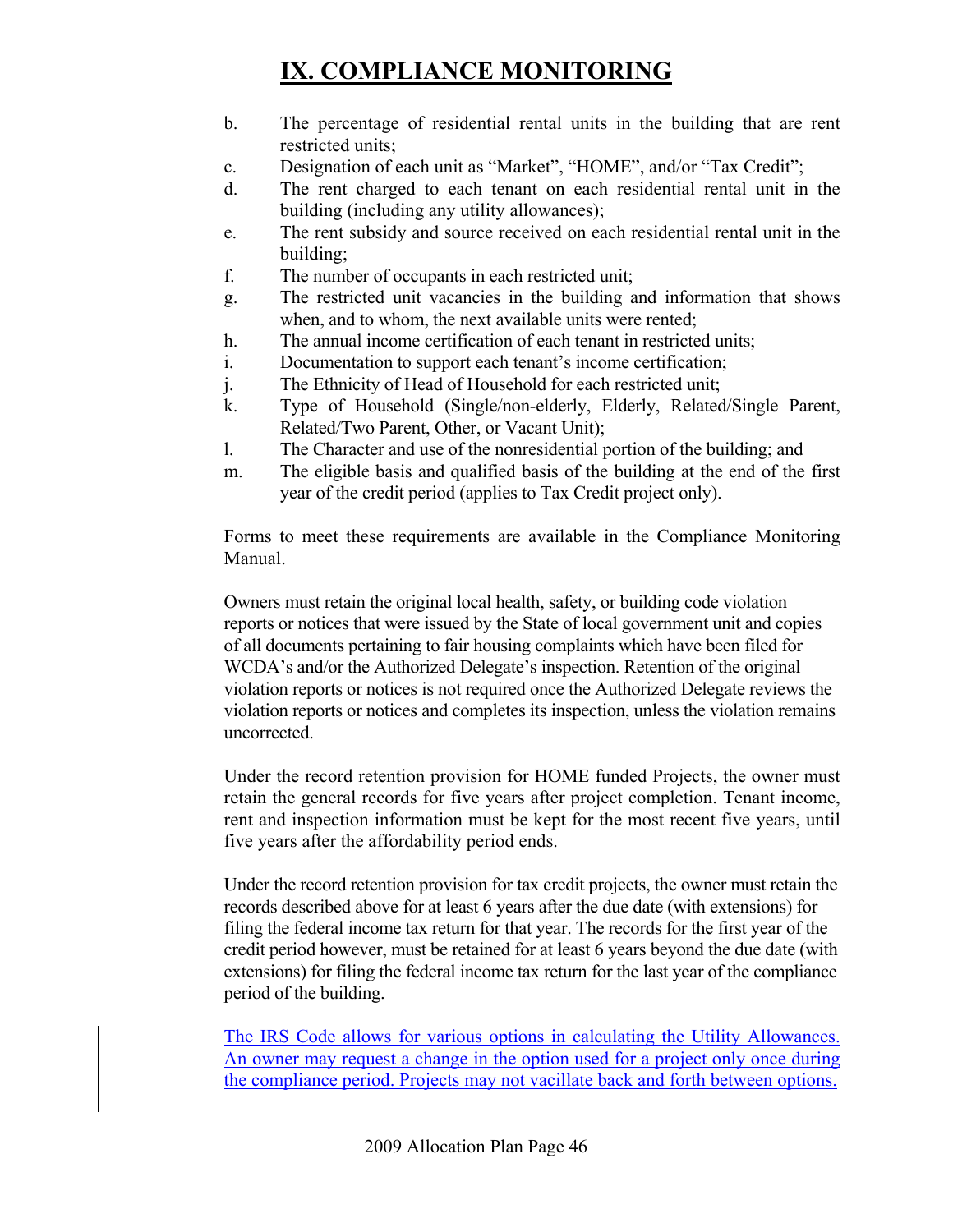# IX. COMPLIANCE MONITORING

b. The percentage of residential rental units in the building that are rent restricted units;
c. Designation of each unit as "Market", "HOME", and/or "Tax Credit";
d. The rent charged to each tenant on each residential rental unit in the building (including any utility allowances);
e. The rent subsidy and source received on each residential rental unit in the building;
f. The number of occupants in each restricted unit;
g. The restricted unit vacancies in the building and information that shows when, and to whom, the next available units were rented;
h. The annual income certification of each tenant in restricted units;
i. Documentation to support each tenant's income certification;
j. The Ethnicity of Head of Household for each restricted unit;
k. Type of Household (Single/non-elderly, Elderly, Related/Single Parent, Related/Two Parent, Other, or Vacant Unit);
l. The Character and use of the nonresidential portion of the building; and
m. The eligible basis and qualified basis of the building at the end of the first year of the credit period (applies to Tax Credit project only).

Forms to meet these requirements are available in the Compliance Monitoring Manual.

Owners must retain the original local health, safety, or building code violation reports or notices that were issued by the State of local government unit and copies of all documents pertaining to fair housing complaints which have been filed for WCDA's and/or the Authorized Delegate's inspection. Retention of the original violation reports or notices is not required once the Authorized Delegate reviews the violation reports or notices and completes its inspection, unless the violation remains uncorrected.

Under the record retention provision for HOME funded Projects, the owner must retain the general records for five years after project completion. Tenant income, rent and inspection information must be kept for the most recent five years, until five years after the affordability period ends.

Under the record retention provision for tax credit projects, the owner must retain the records described above for at least 6 years after the due date (with extensions) for filing the federal income tax return for that year. The records for the first year of the credit period however, must be retained for at least 6 years beyond the due date (with extensions) for filing the federal income tax return for the last year of the compliance period of the building.

The IRS Code allows for various options in calculating the Utility Allowances. An owner may request a change in the option used for a project only once during the compliance period. Projects may not vacillate back and forth between options.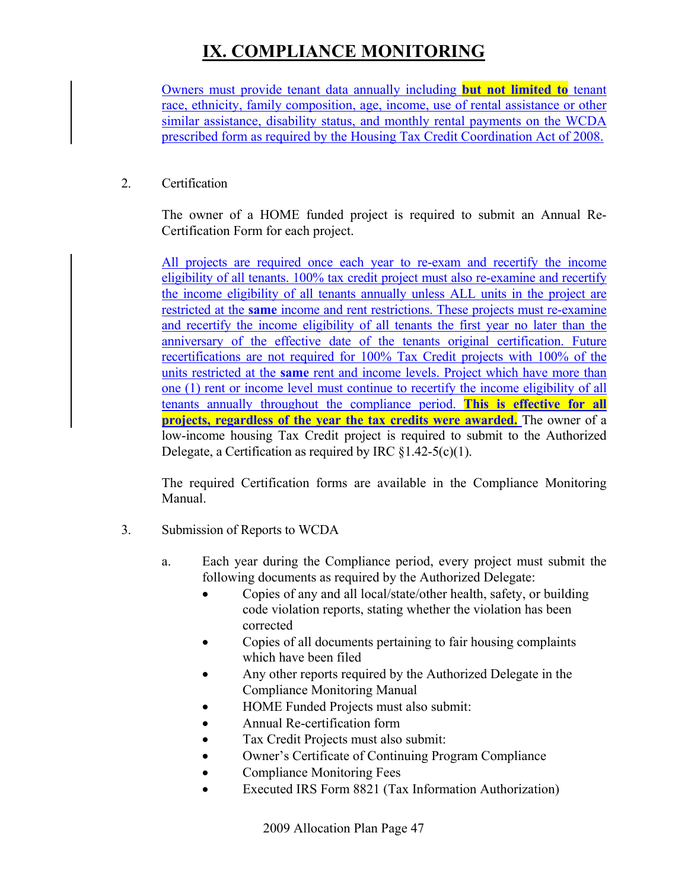# IX. COMPLIANCE MONITORING

Owners must provide tenant data annually including **but not limited to** tenant race, ethnicity, family composition, age, income, use of rental assistance or other similar assistance, disability status, and monthly rental payments on the WCDA prescribed form as required by the Housing Tax Credit Coordination Act of 2008.

2. Certification

The owner of a HOME funded project is required to submit an Annual Re-Certification Form for each project.

All projects are required once each year to re-exam and recertify the income eligibility of all tenants. 100% tax credit project must also re-examine and recertify the income eligibility of all tenants annually unless ALL units in the project are restricted at the **same** income and rent restrictions. These projects must re-examine and recertify the income eligibility of all tenants the first year no later than the anniversary of the effective date of the tenants original certification. Future recertifications are not required for 100% Tax Credit projects with 100% of the units restricted at the **same** rent and income levels. Project which have more than one (1) rent or income level must continue to recertify the income eligibility of all tenants annually throughout the compliance period. **This is effective for all projects, regardless of the year the tax credits were awarded.** The owner of a low-income housing Tax Credit project is required to submit to the Authorized Delegate, a Certification as required by IRC §1.42-5(c)(1).

The required Certification forms are available in the Compliance Monitoring Manual.

3. Submission of Reports to WCDA

   a. Each year during the Compliance period, every project must submit the following documents as required by the Authorized Delegate:
      - Copies of any and all local/state/other health, safety, or building code violation reports, stating whether the violation has been corrected
      - Copies of all documents pertaining to fair housing complaints which have been filed
      - Any other reports required by the Authorized Delegate in the Compliance Monitoring Manual
      - HOME Funded Projects must also submit:
      - Annual Re-certification form
      - Tax Credit Projects must also submit:
      - Owner's Certificate of Continuing Program Compliance
      - Compliance Monitoring Fees
      - Executed IRS Form 8821 (Tax Information Authorization)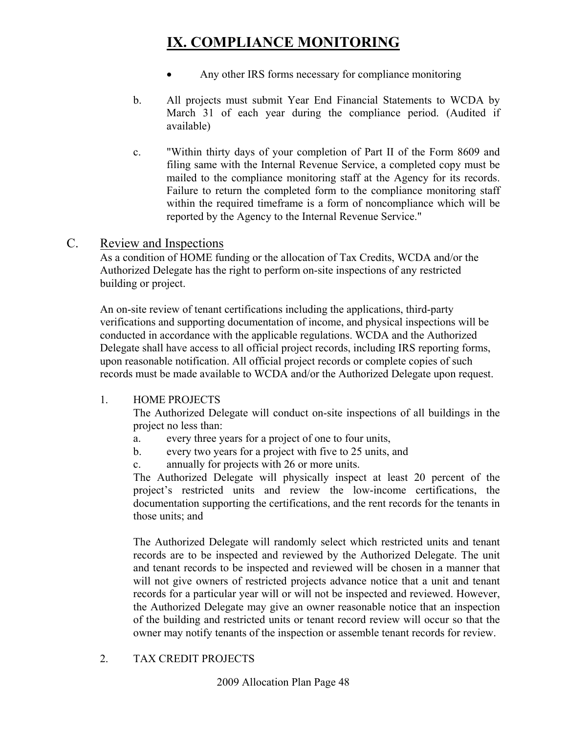# IX. COMPLIANCE MONITORING

- Any other IRS forms necessary for compliance monitoring

b. All projects must submit Year End Financial Statements to WCDA by March 31 of each year during the compliance period. (Audited if available)

c. "Within thirty days of your completion of Part II of the Form 8609 and filing same with the Internal Revenue Service, a completed copy must be mailed to the compliance monitoring staff at the Agency for its records. Failure to return the completed form to the compliance monitoring staff within the required timeframe is a form of noncompliance which will be reported by the Agency to the Internal Revenue Service."

## C. Review and Inspections

As a condition of HOME funding or the allocation of Tax Credits, WCDA and/or the Authorized Delegate has the right to perform on-site inspections of any restricted building or project.

An on-site review of tenant certifications including the applications, third-party verifications and supporting documentation of income, and physical inspections will be conducted in accordance with the applicable regulations. WCDA and the Authorized Delegate shall have access to all official project records, including IRS reporting forms, upon reasonable notification. All official project records or complete copies of such records must be made available to WCDA and/or the Authorized Delegate upon request.

1. HOME PROJECTS

   The Authorized Delegate will conduct on-site inspections of all buildings in the project no less than:

   a. every three years for a project of one to four units,
   b. every two years for a project with five to 25 units, and
   c. annually for projects with 26 or more units.

   The Authorized Delegate will physically inspect at least 20 percent of the project's restricted units and review the low-income certifications, the documentation supporting the certifications, and the rent records for the tenants in those units; and

   The Authorized Delegate will randomly select which restricted units and tenant records are to be inspected and reviewed by the Authorized Delegate. The unit and tenant records to be inspected and reviewed will be chosen in a manner that will not give owners of restricted projects advance notice that a unit and tenant records for a particular year will or will not be inspected and reviewed. However, the Authorized Delegate may give an owner reasonable notice that an inspection of the building and restricted units or tenant record review will occur so that the owner may notify tenants of the inspection or assemble tenant records for review.

2. TAX CREDIT PROJECTS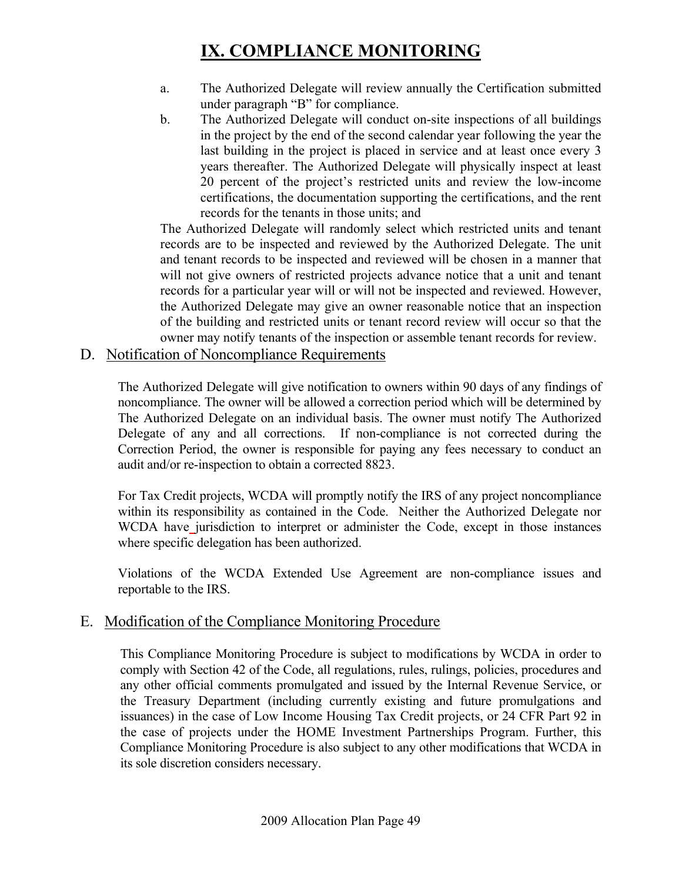# IX. COMPLIANCE MONITORING

a. The Authorized Delegate will review annually the Certification submitted under paragraph "B" for compliance.

b. The Authorized Delegate will conduct on-site inspections of all buildings in the project by the end of the second calendar year following the year the last building in the project is placed in service and at least once every 3 years thereafter. The Authorized Delegate will physically inspect at least 20 percent of the project's restricted units and review the low-income certifications, the documentation supporting the certifications, and the rent records for the tenants in those units; and

The Authorized Delegate will randomly select which restricted units and tenant records are to be inspected and reviewed by the Authorized Delegate. The unit and tenant records to be inspected and reviewed will be chosen in a manner that will not give owners of restricted projects advance notice that a unit and tenant records for a particular year will or will not be inspected and reviewed. However, the Authorized Delegate may give an owner reasonable notice that an inspection of the building and restricted units or tenant record review will occur so that the owner may notify tenants of the inspection or assemble tenant records for review.

## D. Notification of Noncompliance Requirements

The Authorized Delegate will give notification to owners within 90 days of any findings of noncompliance. The owner will be allowed a correction period which will be determined by The Authorized Delegate on an individual basis. The owner must notify The Authorized Delegate of any and all corrections. If non-compliance is not corrected during the Correction Period, the owner is responsible for paying any fees necessary to conduct an audit and/or re-inspection to obtain a corrected 8823.

For Tax Credit projects, WCDA will promptly notify the IRS of any project noncompliance within its responsibility as contained in the Code. Neither the Authorized Delegate nor WCDA have jurisdiction to interpret or administer the Code, except in those instances where specific delegation has been authorized.

Violations of the WCDA Extended Use Agreement are non-compliance issues and reportable to the IRS.

## E. Modification of the Compliance Monitoring Procedure

This Compliance Monitoring Procedure is subject to modifications by WCDA in order to comply with Section 42 of the Code, all regulations, rules, rulings, policies, procedures and any other official comments promulgated and issued by the Internal Revenue Service, or the Treasury Department (including currently existing and future promulgations and issuances) in the case of Low Income Housing Tax Credit projects, or 24 CFR Part 92 in the case of projects under the HOME Investment Partnerships Program. Further, this Compliance Monitoring Procedure is also subject to any other modifications that WCDA in its sole discretion considers necessary.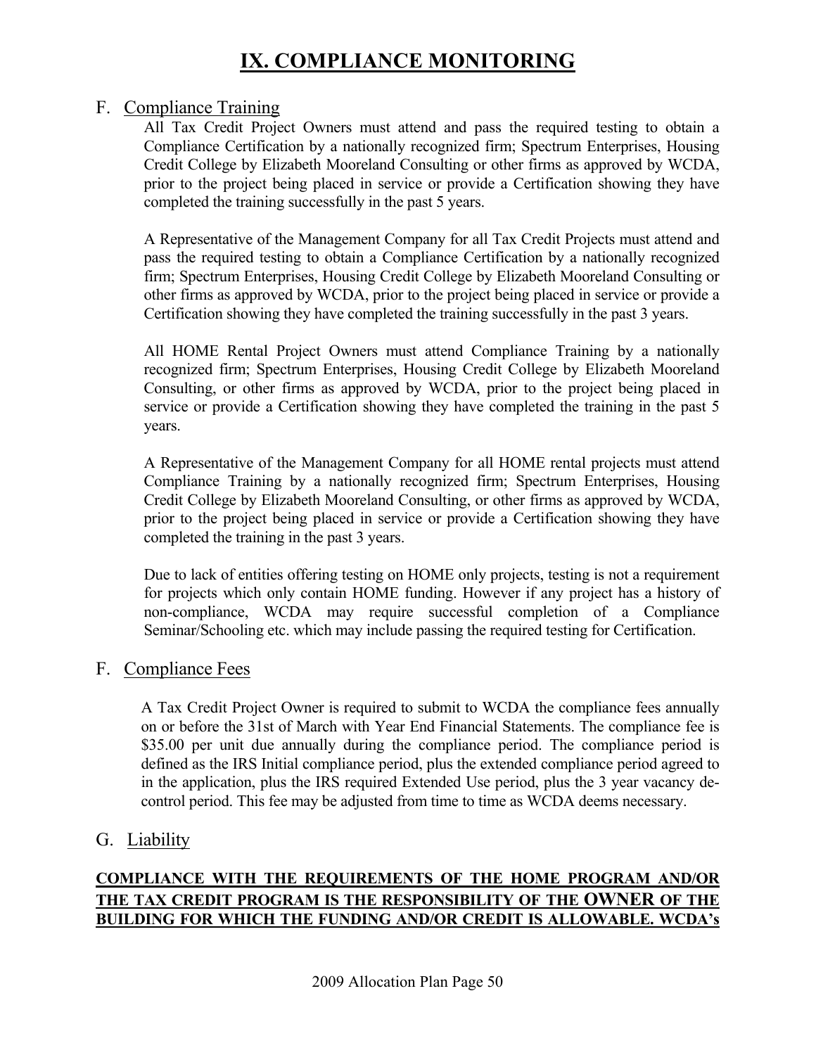# IX. COMPLIANCE MONITORING

## F. Compliance Training

All Tax Credit Project Owners must attend and pass the required testing to obtain a Compliance Certification by a nationally recognized firm; Spectrum Enterprises, Housing Credit College by Elizabeth Mooreland Consulting or other firms as approved by WCDA, prior to the project being placed in service or provide a Certification showing they have completed the training successfully in the past 5 years.

A Representative of the Management Company for all Tax Credit Projects must attend and pass the required testing to obtain a Compliance Certification by a nationally recognized firm; Spectrum Enterprises, Housing Credit College by Elizabeth Mooreland Consulting or other firms as approved by WCDA, prior to the project being placed in service or provide a Certification showing they have completed the training successfully in the past 3 years.

All HOME Rental Project Owners must attend Compliance Training by a nationally recognized firm; Spectrum Enterprises, Housing Credit College by Elizabeth Mooreland Consulting, or other firms as approved by WCDA, prior to the project being placed in service or provide a Certification showing they have completed the training in the past 5 years.

A Representative of the Management Company for all HOME rental projects must attend Compliance Training by a nationally recognized firm; Spectrum Enterprises, Housing Credit College by Elizabeth Mooreland Consulting, or other firms as approved by WCDA, prior to the project being placed in service or provide a Certification showing they have completed the training in the past 3 years.

Due to lack of entities offering testing on HOME only projects, testing is not a requirement for projects which only contain HOME funding. However if any project has a history of non-compliance, WCDA may require successful completion of a Compliance Seminar/Schooling etc. which may include passing the required testing for Certification.

## F. Compliance Fees

A Tax Credit Project Owner is required to submit to WCDA the compliance fees annually on or before the 31st of March with Year End Financial Statements. The compliance fee is $35.00 per unit due annually during the compliance period. The compliance period is defined as the IRS Initial compliance period, plus the extended compliance period agreed to in the application, plus the IRS required Extended Use period, plus the 3 year vacancy de-control period. This fee may be adjusted from time to time as WCDA deems necessary.

## G. Liability

**COMPLIANCE WITH THE REQUIREMENTS OF THE HOME PROGRAM AND/OR THE TAX CREDIT PROGRAM IS THE RESPONSIBILITY OF THE OWNER OF THE BUILDING FOR WHICH THE FUNDING AND/OR CREDIT IS ALLOWABLE. WCDA's**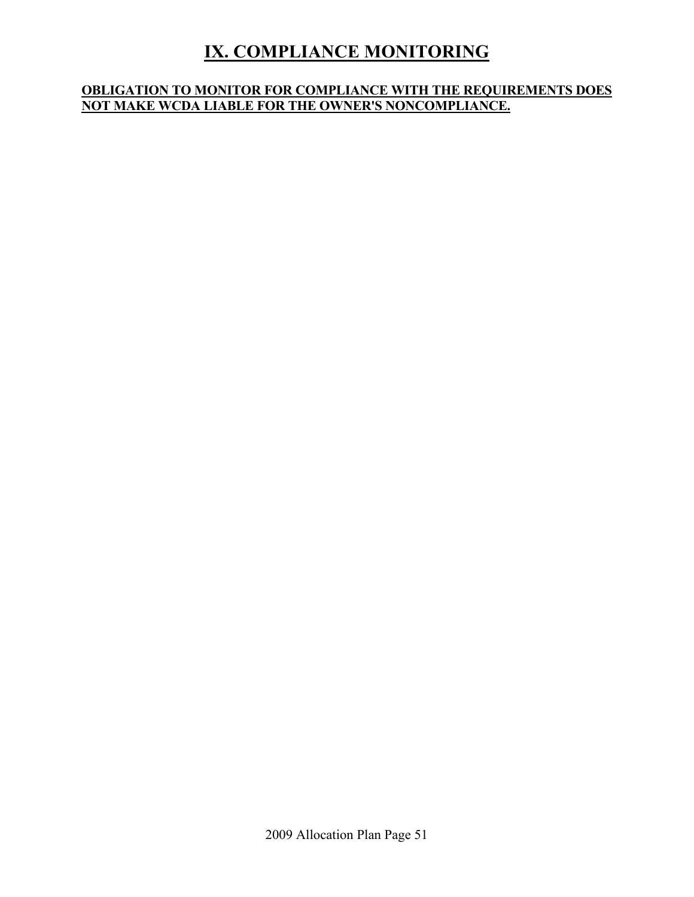# IX. COMPLIANCE MONITORING

**OBLIGATION TO MONITOR FOR COMPLIANCE WITH THE REQUIREMENTS DOES NOT MAKE WCDA LIABLE FOR THE OWNER'S NONCOMPLIANCE.**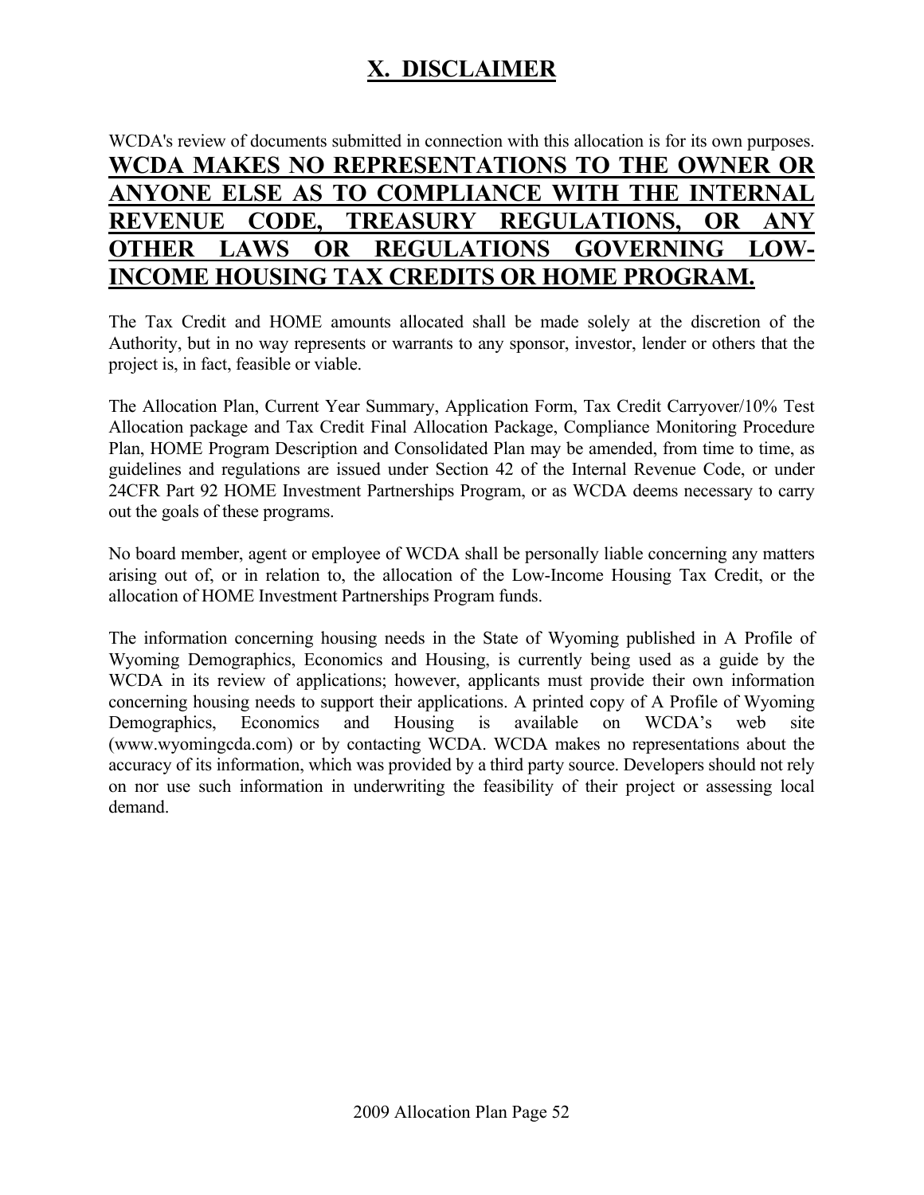# X. DISCLAIMER

WCDA's review of documents submitted in connection with this allocation is for its own purposes. **WCDA MAKES NO REPRESENTATIONS TO THE OWNER OR ANYONE ELSE AS TO COMPLIANCE WITH THE INTERNAL REVENUE CODE, TREASURY REGULATIONS, OR ANY OTHER LAWS OR REGULATIONS GOVERNING LOW-INCOME HOUSING TAX CREDITS OR HOME PROGRAM.**

The Tax Credit and HOME amounts allocated shall be made solely at the discretion of the Authority, but in no way represents or warrants to any sponsor, investor, lender or others that the project is, in fact, feasible or viable.

The Allocation Plan, Current Year Summary, Application Form, Tax Credit Carryover/10% Test Allocation package and Tax Credit Final Allocation Package, Compliance Monitoring Procedure Plan, HOME Program Description and Consolidated Plan may be amended, from time to time, as guidelines and regulations are issued under Section 42 of the Internal Revenue Code, or under 24CFR Part 92 HOME Investment Partnerships Program, or as WCDA deems necessary to carry out the goals of these programs.

No board member, agent or employee of WCDA shall be personally liable concerning any matters arising out of, or in relation to, the allocation of the Low-Income Housing Tax Credit, or the allocation of HOME Investment Partnerships Program funds.

The information concerning housing needs in the State of Wyoming published in A Profile of Wyoming Demographics, Economics and Housing, is currently being used as a guide by the WCDA in its review of applications; however, applicants must provide their own information concerning housing needs to support their applications. A printed copy of A Profile of Wyoming Demographics, Economics and Housing is available on WCDA's web site (www.wyomingcda.com) or by contacting WCDA. WCDA makes no representations about the accuracy of its information, which was provided by a third party source. Developers should not rely on nor use such information in underwriting the feasibility of their project or assessing local demand.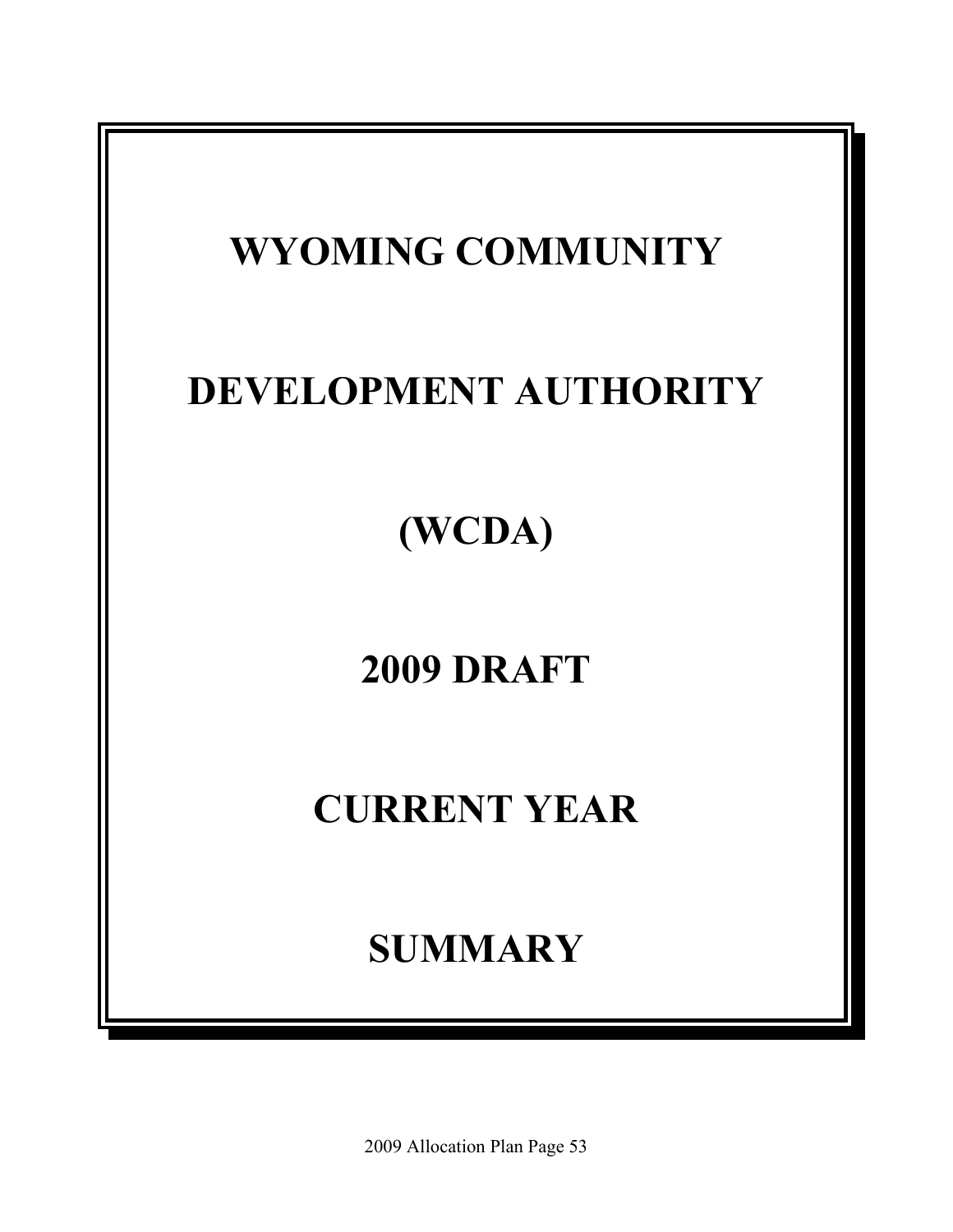# WYOMING COMMUNITY

# DEVELOPMENT AUTHORITY

# (WCDA)

# 2009 DRAFT

# CURRENT YEAR

# SUMMARY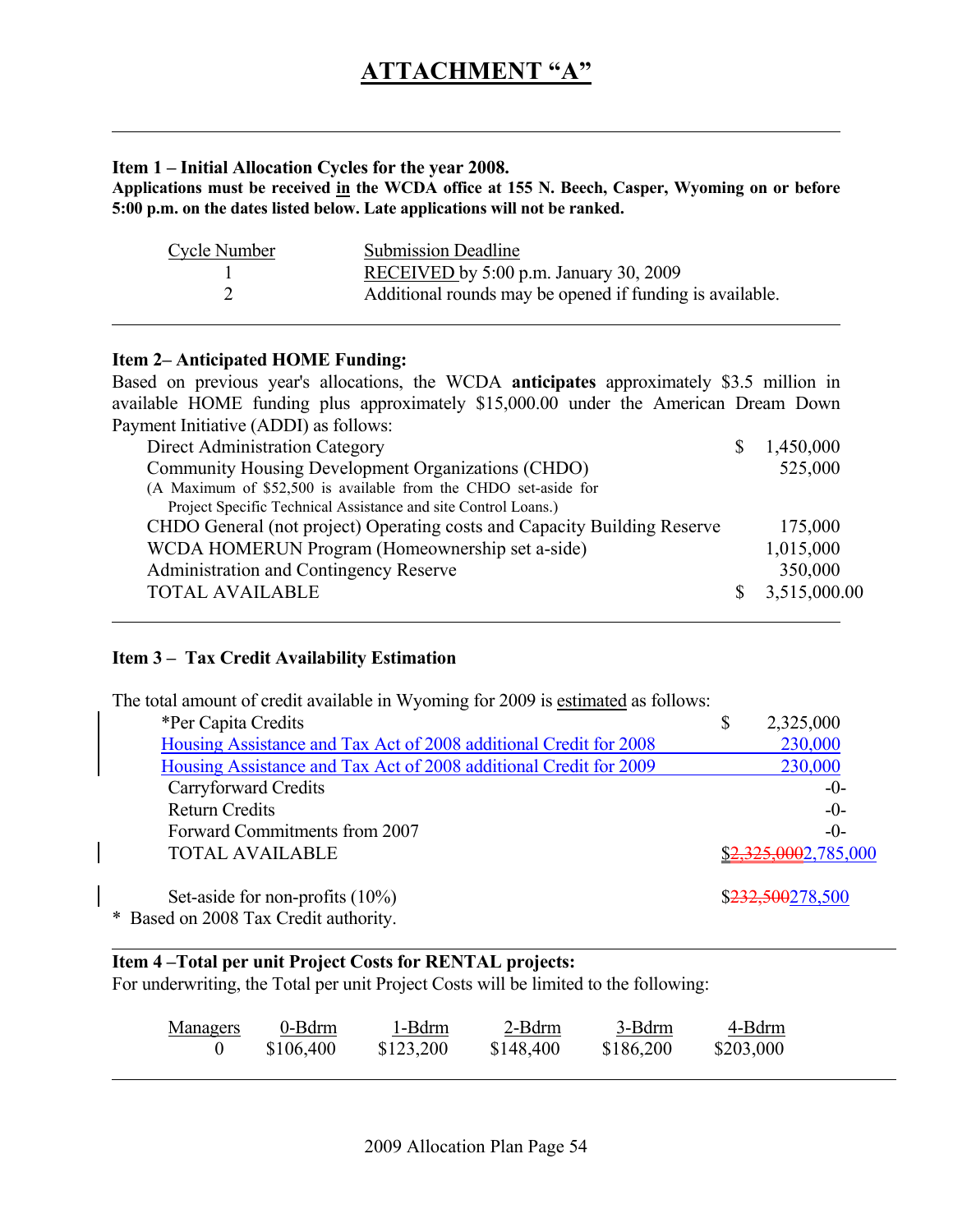# ATTACHMENT "A"

**Item 1 – Initial Allocation Cycles for the year 2008.**
**Applications must be received in the WCDA office at 155 N. Beech, Casper, Wyoming on or before 5:00 p.m. on the dates listed below. Late applications will not be ranked.**

| Cycle Number | Submission Deadline |
|---|---|
| 1 | RECEIVED by 5:00 p.m. January 30, 2009 |
| 2 | Additional rounds may be opened if funding is available. |

**Item 2– Anticipated HOME Funding:**
Based on previous year's allocations, the WCDA **anticipates** approximately $3.5 million in available HOME funding plus approximately $15,000.00 under the American Dream Down Payment Initiative (ADDI) as follows:

| | |
|---|---|
| Direct Administration Category | $ 1,450,000 |
| Community Housing Development Organizations (CHDO)<br>(A Maximum of $52,500 is available from the CHDO set-aside for Project Specific Technical Assistance and site Control Loans.) | 525,000 |
| CHDO General (not project) Operating costs and Capacity Building Reserve | 175,000 |
| WCDA HOMERUN Program (Homeownership set a-side) | 1,015,000 |
| Administration and Contingency Reserve | 350,000 |
| TOTAL AVAILABLE | $ 3,515,000.00 |

**Item 3 – Tax Credit Availability Estimation**

The total amount of credit available in Wyoming for 2009 is estimated as follows:

| | |
|---|---|
| *Per Capita Credits | $ 2,325,000 |
| Housing Assistance and Tax Act of 2008 additional Credit for 2008 | 230,000 |
| Housing Assistance and Tax Act of 2008 additional Credit for 2009 | 230,000 |
| Carryforward Credits | -0- |
| Return Credits | -0- |
| Forward Commitments from 2007 | -0- |
| TOTAL AVAILABLE | $~~2,325,000~~2,785,000 |
| Set-aside for non-profits (10%) | $~~232,500~~278,500 |

\* Based on 2008 Tax Credit authority.

**Item 4 –Total per unit Project Costs for RENTAL projects:**
For underwriting, the Total per unit Project Costs will be limited to the following:

| Managers | 0-Bdrm | 1-Bdrm | 2-Bdrm | 3-Bdrm | 4-Bdrm |
|---|---|---|---|---|---|
| 0 | $106,400 | $123,200 | $148,400 | $186,200 | $203,000 |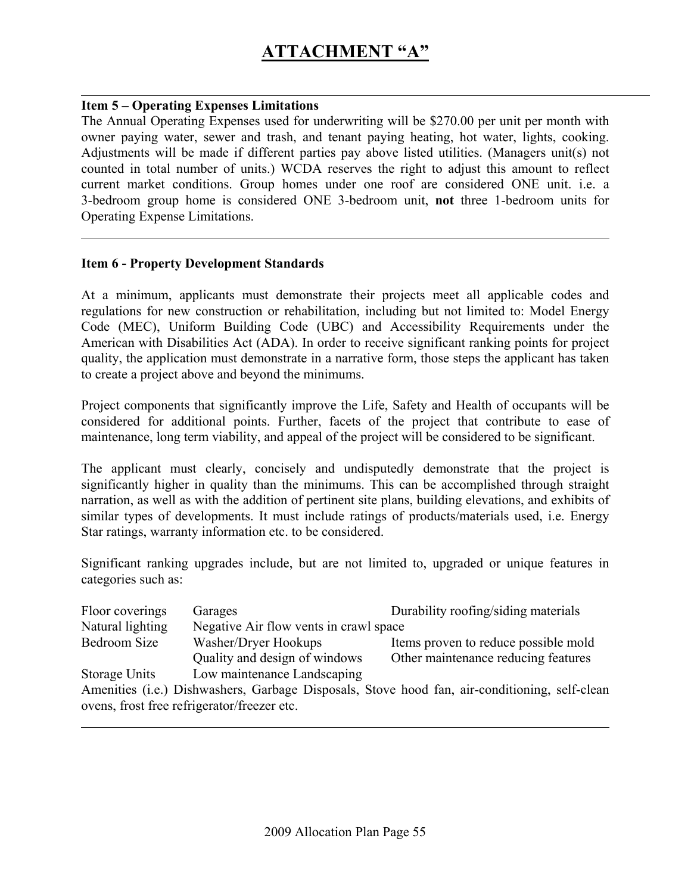# ATTACHMENT "A"

**Item 5 – Operating Expenses Limitations**

The Annual Operating Expenses used for underwriting will be $270.00 per unit per month with owner paying water, sewer and trash, and tenant paying heating, hot water, lights, cooking. Adjustments will be made if different parties pay above listed utilities. (Managers unit(s) not counted in total number of units.) WCDA reserves the right to adjust this amount to reflect current market conditions. Group homes under one roof are considered ONE unit. i.e. a 3-bedroom group home is considered ONE 3-bedroom unit, **not** three 1-bedroom units for Operating Expense Limitations.

---

**Item 6 - Property Development Standards**

At a minimum, applicants must demonstrate their projects meet all applicable codes and regulations for new construction or rehabilitation, including but not limited to: Model Energy Code (MEC), Uniform Building Code (UBC) and Accessibility Requirements under the American with Disabilities Act (ADA). In order to receive significant ranking points for project quality, the application must demonstrate in a narrative form, those steps the applicant has taken to create a project above and beyond the minimums.

Project components that significantly improve the Life, Safety and Health of occupants will be considered for additional points. Further, facets of the project that contribute to ease of maintenance, long term viability, and appeal of the project will be considered to be significant.

The applicant must clearly, concisely and undisputedly demonstrate that the project is significantly higher in quality than the minimums. This can be accomplished through straight narration, as well as with the addition of pertinent site plans, building elevations, and exhibits of similar types of developments. It must include ratings of products/materials used, i.e. Energy Star ratings, warranty information etc. to be considered.

Significant ranking upgrades include, but are not limited to, upgraded or unique features in categories such as:

| | | |
|---|---|---|
| Floor coverings | Garages | Durability roofing/siding materials |
| Natural lighting | Negative Air flow vents in crawl space | |
| Bedroom Size | Washer/Dryer Hookups | Items proven to reduce possible mold |
| | Quality and design of windows | Other maintenance reducing features |
| Storage Units | Low maintenance Landscaping | |

Amenities (i.e.) Dishwashers, Garbage Disposals, Stove hood fan, air-conditioning, self-clean ovens, frost free refrigerator/freezer etc.

---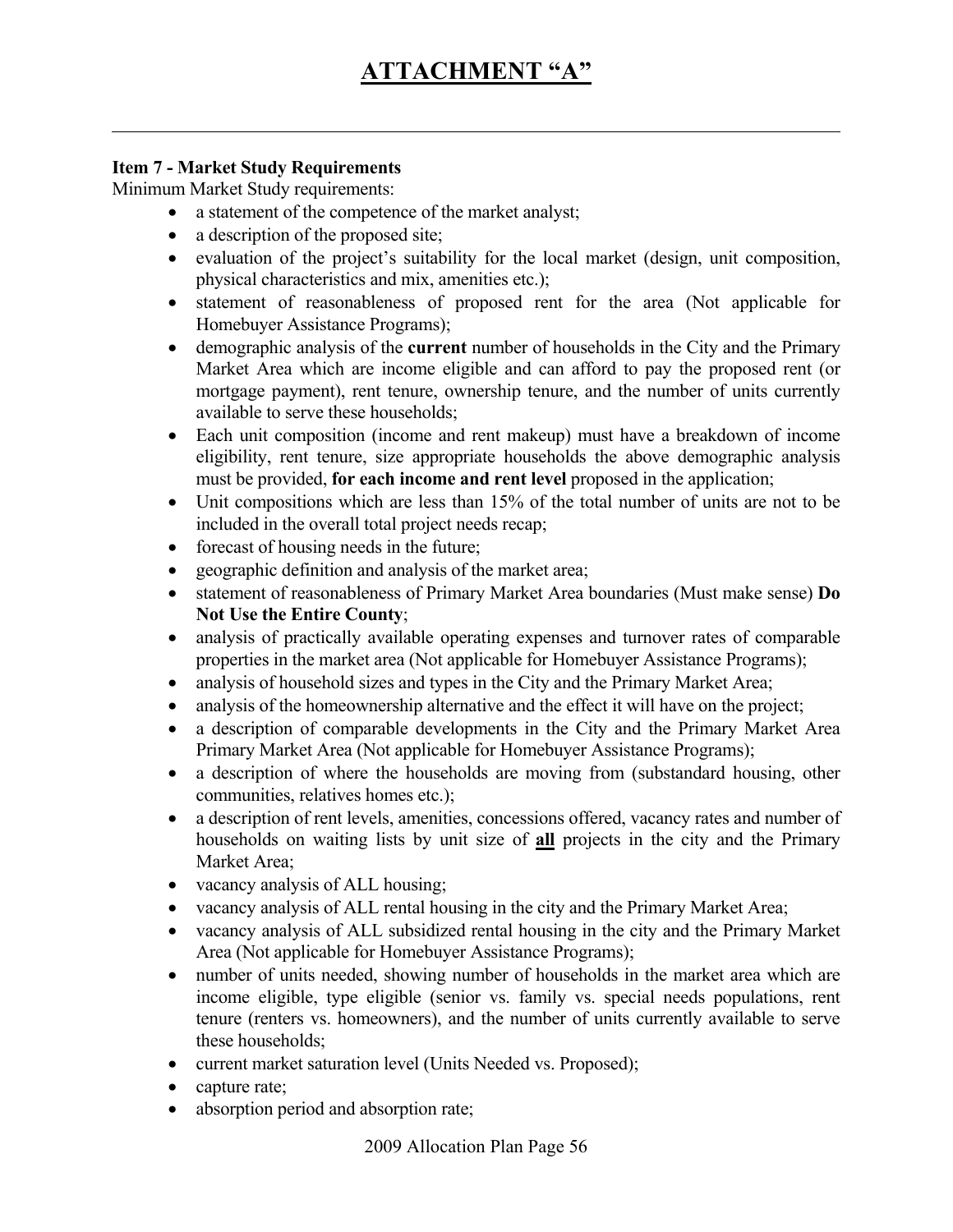# ATTACHMENT "A"

---

**Item 7 - Market Study Requirements**

Minimum Market Study requirements:

- a statement of the competence of the market analyst;
- a description of the proposed site;
- evaluation of the project's suitability for the local market (design, unit composition, physical characteristics and mix, amenities etc.);
- statement of reasonableness of proposed rent for the area (Not applicable for Homebuyer Assistance Programs);
- demographic analysis of the **current** number of households in the City and the Primary Market Area which are income eligible and can afford to pay the proposed rent (or mortgage payment), rent tenure, ownership tenure, and the number of units currently available to serve these households;
- Each unit composition (income and rent makeup) must have a breakdown of income eligibility, rent tenure, size appropriate households the above demographic analysis must be provided, **for each income and rent level** proposed in the application;
- Unit compositions which are less than 15% of the total number of units are not to be included in the overall total project needs recap;
- forecast of housing needs in the future;
- geographic definition and analysis of the market area;
- statement of reasonableness of Primary Market Area boundaries (Must make sense) **Do Not Use the Entire County**;
- analysis of practically available operating expenses and turnover rates of comparable properties in the market area (Not applicable for Homebuyer Assistance Programs);
- analysis of household sizes and types in the City and the Primary Market Area;
- analysis of the homeownership alternative and the effect it will have on the project;
- a description of comparable developments in the City and the Primary Market Area Primary Market Area (Not applicable for Homebuyer Assistance Programs);
- a description of where the households are moving from (substandard housing, other communities, relatives homes etc.);
- a description of rent levels, amenities, concessions offered, vacancy rates and number of households on waiting lists by unit size of **<u>all</u>** projects in the city and the Primary Market Area;
- vacancy analysis of ALL housing;
- vacancy analysis of ALL rental housing in the city and the Primary Market Area;
- vacancy analysis of ALL subsidized rental housing in the city and the Primary Market Area (Not applicable for Homebuyer Assistance Programs);
- number of units needed, showing number of households in the market area which are income eligible, type eligible (senior vs. family vs. special needs populations, rent tenure (renters vs. homeowners), and the number of units currently available to serve these households;
- current market saturation level (Units Needed vs. Proposed);
- capture rate;
- absorption period and absorption rate;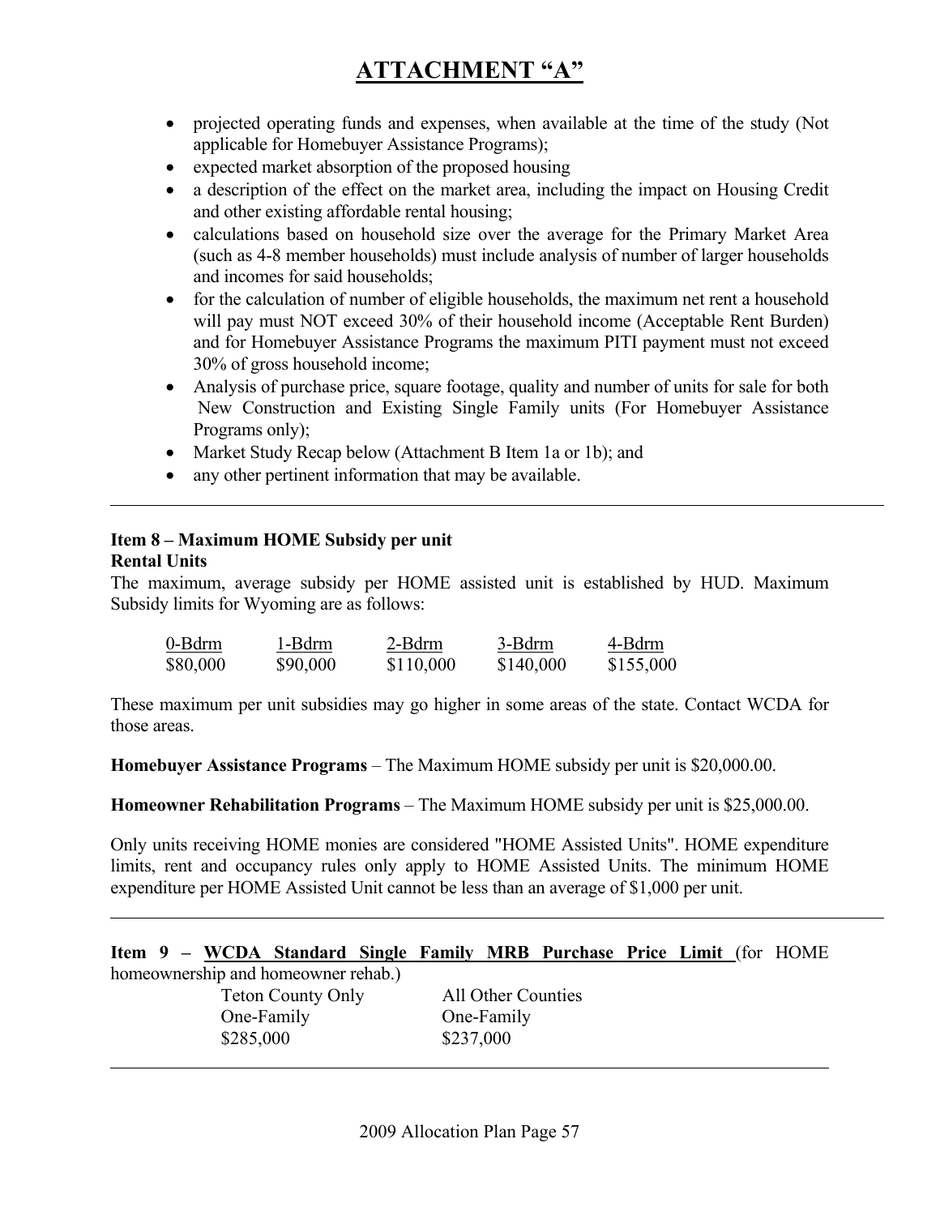# ATTACHMENT "A"

- projected operating funds and expenses, when available at the time of the study (Not applicable for Homebuyer Assistance Programs);
- expected market absorption of the proposed housing
- a description of the effect on the market area, including the impact on Housing Credit and other existing affordable rental housing;
- calculations based on household size over the average for the Primary Market Area (such as 4-8 member households) must include analysis of number of larger households and incomes for said households;
- for the calculation of number of eligible households, the maximum net rent a household will pay must NOT exceed 30% of their household income (Acceptable Rent Burden) and for Homebuyer Assistance Programs the maximum PITI payment must not exceed 30% of gross household income;
- Analysis of purchase price, square footage, quality and number of units for sale for both New Construction and Existing Single Family units (For Homebuyer Assistance Programs only);
- Market Study Recap below (Attachment B Item 1a or 1b); and
- any other pertinent information that may be available.

---

**Item 8 – Maximum HOME Subsidy per unit**
**Rental Units**

The maximum, average subsidy per HOME assisted unit is established by HUD. Maximum Subsidy limits for Wyoming are as follows:

| 0-Bdrm | 1-Bdrm | 2-Bdrm | 3-Bdrm | 4-Bdrm |
|---|---|---|---|---|
| $80,000 | $90,000 | $110,000 | $140,000 | $155,000 |

These maximum per unit subsidies may go higher in some areas of the state. Contact WCDA for those areas.

**Homebuyer Assistance Programs** – The Maximum HOME subsidy per unit is $20,000.00.

**Homeowner Rehabilitation Programs** – The Maximum HOME subsidy per unit is $25,000.00.

Only units receiving HOME monies are considered "HOME Assisted Units". HOME expenditure limits, rent and occupancy rules only apply to HOME Assisted Units. The minimum HOME expenditure per HOME Assisted Unit cannot be less than an average of $1,000 per unit.

---

**Item 9 – <u>WCDA Standard Single Family MRB Purchase Price Limit</u>** (for HOME homeownership and homeowner rehab.)

| Teton County Only | All Other Counties |
|---|---|
| One-Family | One-Family |
| $285,000 | $237,000 |

---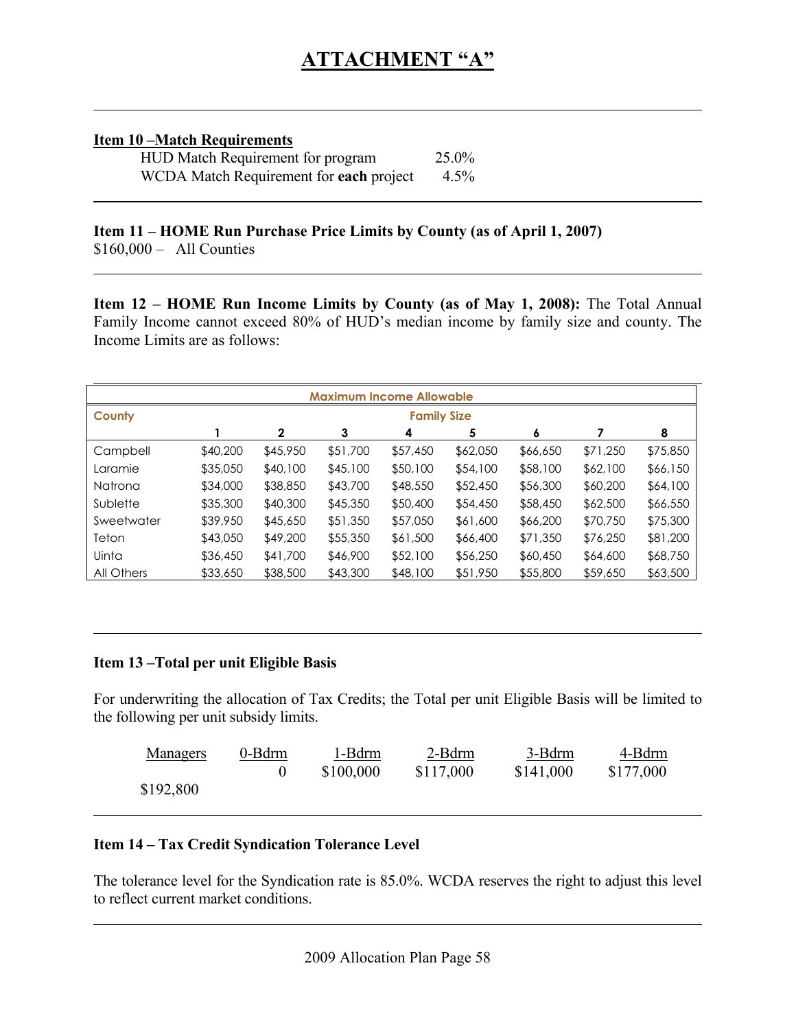# ATTACHMENT "A"

**Item 10 –Match Requirements**

| | |
|---|---|
| HUD Match Requirement for program | 25.0% |
| WCDA Match Requirement for **each** project | 4.5% |

**Item 11 – HOME Run Purchase Price Limits by County (as of April 1, 2007)**
$160,000 – All Counties

**Item 12 – HOME Run Income Limits by County (as of May 1, 2008):** The Total Annual Family Income cannot exceed 80% of HUD's median income by family size and county. The Income Limits are as follows:

| Maximum Income Allowable | | | | | | | | |
|---|---|---|---|---|---|---|---|---|
| **County** | **Family Size** | | | | | | | |
| | **1** | **2** | **3** | **4** | **5** | **6** | **7** | **8** |
| Campbell | $40,200 | $45,950 | $51,700 | $57,450 | $62,050 | $66,650 | $71,250 | $75,850 |
| Laramie | $35,050 | $40,100 | $45,100 | $50,100 | $54,100 | $58,100 | $62,100 | $66,150 |
| Natrona | $34,000 | $38,850 | $43,700 | $48,550 | $52,450 | $56,300 | $60,200 | $64,100 |
| Sublette | $35,300 | $40,300 | $45,350 | $50,400 | $54,450 | $58,450 | $62,500 | $66,550 |
| Sweetwater | $39,950 | $45,650 | $51,350 | $57,050 | $61,600 | $66,200 | $70,750 | $75,300 |
| Teton | $43,050 | $49,200 | $55,350 | $61,500 | $66,400 | $71,350 | $76,250 | $81,200 |
| Uinta | $36,450 | $41,700 | $46,900 | $52,100 | $56,250 | $60,450 | $64,600 | $68,750 |
| All Others | $33,650 | $38,500 | $43,300 | $48,100 | $51,950 | $55,800 | $59,650 | $63,500 |

**Item 13 –Total per unit Eligible Basis**

For underwriting the allocation of Tax Credits; the Total per unit Eligible Basis will be limited to the following per unit subsidy limits.

| Managers | 0-Bdrm | 1-Bdrm | 2-Bdrm | 3-Bdrm | 4-Bdrm |
|---|---|---|---|---|---|
| $192,800 | 0 | $100,000 | $117,000 | $141,000 | $177,000 |

**Item 14 – Tax Credit Syndication Tolerance Level**

The tolerance level for the Syndication rate is 85.0%. WCDA reserves the right to adjust this level to reflect current market conditions.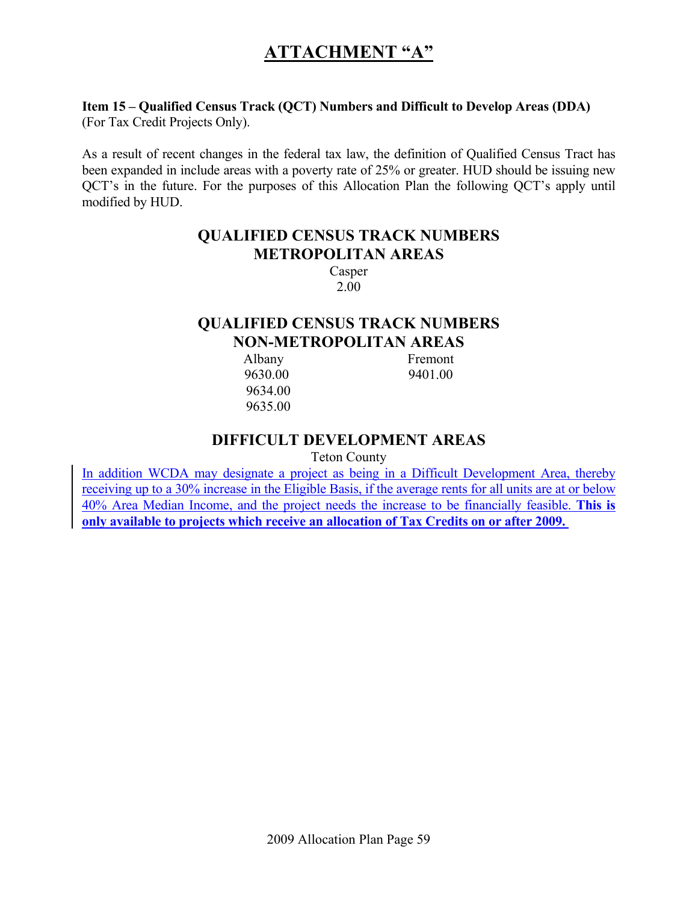# ATTACHMENT "A"

**Item 15 – Qualified Census Track (QCT) Numbers and Difficult to Develop Areas (DDA)** (For Tax Credit Projects Only).

As a result of recent changes in the federal tax law, the definition of Qualified Census Tract has been expanded in include areas with a poverty rate of 25% or greater. HUD should be issuing new QCT's in the future. For the purposes of this Allocation Plan the following QCT's apply until modified by HUD.

## QUALIFIED CENSUS TRACK NUMBERS METROPOLITAN AREAS

Casper
2.00

## QUALIFIED CENSUS TRACK NUMBERS NON-METROPOLITAN AREAS

| Albany | Fremont |
|---|---|
| 9630.00 | 9401.00 |
| 9634.00 | |
| 9635.00 | |

## DIFFICULT DEVELOPMENT AREAS

Teton County

In addition WCDA may designate a project as being in a Difficult Development Area, thereby receiving up to a 30% increase in the Eligible Basis, if the average rents for all units are at or below 40% Area Median Income, and the project needs the increase to be financially feasible. **This is only available to projects which receive an allocation of Tax Credits on or after 2009.**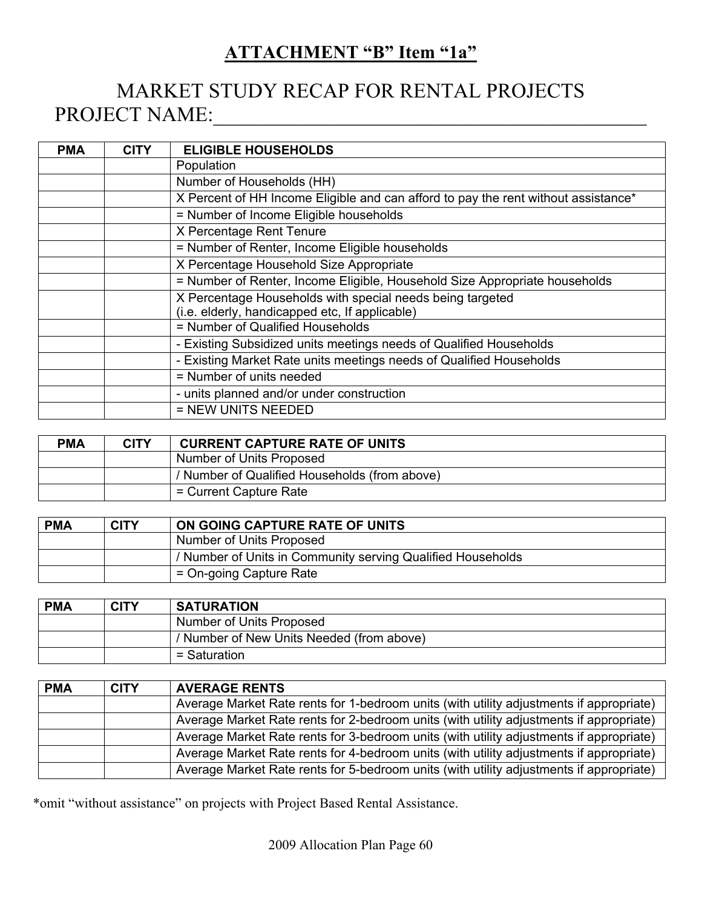## ATTACHMENT "B" Item "1a"

# MARKET STUDY RECAP FOR RENTAL PROJECTS

PROJECT NAME:___________________________________________

| PMA | CITY | ELIGIBLE HOUSEHOLDS |
|---|---|---|
| | | Population |
| | | Number of Households (HH) |
| | | X Percent of HH Income Eligible and can afford to pay the rent without assistance* |
| | | = Number of Income Eligible households |
| | | X Percentage Rent Tenure |
| | | = Number of Renter, Income Eligible households |
| | | X Percentage Household Size Appropriate |
| | | = Number of Renter, Income Eligible, Household Size Appropriate households |
| | | X Percentage Households with special needs being targeted (i.e. elderly, handicapped etc, If applicable) |
| | | = Number of Qualified Households |
| | | - Existing Subsidized units meetings needs of Qualified Households |
| | | - Existing Market Rate units meetings needs of Qualified Households |
| | | = Number of units needed |
| | | - units planned and/or under construction |
| | | = NEW UNITS NEEDED |

| PMA | CITY | CURRENT CAPTURE RATE OF UNITS |
|---|---|---|
| | | Number of Units Proposed |
| | | / Number of Qualified Households (from above) |
| | | = Current Capture Rate |

| PMA | CITY | ON GOING CAPTURE RATE OF UNITS |
|---|---|---|
| | | Number of Units Proposed |
| | | / Number of Units in Community serving Qualified Households |
| | | = On-going Capture Rate |

| PMA | CITY | SATURATION |
|---|---|---|
| | | Number of Units Proposed |
| | | / Number of New Units Needed (from above) |
| | | = Saturation |

| PMA | CITY | AVERAGE RENTS |
|---|---|---|
| | | Average Market Rate rents for 1-bedroom units (with utility adjustments if appropriate) |
| | | Average Market Rate rents for 2-bedroom units (with utility adjustments if appropriate) |
| | | Average Market Rate rents for 3-bedroom units (with utility adjustments if appropriate) |
| | | Average Market Rate rents for 4-bedroom units (with utility adjustments if appropriate) |
| | | Average Market Rate rents for 5-bedroom units (with utility adjustments if appropriate) |

*omit "without assistance" on projects with Project Based Rental Assistance.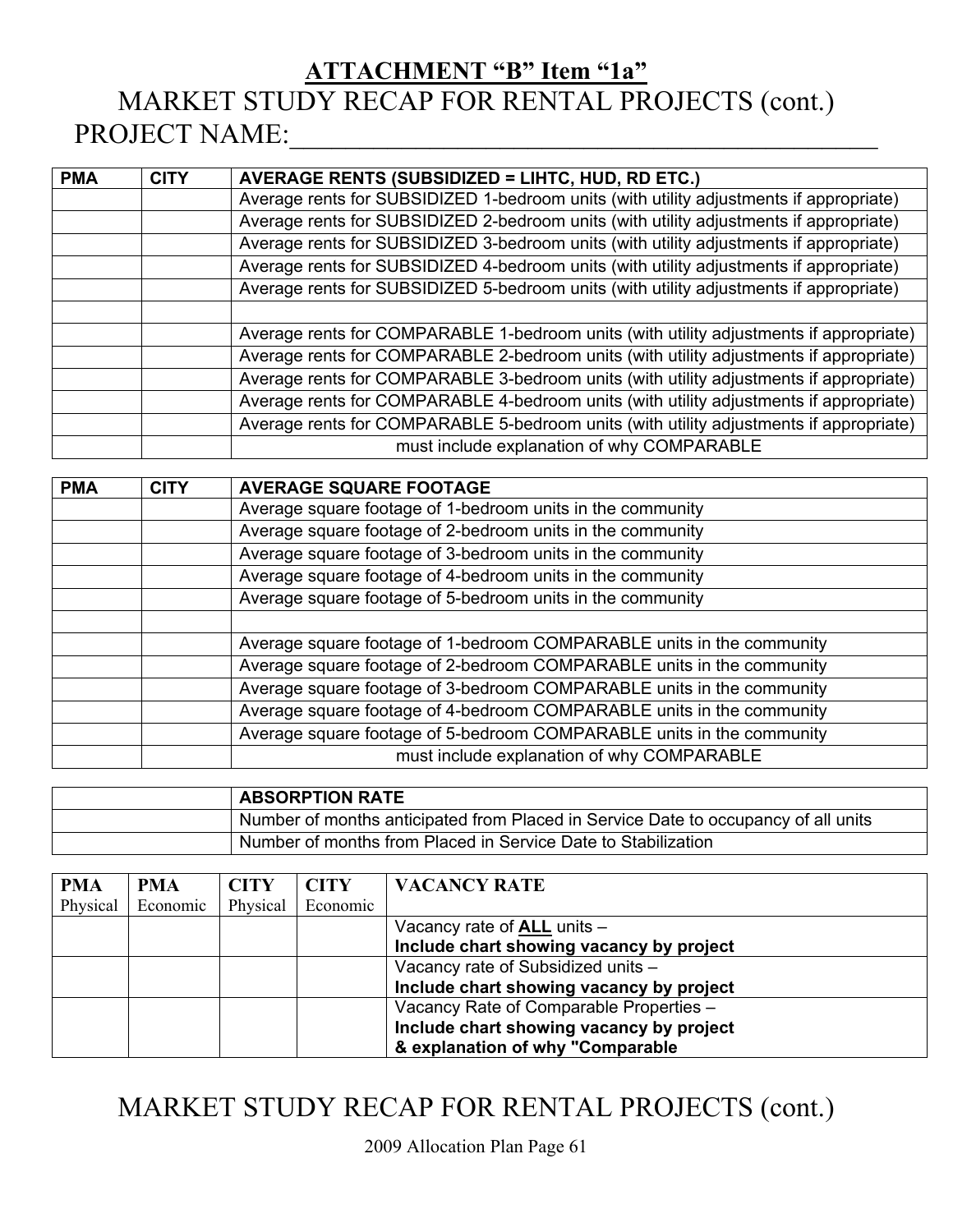## ATTACHMENT "B" Item "1a"

# MARKET STUDY RECAP FOR RENTAL PROJECTS (cont.)

PROJECT NAME:\_\_\_\_\_\_\_\_\_\_\_\_\_\_\_\_\_\_\_\_\_\_\_\_\_\_\_\_\_\_\_\_\_\_\_\_\_\_\_\_\_\_\_\_

| PMA | CITY | AVERAGE RENTS (SUBSIDIZED = LIHTC, HUD, RD ETC.) |
|---|---|---|
| | | Average rents for SUBSIDIZED 1-bedroom units (with utility adjustments if appropriate) |
| | | Average rents for SUBSIDIZED 2-bedroom units (with utility adjustments if appropriate) |
| | | Average rents for SUBSIDIZED 3-bedroom units (with utility adjustments if appropriate) |
| | | Average rents for SUBSIDIZED 4-bedroom units (with utility adjustments if appropriate) |
| | | Average rents for SUBSIDIZED 5-bedroom units (with utility adjustments if appropriate) |
| | | |
| | | Average rents for COMPARABLE 1-bedroom units (with utility adjustments if appropriate) |
| | | Average rents for COMPARABLE 2-bedroom units (with utility adjustments if appropriate) |
| | | Average rents for COMPARABLE 3-bedroom units (with utility adjustments if appropriate) |
| | | Average rents for COMPARABLE 4-bedroom units (with utility adjustments if appropriate) |
| | | Average rents for COMPARABLE 5-bedroom units (with utility adjustments if appropriate) |
| | | must include explanation of why COMPARABLE |

| PMA | CITY | AVERAGE SQUARE FOOTAGE |
|---|---|---|
| | | Average square footage of 1-bedroom units in the community |
| | | Average square footage of 2-bedroom units in the community |
| | | Average square footage of 3-bedroom units in the community |
| | | Average square footage of 4-bedroom units in the community |
| | | Average square footage of 5-bedroom units in the community |
| | | |
| | | Average square footage of 1-bedroom COMPARABLE units in the community |
| | | Average square footage of 2-bedroom COMPARABLE units in the community |
| | | Average square footage of 3-bedroom COMPARABLE units in the community |
| | | Average square footage of 4-bedroom COMPARABLE units in the community |
| | | Average square footage of 5-bedroom COMPARABLE units in the community |
| | | must include explanation of why COMPARABLE |

| | ABSORPTION RATE |
|---|---|
| | Number of months anticipated from Placed in Service Date to occupancy of all units |
| | Number of months from Placed in Service Date to Stabilization |

| PMA Physical | PMA Economic | CITY Physical | CITY Economic | VACANCY RATE |
|---|---|---|---|---|
| | | | | Vacancy rate of **ALL** units – **Include chart showing vacancy by project** |
| | | | | Vacancy rate of Subsidized units – **Include chart showing vacancy by project** |
| | | | | Vacancy Rate of Comparable Properties – **Include chart showing vacancy by project & explanation of why "Comparable** |

# MARKET STUDY RECAP FOR RENTAL PROJECTS (cont.)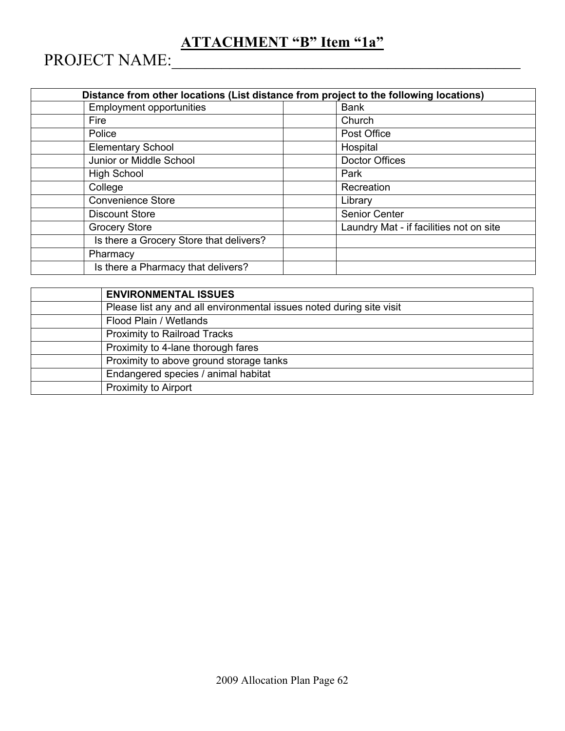## ATTACHMENT "B" Item "1a"

PROJECT NAME:_______________________________________________

| Distance from other locations (List distance from project to the following locations) | | | |
|---|---|---|---|
| | Employment opportunities | | Bank |
| | Fire | | Church |
| | Police | | Post Office |
| | Elementary School | | Hospital |
| | Junior or Middle School | | Doctor Offices |
| | High School | | Park |
| | College | | Recreation |
| | Convenience Store | | Library |
| | Discount Store | | Senior Center |
| | Grocery Store | | Laundry Mat - if facilities not on site |
| | Is there a Grocery Store that delivers? | | |
| | Pharmacy | | |
| | Is there a Pharmacy that delivers? | | |

| | **ENVIRONMENTAL ISSUES** |
|---|---|
| | Please list any and all environmental issues noted during site visit |
| | Flood Plain / Wetlands |
| | Proximity to Railroad Tracks |
| | Proximity to 4-lane thorough fares |
| | Proximity to above ground storage tanks |
| | Endangered species / animal habitat |
| | Proximity to Airport |

2009 Allocation Plan Page 62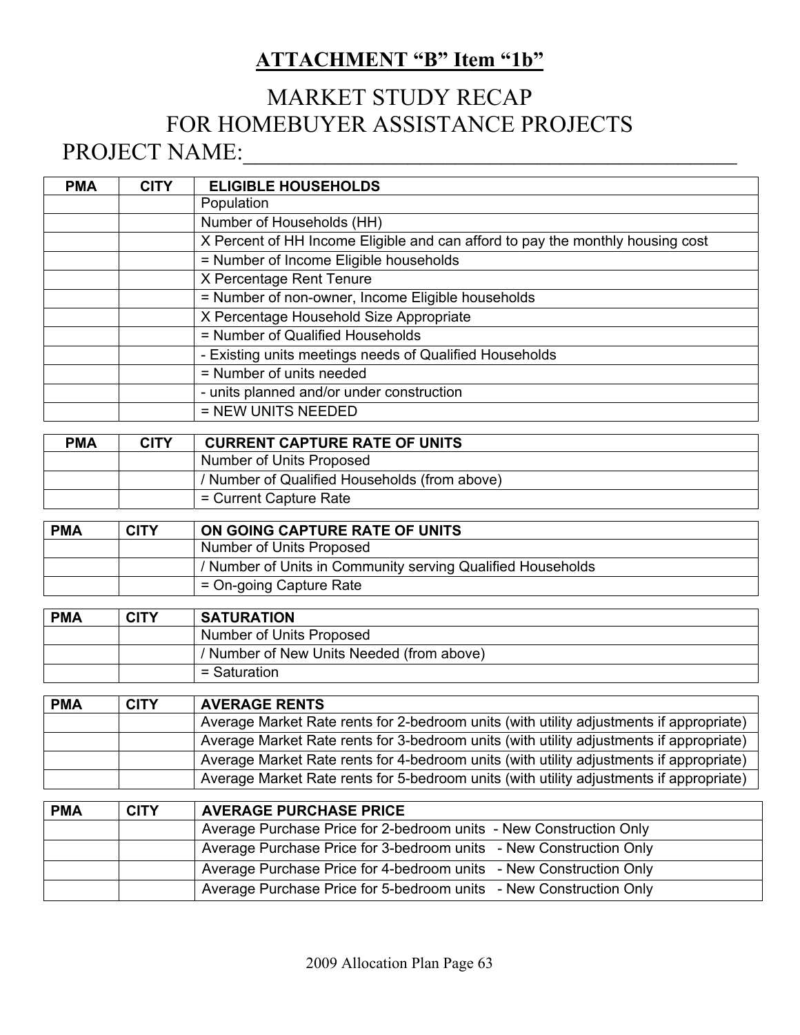## ATTACHMENT "B" Item "1b"

# MARKET STUDY RECAP FOR HOMEBUYER ASSISTANCE PROJECTS

PROJECT NAME:_______________________________________________

| PMA | CITY | ELIGIBLE HOUSEHOLDS |
|---|---|---|
| | | Population |
| | | Number of Households (HH) |
| | | X Percent of HH Income Eligible and can afford to pay the monthly housing cost |
| | | = Number of Income Eligible households |
| | | X Percentage Rent Tenure |
| | | = Number of non-owner, Income Eligible households |
| | | X Percentage Household Size Appropriate |
| | | = Number of Qualified Households |
| | | - Existing units meetings needs of Qualified Households |
| | | = Number of units needed |
| | | - units planned and/or under construction |
| | | = NEW UNITS NEEDED |

| PMA | CITY | CURRENT CAPTURE RATE OF UNITS |
|---|---|---|
| | | Number of Units Proposed |
| | | / Number of Qualified Households (from above) |
| | | = Current Capture Rate |

| PMA | CITY | ON GOING CAPTURE RATE OF UNITS |
|---|---|---|
| | | Number of Units Proposed |
| | | / Number of Units in Community serving Qualified Households |
| | | = On-going Capture Rate |

| PMA | CITY | SATURATION |
|---|---|---|
| | | Number of Units Proposed |
| | | / Number of New Units Needed (from above) |
| | | = Saturation |

| PMA | CITY | AVERAGE RENTS |
|---|---|---|
| | | Average Market Rate rents for 2-bedroom units (with utility adjustments if appropriate) |
| | | Average Market Rate rents for 3-bedroom units (with utility adjustments if appropriate) |
| | | Average Market Rate rents for 4-bedroom units (with utility adjustments if appropriate) |
| | | Average Market Rate rents for 5-bedroom units (with utility adjustments if appropriate) |

| PMA | CITY | AVERAGE PURCHASE PRICE |
|---|---|---|
| | | Average Purchase Price for 2-bedroom units - New Construction Only |
| | | Average Purchase Price for 3-bedroom units - New Construction Only |
| | | Average Purchase Price for 4-bedroom units - New Construction Only |
| | | Average Purchase Price for 5-bedroom units - New Construction Only |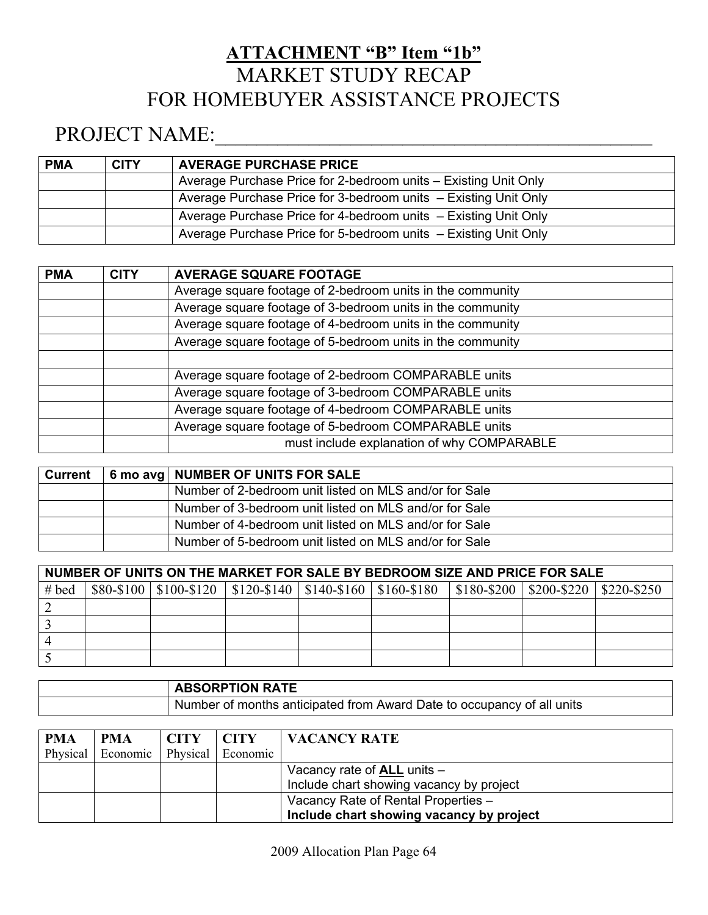# ATTACHMENT "B" Item "1b"

# MARKET STUDY RECAP FOR HOMEBUYER ASSISTANCE PROJECTS

## PROJECT NAME:___________________________________________

| PMA | CITY | AVERAGE PURCHASE PRICE |
|---|---|---|
| | | Average Purchase Price for 2-bedroom units – Existing Unit Only |
| | | Average Purchase Price for 3-bedroom units – Existing Unit Only |
| | | Average Purchase Price for 4-bedroom units – Existing Unit Only |
| | | Average Purchase Price for 5-bedroom units – Existing Unit Only |

| PMA | CITY | AVERAGE SQUARE FOOTAGE |
|---|---|---|
| | | Average square footage of 2-bedroom units in the community |
| | | Average square footage of 3-bedroom units in the community |
| | | Average square footage of 4-bedroom units in the community |
| | | Average square footage of 5-bedroom units in the community |
| | | |
| | | Average square footage of 2-bedroom COMPARABLE units |
| | | Average square footage of 3-bedroom COMPARABLE units |
| | | Average square footage of 4-bedroom COMPARABLE units |
| | | Average square footage of 5-bedroom COMPARABLE units |
| | | must include explanation of why COMPARABLE |

| Current | 6 mo avg | NUMBER OF UNITS FOR SALE |
|---|---|---|
| | | Number of 2-bedroom unit listed on MLS and/or for Sale |
| | | Number of 3-bedroom unit listed on MLS and/or for Sale |
| | | Number of 4-bedroom unit listed on MLS and/or for Sale |
| | | Number of 5-bedroom unit listed on MLS and/or for Sale |

| NUMBER OF UNITS ON THE MARKET FOR SALE BY BEDROOM SIZE AND PRICE FOR SALE | | | | | | | | |
|---|---|---|---|---|---|---|---|---|
| # bed | $80-$100 | $100-$120 | $120-$140 | $140-$160 | $160-$180 | $180-$200 | $200-$220 | $220-$250 |
| 2 | | | | | | | | |
| 3 | | | | | | | | |
| 4 | | | | | | | | |
| 5 | | | | | | | | |

| | ABSORPTION RATE |
|---|---|
| | Number of months anticipated from Award Date to occupancy of all units |

| PMA Physical | PMA Economic | CITY Physical | CITY Economic | VACANCY RATE |
|---|---|---|---|---|
| | | | | Vacancy rate of **ALL** units – Include chart showing vacancy by project |
| | | | | Vacancy Rate of Rental Properties – **Include chart showing vacancy by project** |

2009 Allocation Plan Page 64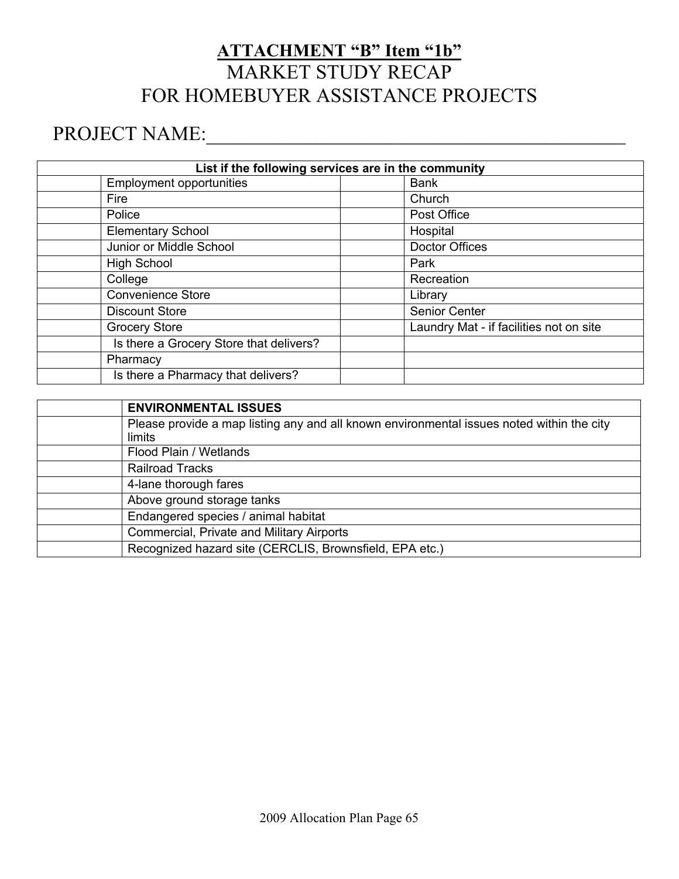# ATTACHMENT "B" Item "1b"

# MARKET STUDY RECAP FOR HOMEBUYER ASSISTANCE PROJECTS

## PROJECT NAME:_____________________________________________

| List if the following services are in the community | | | |
|---|---|---|---|
| | Employment opportunities | | Bank |
| | Fire | | Church |
| | Police | | Post Office |
| | Elementary School | | Hospital |
| | Junior or Middle School | | Doctor Offices |
| | High School | | Park |
| | College | | Recreation |
| | Convenience Store | | Library |
| | Discount Store | | Senior Center |
| | Grocery Store | | Laundry Mat - if facilities not on site |
| | Is there a Grocery Store that delivers? | | |
| | Pharmacy | | |
| | Is there a Pharmacy that delivers? | | |

| | ENVIRONMENTAL ISSUES |
|---|---|
| | Please provide a map listing any and all known environmental issues noted within the city limits |
| | Flood Plain / Wetlands |
| | Railroad Tracks |
| | 4-lane thorough fares |
| | Above ground storage tanks |
| | Endangered species / animal habitat |
| | Commercial, Private and Military Airports |
| | Recognized hazard site (CERCLIS, Brownsfield, EPA etc.) |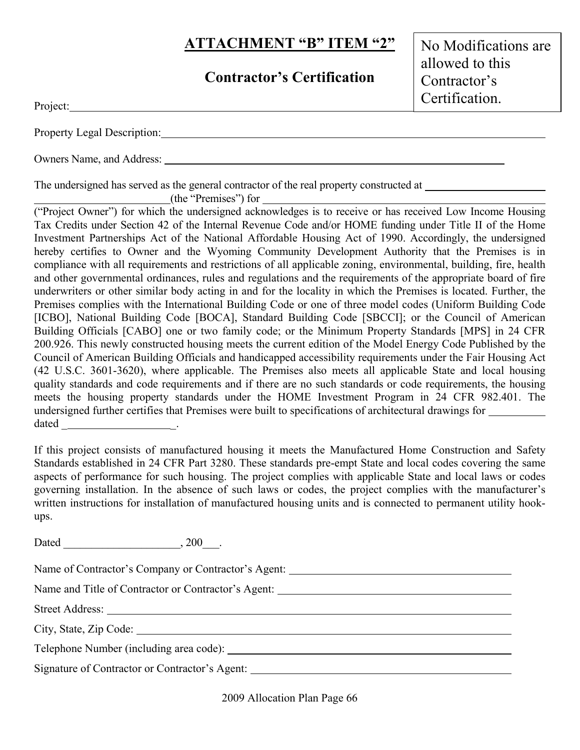# ATTACHMENT "B" ITEM "2"

## Contractor's Certification

> No Modifications are allowed to this Contractor's Certification.

Project: ______________________________________________________________

Property Legal Description: ______________________________________________________________

Owners Name, and Address: ______________________________________________________________

The undersigned has served as the general contractor of the real property constructed at ______________________ ______________________(the "Premises") for ______________________________________________ ("Project Owner") for which the undersigned acknowledges is to receive or has received Low Income Housing Tax Credits under Section 42 of the Internal Revenue Code and/or HOME funding under Title II of the Home Investment Partnerships Act of the National Affordable Housing Act of 1990. Accordingly, the undersigned hereby certifies to Owner and the Wyoming Community Development Authority that the Premises is in compliance with all requirements and restrictions of all applicable zoning, environmental, building, fire, health and other governmental ordinances, rules and regulations and the requirements of the appropriate board of fire underwriters or other similar body acting in and for the locality in which the Premises is located. Further, the Premises complies with the International Building Code or one of three model codes (Uniform Building Code [ICBO], National Building Code [BOCA], Standard Building Code [SBCCI]; or the Council of American Building Officials [CABO] one or two family code; or the Minimum Property Standards [MPS] in 24 CFR 200.926. This newly constructed housing meets the current edition of the Model Energy Code Published by the Council of American Building Officials and handicapped accessibility requirements under the Fair Housing Act (42 U.S.C. 3601-3620), where applicable. The Premises also meets all applicable State and local housing quality standards and code requirements and if there are no such standards or code requirements, the housing meets the housing property standards under the HOME Investment Program in 24 CFR 982.401. The undersigned further certifies that Premises were built to specifications of architectural drawings for __________ dated ____________________.

If this project consists of manufactured housing it meets the Manufactured Home Construction and Safety Standards established in 24 CFR Part 3280. These standards pre-empt State and local codes covering the same aspects of performance for such housing. The project complies with applicable State and local laws or codes governing installation. In the absence of such laws or codes, the project complies with the manufacturer's written instructions for installation of manufactured housing units and is connected to permanent utility hook-ups.

Dated ____________________, 200___.

Name of Contractor's Company or Contractor's Agent: ________________________________________

Name and Title of Contractor or Contractor's Agent: ________________________________________

Street Address: ________________________________________

City, State, Zip Code: ________________________________________

Telephone Number (including area code): ________________________________________

Signature of Contractor or Contractor's Agent: ________________________________________

2009 Allocation Plan Page 66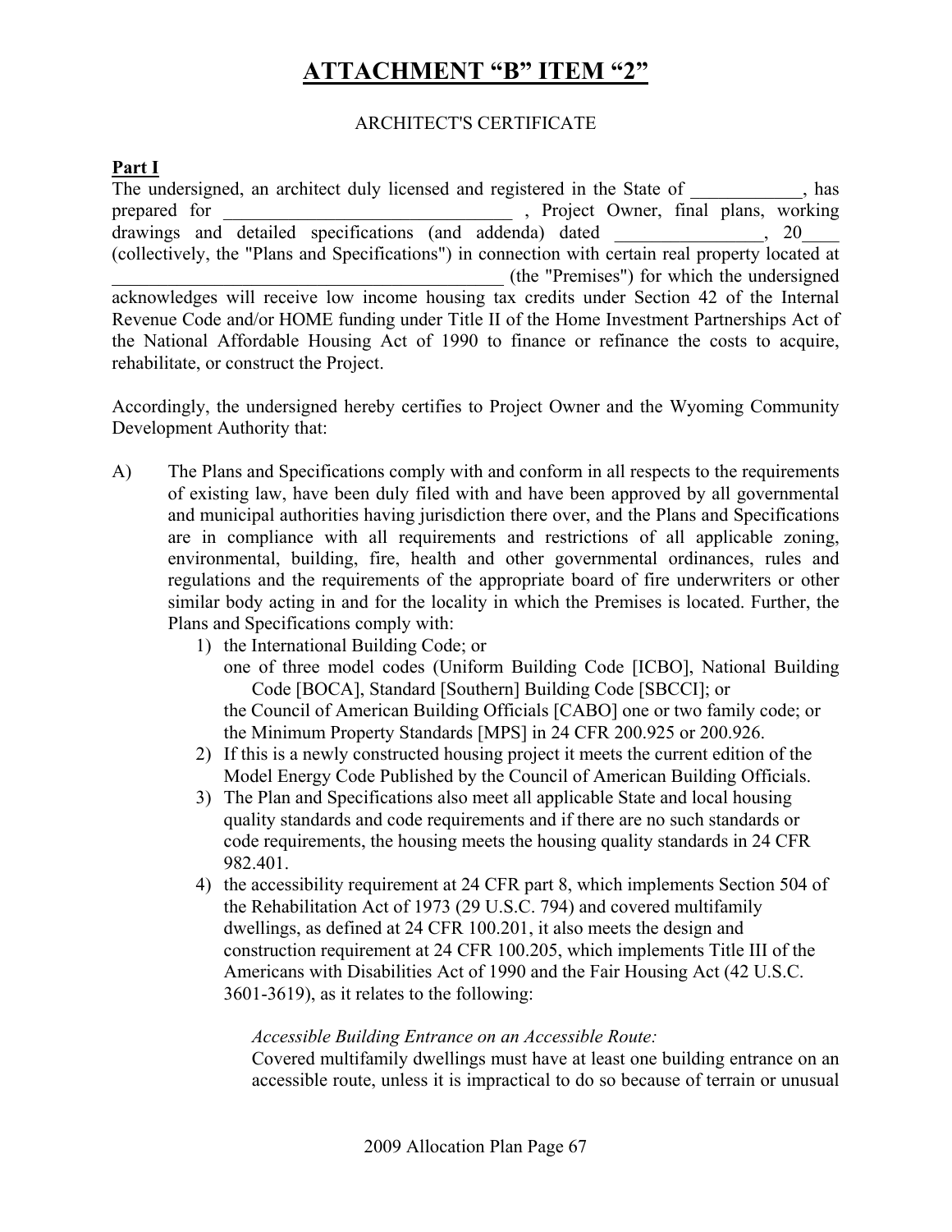# ATTACHMENT "B" ITEM "2"

ARCHITECT'S CERTIFICATE

**Part I**

The undersigned, an architect duly licensed and registered in the State of ____________, has prepared for ________________________________ , Project Owner, final plans, working drawings and detailed specifications (and addenda) dated ________________, 20____ (collectively, the "Plans and Specifications") in connection with certain real property located at __________________________________________ (the "Premises") for which the undersigned acknowledges will receive low income housing tax credits under Section 42 of the Internal Revenue Code and/or HOME funding under Title II of the Home Investment Partnerships Act of the National Affordable Housing Act of 1990 to finance or refinance the costs to acquire, rehabilitate, or construct the Project.

Accordingly, the undersigned hereby certifies to Project Owner and the Wyoming Community Development Authority that:

A) The Plans and Specifications comply with and conform in all respects to the requirements of existing law, have been duly filed with and have been approved by all governmental and municipal authorities having jurisdiction there over, and the Plans and Specifications are in compliance with all requirements and restrictions of all applicable zoning, environmental, building, fire, health and other governmental ordinances, rules and regulations and the requirements of the appropriate board of fire underwriters or other similar body acting in and for the locality in which the Premises is located. Further, the Plans and Specifications comply with:

1) the International Building Code; or
   one of three model codes (Uniform Building Code [ICBO], National Building Code [BOCA], Standard [Southern] Building Code [SBCCI]; or
   the Council of American Building Officials [CABO] one or two family code; or
   the Minimum Property Standards [MPS] in 24 CFR 200.925 or 200.926.
2) If this is a newly constructed housing project it meets the current edition of the Model Energy Code Published by the Council of American Building Officials.
3) The Plan and Specifications also meet all applicable State and local housing quality standards and code requirements and if there are no such standards or code requirements, the housing meets the housing quality standards in 24 CFR 982.401.
4) the accessibility requirement at 24 CFR part 8, which implements Section 504 of the Rehabilitation Act of 1973 (29 U.S.C. 794) and covered multifamily dwellings, as defined at 24 CFR 100.201, it also meets the design and construction requirement at 24 CFR 100.205, which implements Title III of the Americans with Disabilities Act of 1990 and the Fair Housing Act (42 U.S.C. 3601-3619), as it relates to the following:

   *Accessible Building Entrance on an Accessible Route:*
   Covered multifamily dwellings must have at least one building entrance on an accessible route, unless it is impractical to do so because of terrain or unusual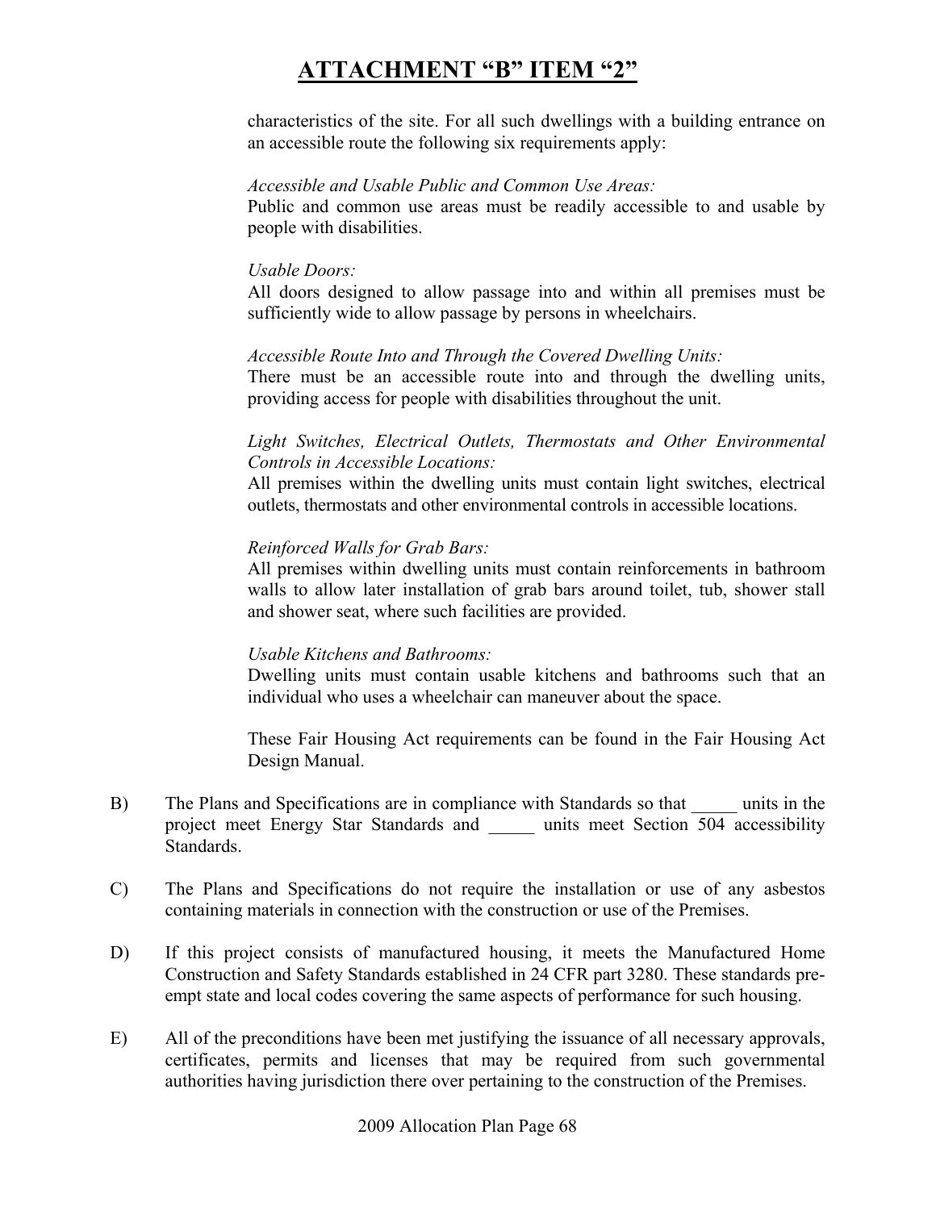# ATTACHMENT "B" ITEM "2"

characteristics of the site. For all such dwellings with a building entrance on an accessible route the following six requirements apply:

*Accessible and Usable Public and Common Use Areas:*
Public and common use areas must be readily accessible to and usable by people with disabilities.

*Usable Doors:*
All doors designed to allow passage into and within all premises must be sufficiently wide to allow passage by persons in wheelchairs.

*Accessible Route Into and Through the Covered Dwelling Units:*
There must be an accessible route into and through the dwelling units, providing access for people with disabilities throughout the unit.

*Light Switches, Electrical Outlets, Thermostats and Other Environmental Controls in Accessible Locations:*
All premises within the dwelling units must contain light switches, electrical outlets, thermostats and other environmental controls in accessible locations.

*Reinforced Walls for Grab Bars:*
All premises within dwelling units must contain reinforcements in bathroom walls to allow later installation of grab bars around toilet, tub, shower stall and shower seat, where such facilities are provided.

*Usable Kitchens and Bathrooms:*
Dwelling units must contain usable kitchens and bathrooms such that an individual who uses a wheelchair can maneuver about the space.

These Fair Housing Act requirements can be found in the Fair Housing Act Design Manual.

B) The Plans and Specifications are in compliance with Standards so that _____ units in the project meet Energy Star Standards and _____ units meet Section 504 accessibility Standards.

C) The Plans and Specifications do not require the installation or use of any asbestos containing materials in connection with the construction or use of the Premises.

D) If this project consists of manufactured housing, it meets the Manufactured Home Construction and Safety Standards established in 24 CFR part 3280. These standards pre-empt state and local codes covering the same aspects of performance for such housing.

E) All of the preconditions have been met justifying the issuance of all necessary approvals, certificates, permits and licenses that may be required from such governmental authorities having jurisdiction there over pertaining to the construction of the Premises.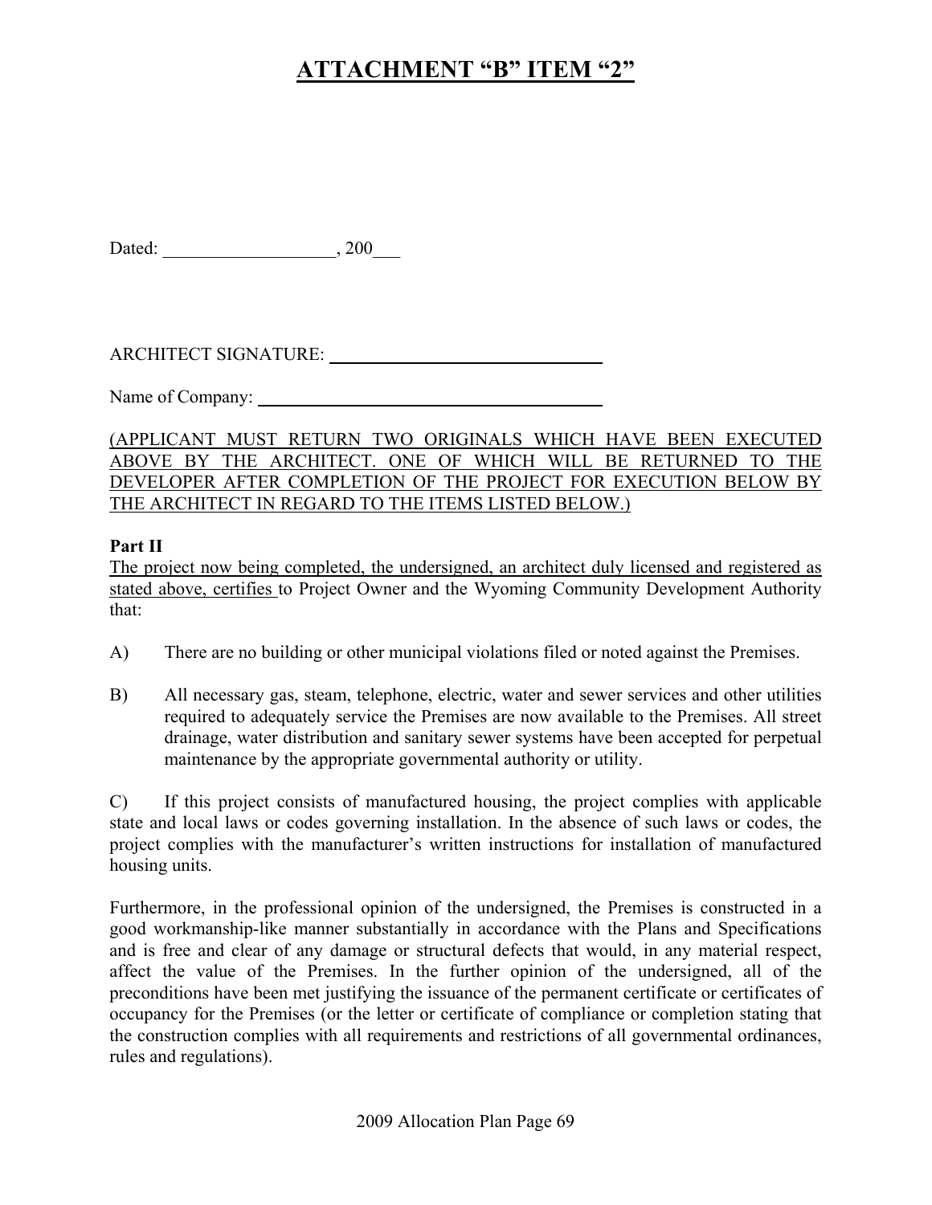# ATTACHMENT "B" ITEM "2"

Dated: ___________________, 200___

ARCHITECT SIGNATURE: ______________________________

Name of Company: ______________________________________

<u>(APPLICANT MUST RETURN TWO ORIGINALS WHICH HAVE BEEN EXECUTED ABOVE BY THE ARCHITECT. ONE OF WHICH WILL BE RETURNED TO THE DEVELOPER AFTER COMPLETION OF THE PROJECT FOR EXECUTION BELOW BY THE ARCHITECT IN REGARD TO THE ITEMS LISTED BELOW.)</u>

**Part II**

<u>The project now being completed, the undersigned, an architect duly licensed and registered as stated above, certifies</u> to Project Owner and the Wyoming Community Development Authority that:

A) There are no building or other municipal violations filed or noted against the Premises.

B) All necessary gas, steam, telephone, electric, water and sewer services and other utilities required to adequately service the Premises are now available to the Premises. All street drainage, water distribution and sanitary sewer systems have been accepted for perpetual maintenance by the appropriate governmental authority or utility.

C) If this project consists of manufactured housing, the project complies with applicable state and local laws or codes governing installation. In the absence of such laws or codes, the project complies with the manufacturer's written instructions for installation of manufactured housing units.

Furthermore, in the professional opinion of the undersigned, the Premises is constructed in a good workmanship-like manner substantially in accordance with the Plans and Specifications and is free and clear of any damage or structural defects that would, in any material respect, affect the value of the Premises. In the further opinion of the undersigned, all of the preconditions have been met justifying the issuance of the permanent certificate or certificates of occupancy for the Premises (or the letter or certificate of compliance or completion stating that the construction complies with all requirements and restrictions of all governmental ordinances, rules and regulations).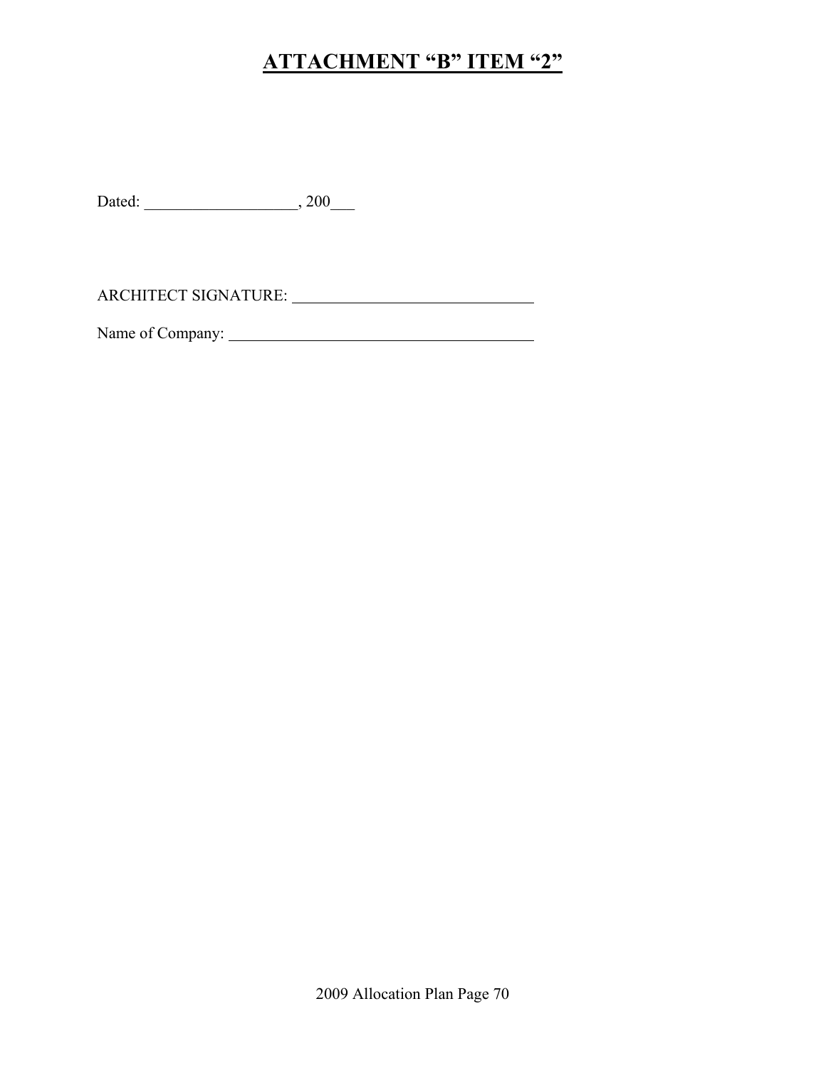# ATTACHMENT "B" ITEM "2"

Dated: ___________________, 200___

ARCHITECT SIGNATURE: ______________________________

Name of Company: ______________________________________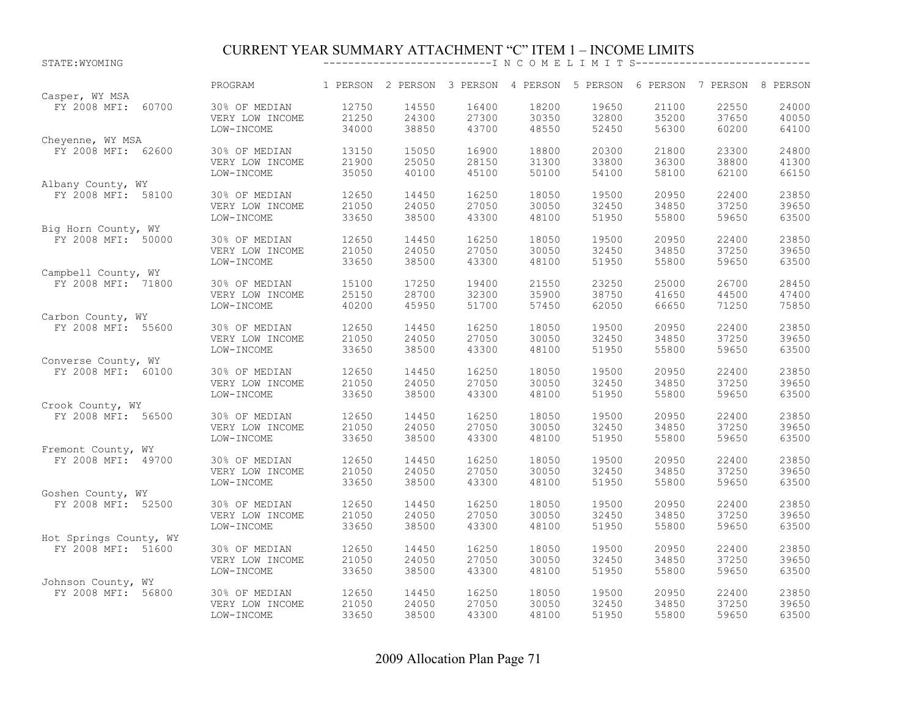# CURRENT YEAR SUMMARY ATTACHMENT "C" ITEM 1 – INCOME LIMITS

STATE:WYOMING

| | PROGRAM | 1 PERSON | 2 PERSON | 3 PERSON | 4 PERSON | 5 PERSON | 6 PERSON | 7 PERSON | 8 PERSON |
|---|---|---|---|---|---|---|---|---|---|
| Casper, WY MSA | | | | | | | | | |
| FY 2008 MFI: 60700 | 30% OF MEDIAN | 12750 | 14550 | 16400 | 18200 | 19650 | 21100 | 22550 | 24000 |
| | VERY LOW INCOME | 21250 | 24300 | 27300 | 30350 | 32800 | 35200 | 37650 | 40050 |
| | LOW-INCOME | 34000 | 38850 | 43700 | 48550 | 52450 | 56300 | 60200 | 64100 |
| Cheyenne, WY MSA | | | | | | | | | |
| FY 2008 MFI: 62600 | 30% OF MEDIAN | 13150 | 15050 | 16900 | 18800 | 20300 | 21800 | 23300 | 24800 |
| | VERY LOW INCOME | 21900 | 25050 | 28150 | 31300 | 33800 | 36300 | 38800 | 41300 |
| | LOW-INCOME | 35050 | 40100 | 45100 | 50100 | 54100 | 58100 | 62100 | 66150 |
| Albany County, WY | | | | | | | | | |
| FY 2008 MFI: 58100 | 30% OF MEDIAN | 12650 | 14450 | 16250 | 18050 | 19500 | 20950 | 22400 | 23850 |
| | VERY LOW INCOME | 21050 | 24050 | 27050 | 30050 | 32450 | 34850 | 37250 | 39650 |
| | LOW-INCOME | 33650 | 38500 | 43300 | 48100 | 51950 | 55800 | 59650 | 63500 |
| Big Horn County, WY | | | | | | | | | |
| FY 2008 MFI: 50000 | 30% OF MEDIAN | 12650 | 14450 | 16250 | 18050 | 19500 | 20950 | 22400 | 23850 |
| | VERY LOW INCOME | 21050 | 24050 | 27050 | 30050 | 32450 | 34850 | 37250 | 39650 |
| | LOW-INCOME | 33650 | 38500 | 43300 | 48100 | 51950 | 55800 | 59650 | 63500 |
| Campbell County, WY | | | | | | | | | |
| FY 2008 MFI: 71800 | 30% OF MEDIAN | 15100 | 17250 | 19400 | 21550 | 23250 | 25000 | 26700 | 28450 |
| | VERY LOW INCOME | 25150 | 28700 | 32300 | 35900 | 38750 | 41650 | 44500 | 47400 |
| | LOW-INCOME | 40200 | 45950 | 51700 | 57450 | 62050 | 66650 | 71250 | 75850 |
| Carbon County, WY | | | | | | | | | |
| FY 2008 MFI: 55600 | 30% OF MEDIAN | 12650 | 14450 | 16250 | 18050 | 19500 | 20950 | 22400 | 23850 |
| | VERY LOW INCOME | 21050 | 24050 | 27050 | 30050 | 32450 | 34850 | 37250 | 39650 |
| | LOW-INCOME | 33650 | 38500 | 43300 | 48100 | 51950 | 55800 | 59650 | 63500 |
| Converse County, WY | | | | | | | | | |
| FY 2008 MFI: 60100 | 30% OF MEDIAN | 12650 | 14450 | 16250 | 18050 | 19500 | 20950 | 22400 | 23850 |
| | VERY LOW INCOME | 21050 | 24050 | 27050 | 30050 | 32450 | 34850 | 37250 | 39650 |
| | LOW-INCOME | 33650 | 38500 | 43300 | 48100 | 51950 | 55800 | 59650 | 63500 |
| Crook County, WY | | | | | | | | | |
| FY 2008 MFI: 56500 | 30% OF MEDIAN | 12650 | 14450 | 16250 | 18050 | 19500 | 20950 | 22400 | 23850 |
| | VERY LOW INCOME | 21050 | 24050 | 27050 | 30050 | 32450 | 34850 | 37250 | 39650 |
| | LOW-INCOME | 33650 | 38500 | 43300 | 48100 | 51950 | 55800 | 59650 | 63500 |
| Fremont County, WY | | | | | | | | | |
| FY 2008 MFI: 49700 | 30% OF MEDIAN | 12650 | 14450 | 16250 | 18050 | 19500 | 20950 | 22400 | 23850 |
| | VERY LOW INCOME | 21050 | 24050 | 27050 | 30050 | 32450 | 34850 | 37250 | 39650 |
| | LOW-INCOME | 33650 | 38500 | 43300 | 48100 | 51950 | 55800 | 59650 | 63500 |
| Goshen County, WY | | | | | | | | | |
| FY 2008 MFI: 52500 | 30% OF MEDIAN | 12650 | 14450 | 16250 | 18050 | 19500 | 20950 | 22400 | 23850 |
| | VERY LOW INCOME | 21050 | 24050 | 27050 | 30050 | 32450 | 34850 | 37250 | 39650 |
| | LOW-INCOME | 33650 | 38500 | 43300 | 48100 | 51950 | 55800 | 59650 | 63500 |
| Hot Springs County, WY | | | | | | | | | |
| FY 2008 MFI: 51600 | 30% OF MEDIAN | 12650 | 14450 | 16250 | 18050 | 19500 | 20950 | 22400 | 23850 |
| | VERY LOW INCOME | 21050 | 24050 | 27050 | 30050 | 32450 | 34850 | 37250 | 39650 |
| | LOW-INCOME | 33650 | 38500 | 43300 | 48100 | 51950 | 55800 | 59650 | 63500 |
| Johnson County, WY | | | | | | | | | |
| FY 2008 MFI: 56800 | 30% OF MEDIAN | 12650 | 14450 | 16250 | 18050 | 19500 | 20950 | 22400 | 23850 |
| | VERY LOW INCOME | 21050 | 24050 | 27050 | 30050 | 32450 | 34850 | 37250 | 39650 |
| | LOW-INCOME | 33650 | 38500 | 43300 | 48100 | 51950 | 55800 | 59650 | 63500 |

2009 Allocation Plan Page 71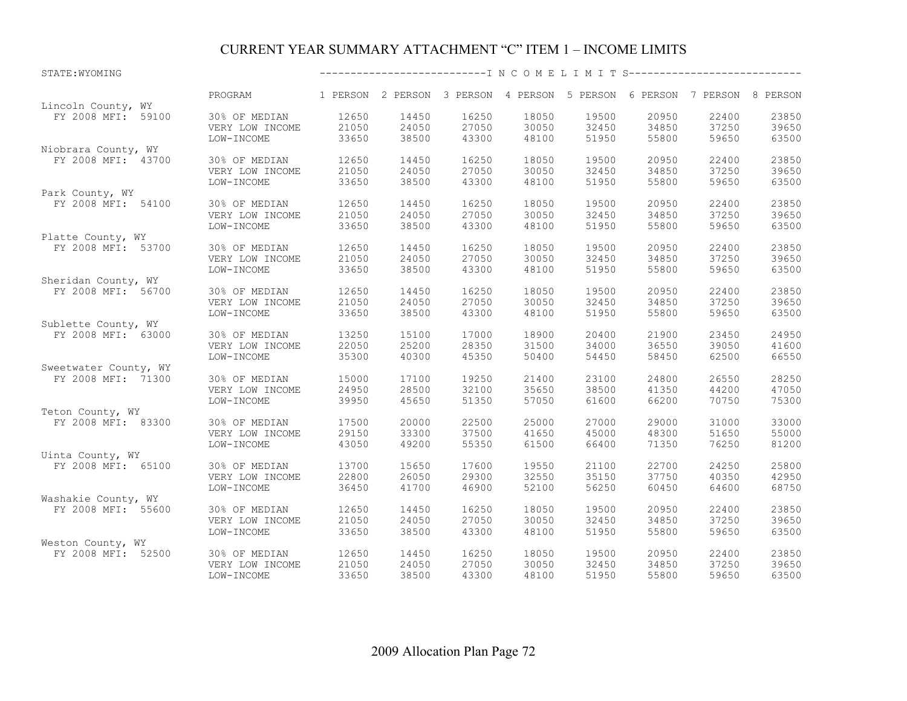# CURRENT YEAR SUMMARY ATTACHMENT "C" ITEM 1 – INCOME LIMITS

STATE:WYOMING

| | PROGRAM | 1 PERSON | 2 PERSON | 3 PERSON | 4 PERSON | 5 PERSON | 6 PERSON | 7 PERSON | 8 PERSON |
|---|---|---|---|---|---|---|---|---|---|
| Lincoln County, WY | | | | | | | | | |
| FY 2008 MFI: 59100 | 30% OF MEDIAN | 12650 | 14450 | 16250 | 18050 | 19500 | 20950 | 22400 | 23850 |
| | VERY LOW INCOME | 21050 | 24050 | 27050 | 30050 | 32450 | 34850 | 37250 | 39650 |
| | LOW-INCOME | 33650 | 38500 | 43300 | 48100 | 51950 | 55800 | 59650 | 63500 |
| Niobrara County, WY | | | | | | | | | |
| FY 2008 MFI: 43700 | 30% OF MEDIAN | 12650 | 14450 | 16250 | 18050 | 19500 | 20950 | 22400 | 23850 |
| | VERY LOW INCOME | 21050 | 24050 | 27050 | 30050 | 32450 | 34850 | 37250 | 39650 |
| | LOW-INCOME | 33650 | 38500 | 43300 | 48100 | 51950 | 55800 | 59650 | 63500 |
| Park County, WY | | | | | | | | | |
| FY 2008 MFI: 54100 | 30% OF MEDIAN | 12650 | 14450 | 16250 | 18050 | 19500 | 20950 | 22400 | 23850 |
| | VERY LOW INCOME | 21050 | 24050 | 27050 | 30050 | 32450 | 34850 | 37250 | 39650 |
| | LOW-INCOME | 33650 | 38500 | 43300 | 48100 | 51950 | 55800 | 59650 | 63500 |
| Platte County, WY | | | | | | | | | |
| FY 2008 MFI: 53700 | 30% OF MEDIAN | 12650 | 14450 | 16250 | 18050 | 19500 | 20950 | 22400 | 23850 |
| | VERY LOW INCOME | 21050 | 24050 | 27050 | 30050 | 32450 | 34850 | 37250 | 39650 |
| | LOW-INCOME | 33650 | 38500 | 43300 | 48100 | 51950 | 55800 | 59650 | 63500 |
| Sheridan County, WY | | | | | | | | | |
| FY 2008 MFI: 56700 | 30% OF MEDIAN | 12650 | 14450 | 16250 | 18050 | 19500 | 20950 | 22400 | 23850 |
| | VERY LOW INCOME | 21050 | 24050 | 27050 | 30050 | 32450 | 34850 | 37250 | 39650 |
| | LOW-INCOME | 33650 | 38500 | 43300 | 48100 | 51950 | 55800 | 59650 | 63500 |
| Sublette County, WY | | | | | | | | | |
| FY 2008 MFI: 63000 | 30% OF MEDIAN | 13250 | 15100 | 17000 | 18900 | 20400 | 21900 | 23450 | 24950 |
| | VERY LOW INCOME | 22050 | 25200 | 28350 | 31500 | 34000 | 36550 | 39050 | 41600 |
| | LOW-INCOME | 35300 | 40300 | 45350 | 50400 | 54450 | 58450 | 62500 | 66550 |
| Sweetwater County, WY | | | | | | | | | |
| FY 2008 MFI: 71300 | 30% OF MEDIAN | 15000 | 17100 | 19250 | 21400 | 23100 | 24800 | 26550 | 28250 |
| | VERY LOW INCOME | 24950 | 28500 | 32100 | 35650 | 38500 | 41350 | 44200 | 47050 |
| | LOW-INCOME | 39950 | 45650 | 51350 | 57050 | 61600 | 66200 | 70750 | 75300 |
| Teton County, WY | | | | | | | | | |
| FY 2008 MFI: 83300 | 30% OF MEDIAN | 17500 | 20000 | 22500 | 25000 | 27000 | 29000 | 31000 | 33000 |
| | VERY LOW INCOME | 29150 | 33300 | 37500 | 41650 | 45000 | 48300 | 51650 | 55000 |
| | LOW-INCOME | 43050 | 49200 | 55350 | 61500 | 66400 | 71350 | 76250 | 81200 |
| Uinta County, WY | | | | | | | | | |
| FY 2008 MFI: 65100 | 30% OF MEDIAN | 13700 | 15650 | 17600 | 19550 | 21100 | 22700 | 24250 | 25800 |
| | VERY LOW INCOME | 22800 | 26050 | 29300 | 32550 | 35150 | 37750 | 40350 | 42950 |
| | LOW-INCOME | 36450 | 41700 | 46900 | 52100 | 56250 | 60450 | 64600 | 68750 |
| Washakie County, WY | | | | | | | | | |
| FY 2008 MFI: 55600 | 30% OF MEDIAN | 12650 | 14450 | 16250 | 18050 | 19500 | 20950 | 22400 | 23850 |
| | VERY LOW INCOME | 21050 | 24050 | 27050 | 30050 | 32450 | 34850 | 37250 | 39650 |
| | LOW-INCOME | 33650 | 38500 | 43300 | 48100 | 51950 | 55800 | 59650 | 63500 |
| Weston County, WY | | | | | | | | | |
| FY 2008 MFI: 52500 | 30% OF MEDIAN | 12650 | 14450 | 16250 | 18050 | 19500 | 20950 | 22400 | 23850 |
| | VERY LOW INCOME | 21050 | 24050 | 27050 | 30050 | 32450 | 34850 | 37250 | 39650 |
| | LOW-INCOME | 33650 | 38500 | 43300 | 48100 | 51950 | 55800 | 59650 | 63500 |

2009 Allocation Plan Page 72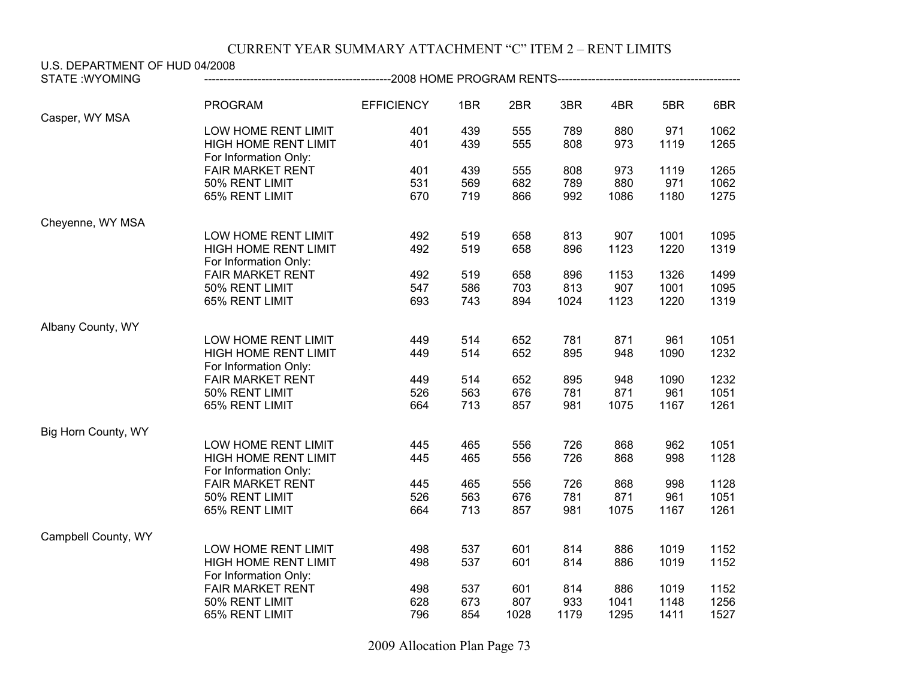# CURRENT YEAR SUMMARY ATTACHMENT "C" ITEM 2 – RENT LIMITS

U.S. DEPARTMENT OF HUD 04/2008
STATE :WYOMING

| | PROGRAM | EFFICIENCY | 1BR | 2BR | 3BR | 4BR | 5BR | 6BR |
|---|---|---|---|---|---|---|---|---|
| | | **2008 HOME PROGRAM RENTS** | | | | | | |
| Casper, WY MSA | | | | | | | | |
| | LOW HOME RENT LIMIT | 401 | 439 | 555 | 789 | 880 | 971 | 1062 |
| | HIGH HOME RENT LIMIT | 401 | 439 | 555 | 808 | 973 | 1119 | 1265 |
| | For Information Only: | | | | | | | |
| | FAIR MARKET RENT | 401 | 439 | 555 | 808 | 973 | 1119 | 1265 |
| | 50% RENT LIMIT | 531 | 569 | 682 | 789 | 880 | 971 | 1062 |
| | 65% RENT LIMIT | 670 | 719 | 866 | 992 | 1086 | 1180 | 1275 |
| Cheyenne, WY MSA | | | | | | | | |
| | LOW HOME RENT LIMIT | 492 | 519 | 658 | 813 | 907 | 1001 | 1095 |
| | HIGH HOME RENT LIMIT | 492 | 519 | 658 | 896 | 1123 | 1220 | 1319 |
| | For Information Only: | | | | | | | |
| | FAIR MARKET RENT | 492 | 519 | 658 | 896 | 1153 | 1326 | 1499 |
| | 50% RENT LIMIT | 547 | 586 | 703 | 813 | 907 | 1001 | 1095 |
| | 65% RENT LIMIT | 693 | 743 | 894 | 1024 | 1123 | 1220 | 1319 |
| Albany County, WY | | | | | | | | |
| | LOW HOME RENT LIMIT | 449 | 514 | 652 | 781 | 871 | 961 | 1051 |
| | HIGH HOME RENT LIMIT | 449 | 514 | 652 | 895 | 948 | 1090 | 1232 |
| | For Information Only: | | | | | | | |
| | FAIR MARKET RENT | 449 | 514 | 652 | 895 | 948 | 1090 | 1232 |
| | 50% RENT LIMIT | 526 | 563 | 676 | 781 | 871 | 961 | 1051 |
| | 65% RENT LIMIT | 664 | 713 | 857 | 981 | 1075 | 1167 | 1261 |
| Big Horn County, WY | | | | | | | | |
| | LOW HOME RENT LIMIT | 445 | 465 | 556 | 726 | 868 | 962 | 1051 |
| | HIGH HOME RENT LIMIT | 445 | 465 | 556 | 726 | 868 | 998 | 1128 |
| | For Information Only: | | | | | | | |
| | FAIR MARKET RENT | 445 | 465 | 556 | 726 | 868 | 998 | 1128 |
| | 50% RENT LIMIT | 526 | 563 | 676 | 781 | 871 | 961 | 1051 |
| | 65% RENT LIMIT | 664 | 713 | 857 | 981 | 1075 | 1167 | 1261 |
| Campbell County, WY | | | | | | | | |
| | LOW HOME RENT LIMIT | 498 | 537 | 601 | 814 | 886 | 1019 | 1152 |
| | HIGH HOME RENT LIMIT | 498 | 537 | 601 | 814 | 886 | 1019 | 1152 |
| | For Information Only: | | | | | | | |
| | FAIR MARKET RENT | 498 | 537 | 601 | 814 | 886 | 1019 | 1152 |
| | 50% RENT LIMIT | 628 | 673 | 807 | 933 | 1041 | 1148 | 1256 |
| | 65% RENT LIMIT | 796 | 854 | 1028 | 1179 | 1295 | 1411 | 1527 |

2009 Allocation Plan Page 73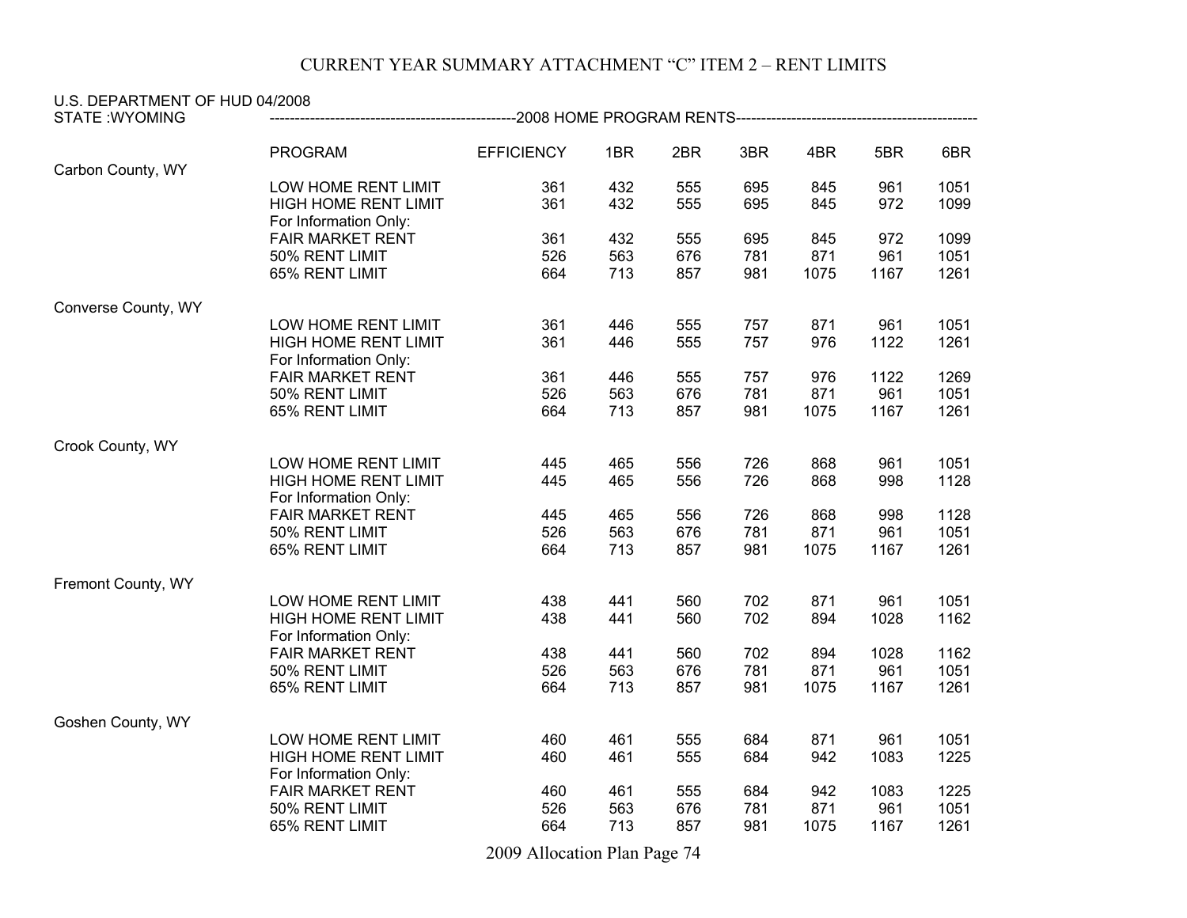# CURRENT YEAR SUMMARY ATTACHMENT "C" ITEM 2 – RENT LIMITS

U.S. DEPARTMENT OF HUD 04/2008

STATE :WYOMING

------------------------------------------------2008 HOME PROGRAM RENTS-----------------------------------------------

| | PROGRAM | EFFICIENCY | 1BR | 2BR | 3BR | 4BR | 5BR | 6BR |
|---|---|---|---|---|---|---|---|---|
| Carbon County, WY | | | | | | | | |
| | LOW HOME RENT LIMIT | 361 | 432 | 555 | 695 | 845 | 961 | 1051 |
| | HIGH HOME RENT LIMIT | 361 | 432 | 555 | 695 | 845 | 972 | 1099 |
| | For Information Only: | | | | | | | |
| | FAIR MARKET RENT | 361 | 432 | 555 | 695 | 845 | 972 | 1099 |
| | 50% RENT LIMIT | 526 | 563 | 676 | 781 | 871 | 961 | 1051 |
| | 65% RENT LIMIT | 664 | 713 | 857 | 981 | 1075 | 1167 | 1261 |
| Converse County, WY | | | | | | | | |
| | LOW HOME RENT LIMIT | 361 | 446 | 555 | 757 | 871 | 961 | 1051 |
| | HIGH HOME RENT LIMIT | 361 | 446 | 555 | 757 | 976 | 1122 | 1261 |
| | For Information Only: | | | | | | | |
| | FAIR MARKET RENT | 361 | 446 | 555 | 757 | 976 | 1122 | 1269 |
| | 50% RENT LIMIT | 526 | 563 | 676 | 781 | 871 | 961 | 1051 |
| | 65% RENT LIMIT | 664 | 713 | 857 | 981 | 1075 | 1167 | 1261 |
| Crook County, WY | | | | | | | | |
| | LOW HOME RENT LIMIT | 445 | 465 | 556 | 726 | 868 | 961 | 1051 |
| | HIGH HOME RENT LIMIT | 445 | 465 | 556 | 726 | 868 | 998 | 1128 |
| | For Information Only: | | | | | | | |
| | FAIR MARKET RENT | 445 | 465 | 556 | 726 | 868 | 998 | 1128 |
| | 50% RENT LIMIT | 526 | 563 | 676 | 781 | 871 | 961 | 1051 |
| | 65% RENT LIMIT | 664 | 713 | 857 | 981 | 1075 | 1167 | 1261 |
| Fremont County, WY | | | | | | | | |
| | LOW HOME RENT LIMIT | 438 | 441 | 560 | 702 | 871 | 961 | 1051 |
| | HIGH HOME RENT LIMIT | 438 | 441 | 560 | 702 | 894 | 1028 | 1162 |
| | For Information Only: | | | | | | | |
| | FAIR MARKET RENT | 438 | 441 | 560 | 702 | 894 | 1028 | 1162 |
| | 50% RENT LIMIT | 526 | 563 | 676 | 781 | 871 | 961 | 1051 |
| | 65% RENT LIMIT | 664 | 713 | 857 | 981 | 1075 | 1167 | 1261 |
| Goshen County, WY | | | | | | | | |
| | LOW HOME RENT LIMIT | 460 | 461 | 555 | 684 | 871 | 961 | 1051 |
| | HIGH HOME RENT LIMIT | 460 | 461 | 555 | 684 | 942 | 1083 | 1225 |
| | For Information Only: | | | | | | | |
| | FAIR MARKET RENT | 460 | 461 | 555 | 684 | 942 | 1083 | 1225 |
| | 50% RENT LIMIT | 526 | 563 | 676 | 781 | 871 | 961 | 1051 |
| | 65% RENT LIMIT | 664 | 713 | 857 | 981 | 1075 | 1167 | 1261 |

2009 Allocation Plan Page 74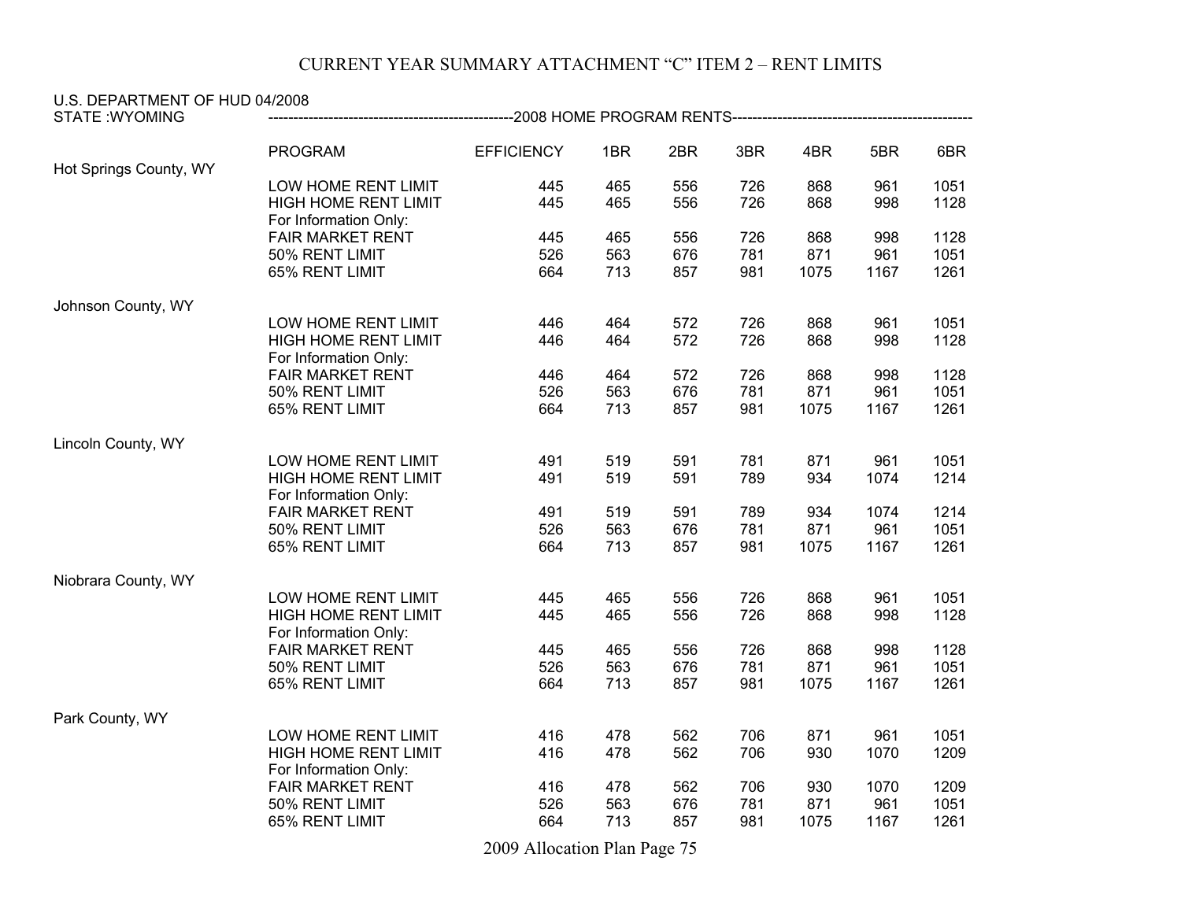# CURRENT YEAR SUMMARY ATTACHMENT "C" ITEM 2 – RENT LIMITS

U.S. DEPARTMENT OF HUD 04/2008
STATE :WYOMING ------------------------------------------------2008 HOME PROGRAM RENTS-----------------------------------------------

| | PROGRAM | EFFICIENCY | 1BR | 2BR | 3BR | 4BR | 5BR | 6BR |
|---|---|---|---|---|---|---|---|---|
| Hot Springs County, WY | | | | | | | | |
| | LOW HOME RENT LIMIT | 445 | 465 | 556 | 726 | 868 | 961 | 1051 |
| | HIGH HOME RENT LIMIT | 445 | 465 | 556 | 726 | 868 | 998 | 1128 |
| | For Information Only: | | | | | | | |
| | FAIR MARKET RENT | 445 | 465 | 556 | 726 | 868 | 998 | 1128 |
| | 50% RENT LIMIT | 526 | 563 | 676 | 781 | 871 | 961 | 1051 |
| | 65% RENT LIMIT | 664 | 713 | 857 | 981 | 1075 | 1167 | 1261 |
| Johnson County, WY | | | | | | | | |
| | LOW HOME RENT LIMIT | 446 | 464 | 572 | 726 | 868 | 961 | 1051 |
| | HIGH HOME RENT LIMIT | 446 | 464 | 572 | 726 | 868 | 998 | 1128 |
| | For Information Only: | | | | | | | |
| | FAIR MARKET RENT | 446 | 464 | 572 | 726 | 868 | 998 | 1128 |
| | 50% RENT LIMIT | 526 | 563 | 676 | 781 | 871 | 961 | 1051 |
| | 65% RENT LIMIT | 664 | 713 | 857 | 981 | 1075 | 1167 | 1261 |
| Lincoln County, WY | | | | | | | | |
| | LOW HOME RENT LIMIT | 491 | 519 | 591 | 781 | 871 | 961 | 1051 |
| | HIGH HOME RENT LIMIT | 491 | 519 | 591 | 789 | 934 | 1074 | 1214 |
| | For Information Only: | | | | | | | |
| | FAIR MARKET RENT | 491 | 519 | 591 | 789 | 934 | 1074 | 1214 |
| | 50% RENT LIMIT | 526 | 563 | 676 | 781 | 871 | 961 | 1051 |
| | 65% RENT LIMIT | 664 | 713 | 857 | 981 | 1075 | 1167 | 1261 |
| Niobrara County, WY | | | | | | | | |
| | LOW HOME RENT LIMIT | 445 | 465 | 556 | 726 | 868 | 961 | 1051 |
| | HIGH HOME RENT LIMIT | 445 | 465 | 556 | 726 | 868 | 998 | 1128 |
| | For Information Only: | | | | | | | |
| | FAIR MARKET RENT | 445 | 465 | 556 | 726 | 868 | 998 | 1128 |
| | 50% RENT LIMIT | 526 | 563 | 676 | 781 | 871 | 961 | 1051 |
| | 65% RENT LIMIT | 664 | 713 | 857 | 981 | 1075 | 1167 | 1261 |
| Park County, WY | | | | | | | | |
| | LOW HOME RENT LIMIT | 416 | 478 | 562 | 706 | 871 | 961 | 1051 |
| | HIGH HOME RENT LIMIT | 416 | 478 | 562 | 706 | 930 | 1070 | 1209 |
| | For Information Only: | | | | | | | |
| | FAIR MARKET RENT | 416 | 478 | 562 | 706 | 930 | 1070 | 1209 |
| | 50% RENT LIMIT | 526 | 563 | 676 | 781 | 871 | 961 | 1051 |
| | 65% RENT LIMIT | 664 | 713 | 857 | 981 | 1075 | 1167 | 1261 |

2009 Allocation Plan Page 75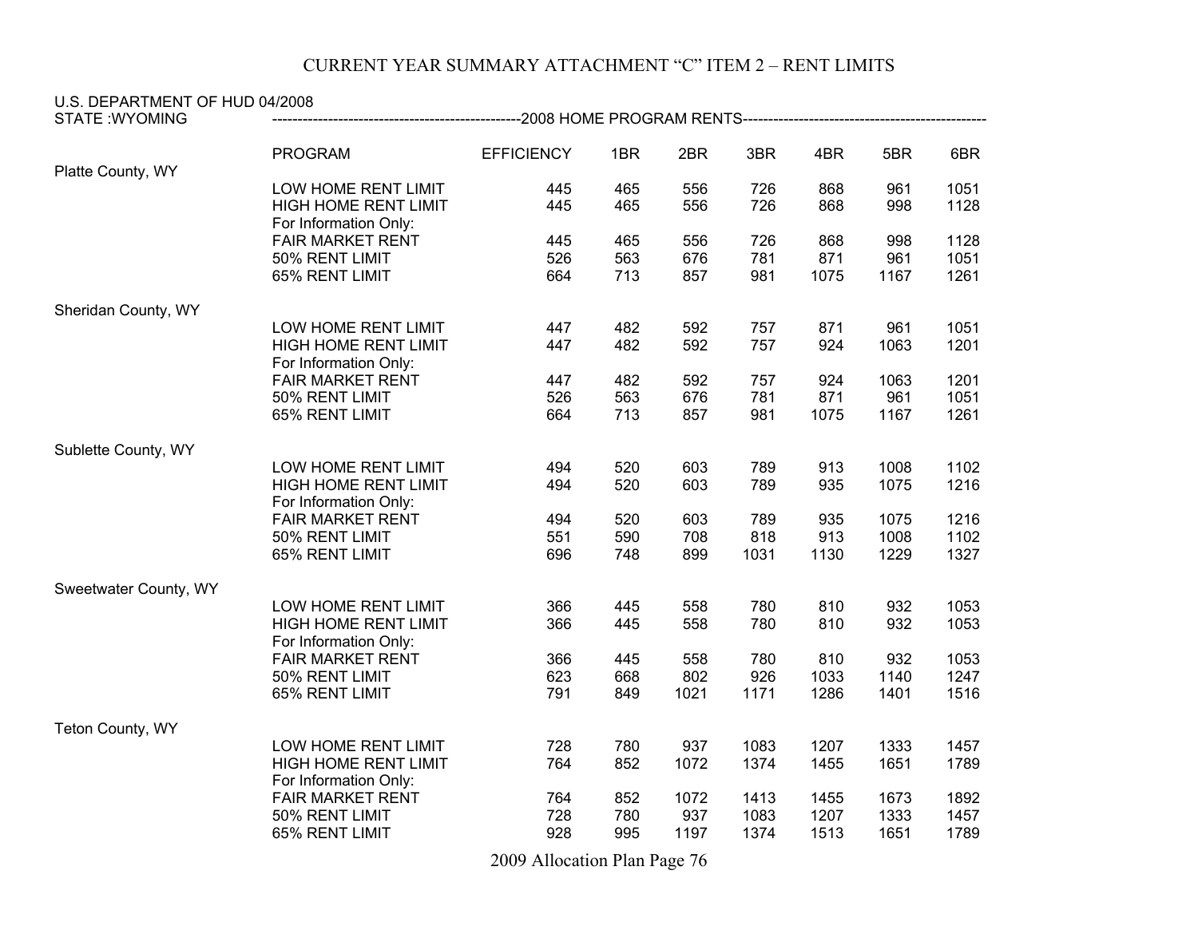CURRENT YEAR SUMMARY ATTACHMENT "C" ITEM 2 – RENT LIMITS

U.S. DEPARTMENT OF HUD 04/2008
STATE :WYOMING

-------------------------------------------------2008 HOME PROGRAM RENTS-----------------------------------------------

| | PROGRAM | EFFICIENCY | 1BR | 2BR | 3BR | 4BR | 5BR | 6BR |
|---|---|---|---|---|---|---|---|---|
| Platte County, WY | | | | | | | | |
| | LOW HOME RENT LIMIT | 445 | 465 | 556 | 726 | 868 | 961 | 1051 |
| | HIGH HOME RENT LIMIT | 445 | 465 | 556 | 726 | 868 | 998 | 1128 |
| | For Information Only: | | | | | | | |
| | FAIR MARKET RENT | 445 | 465 | 556 | 726 | 868 | 998 | 1128 |
| | 50% RENT LIMIT | 526 | 563 | 676 | 781 | 871 | 961 | 1051 |
| | 65% RENT LIMIT | 664 | 713 | 857 | 981 | 1075 | 1167 | 1261 |
| Sheridan County, WY | | | | | | | | |
| | LOW HOME RENT LIMIT | 447 | 482 | 592 | 757 | 871 | 961 | 1051 |
| | HIGH HOME RENT LIMIT | 447 | 482 | 592 | 757 | 924 | 1063 | 1201 |
| | For Information Only: | | | | | | | |
| | FAIR MARKET RENT | 447 | 482 | 592 | 757 | 924 | 1063 | 1201 |
| | 50% RENT LIMIT | 526 | 563 | 676 | 781 | 871 | 961 | 1051 |
| | 65% RENT LIMIT | 664 | 713 | 857 | 981 | 1075 | 1167 | 1261 |
| Sublette County, WY | | | | | | | | |
| | LOW HOME RENT LIMIT | 494 | 520 | 603 | 789 | 913 | 1008 | 1102 |
| | HIGH HOME RENT LIMIT | 494 | 520 | 603 | 789 | 935 | 1075 | 1216 |
| | For Information Only: | | | | | | | |
| | FAIR MARKET RENT | 494 | 520 | 603 | 789 | 935 | 1075 | 1216 |
| | 50% RENT LIMIT | 551 | 590 | 708 | 818 | 913 | 1008 | 1102 |
| | 65% RENT LIMIT | 696 | 748 | 899 | 1031 | 1130 | 1229 | 1327 |
| Sweetwater County, WY | | | | | | | | |
| | LOW HOME RENT LIMIT | 366 | 445 | 558 | 780 | 810 | 932 | 1053 |
| | HIGH HOME RENT LIMIT | 366 | 445 | 558 | 780 | 810 | 932 | 1053 |
| | For Information Only: | | | | | | | |
| | FAIR MARKET RENT | 366 | 445 | 558 | 780 | 810 | 932 | 1053 |
| | 50% RENT LIMIT | 623 | 668 | 802 | 926 | 1033 | 1140 | 1247 |
| | 65% RENT LIMIT | 791 | 849 | 1021 | 1171 | 1286 | 1401 | 1516 |
| Teton County, WY | | | | | | | | |
| | LOW HOME RENT LIMIT | 728 | 780 | 937 | 1083 | 1207 | 1333 | 1457 |
| | HIGH HOME RENT LIMIT | 764 | 852 | 1072 | 1374 | 1455 | 1651 | 1789 |
| | For Information Only: | | | | | | | |
| | FAIR MARKET RENT | 764 | 852 | 1072 | 1413 | 1455 | 1673 | 1892 |
| | 50% RENT LIMIT | 728 | 780 | 937 | 1083 | 1207 | 1333 | 1457 |
| | 65% RENT LIMIT | 928 | 995 | 1197 | 1374 | 1513 | 1651 | 1789 |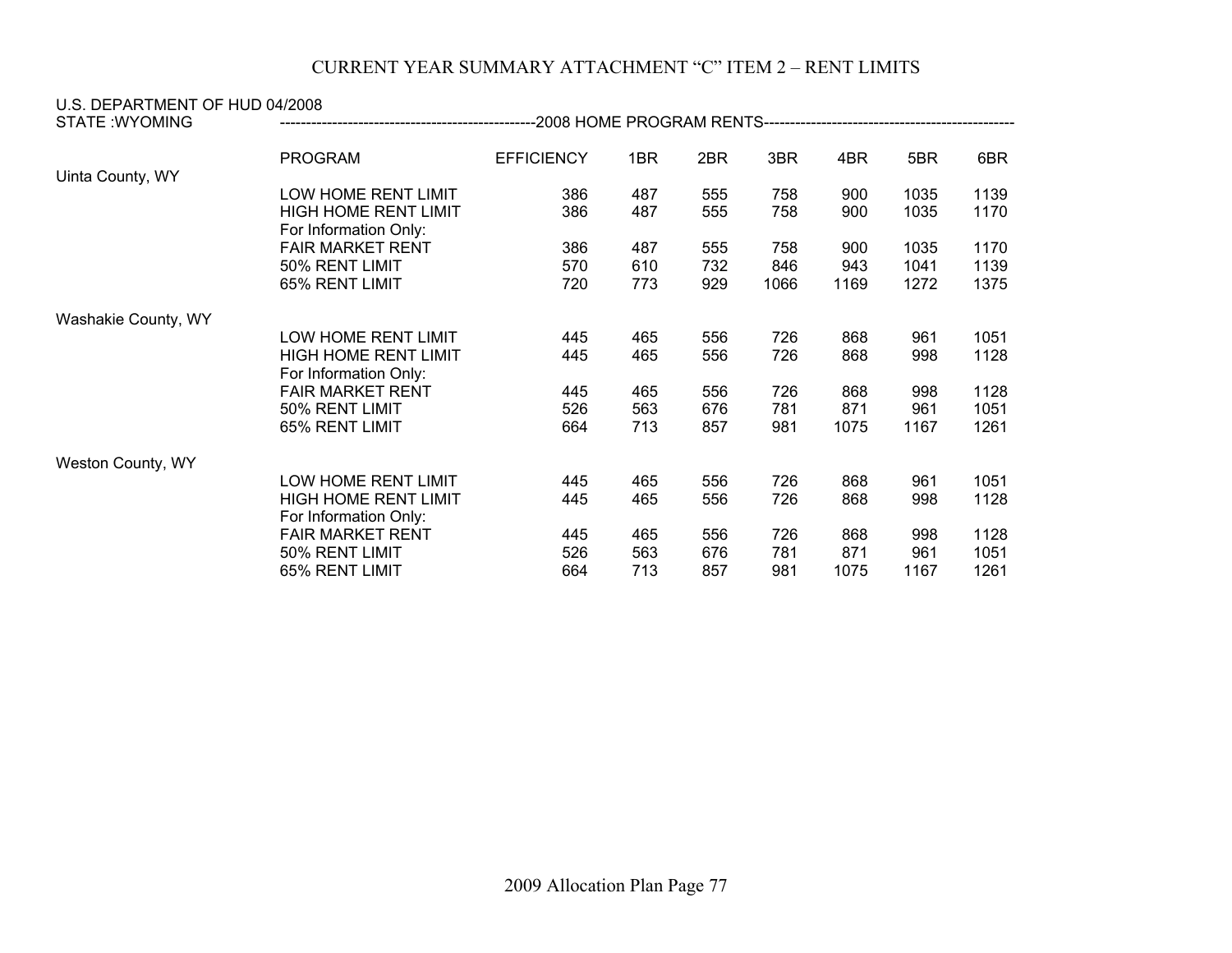# CURRENT YEAR SUMMARY ATTACHMENT "C" ITEM 2 – RENT LIMITS

U.S. DEPARTMENT OF HUD 04/2008
STATE :WYOMING ------------------------------------------------2008 HOME PROGRAM RENTS-----------------------------------------------

| | PROGRAM | EFFICIENCY | 1BR | 2BR | 3BR | 4BR | 5BR | 6BR |
|---|---|---|---|---|---|---|---|---|
| Uinta County, WY | | | | | | | | |
| | LOW HOME RENT LIMIT | 386 | 487 | 555 | 758 | 900 | 1035 | 1139 |
| | HIGH HOME RENT LIMIT | 386 | 487 | 555 | 758 | 900 | 1035 | 1170 |
| | For Information Only: | | | | | | | |
| | FAIR MARKET RENT | 386 | 487 | 555 | 758 | 900 | 1035 | 1170 |
| | 50% RENT LIMIT | 570 | 610 | 732 | 846 | 943 | 1041 | 1139 |
| | 65% RENT LIMIT | 720 | 773 | 929 | 1066 | 1169 | 1272 | 1375 |
| Washakie County, WY | | | | | | | | |
| | LOW HOME RENT LIMIT | 445 | 465 | 556 | 726 | 868 | 961 | 1051 |
| | HIGH HOME RENT LIMIT | 445 | 465 | 556 | 726 | 868 | 998 | 1128 |
| | For Information Only: | | | | | | | |
| | FAIR MARKET RENT | 445 | 465 | 556 | 726 | 868 | 998 | 1128 |
| | 50% RENT LIMIT | 526 | 563 | 676 | 781 | 871 | 961 | 1051 |
| | 65% RENT LIMIT | 664 | 713 | 857 | 981 | 1075 | 1167 | 1261 |
| Weston County, WY | | | | | | | | |
| | LOW HOME RENT LIMIT | 445 | 465 | 556 | 726 | 868 | 961 | 1051 |
| | HIGH HOME RENT LIMIT | 445 | 465 | 556 | 726 | 868 | 998 | 1128 |
| | For Information Only: | | | | | | | |
| | FAIR MARKET RENT | 445 | 465 | 556 | 726 | 868 | 998 | 1128 |
| | 50% RENT LIMIT | 526 | 563 | 676 | 781 | 871 | 961 | 1051 |
| | 65% RENT LIMIT | 664 | 713 | 857 | 981 | 1075 | 1167 | 1261 |

2009 Allocation Plan Page 77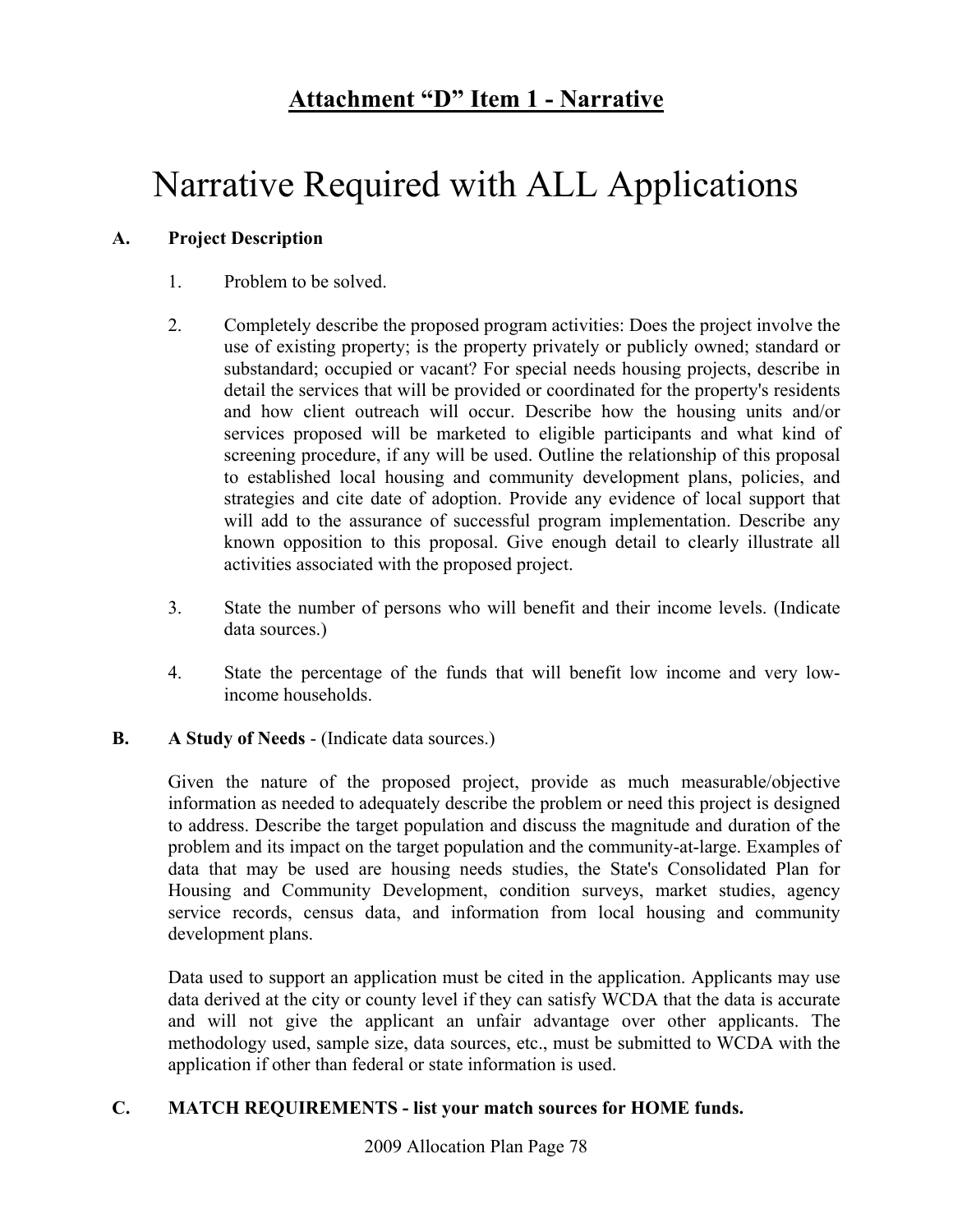## Attachment "D" Item 1 - Narrative

# Narrative Required with ALL Applications

**A. Project Description**

1. Problem to be solved.

2. Completely describe the proposed program activities: Does the project involve the use of existing property; is the property privately or publicly owned; standard or substandard; occupied or vacant? For special needs housing projects, describe in detail the services that will be provided or coordinated for the property's residents and how client outreach will occur. Describe how the housing units and/or services proposed will be marketed to eligible participants and what kind of screening procedure, if any will be used. Outline the relationship of this proposal to established local housing and community development plans, policies, and strategies and cite date of adoption. Provide any evidence of local support that will add to the assurance of successful program implementation. Describe any known opposition to this proposal. Give enough detail to clearly illustrate all activities associated with the proposed project.

3. State the number of persons who will benefit and their income levels. (Indicate data sources.)

4. State the percentage of the funds that will benefit low income and very low-income households.

**B. A Study of Needs** - (Indicate data sources.)

Given the nature of the proposed project, provide as much measurable/objective information as needed to adequately describe the problem or need this project is designed to address. Describe the target population and discuss the magnitude and duration of the problem and its impact on the target population and the community-at-large. Examples of data that may be used are housing needs studies, the State's Consolidated Plan for Housing and Community Development, condition surveys, market studies, agency service records, census data, and information from local housing and community development plans.

Data used to support an application must be cited in the application. Applicants may use data derived at the city or county level if they can satisfy WCDA that the data is accurate and will not give the applicant an unfair advantage over other applicants. The methodology used, sample size, data sources, etc., must be submitted to WCDA with the application if other than federal or state information is used.

**C. MATCH REQUIREMENTS - list your match sources for HOME funds.**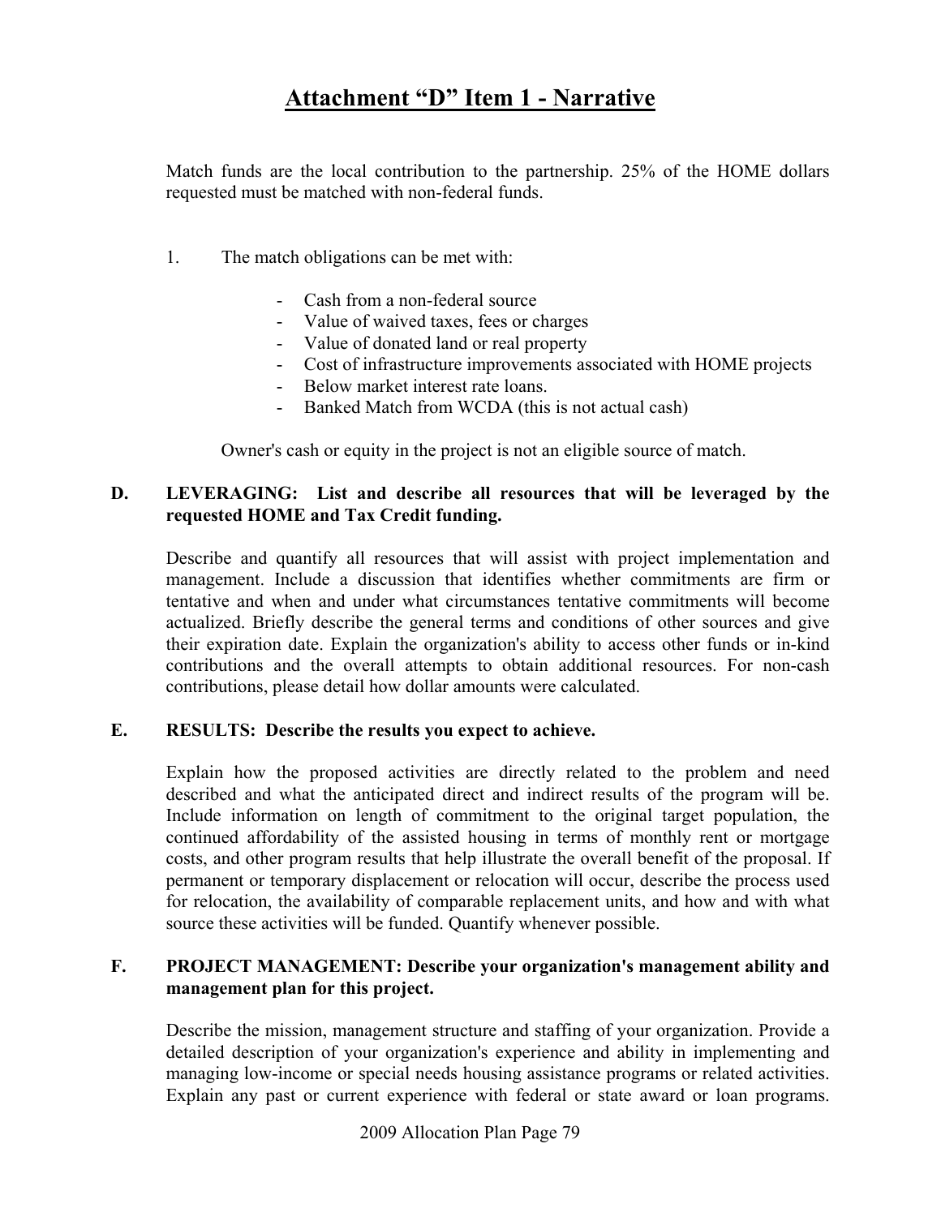# Attachment "D" Item 1 - Narrative

Match funds are the local contribution to the partnership. 25% of the HOME dollars requested must be matched with non-federal funds.

1. The match obligations can be met with:

   - Cash from a non-federal source
   - Value of waived taxes, fees or charges
   - Value of donated land or real property
   - Cost of infrastructure improvements associated with HOME projects
   - Below market interest rate loans.
   - Banked Match from WCDA (this is not actual cash)

   Owner's cash or equity in the project is not an eligible source of match.

**D. LEVERAGING: List and describe all resources that will be leveraged by the requested HOME and Tax Credit funding.**

Describe and quantify all resources that will assist with project implementation and management. Include a discussion that identifies whether commitments are firm or tentative and when and under what circumstances tentative commitments will become actualized. Briefly describe the general terms and conditions of other sources and give their expiration date. Explain the organization's ability to access other funds or in-kind contributions and the overall attempts to obtain additional resources. For non-cash contributions, please detail how dollar amounts were calculated.

**E. RESULTS: Describe the results you expect to achieve.**

Explain how the proposed activities are directly related to the problem and need described and what the anticipated direct and indirect results of the program will be. Include information on length of commitment to the original target population, the continued affordability of the assisted housing in terms of monthly rent or mortgage costs, and other program results that help illustrate the overall benefit of the proposal. If permanent or temporary displacement or relocation will occur, describe the process used for relocation, the availability of comparable replacement units, and how and with what source these activities will be funded. Quantify whenever possible.

**F. PROJECT MANAGEMENT: Describe your organization's management ability and management plan for this project.**

Describe the mission, management structure and staffing of your organization. Provide a detailed description of your organization's experience and ability in implementing and managing low-income or special needs housing assistance programs or related activities. Explain any past or current experience with federal or state award or loan programs.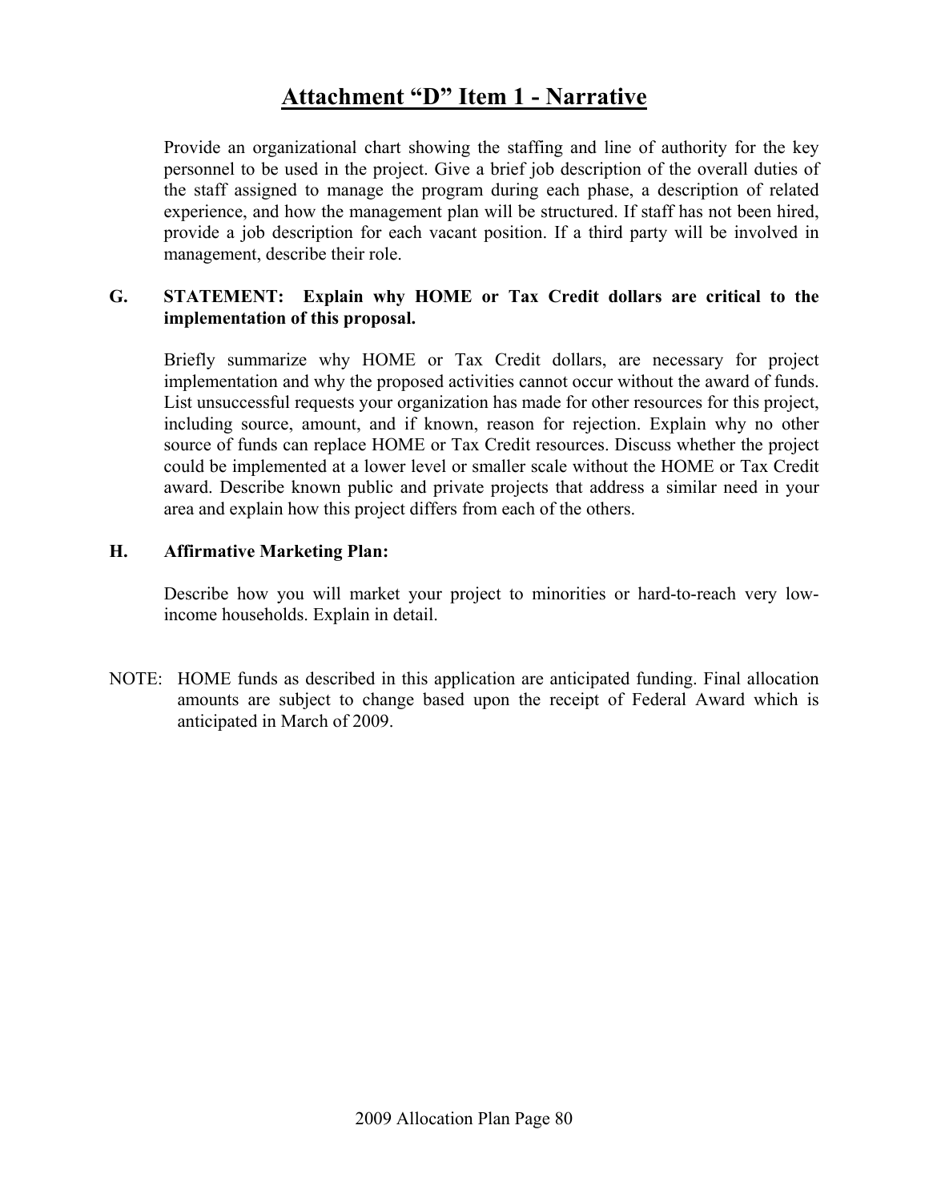# Attachment "D" Item 1 - Narrative

Provide an organizational chart showing the staffing and line of authority for the key personnel to be used in the project. Give a brief job description of the overall duties of the staff assigned to manage the program during each phase, a description of related experience, and how the management plan will be structured. If staff has not been hired, provide a job description for each vacant position. If a third party will be involved in management, describe their role.

**G. STATEMENT: Explain why HOME or Tax Credit dollars are critical to the implementation of this proposal.**

Briefly summarize why HOME or Tax Credit dollars, are necessary for project implementation and why the proposed activities cannot occur without the award of funds. List unsuccessful requests your organization has made for other resources for this project, including source, amount, and if known, reason for rejection. Explain why no other source of funds can replace HOME or Tax Credit resources. Discuss whether the project could be implemented at a lower level or smaller scale without the HOME or Tax Credit award. Describe known public and private projects that address a similar need in your area and explain how this project differs from each of the others.

**H. Affirmative Marketing Plan:**

Describe how you will market your project to minorities or hard-to-reach very low-income households. Explain in detail.

NOTE: HOME funds as described in this application are anticipated funding. Final allocation amounts are subject to change based upon the receipt of Federal Award which is anticipated in March of 2009.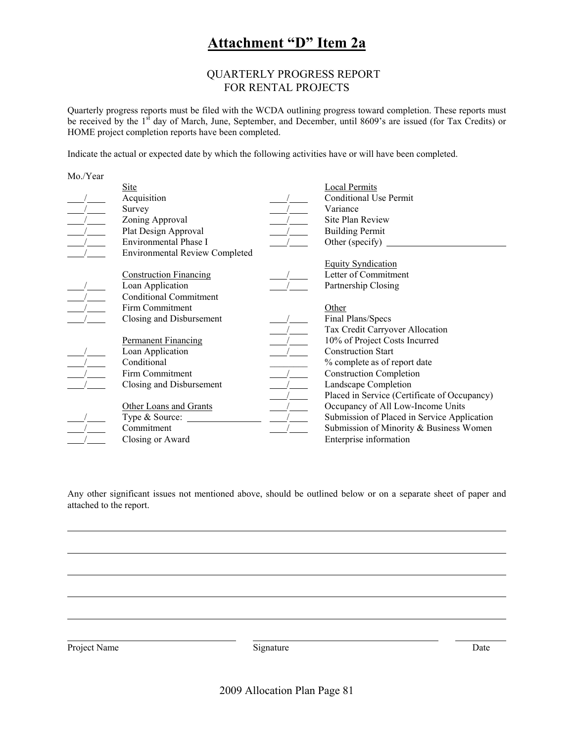# Attachment “D” Item 2a

## QUARTERLY PROGRESS REPORT
## FOR RENTAL PROJECTS

Quarterly progress reports must be filed with the WCDA outlining progress toward completion. These reports must be received by the 1st day of March, June, September, and December, until 8609’s are issued (for Tax Credits) or HOME project completion reports have been completed.

Indicate the actual or expected date by which the following activities have or will have been completed.

Mo./Year

| Mo./Year | Item | Mo./Year | Item |
|---|---|---|---|
| | Site | | Local Permits |
| ___/___ | Acquisition | ___/___ | Conditional Use Permit |
| ___/___ | Survey | ___/___ | Variance |
| ___/___ | Zoning Approval | ___/___ | Site Plan Review |
| ___/___ | Plat Design Approval | ___/___ | Building Permit |
| ___/___ | Environmental Phase I | ___/___ | Other (specify) ______________ |
| ___/___ | Environmental Review Completed | | |
| | | | Equity Syndication |
| | Construction Financing | ___/___ | Letter of Commitment |
| ___/___ | Loan Application | ___/___ | Partnership Closing |
| ___/___ | Conditional Commitment | | |
| ___/___ | Firm Commitment | | Other |
| ___/___ | Closing and Disbursement | ___/___ | Final Plans/Specs |
| | | ___/___ | Tax Credit Carryover Allocation |
| | Permanent Financing | ___/___ | 10% of Project Costs Incurred |
| ___/___ | Loan Application | ___/___ | Construction Start |
| ___/___ | Conditional | ________ | % complete as of report date |
| ___/___ | Firm Commitment | ___/___ | Construction Completion |
| ___/___ | Closing and Disbursement | ___/___ | Landscape Completion |
| | | ___/___ | Placed in Service (Certificate of Occupancy) |
| | Other Loans and Grants | ___/___ | Occupancy of All Low-Income Units |
| ___/___ | Type & Source: ______________ | ___/___ | Submission of Placed in Service Application |
| ___/___ | Commitment | ___/___ | Submission of Minority & Business Women Enterprise information |
| ___/___ | Closing or Award | | |

Any other significant issues not mentioned above, should be outlined below or on a separate sheet of paper and attached to the report.

______________________________________________________________________

______________________________________________________________________

______________________________________________________________________

______________________________________________________________________

______________________________________________________________________

| ______________________ | ______________________ | __________ |
|---|---|---|
| Project Name | Signature | Date |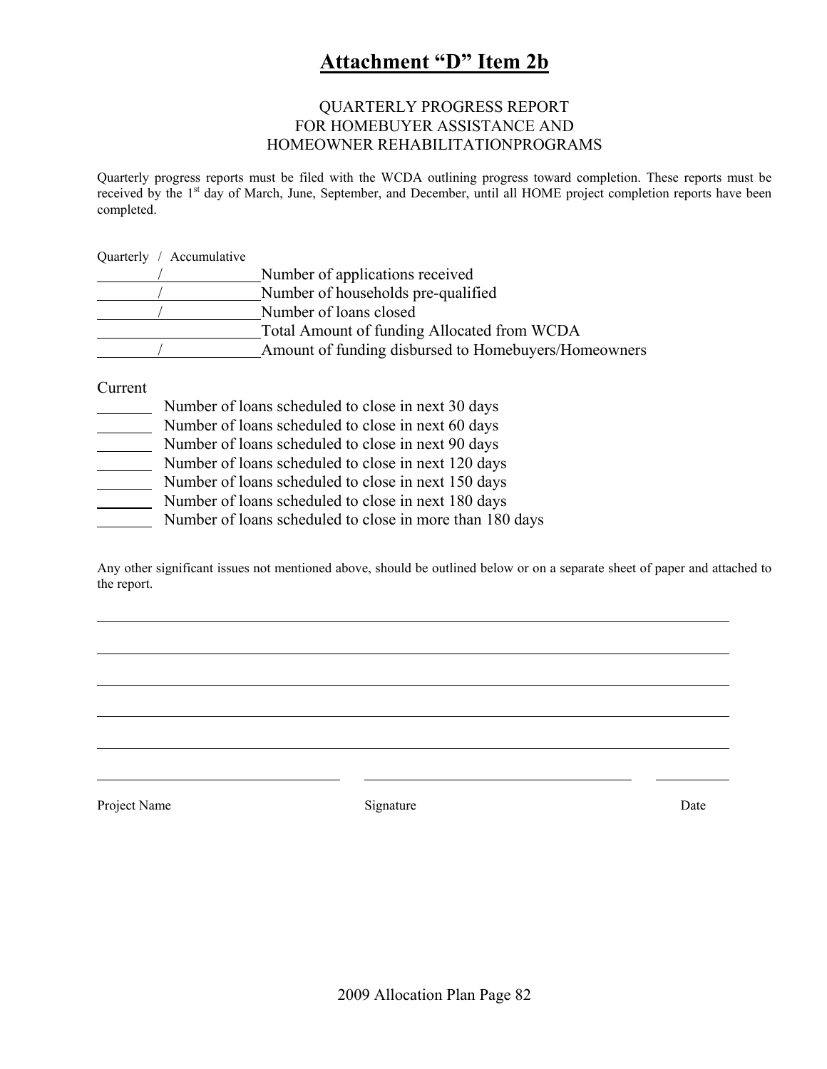# Attachment "D" Item 2b

QUARTERLY PROGRESS REPORT
FOR HOMEBUYER ASSISTANCE AND
HOMEOWNER REHABILITATIONPROGRAMS

Quarterly progress reports must be filed with the WCDA outlining progress toward completion. These reports must be received by the 1st day of March, June, September, and December, until all HOME project completion reports have been completed.

Quarterly / Accumulative

________/____________ Number of applications received
________/____________ Number of households pre-qualified
________/____________ Number of loans closed
_____________________ Total Amount of funding Allocated from WCDA
________/____________ Amount of funding disbursed to Homebuyers/Homeowners

Current

_______ Number of loans scheduled to close in next 30 days
_______ Number of loans scheduled to close in next 60 days
_______ Number of loans scheduled to close in next 90 days
_______ Number of loans scheduled to close in next 120 days
_______ Number of loans scheduled to close in next 150 days
_______ Number of loans scheduled to close in next 180 days
_______ Number of loans scheduled to close in more than 180 days

Any other significant issues not mentioned above, should be outlined below or on a separate sheet of paper and attached to the report.

________________________________________________________________________________

________________________________________________________________________________

________________________________________________________________________________

________________________________________________________________________________

________________________________________________________________________________

______________________________ ______________________________ __________

Project Name Signature Date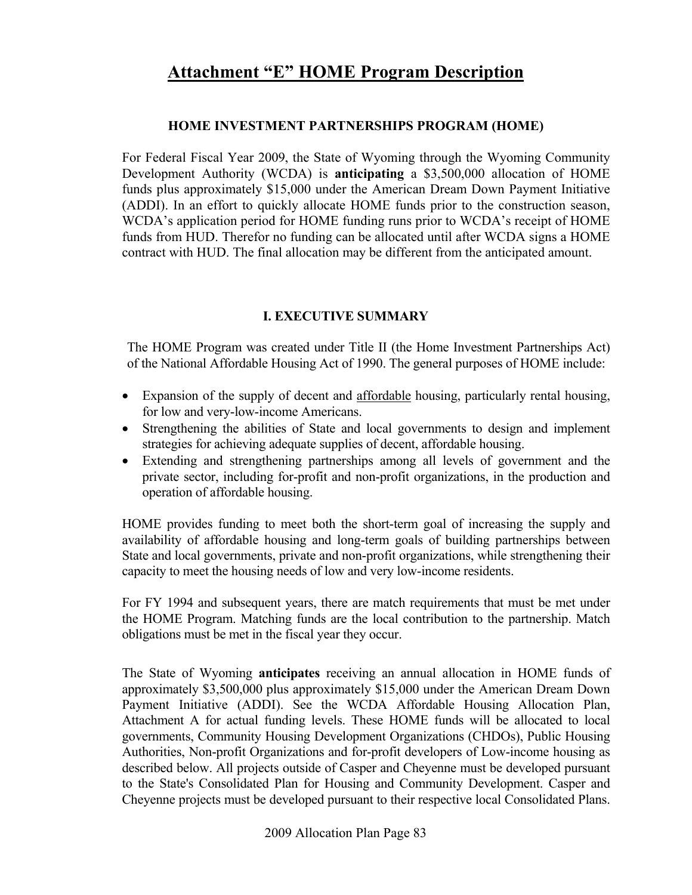# Attachment "E" HOME Program Description

### HOME INVESTMENT PARTNERSHIPS PROGRAM (HOME)

For Federal Fiscal Year 2009, the State of Wyoming through the Wyoming Community Development Authority (WCDA) is **anticipating** a $3,500,000 allocation of HOME funds plus approximately $15,000 under the American Dream Down Payment Initiative (ADDI). In an effort to quickly allocate HOME funds prior to the construction season, WCDA's application period for HOME funding runs prior to WCDA's receipt of HOME funds from HUD. Therefor no funding can be allocated until after WCDA signs a HOME contract with HUD. The final allocation may be different from the anticipated amount.

## I. EXECUTIVE SUMMARY

The HOME Program was created under Title II (the Home Investment Partnerships Act) of the National Affordable Housing Act of 1990. The general purposes of HOME include:

- Expansion of the supply of decent and affordable housing, particularly rental housing, for low and very-low-income Americans.
- Strengthening the abilities of State and local governments to design and implement strategies for achieving adequate supplies of decent, affordable housing.
- Extending and strengthening partnerships among all levels of government and the private sector, including for-profit and non-profit organizations, in the production and operation of affordable housing.

HOME provides funding to meet both the short-term goal of increasing the supply and availability of affordable housing and long-term goals of building partnerships between State and local governments, private and non-profit organizations, while strengthening their capacity to meet the housing needs of low and very low-income residents.

For FY 1994 and subsequent years, there are match requirements that must be met under the HOME Program. Matching funds are the local contribution to the partnership. Match obligations must be met in the fiscal year they occur.

The State of Wyoming **anticipates** receiving an annual allocation in HOME funds of approximately $3,500,000 plus approximately $15,000 under the American Dream Down Payment Initiative (ADDI). See the WCDA Affordable Housing Allocation Plan, Attachment A for actual funding levels. These HOME funds will be allocated to local governments, Community Housing Development Organizations (CHDOs), Public Housing Authorities, Non-profit Organizations and for-profit developers of Low-income housing as described below. All projects outside of Casper and Cheyenne must be developed pursuant to the State's Consolidated Plan for Housing and Community Development. Casper and Cheyenne projects must be developed pursuant to their respective local Consolidated Plans.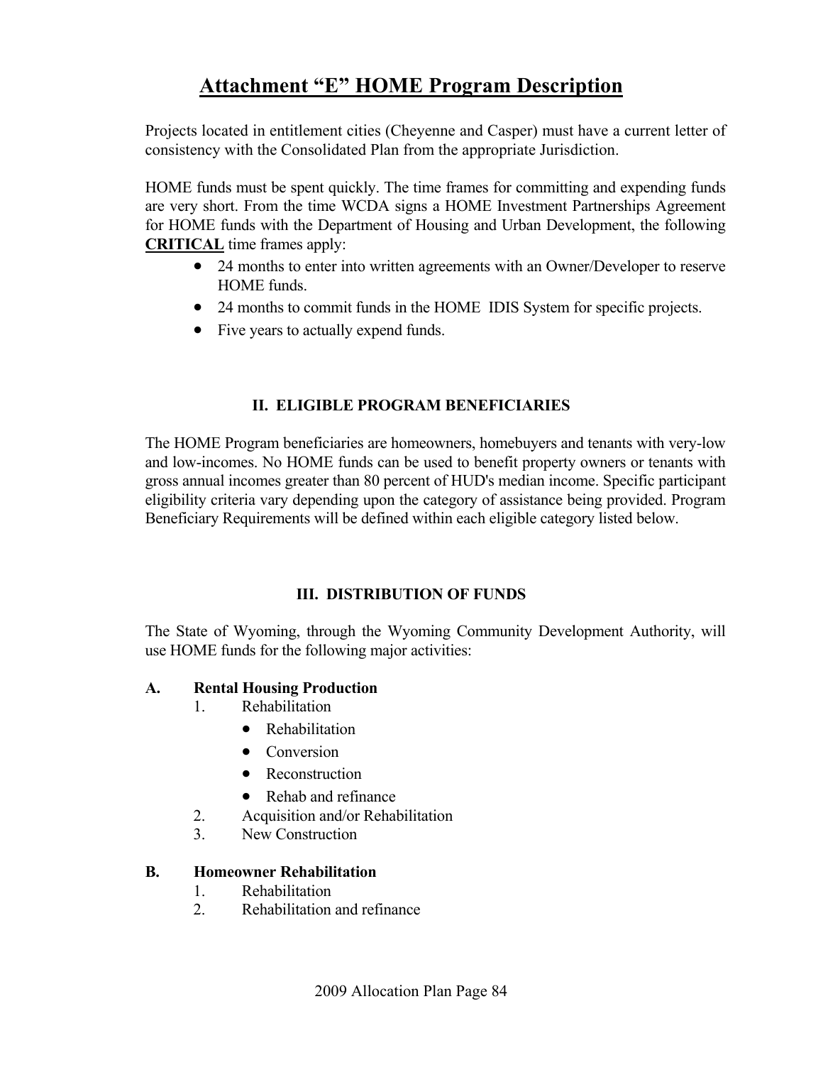# Attachment "E" HOME Program Description

Projects located in entitlement cities (Cheyenne and Casper) must have a current letter of consistency with the Consolidated Plan from the appropriate Jurisdiction.

HOME funds must be spent quickly. The time frames for committing and expending funds are very short. From the time WCDA signs a HOME Investment Partnerships Agreement for HOME funds with the Department of Housing and Urban Development, the following **CRITICAL** time frames apply:

- 24 months to enter into written agreements with an Owner/Developer to reserve HOME funds.
- 24 months to commit funds in the HOME IDIS System for specific projects.
- Five years to actually expend funds.

## II. ELIGIBLE PROGRAM BENEFICIARIES

The HOME Program beneficiaries are homeowners, homebuyers and tenants with very-low and low-incomes. No HOME funds can be used to benefit property owners or tenants with gross annual incomes greater than 80 percent of HUD's median income. Specific participant eligibility criteria vary depending upon the category of assistance being provided. Program Beneficiary Requirements will be defined within each eligible category listed below.

## III. DISTRIBUTION OF FUNDS

The State of Wyoming, through the Wyoming Community Development Authority, will use HOME funds for the following major activities:

**A. Rental Housing Production**

1. Rehabilitation
   - Rehabilitation
   - Conversion
   - Reconstruction
   - Rehab and refinance
2. Acquisition and/or Rehabilitation
3. New Construction

**B. Homeowner Rehabilitation**

1. Rehabilitation
2. Rehabilitation and refinance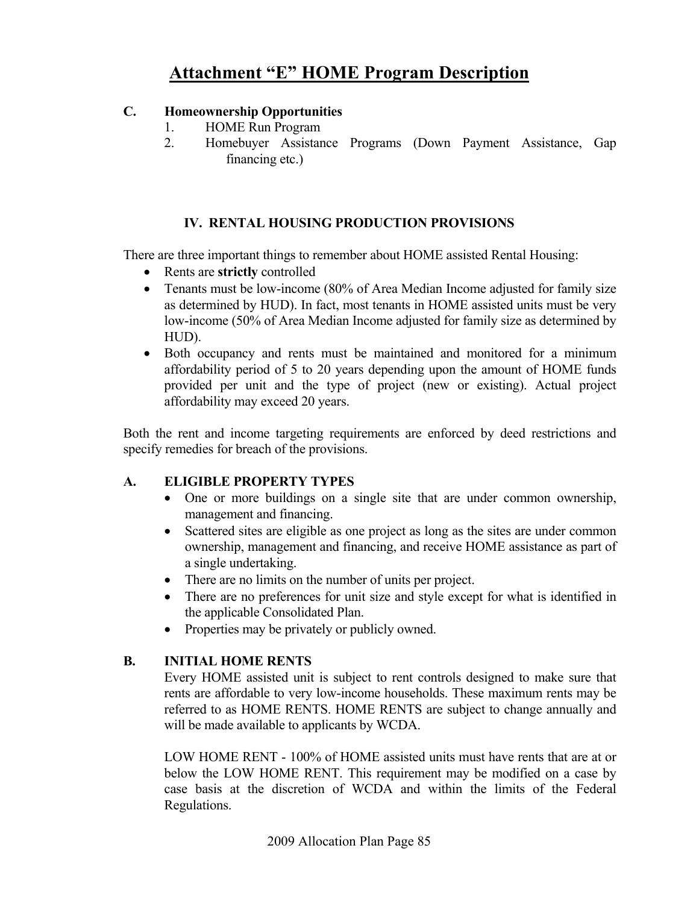# Attachment "E" HOME Program Description

**C. Homeownership Opportunities**

1. HOME Run Program
2. Homebuyer Assistance Programs (Down Payment Assistance, Gap financing etc.)

## IV. RENTAL HOUSING PRODUCTION PROVISIONS

There are three important things to remember about HOME assisted Rental Housing:

- Rents are **strictly** controlled
- Tenants must be low-income (80% of Area Median Income adjusted for family size as determined by HUD). In fact, most tenants in HOME assisted units must be very low-income (50% of Area Median Income adjusted for family size as determined by HUD).
- Both occupancy and rents must be maintained and monitored for a minimum affordability period of 5 to 20 years depending upon the amount of HOME funds provided per unit and the type of project (new or existing). Actual project affordability may exceed 20 years.

Both the rent and income targeting requirements are enforced by deed restrictions and specify remedies for breach of the provisions.

### A. ELIGIBLE PROPERTY TYPES

- One or more buildings on a single site that are under common ownership, management and financing.
- Scattered sites are eligible as one project as long as the sites are under common ownership, management and financing, and receive HOME assistance as part of a single undertaking.
- There are no limits on the number of units per project.
- There are no preferences for unit size and style except for what is identified in the applicable Consolidated Plan.
- Properties may be privately or publicly owned.

### B. INITIAL HOME RENTS

Every HOME assisted unit is subject to rent controls designed to make sure that rents are affordable to very low-income households. These maximum rents may be referred to as HOME RENTS. HOME RENTS are subject to change annually and will be made available to applicants by WCDA.

LOW HOME RENT - 100% of HOME assisted units must have rents that are at or below the LOW HOME RENT. This requirement may be modified on a case by case basis at the discretion of WCDA and within the limits of the Federal Regulations.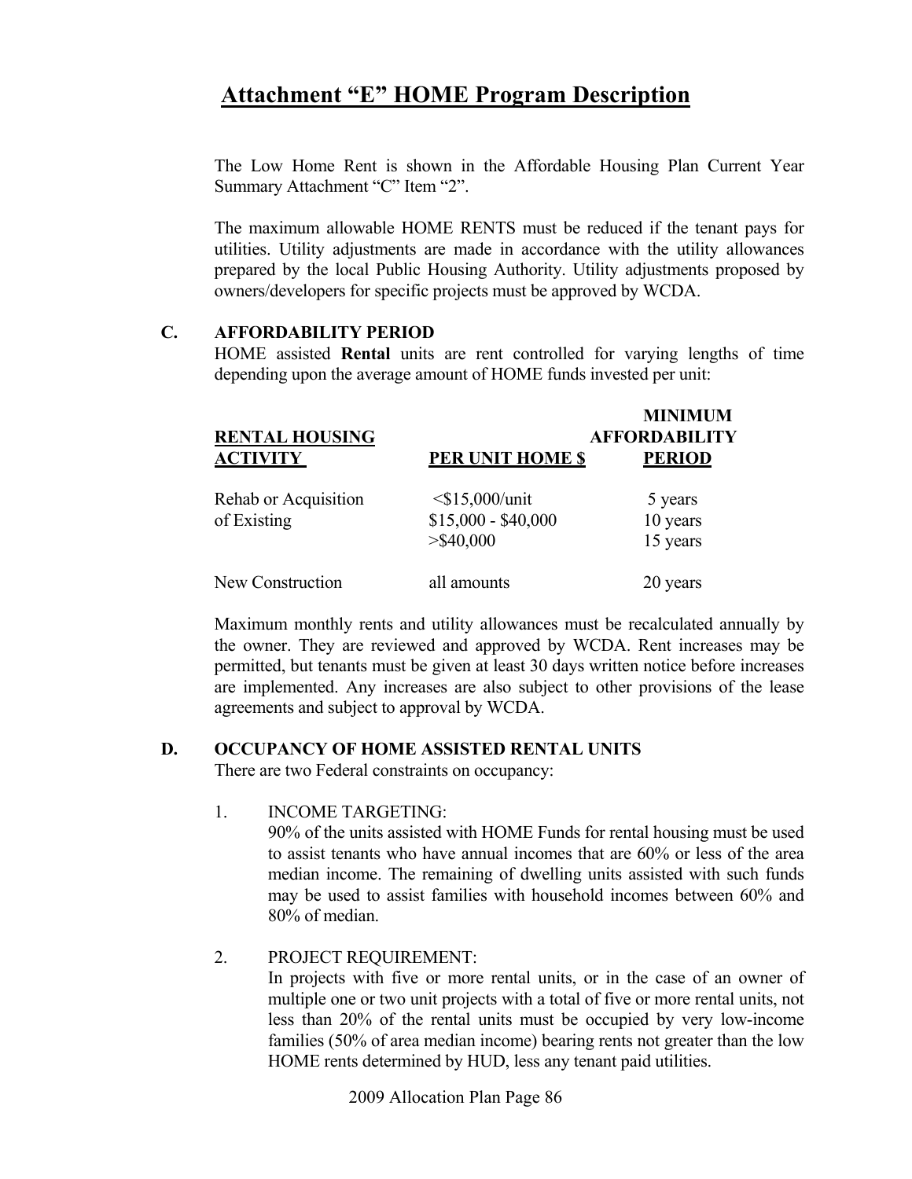# Attachment "E" HOME Program Description

The Low Home Rent is shown in the Affordable Housing Plan Current Year Summary Attachment "C" Item "2".

The maximum allowable HOME RENTS must be reduced if the tenant pays for utilities. Utility adjustments are made in accordance with the utility allowances prepared by the local Public Housing Authority. Utility adjustments proposed by owners/developers for specific projects must be approved by WCDA.

## C. AFFORDABILITY PERIOD

HOME assisted **Rental** units are rent controlled for varying lengths of time depending upon the average amount of HOME funds invested per unit:

| RENTAL HOUSING ACTIVITY | PER UNIT HOME $ | MINIMUM AFFORDABILITY PERIOD |
|---|---|---|
| Rehab or Acquisition of Existing | <$15,000/unit | 5 years |
| | $15,000 - $40,000 | 10 years |
| | >$40,000 | 15 years |
| New Construction | all amounts | 20 years |

Maximum monthly rents and utility allowances must be recalculated annually by the owner. They are reviewed and approved by WCDA. Rent increases may be permitted, but tenants must be given at least 30 days written notice before increases are implemented. Any increases are also subject to other provisions of the lease agreements and subject to approval by WCDA.

## D. OCCUPANCY OF HOME ASSISTED RENTAL UNITS

There are two Federal constraints on occupancy:

1. INCOME TARGETING:
   90% of the units assisted with HOME Funds for rental housing must be used to assist tenants who have annual incomes that are 60% or less of the area median income. The remaining of dwelling units assisted with such funds may be used to assist families with household incomes between 60% and 80% of median.

2. PROJECT REQUIREMENT:
   In projects with five or more rental units, or in the case of an owner of multiple one or two unit projects with a total of five or more rental units, not less than 20% of the rental units must be occupied by very low-income families (50% of area median income) bearing rents not greater than the low HOME rents determined by HUD, less any tenant paid utilities.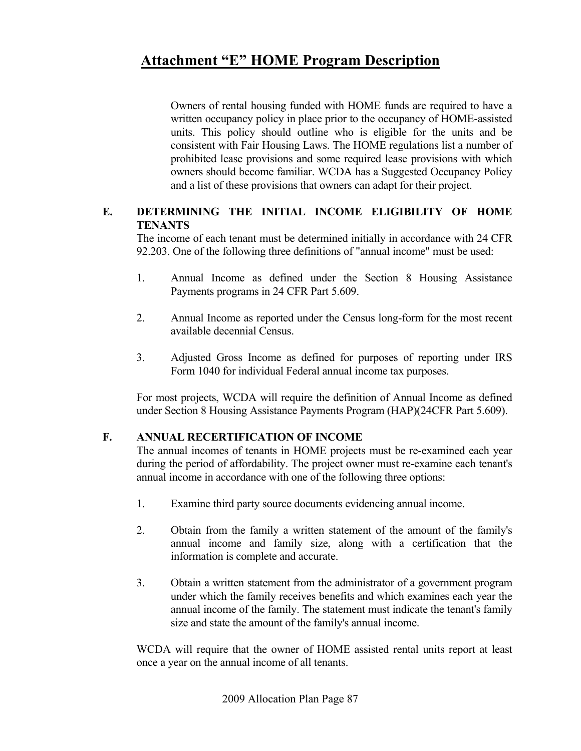# Attachment "E" HOME Program Description

Owners of rental housing funded with HOME funds are required to have a written occupancy policy in place prior to the occupancy of HOME-assisted units. This policy should outline who is eligible for the units and be consistent with Fair Housing Laws. The HOME regulations list a number of prohibited lease provisions and some required lease provisions with which owners should become familiar. WCDA has a Suggested Occupancy Policy and a list of these provisions that owners can adapt for their project.

## E. DETERMINING THE INITIAL INCOME ELIGIBILITY OF HOME TENANTS

The income of each tenant must be determined initially in accordance with 24 CFR 92.203. One of the following three definitions of "annual income" must be used:

1. Annual Income as defined under the Section 8 Housing Assistance Payments programs in 24 CFR Part 5.609.

2. Annual Income as reported under the Census long-form for the most recent available decennial Census.

3. Adjusted Gross Income as defined for purposes of reporting under IRS Form 1040 for individual Federal annual income tax purposes.

For most projects, WCDA will require the definition of Annual Income as defined under Section 8 Housing Assistance Payments Program (HAP)(24CFR Part 5.609).

## F. ANNUAL RECERTIFICATION OF INCOME

The annual incomes of tenants in HOME projects must be re-examined each year during the period of affordability. The project owner must re-examine each tenant's annual income in accordance with one of the following three options:

1. Examine third party source documents evidencing annual income.

2. Obtain from the family a written statement of the amount of the family's annual income and family size, along with a certification that the information is complete and accurate.

3. Obtain a written statement from the administrator of a government program under which the family receives benefits and which examines each year the annual income of the family. The statement must indicate the tenant's family size and state the amount of the family's annual income.

WCDA will require that the owner of HOME assisted rental units report at least once a year on the annual income of all tenants.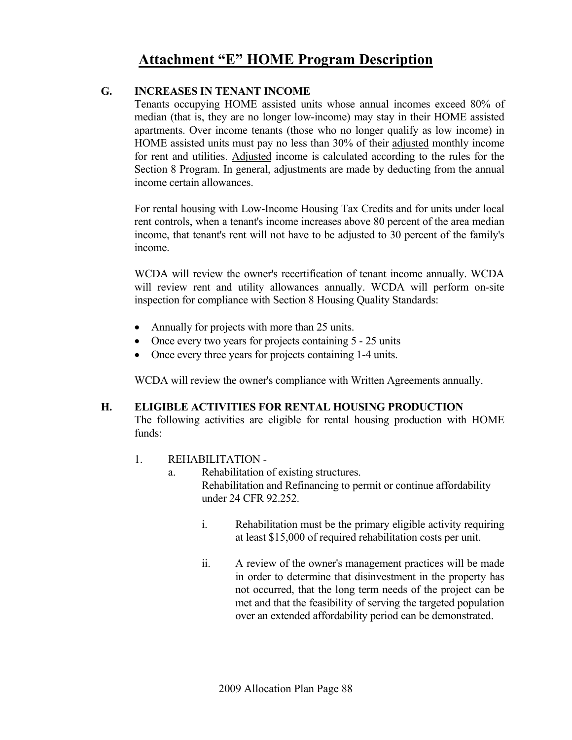# Attachment "E" HOME Program Description

## G. INCREASES IN TENANT INCOME

Tenants occupying HOME assisted units whose annual incomes exceed 80% of median (that is, they are no longer low-income) may stay in their HOME assisted apartments. Over income tenants (those who no longer qualify as low income) in HOME assisted units must pay no less than 30% of their <u>adjusted</u> monthly income for rent and utilities. <u>Adjusted</u> income is calculated according to the rules for the Section 8 Program. In general, adjustments are made by deducting from the annual income certain allowances.

For rental housing with Low-Income Housing Tax Credits and for units under local rent controls, when a tenant's income increases above 80 percent of the area median income, that tenant's rent will not have to be adjusted to 30 percent of the family's income.

WCDA will review the owner's recertification of tenant income annually. WCDA will review rent and utility allowances annually. WCDA will perform on-site inspection for compliance with Section 8 Housing Quality Standards:

- Annually for projects with more than 25 units.
- Once every two years for projects containing 5 - 25 units
- Once every three years for projects containing 1-4 units.

WCDA will review the owner's compliance with Written Agreements annually.

## H. ELIGIBLE ACTIVITIES FOR RENTAL HOUSING PRODUCTION

The following activities are eligible for rental housing production with HOME funds:

1. REHABILITATION -
   a. Rehabilitation of existing structures.
      Rehabilitation and Refinancing to permit or continue affordability under 24 CFR 92.252.

      i. Rehabilitation must be the primary eligible activity requiring at least $15,000 of required rehabilitation costs per unit.

      ii. A review of the owner's management practices will be made in order to determine that disinvestment in the property has not occurred, that the long term needs of the project can be met and that the feasibility of serving the targeted population over an extended affordability period can be demonstrated.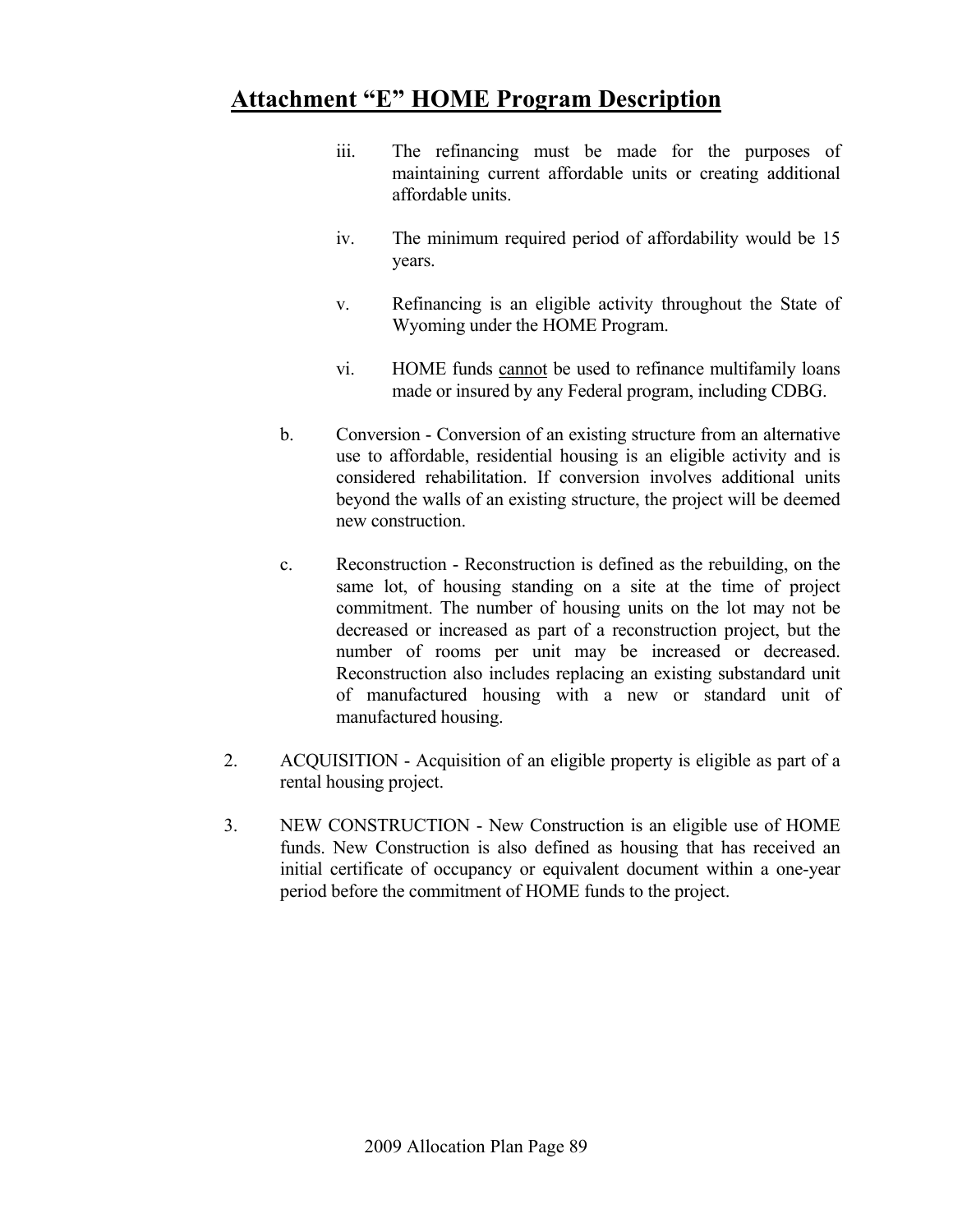# Attachment "E" HOME Program Description

iii. The refinancing must be made for the purposes of maintaining current affordable units or creating additional affordable units.

iv. The minimum required period of affordability would be 15 years.

v. Refinancing is an eligible activity throughout the State of Wyoming under the HOME Program.

vi. HOME funds <u>cannot</u> be used to refinance multifamily loans made or insured by any Federal program, including CDBG.

b. Conversion - Conversion of an existing structure from an alternative use to affordable, residential housing is an eligible activity and is considered rehabilitation. If conversion involves additional units beyond the walls of an existing structure, the project will be deemed new construction.

c. Reconstruction - Reconstruction is defined as the rebuilding, on the same lot, of housing standing on a site at the time of project commitment. The number of housing units on the lot may not be decreased or increased as part of a reconstruction project, but the number of rooms per unit may be increased or decreased. Reconstruction also includes replacing an existing substandard unit of manufactured housing with a new or standard unit of manufactured housing.

2. ACQUISITION - Acquisition of an eligible property is eligible as part of a rental housing project.

3. NEW CONSTRUCTION - New Construction is an eligible use of HOME funds. New Construction is also defined as housing that has received an initial certificate of occupancy or equivalent document within a one-year period before the commitment of HOME funds to the project.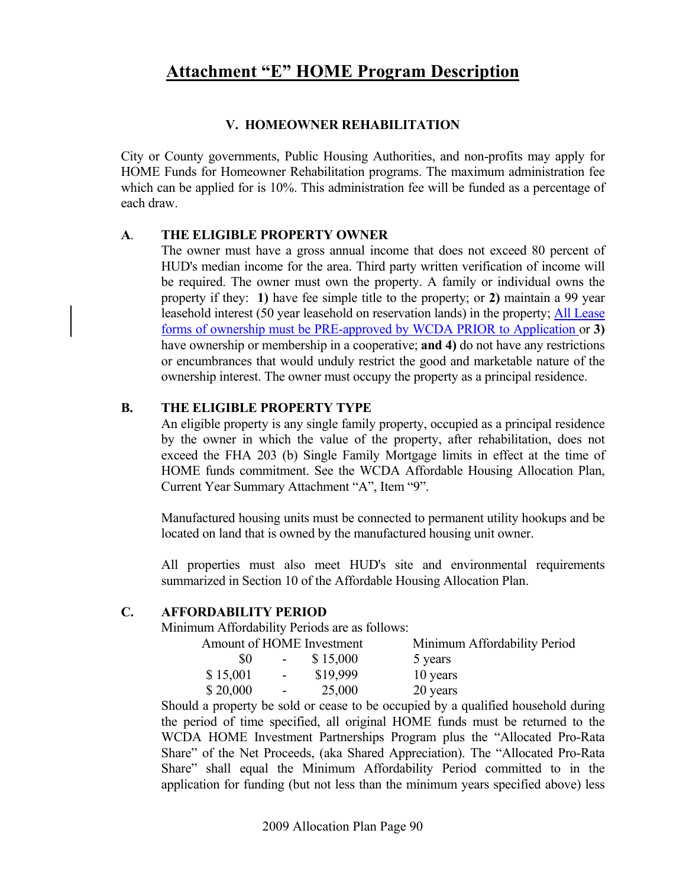# Attachment "E" HOME Program Description

## V. HOMEOWNER REHABILITATION

City or County governments, Public Housing Authorities, and non-profits may apply for HOME Funds for Homeowner Rehabilitation programs. The maximum administration fee which can be applied for is 10%. This administration fee will be funded as a percentage of each draw.

### A. THE ELIGIBLE PROPERTY OWNER

The owner must have a gross annual income that does not exceed 80 percent of HUD's median income for the area. Third party written verification of income will be required. The owner must own the property. A family or individual owns the property if they: **1)** have fee simple title to the property; or **2)** maintain a 99 year leasehold interest (50 year leasehold on reservation lands) in the property; All Lease forms of ownership must be PRE-approved by WCDA PRIOR to Application or **3)** have ownership or membership in a cooperative; **and 4)** do not have any restrictions or encumbrances that would unduly restrict the good and marketable nature of the ownership interest. The owner must occupy the property as a principal residence.

### B. THE ELIGIBLE PROPERTY TYPE

An eligible property is any single family property, occupied as a principal residence by the owner in which the value of the property, after rehabilitation, does not exceed the FHA 203 (b) Single Family Mortgage limits in effect at the time of HOME funds commitment. See the WCDA Affordable Housing Allocation Plan, Current Year Summary Attachment "A", Item "9".

Manufactured housing units must be connected to permanent utility hookups and be located on land that is owned by the manufactured housing unit owner.

All properties must also meet HUD's site and environmental requirements summarized in Section 10 of the Affordable Housing Allocation Plan.

### C. AFFORDABILITY PERIOD

Minimum Affordability Periods are as follows:

| Amount of HOME Investment | Minimum Affordability Period |
|---|---|
| $0 - $ 15,000 | 5 years |
| $ 15,001 - $19,999 | 10 years |
| $ 20,000 - 25,000 | 20 years |

Should a property be sold or cease to be occupied by a qualified household during the period of time specified, all original HOME funds must be returned to the WCDA HOME Investment Partnerships Program plus the "Allocated Pro-Rata Share" of the Net Proceeds, (aka Shared Appreciation). The "Allocated Pro-Rata Share" shall equal the Minimum Affordability Period committed to in the application for funding (but not less than the minimum years specified above) less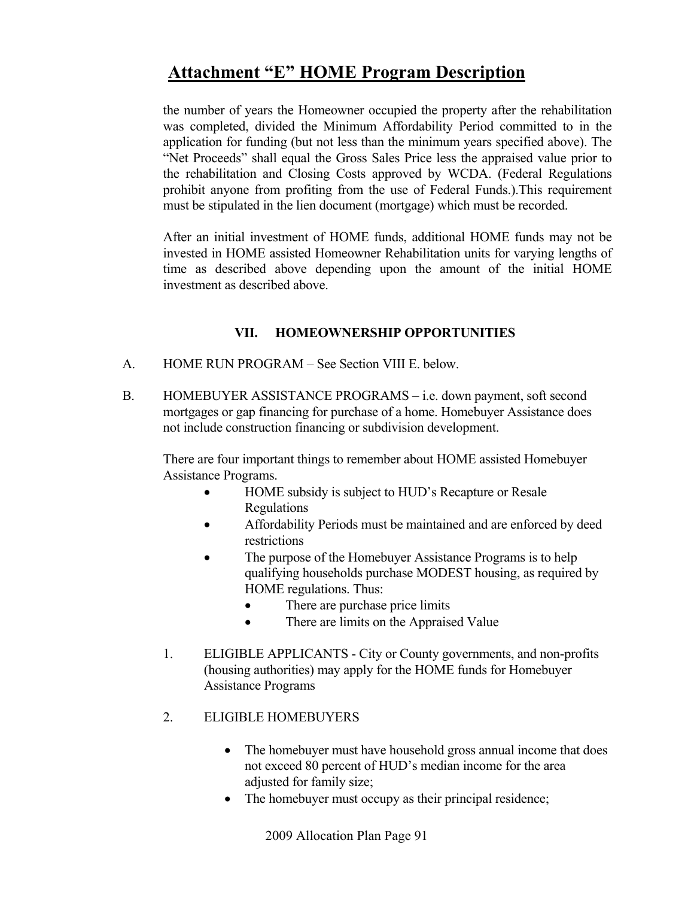# Attachment "E" HOME Program Description

the number of years the Homeowner occupied the property after the rehabilitation was completed, divided the Minimum Affordability Period committed to in the application for funding (but not less than the minimum years specified above). The "Net Proceeds" shall equal the Gross Sales Price less the appraised value prior to the rehabilitation and Closing Costs approved by WCDA. (Federal Regulations prohibit anyone from profiting from the use of Federal Funds.).This requirement must be stipulated in the lien document (mortgage) which must be recorded.

After an initial investment of HOME funds, additional HOME funds may not be invested in HOME assisted Homeowner Rehabilitation units for varying lengths of time as described above depending upon the amount of the initial HOME investment as described above.

## VII. HOMEOWNERSHIP OPPORTUNITIES

A. HOME RUN PROGRAM – See Section VIII E. below.

B. HOMEBUYER ASSISTANCE PROGRAMS – i.e. down payment, soft second mortgages or gap financing for purchase of a home. Homebuyer Assistance does not include construction financing or subdivision development.

There are four important things to remember about HOME assisted Homebuyer Assistance Programs.

- HOME subsidy is subject to HUD's Recapture or Resale Regulations
- Affordability Periods must be maintained and are enforced by deed restrictions
- The purpose of the Homebuyer Assistance Programs is to help qualifying households purchase MODEST housing, as required by HOME regulations. Thus:
  - There are purchase price limits
  - There are limits on the Appraised Value

1. ELIGIBLE APPLICANTS - City or County governments, and non-profits (housing authorities) may apply for the HOME funds for Homebuyer Assistance Programs

2. ELIGIBLE HOMEBUYERS

   - The homebuyer must have household gross annual income that does not exceed 80 percent of HUD's median income for the area adjusted for family size;
   - The homebuyer must occupy as their principal residence;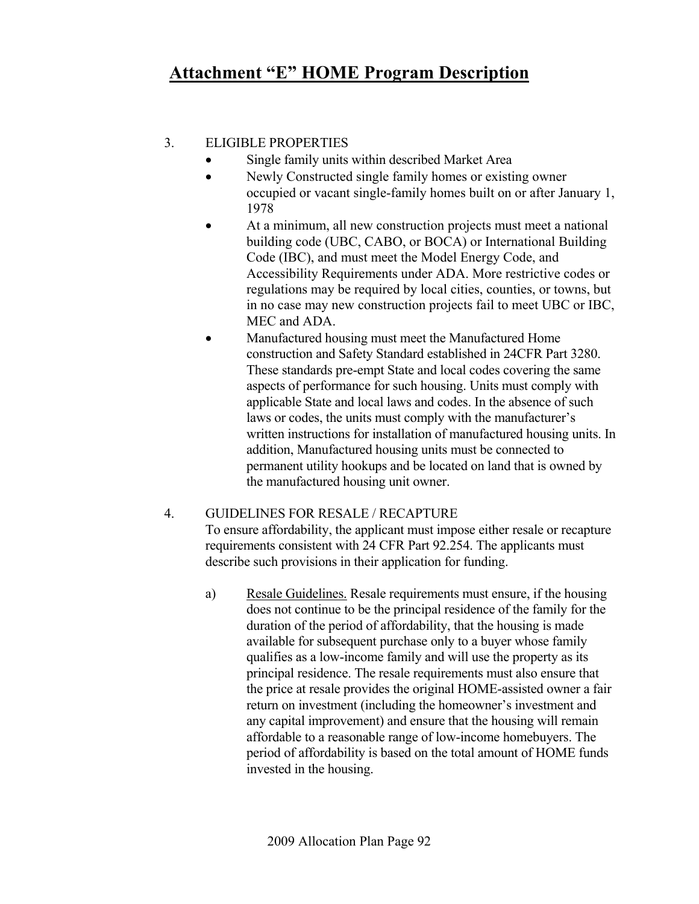# Attachment "E" HOME Program Description

3. ELIGIBLE PROPERTIES
   - Single family units within described Market Area
   - Newly Constructed single family homes or existing owner occupied or vacant single-family homes built on or after January 1, 1978
   - At a minimum, all new construction projects must meet a national building code (UBC, CABO, or BOCA) or International Building Code (IBC), and must meet the Model Energy Code, and Accessibility Requirements under ADA. More restrictive codes or regulations may be required by local cities, counties, or towns, but in no case may new construction projects fail to meet UBC or IBC, MEC and ADA.
   - Manufactured housing must meet the Manufactured Home construction and Safety Standard established in 24CFR Part 3280. These standards pre-empt State and local codes covering the same aspects of performance for such housing. Units must comply with applicable State and local laws and codes. In the absence of such laws or codes, the units must comply with the manufacturer's written instructions for installation of manufactured housing units. In addition, Manufactured housing units must be connected to permanent utility hookups and be located on land that is owned by the manufactured housing unit owner.

4. GUIDELINES FOR RESALE / RECAPTURE

   To ensure affordability, the applicant must impose either resale or recapture requirements consistent with 24 CFR Part 92.254. The applicants must describe such provisions in their application for funding.

   a) Resale Guidelines. Resale requirements must ensure, if the housing does not continue to be the principal residence of the family for the duration of the period of affordability, that the housing is made available for subsequent purchase only to a buyer whose family qualifies as a low-income family and will use the property as its principal residence. The resale requirements must also ensure that the price at resale provides the original HOME-assisted owner a fair return on investment (including the homeowner's investment and any capital improvement) and ensure that the housing will remain affordable to a reasonable range of low-income homebuyers. The period of affordability is based on the total amount of HOME funds invested in the housing.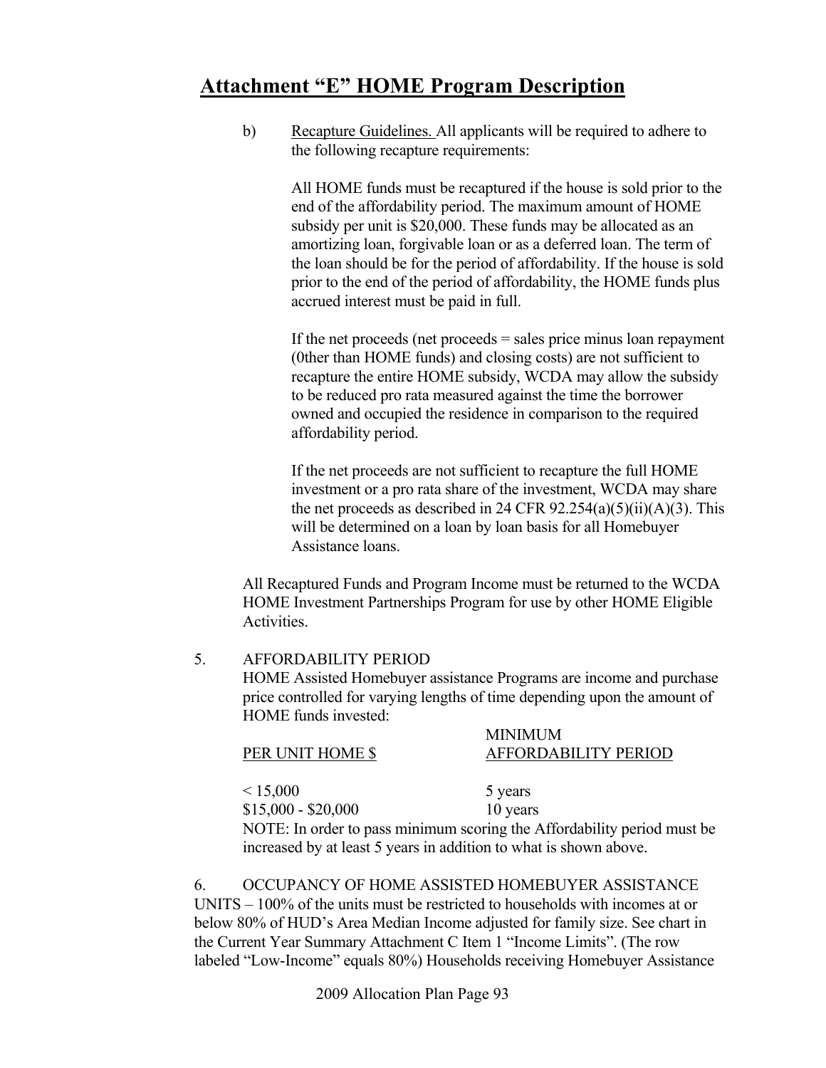# Attachment "E" HOME Program Description

b) Recapture Guidelines. All applicants will be required to adhere to the following recapture requirements:

All HOME funds must be recaptured if the house is sold prior to the end of the affordability period. The maximum amount of HOME subsidy per unit is $20,000. These funds may be allocated as an amortizing loan, forgivable loan or as a deferred loan. The term of the loan should be for the period of affordability. If the house is sold prior to the end of the period of affordability, the HOME funds plus accrued interest must be paid in full.

If the net proceeds (net proceeds = sales price minus loan repayment (0ther than HOME funds) and closing costs) are not sufficient to recapture the entire HOME subsidy, WCDA may allow the subsidy to be reduced pro rata measured against the time the borrower owned and occupied the residence in comparison to the required affordability period.

If the net proceeds are not sufficient to recapture the full HOME investment or a pro rata share of the investment, WCDA may share the net proceeds as described in 24 CFR 92.254(a)(5)(ii)(A)(3). This will be determined on a loan by loan basis for all Homebuyer Assistance loans.

All Recaptured Funds and Program Income must be returned to the WCDA HOME Investment Partnerships Program for use by other HOME Eligible Activities.

5. AFFORDABILITY PERIOD

HOME Assisted Homebuyer assistance Programs are income and purchase price controlled for varying lengths of time depending upon the amount of HOME funds invested:

| PER UNIT HOME $ | MINIMUM AFFORDABILITY PERIOD |
|---|---|
| < 15,000 | 5 years |
| $15,000 - $20,000 | 10 years |

NOTE: In order to pass minimum scoring the Affordability period must be increased by at least 5 years in addition to what is shown above.

6. OCCUPANCY OF HOME ASSISTED HOMEBUYER ASSISTANCE UNITS – 100% of the units must be restricted to households with incomes at or below 80% of HUD's Area Median Income adjusted for family size. See chart in the Current Year Summary Attachment C Item 1 "Income Limits". (The row labeled "Low-Income" equals 80%) Households receiving Homebuyer Assistance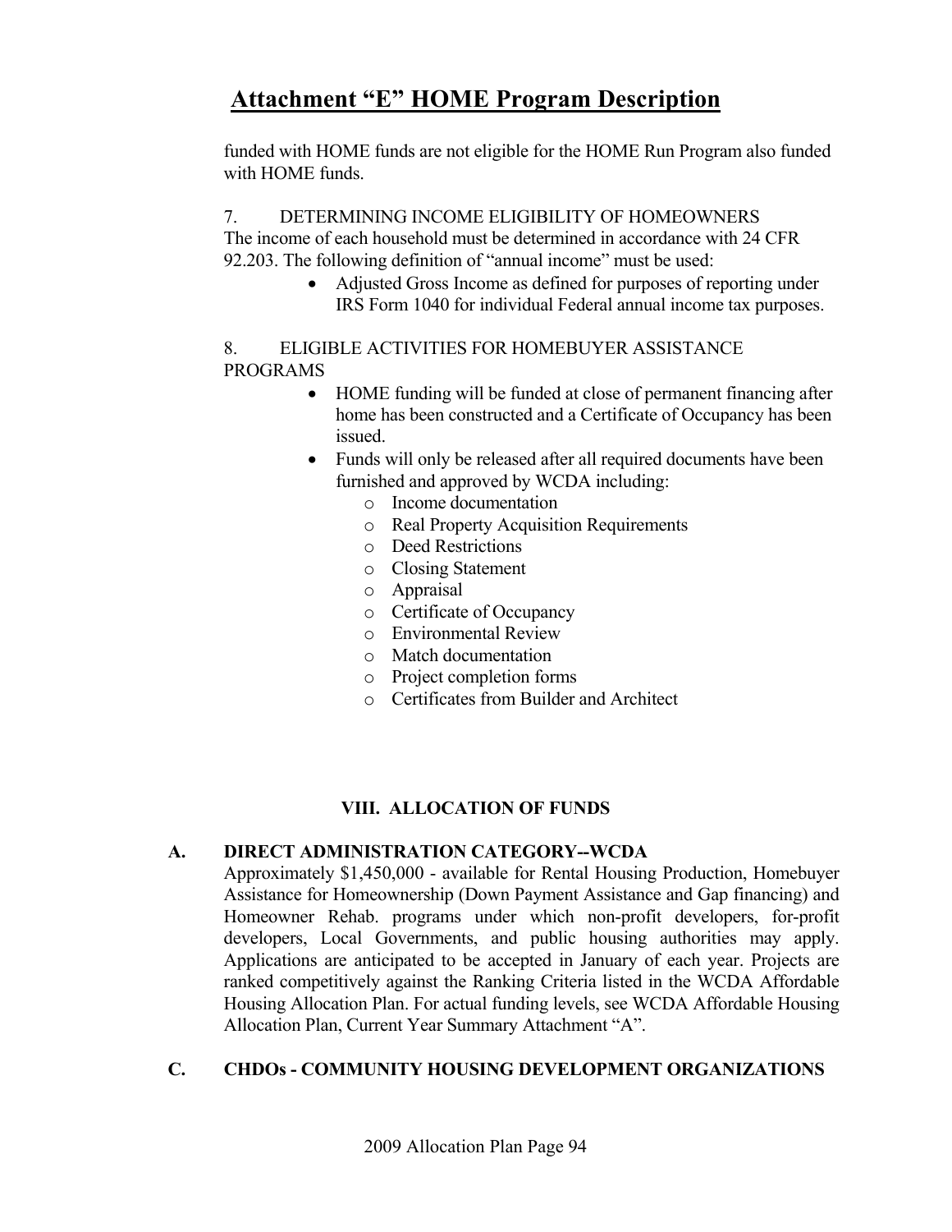# Attachment "E" HOME Program Description

funded with HOME funds are not eligible for the HOME Run Program also funded with HOME funds.

7. DETERMINING INCOME ELIGIBILITY OF HOMEOWNERS
The income of each household must be determined in accordance with 24 CFR 92.203. The following definition of "annual income" must be used:

- Adjusted Gross Income as defined for purposes of reporting under IRS Form 1040 for individual Federal annual income tax purposes.

8. ELIGIBLE ACTIVITIES FOR HOMEBUYER ASSISTANCE PROGRAMS

- HOME funding will be funded at close of permanent financing after home has been constructed and a Certificate of Occupancy has been issued.
- Funds will only be released after all required documents have been furnished and approved by WCDA including:
    - Income documentation
    - Real Property Acquisition Requirements
    - Deed Restrictions
    - Closing Statement
    - Appraisal
    - Certificate of Occupancy
    - Environmental Review
    - Match documentation
    - Project completion forms
    - Certificates from Builder and Architect

## VIII. ALLOCATION OF FUNDS

### A. DIRECT ADMINISTRATION CATEGORY--WCDA

Approximately $1,450,000 - available for Rental Housing Production, Homebuyer Assistance for Homeownership (Down Payment Assistance and Gap financing) and Homeowner Rehab. programs under which non-profit developers, for-profit developers, Local Governments, and public housing authorities may apply. Applications are anticipated to be accepted in January of each year. Projects are ranked competitively against the Ranking Criteria listed in the WCDA Affordable Housing Allocation Plan. For actual funding levels, see WCDA Affordable Housing Allocation Plan, Current Year Summary Attachment "A".

### C. CHDOs - COMMUNITY HOUSING DEVELOPMENT ORGANIZATIONS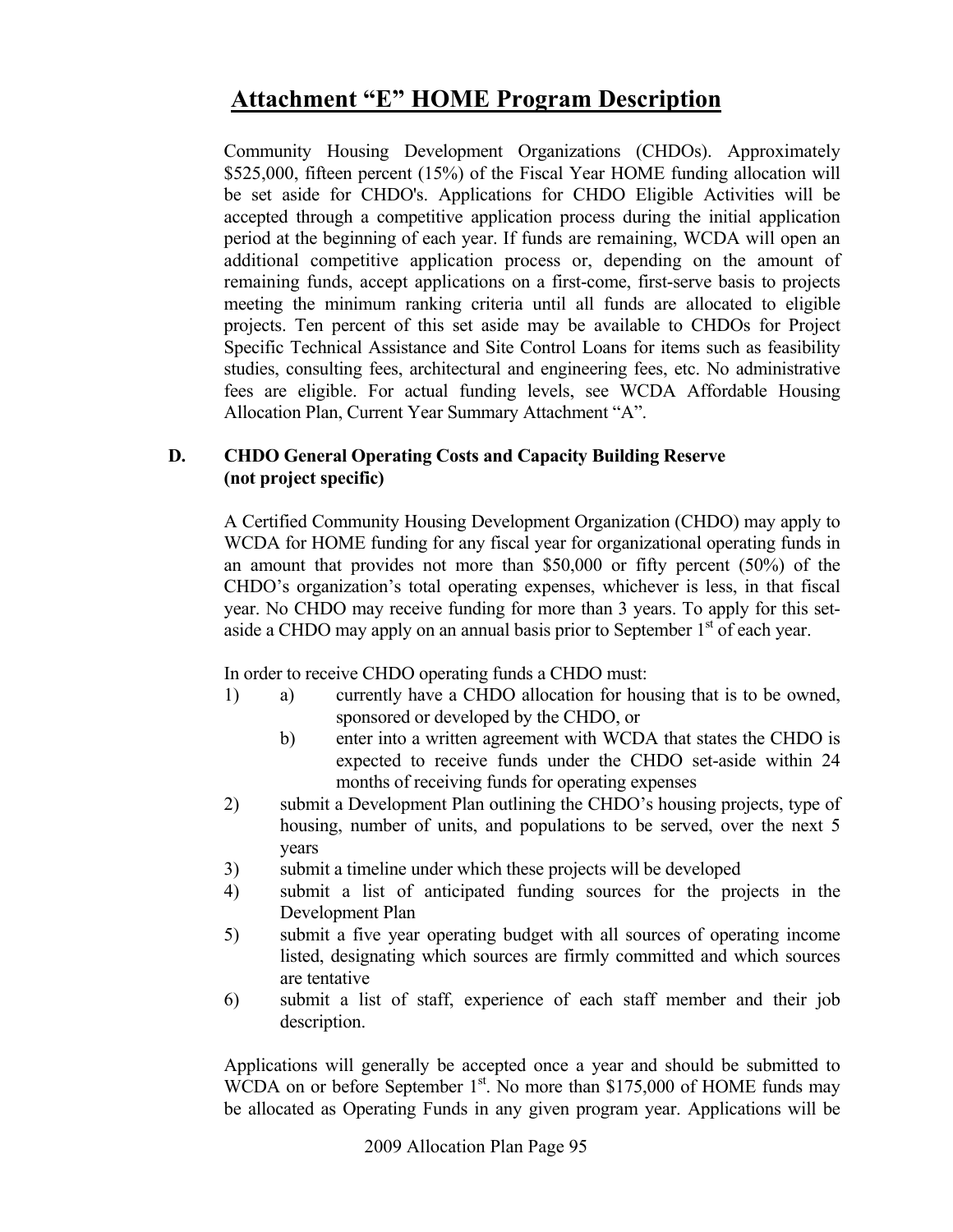# Attachment "E" HOME Program Description

Community Housing Development Organizations (CHDOs). Approximately $525,000, fifteen percent (15%) of the Fiscal Year HOME funding allocation will be set aside for CHDO's. Applications for CHDO Eligible Activities will be accepted through a competitive application process during the initial application period at the beginning of each year. If funds are remaining, WCDA will open an additional competitive application process or, depending on the amount of remaining funds, accept applications on a first-come, first-serve basis to projects meeting the minimum ranking criteria until all funds are allocated to eligible projects. Ten percent of this set aside may be available to CHDOs for Project Specific Technical Assistance and Site Control Loans for items such as feasibility studies, consulting fees, architectural and engineering fees, etc. No administrative fees are eligible. For actual funding levels, see WCDA Affordable Housing Allocation Plan, Current Year Summary Attachment "A".

### D. CHDO General Operating Costs and Capacity Building Reserve (not project specific)

A Certified Community Housing Development Organization (CHDO) may apply to WCDA for HOME funding for any fiscal year for organizational operating funds in an amount that provides not more than $50,000 or fifty percent (50%) of the CHDO's organization's total operating expenses, whichever is less, in that fiscal year. No CHDO may receive funding for more than 3 years. To apply for this set-aside a CHDO may apply on an annual basis prior to September 1st of each year.

In order to receive CHDO operating funds a CHDO must:

1) a) currently have a CHDO allocation for housing that is to be owned, sponsored or developed by the CHDO, or
   b) enter into a written agreement with WCDA that states the CHDO is expected to receive funds under the CHDO set-aside within 24 months of receiving funds for operating expenses
2) submit a Development Plan outlining the CHDO's housing projects, type of housing, number of units, and populations to be served, over the next 5 years
3) submit a timeline under which these projects will be developed
4) submit a list of anticipated funding sources for the projects in the Development Plan
5) submit a five year operating budget with all sources of operating income listed, designating which sources are firmly committed and which sources are tentative
6) submit a list of staff, experience of each staff member and their job description.

Applications will generally be accepted once a year and should be submitted to WCDA on or before September 1st. No more than $175,000 of HOME funds may be allocated as Operating Funds in any given program year. Applications will be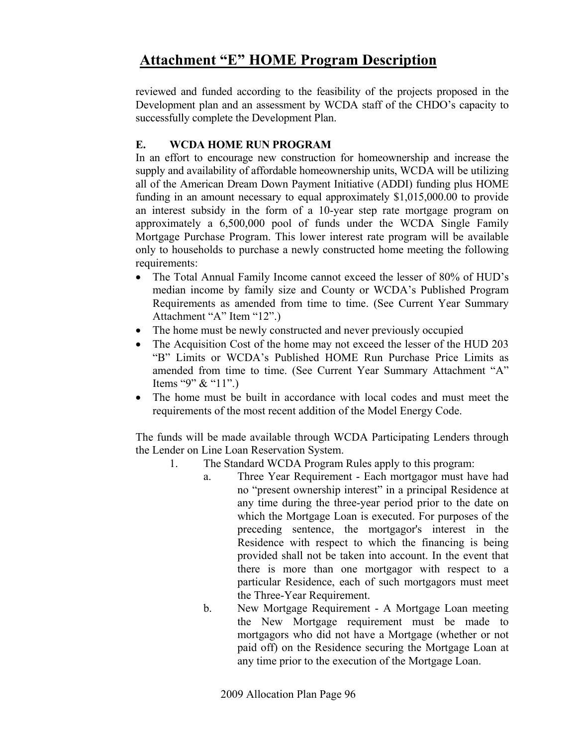# Attachment "E" HOME Program Description

reviewed and funded according to the feasibility of the projects proposed in the Development plan and an assessment by WCDA staff of the CHDO's capacity to successfully complete the Development Plan.

### E. WCDA HOME RUN PROGRAM

In an effort to encourage new construction for homeownership and increase the supply and availability of affordable homeownership units, WCDA will be utilizing all of the American Dream Down Payment Initiative (ADDI) funding plus HOME funding in an amount necessary to equal approximately $1,015,000.00 to provide an interest subsidy in the form of a 10-year step rate mortgage program on approximately a 6,500,000 pool of funds under the WCDA Single Family Mortgage Purchase Program. This lower interest rate program will be available only to households to purchase a newly constructed home meeting the following requirements:

- The Total Annual Family Income cannot exceed the lesser of 80% of HUD's median income by family size and County or WCDA's Published Program Requirements as amended from time to time. (See Current Year Summary Attachment "A" Item "12".)
- The home must be newly constructed and never previously occupied
- The Acquisition Cost of the home may not exceed the lesser of the HUD 203 "B" Limits or WCDA's Published HOME Run Purchase Price Limits as amended from time to time. (See Current Year Summary Attachment "A" Items "9" & "11".)
- The home must be built in accordance with local codes and must meet the requirements of the most recent addition of the Model Energy Code.

The funds will be made available through WCDA Participating Lenders through the Lender on Line Loan Reservation System.

1. The Standard WCDA Program Rules apply to this program:
   a. Three Year Requirement - Each mortgagor must have had no "present ownership interest" in a principal Residence at any time during the three-year period prior to the date on which the Mortgage Loan is executed. For purposes of the preceding sentence, the mortgagor's interest in the Residence with respect to which the financing is being provided shall not be taken into account. In the event that there is more than one mortgagor with respect to a particular Residence, each of such mortgagors must meet the Three-Year Requirement.
   b. New Mortgage Requirement - A Mortgage Loan meeting the New Mortgage requirement must be made to mortgagors who did not have a Mortgage (whether or not paid off) on the Residence securing the Mortgage Loan at any time prior to the execution of the Mortgage Loan.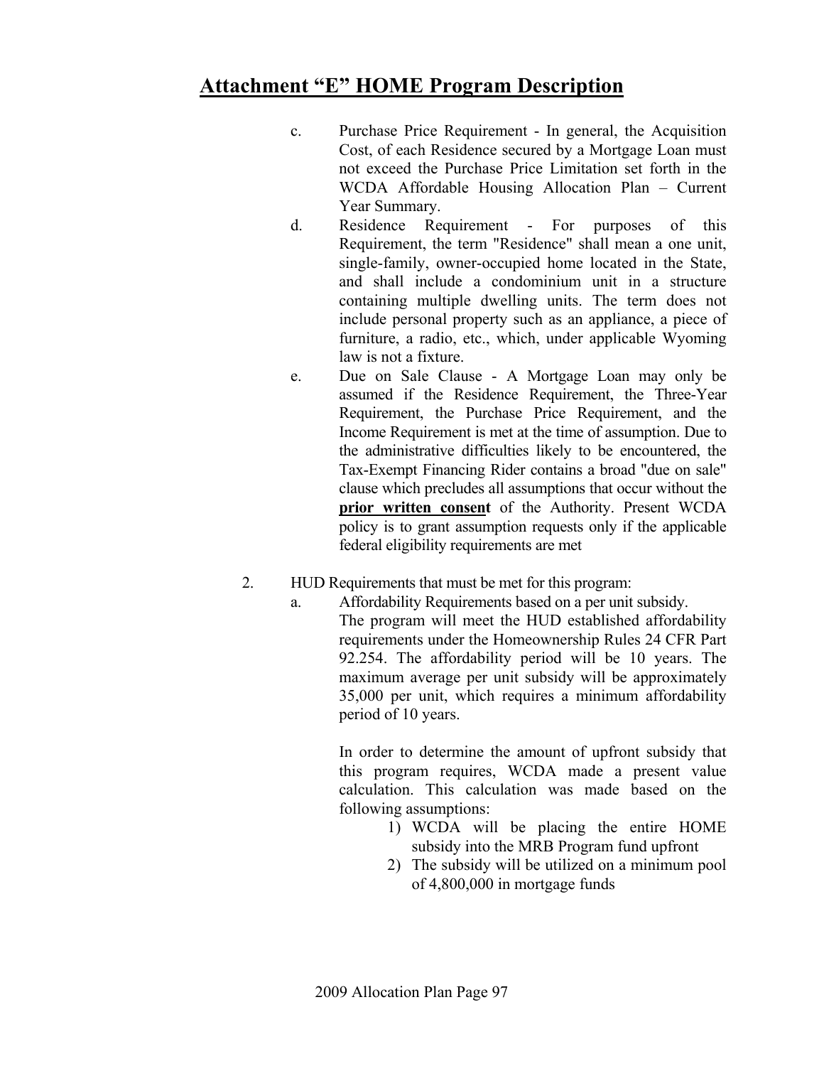# Attachment "E" HOME Program Description

c. Purchase Price Requirement - In general, the Acquisition Cost, of each Residence secured by a Mortgage Loan must not exceed the Purchase Price Limitation set forth in the WCDA Affordable Housing Allocation Plan – Current Year Summary.

d. Residence Requirement - For purposes of this Requirement, the term "Residence" shall mean a one unit, single-family, owner-occupied home located in the State, and shall include a condominium unit in a structure containing multiple dwelling units. The term does not include personal property such as an appliance, a piece of furniture, a radio, etc., which, under applicable Wyoming law is not a fixture.

e. Due on Sale Clause - A Mortgage Loan may only be assumed if the Residence Requirement, the Three-Year Requirement, the Purchase Price Requirement, and the Income Requirement is met at the time of assumption. Due to the administrative difficulties likely to be encountered, the Tax-Exempt Financing Rider contains a broad "due on sale" clause which precludes all assumptions that occur without the **prior written consent** of the Authority. Present WCDA policy is to grant assumption requests only if the applicable federal eligibility requirements are met

2. HUD Requirements that must be met for this program:

   a. Affordability Requirements based on a per unit subsidy.
   The program will meet the HUD established affordability requirements under the Homeownership Rules 24 CFR Part 92.254. The affordability period will be 10 years. The maximum average per unit subsidy will be approximately 35,000 per unit, which requires a minimum affordability period of 10 years.

   In order to determine the amount of upfront subsidy that this program requires, WCDA made a present value calculation. This calculation was made based on the following assumptions:

   1) WCDA will be placing the entire HOME subsidy into the MRB Program fund upfront
   2) The subsidy will be utilized on a minimum pool of 4,800,000 in mortgage funds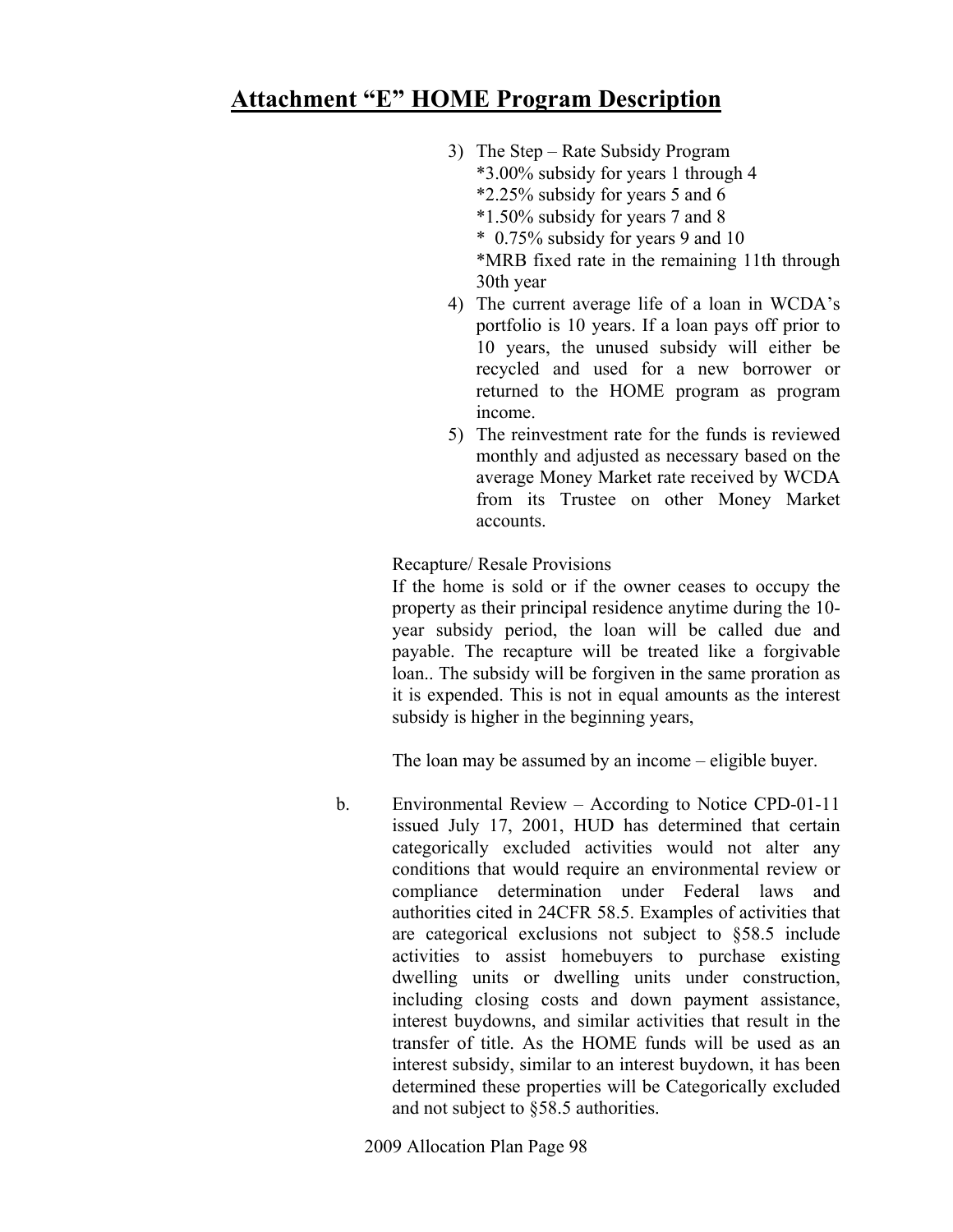# Attachment "E" HOME Program Description

3) The Step – Rate Subsidy Program
   *3.00% subsidy for years 1 through 4
   *2.25% subsidy for years 5 and 6
   *1.50% subsidy for years 7 and 8
   * 0.75% subsidy for years 9 and 10
   *MRB fixed rate in the remaining 11th through 30th year
4) The current average life of a loan in WCDA's portfolio is 10 years. If a loan pays off prior to 10 years, the unused subsidy will either be recycled and used for a new borrower or returned to the HOME program as program income.
5) The reinvestment rate for the funds is reviewed monthly and adjusted as necessary based on the average Money Market rate received by WCDA from its Trustee on other Money Market accounts.

Recapture/ Resale Provisions

If the home is sold or if the owner ceases to occupy the property as their principal residence anytime during the 10-year subsidy period, the loan will be called due and payable. The recapture will be treated like a forgivable loan.. The subsidy will be forgiven in the same proration as it is expended. This is not in equal amounts as the interest subsidy is higher in the beginning years,

The loan may be assumed by an income – eligible buyer.

b. Environmental Review – According to Notice CPD-01-11 issued July 17, 2001, HUD has determined that certain categorically excluded activities would not alter any conditions that would require an environmental review or compliance determination under Federal laws and authorities cited in 24CFR 58.5. Examples of activities that are categorical exclusions not subject to §58.5 include activities to assist homebuyers to purchase existing dwelling units or dwelling units under construction, including closing costs and down payment assistance, interest buydowns, and similar activities that result in the transfer of title. As the HOME funds will be used as an interest subsidy, similar to an interest buydown, it has been determined these properties will be Categorically excluded and not subject to §58.5 authorities.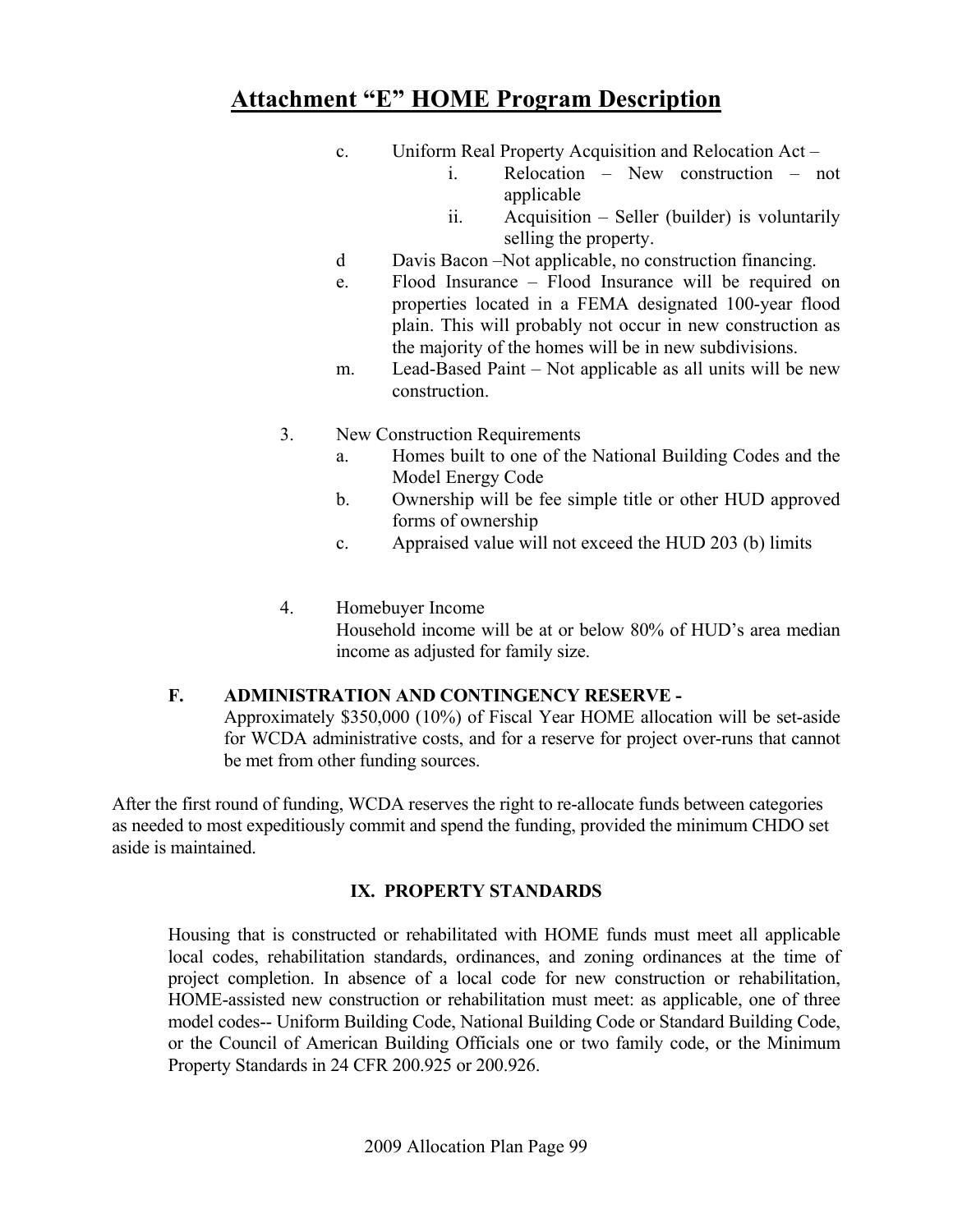# Attachment "E" HOME Program Description

c. Uniform Real Property Acquisition and Relocation Act –
    i. Relocation – New construction – not applicable
    ii. Acquisition – Seller (builder) is voluntarily selling the property.

d Davis Bacon –Not applicable, no construction financing.

e. Flood Insurance – Flood Insurance will be required on properties located in a FEMA designated 100-year flood plain. This will probably not occur in new construction as the majority of the homes will be in new subdivisions.

m. Lead-Based Paint – Not applicable as all units will be new construction.

3. New Construction Requirements
    a. Homes built to one of the National Building Codes and the Model Energy Code
    b. Ownership will be fee simple title or other HUD approved forms of ownership
    c. Appraised value will not exceed the HUD 203 (b) limits

4. Homebuyer Income
   Household income will be at or below 80% of HUD's area median income as adjusted for family size.

**F. ADMINISTRATION AND CONTINGENCY RESERVE -**
Approximately $350,000 (10%) of Fiscal Year HOME allocation will be set-aside for WCDA administrative costs, and for a reserve for project over-runs that cannot be met from other funding sources.

After the first round of funding, WCDA reserves the right to re-allocate funds between categories as needed to most expeditiously commit and spend the funding, provided the minimum CHDO set aside is maintained.

## IX. PROPERTY STANDARDS

Housing that is constructed or rehabilitated with HOME funds must meet all applicable local codes, rehabilitation standards, ordinances, and zoning ordinances at the time of project completion. In absence of a local code for new construction or rehabilitation, HOME-assisted new construction or rehabilitation must meet: as applicable, one of three model codes-- Uniform Building Code, National Building Code or Standard Building Code, or the Council of American Building Officials one or two family code, or the Minimum Property Standards in 24 CFR 200.925 or 200.926.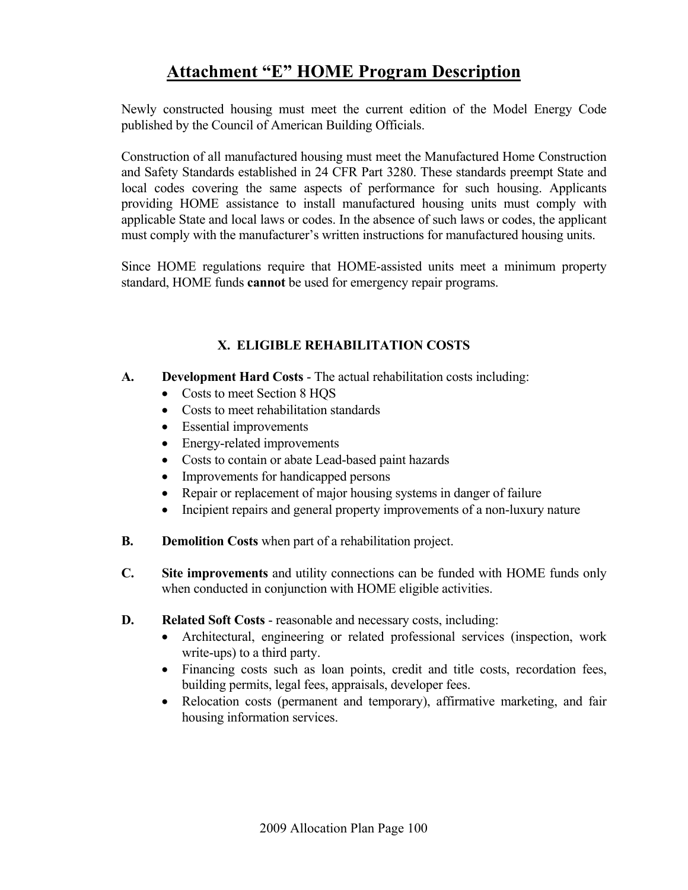# Attachment "E" HOME Program Description

Newly constructed housing must meet the current edition of the Model Energy Code published by the Council of American Building Officials.

Construction of all manufactured housing must meet the Manufactured Home Construction and Safety Standards established in 24 CFR Part 3280. These standards preempt State and local codes covering the same aspects of performance for such housing. Applicants providing HOME assistance to install manufactured housing units must comply with applicable State and local laws or codes. In the absence of such laws or codes, the applicant must comply with the manufacturer's written instructions for manufactured housing units.

Since HOME regulations require that HOME-assisted units meet a minimum property standard, HOME funds **cannot** be used for emergency repair programs.

## X. ELIGIBLE REHABILITATION COSTS

**A. Development Hard Costs** - The actual rehabilitation costs including:

- Costs to meet Section 8 HQS
- Costs to meet rehabilitation standards
- Essential improvements
- Energy-related improvements
- Costs to contain or abate Lead-based paint hazards
- Improvements for handicapped persons
- Repair or replacement of major housing systems in danger of failure
- Incipient repairs and general property improvements of a non-luxury nature

**B. Demolition Costs** when part of a rehabilitation project.

**C. Site improvements** and utility connections can be funded with HOME funds only when conducted in conjunction with HOME eligible activities.

**D. Related Soft Costs** - reasonable and necessary costs, including:

- Architectural, engineering or related professional services (inspection, work write-ups) to a third party.
- Financing costs such as loan points, credit and title costs, recordation fees, building permits, legal fees, appraisals, developer fees.
- Relocation costs (permanent and temporary), affirmative marketing, and fair housing information services.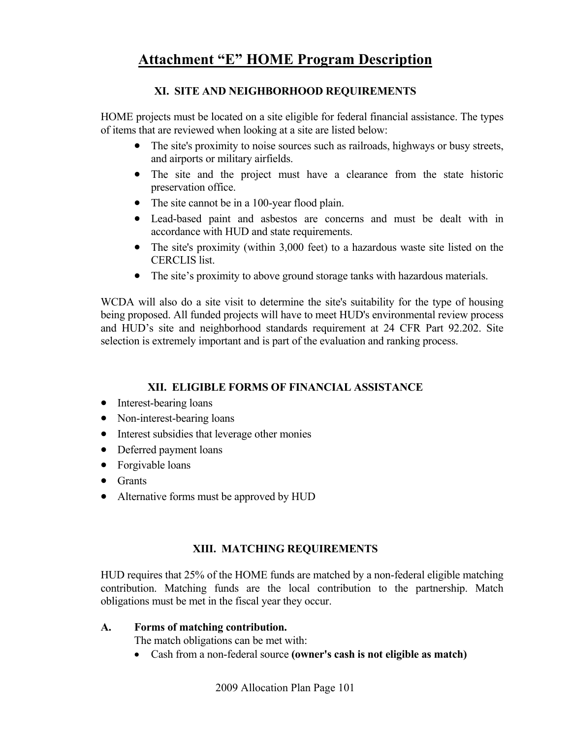# Attachment "E" HOME Program Description

## XI. SITE AND NEIGHBORHOOD REQUIREMENTS

HOME projects must be located on a site eligible for federal financial assistance. The types of items that are reviewed when looking at a site are listed below:

- The site's proximity to noise sources such as railroads, highways or busy streets, and airports or military airfields.
- The site and the project must have a clearance from the state historic preservation office.
- The site cannot be in a 100-year flood plain.
- Lead-based paint and asbestos are concerns and must be dealt with in accordance with HUD and state requirements.
- The site's proximity (within 3,000 feet) to a hazardous waste site listed on the CERCLIS list.
- The site's proximity to above ground storage tanks with hazardous materials.

WCDA will also do a site visit to determine the site's suitability for the type of housing being proposed. All funded projects will have to meet HUD's environmental review process and HUD's site and neighborhood standards requirement at 24 CFR Part 92.202. Site selection is extremely important and is part of the evaluation and ranking process.

## XII. ELIGIBLE FORMS OF FINANCIAL ASSISTANCE

- Interest-bearing loans
- Non-interest-bearing loans
- Interest subsidies that leverage other monies
- Deferred payment loans
- Forgivable loans
- Grants
- Alternative forms must be approved by HUD

## XIII. MATCHING REQUIREMENTS

HUD requires that 25% of the HOME funds are matched by a non-federal eligible matching contribution. Matching funds are the local contribution to the partnership. Match obligations must be met in the fiscal year they occur.

**A. Forms of matching contribution.**

The match obligations can be met with:

- Cash from a non-federal source **(owner's cash is not eligible as match)**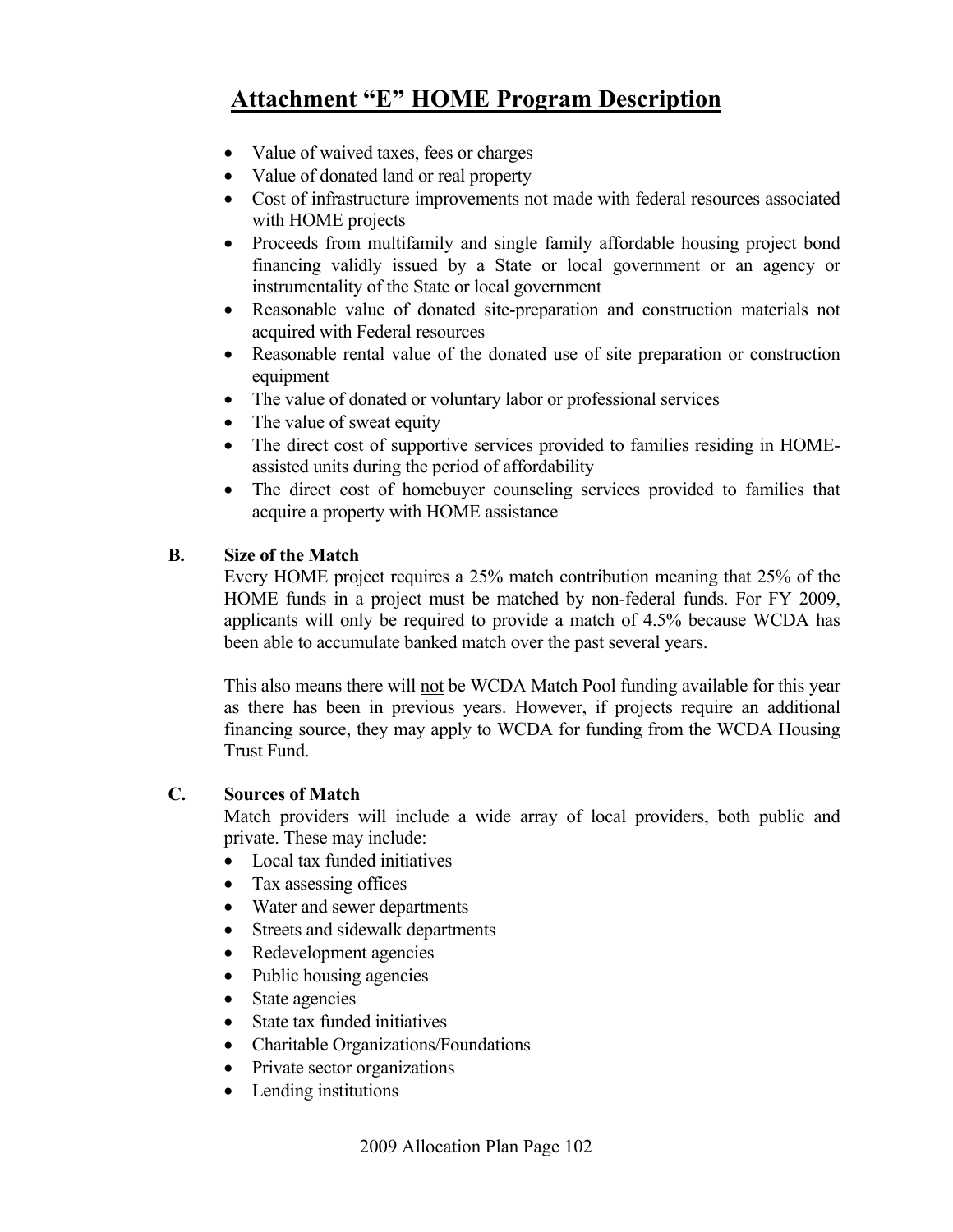# Attachment "E" HOME Program Description

- Value of waived taxes, fees or charges
- Value of donated land or real property
- Cost of infrastructure improvements not made with federal resources associated with HOME projects
- Proceeds from multifamily and single family affordable housing project bond financing validly issued by a State or local government or an agency or instrumentality of the State or local government
- Reasonable value of donated site-preparation and construction materials not acquired with Federal resources
- Reasonable rental value of the donated use of site preparation or construction equipment
- The value of donated or voluntary labor or professional services
- The value of sweat equity
- The direct cost of supportive services provided to families residing in HOME-assisted units during the period of affordability
- The direct cost of homebuyer counseling services provided to families that acquire a property with HOME assistance

**B. Size of the Match**

Every HOME project requires a 25% match contribution meaning that 25% of the HOME funds in a project must be matched by non-federal funds. For FY 2009, applicants will only be required to provide a match of 4.5% because WCDA has been able to accumulate banked match over the past several years.

This also means there will <u>not</u> be WCDA Match Pool funding available for this year as there has been in previous years. However, if projects require an additional financing source, they may apply to WCDA for funding from the WCDA Housing Trust Fund.

**C. Sources of Match**

Match providers will include a wide array of local providers, both public and private. These may include:

- Local tax funded initiatives
- Tax assessing offices
- Water and sewer departments
- Streets and sidewalk departments
- Redevelopment agencies
- Public housing agencies
- State agencies
- State tax funded initiatives
- Charitable Organizations/Foundations
- Private sector organizations
- Lending institutions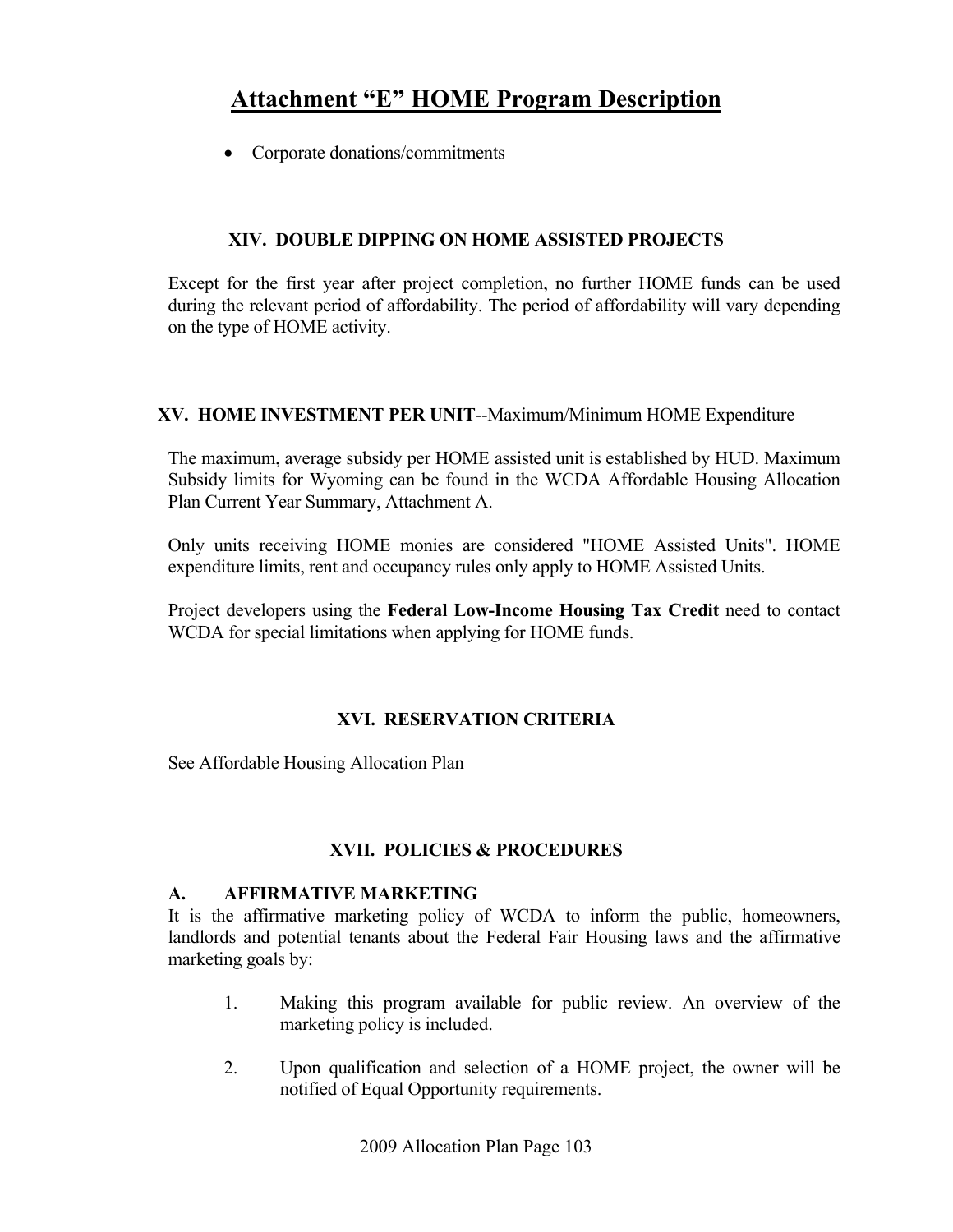# Attachment "E" HOME Program Description

- Corporate donations/commitments

### XIV. DOUBLE DIPPING ON HOME ASSISTED PROJECTS

Except for the first year after project completion, no further HOME funds can be used during the relevant period of affordability. The period of affordability will vary depending on the type of HOME activity.

### XV. HOME INVESTMENT PER UNIT--Maximum/Minimum HOME Expenditure

The maximum, average subsidy per HOME assisted unit is established by HUD. Maximum Subsidy limits for Wyoming can be found in the WCDA Affordable Housing Allocation Plan Current Year Summary, Attachment A.

Only units receiving HOME monies are considered "HOME Assisted Units". HOME expenditure limits, rent and occupancy rules only apply to HOME Assisted Units.

Project developers using the **Federal Low-Income Housing Tax Credit** need to contact WCDA for special limitations when applying for HOME funds.

### XVI. RESERVATION CRITERIA

See Affordable Housing Allocation Plan

### XVII. POLICIES & PROCEDURES

#### A. AFFIRMATIVE MARKETING

It is the affirmative marketing policy of WCDA to inform the public, homeowners, landlords and potential tenants about the Federal Fair Housing laws and the affirmative marketing goals by:

1. Making this program available for public review. An overview of the marketing policy is included.
2. Upon qualification and selection of a HOME project, the owner will be notified of Equal Opportunity requirements.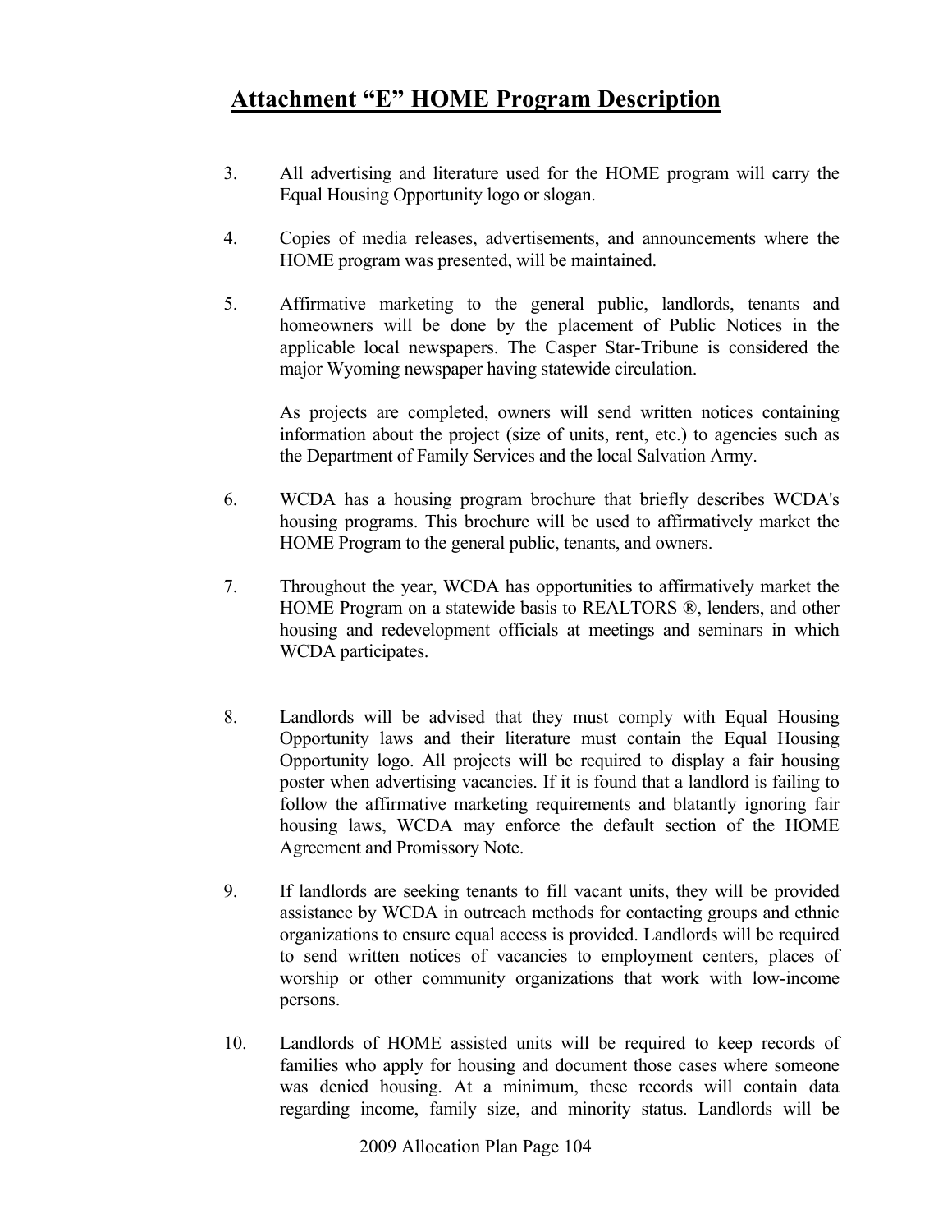# Attachment "E" HOME Program Description

3. All advertising and literature used for the HOME program will carry the Equal Housing Opportunity logo or slogan.

4. Copies of media releases, advertisements, and announcements where the HOME program was presented, will be maintained.

5. Affirmative marketing to the general public, landlords, tenants and homeowners will be done by the placement of Public Notices in the applicable local newspapers. The Casper Star-Tribune is considered the major Wyoming newspaper having statewide circulation.

   As projects are completed, owners will send written notices containing information about the project (size of units, rent, etc.) to agencies such as the Department of Family Services and the local Salvation Army.

6. WCDA has a housing program brochure that briefly describes WCDA's housing programs. This brochure will be used to affirmatively market the HOME Program to the general public, tenants, and owners.

7. Throughout the year, WCDA has opportunities to affirmatively market the HOME Program on a statewide basis to REALTORS ®, lenders, and other housing and redevelopment officials at meetings and seminars in which WCDA participates.

8. Landlords will be advised that they must comply with Equal Housing Opportunity laws and their literature must contain the Equal Housing Opportunity logo. All projects will be required to display a fair housing poster when advertising vacancies. If it is found that a landlord is failing to follow the affirmative marketing requirements and blatantly ignoring fair housing laws, WCDA may enforce the default section of the HOME Agreement and Promissory Note.

9. If landlords are seeking tenants to fill vacant units, they will be provided assistance by WCDA in outreach methods for contacting groups and ethnic organizations to ensure equal access is provided. Landlords will be required to send written notices of vacancies to employment centers, places of worship or other community organizations that work with low-income persons.

10. Landlords of HOME assisted units will be required to keep records of families who apply for housing and document those cases where someone was denied housing. At a minimum, these records will contain data regarding income, family size, and minority status. Landlords will be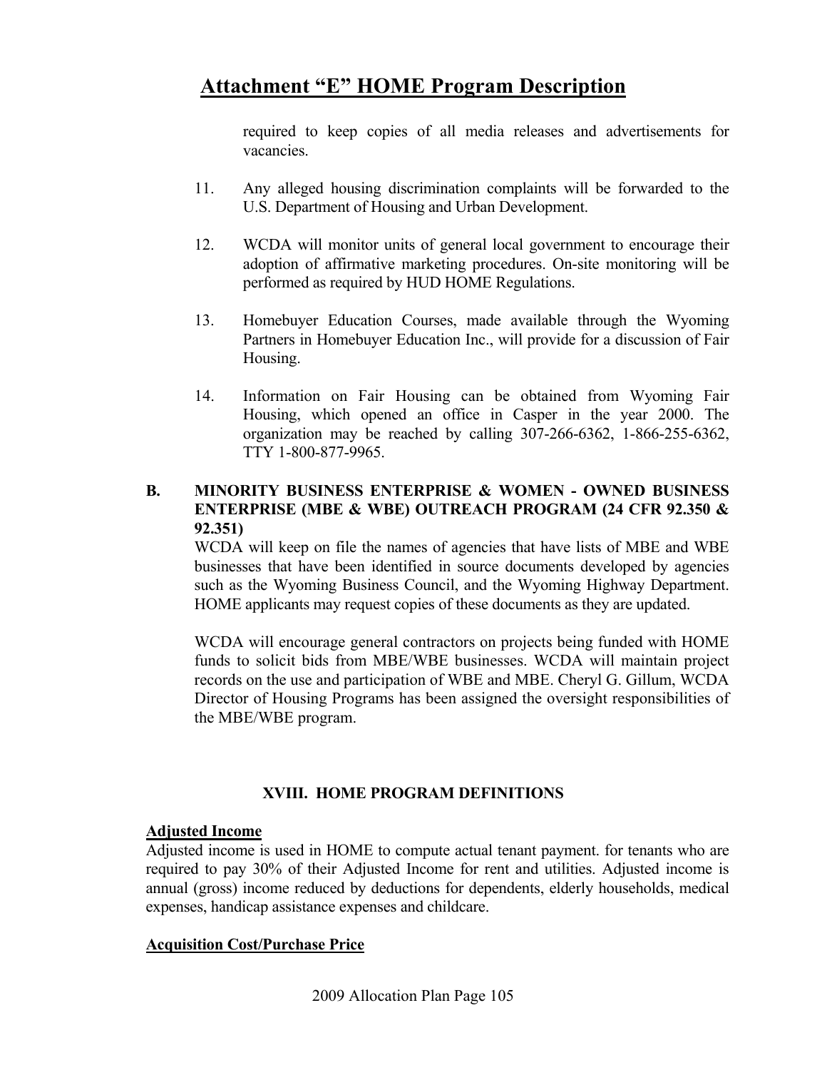required to keep copies of all media releases and advertisements for vacancies.

11. Any alleged housing discrimination complaints will be forwarded to the U.S. Department of Housing and Urban Development.

12. WCDA will monitor units of general local government to encourage their adoption of affirmative marketing procedures. On-site monitoring will be performed as required by HUD HOME Regulations.

13. Homebuyer Education Courses, made available through the Wyoming Partners in Homebuyer Education Inc., will provide for a discussion of Fair Housing.

14. Information on Fair Housing can be obtained from Wyoming Fair Housing, which opened an office in Casper in the year 2000. The organization may be reached by calling 307-266-6362, 1-866-255-6362, TTY 1-800-877-9965.

**B. MINORITY BUSINESS ENTERPRISE & WOMEN - OWNED BUSINESS ENTERPRISE (MBE & WBE) OUTREACH PROGRAM (24 CFR 92.350 & 92.351)**

WCDA will keep on file the names of agencies that have lists of MBE and WBE businesses that have been identified in source documents developed by agencies such as the Wyoming Business Council, and the Wyoming Highway Department. HOME applicants may request copies of these documents as they are updated.

WCDA will encourage general contractors on projects being funded with HOME funds to solicit bids from MBE/WBE businesses. WCDA will maintain project records on the use and participation of WBE and MBE. Cheryl G. Gillum, WCDA Director of Housing Programs has been assigned the oversight responsibilities of the MBE/WBE program.

## XVIII. HOME PROGRAM DEFINITIONS

**Adjusted Income**

Adjusted income is used in HOME to compute actual tenant payment. for tenants who are required to pay 30% of their Adjusted Income for rent and utilities. Adjusted income is annual (gross) income reduced by deductions for dependents, elderly households, medical expenses, handicap assistance expenses and childcare.

**Acquisition Cost/Purchase Price**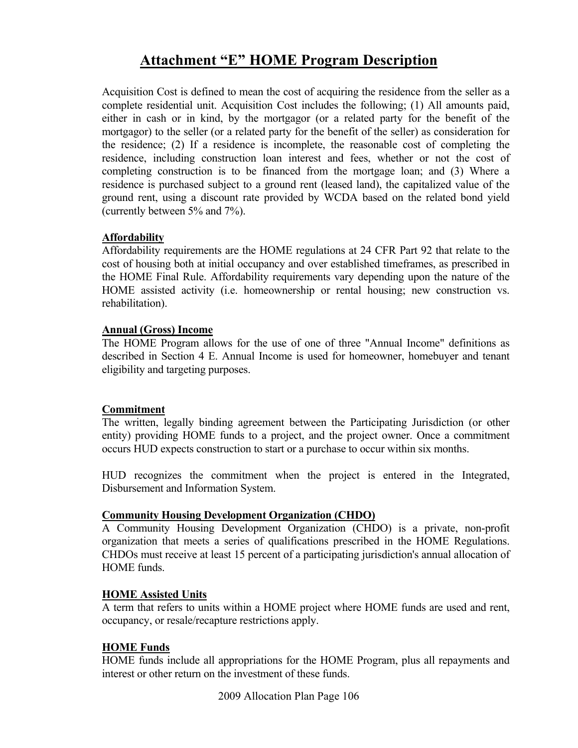# Attachment "E" HOME Program Description

Acquisition Cost is defined to mean the cost of acquiring the residence from the seller as a complete residential unit. Acquisition Cost includes the following; (1) All amounts paid, either in cash or in kind, by the mortgagor (or a related party for the benefit of the mortgagor) to the seller (or a related party for the benefit of the seller) as consideration for the residence; (2) If a residence is incomplete, the reasonable cost of completing the residence, including construction loan interest and fees, whether or not the cost of completing construction is to be financed from the mortgage loan; and (3) Where a residence is purchased subject to a ground rent (leased land), the capitalized value of the ground rent, using a discount rate provided by WCDA based on the related bond yield (currently between 5% and 7%).

**Affordability**
Affordability requirements are the HOME regulations at 24 CFR Part 92 that relate to the cost of housing both at initial occupancy and over established timeframes, as prescribed in the HOME Final Rule. Affordability requirements vary depending upon the nature of the HOME assisted activity (i.e. homeownership or rental housing; new construction vs. rehabilitation).

**Annual (Gross) Income**
The HOME Program allows for the use of one of three "Annual Income" definitions as described in Section 4 E. Annual Income is used for homeowner, homebuyer and tenant eligibility and targeting purposes.

**Commitment**
The written, legally binding agreement between the Participating Jurisdiction (or other entity) providing HOME funds to a project, and the project owner. Once a commitment occurs HUD expects construction to start or a purchase to occur within six months.

HUD recognizes the commitment when the project is entered in the Integrated, Disbursement and Information System.

**Community Housing Development Organization (CHDO)**
A Community Housing Development Organization (CHDO) is a private, non-profit organization that meets a series of qualifications prescribed in the HOME Regulations. CHDOs must receive at least 15 percent of a participating jurisdiction's annual allocation of HOME funds.

**HOME Assisted Units**
A term that refers to units within a HOME project where HOME funds are used and rent, occupancy, or resale/recapture restrictions apply.

**HOME Funds**
HOME funds include all appropriations for the HOME Program, plus all repayments and interest or other return on the investment of these funds.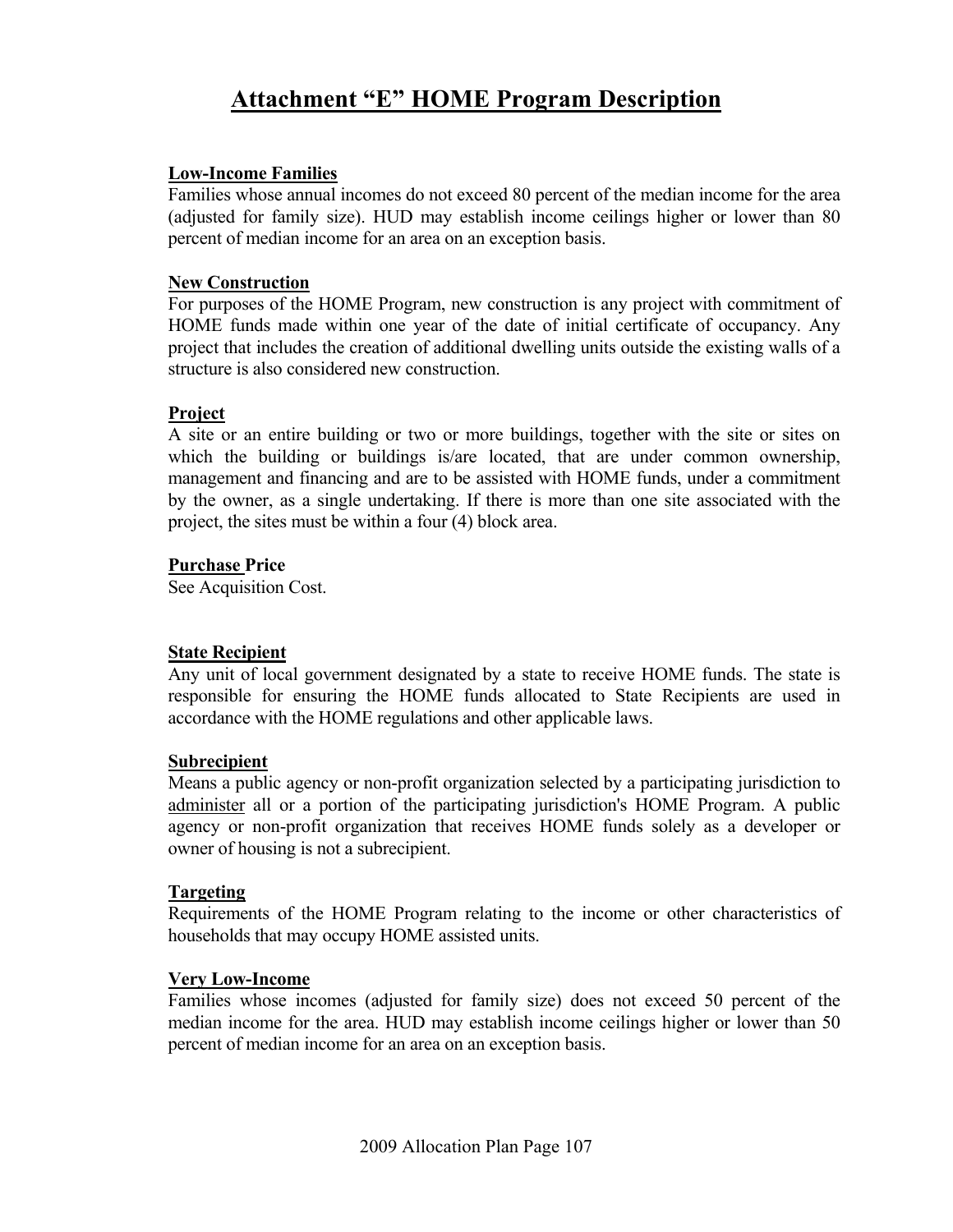# Attachment "E" HOME Program Description

**Low-Income Families**

Families whose annual incomes do not exceed 80 percent of the median income for the area (adjusted for family size). HUD may establish income ceilings higher or lower than 80 percent of median income for an area on an exception basis.

**New Construction**

For purposes of the HOME Program, new construction is any project with commitment of HOME funds made within one year of the date of initial certificate of occupancy. Any project that includes the creation of additional dwelling units outside the existing walls of a structure is also considered new construction.

**Project**

A site or an entire building or two or more buildings, together with the site or sites on which the building or buildings is/are located, that are under common ownership, management and financing and are to be assisted with HOME funds, under a commitment by the owner, as a single undertaking. If there is more than one site associated with the project, the sites must be within a four (4) block area.

**Purchase Price**

See Acquisition Cost.

**State Recipient**

Any unit of local government designated by a state to receive HOME funds. The state is responsible for ensuring the HOME funds allocated to State Recipients are used in accordance with the HOME regulations and other applicable laws.

**Subrecipient**

Means a public agency or non-profit organization selected by a participating jurisdiction to administer all or a portion of the participating jurisdiction's HOME Program. A public agency or non-profit organization that receives HOME funds solely as a developer or owner of housing is not a subrecipient.

**Targeting**

Requirements of the HOME Program relating to the income or other characteristics of households that may occupy HOME assisted units.

**Very Low-Income**

Families whose incomes (adjusted for family size) does not exceed 50 percent of the median income for the area. HUD may establish income ceilings higher or lower than 50 percent of median income for an area on an exception basis.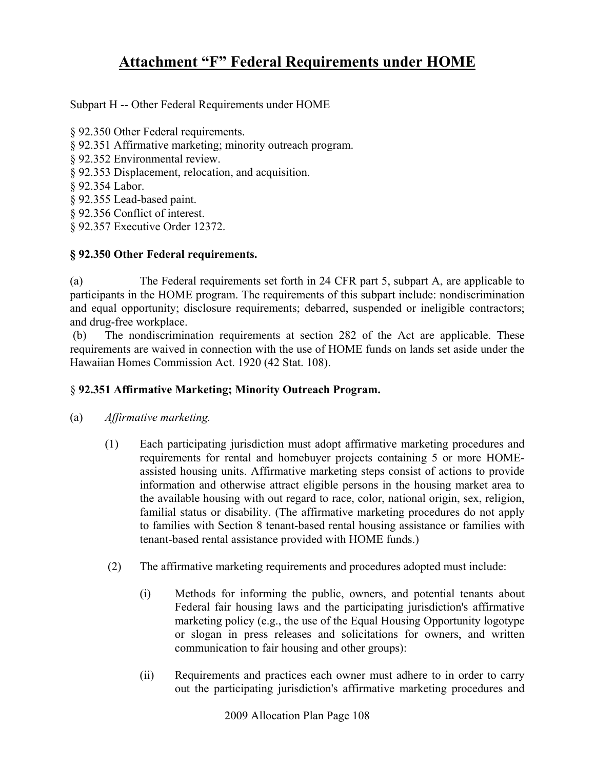# Attachment "F" Federal Requirements under HOME

Subpart H -- Other Federal Requirements under HOME

§ 92.350 Other Federal requirements.
§ 92.351 Affirmative marketing; minority outreach program.
§ 92.352 Environmental review.
§ 92.353 Displacement, relocation, and acquisition.
§ 92.354 Labor.
§ 92.355 Lead-based paint.
§ 92.356 Conflict of interest.
§ 92.357 Executive Order 12372.

### § 92.350 Other Federal requirements.

(a) The Federal requirements set forth in 24 CFR part 5, subpart A, are applicable to participants in the HOME program. The requirements of this subpart include: nondiscrimination and equal opportunity; disclosure requirements; debarred, suspended or ineligible contractors; and drug-free workplace.

(b) The nondiscrimination requirements at section 282 of the Act are applicable. These requirements are waived in connection with the use of HOME funds on lands set aside under the Hawaiian Homes Commission Act. 1920 (42 Stat. 108).

### § **92.351 Affirmative Marketing; Minority Outreach Program.**

(a) *Affirmative marketing.*

(1) Each participating jurisdiction must adopt affirmative marketing procedures and requirements for rental and homebuyer projects containing 5 or more HOME-assisted housing units. Affirmative marketing steps consist of actions to provide information and otherwise attract eligible persons in the housing market area to the available housing with out regard to race, color, national origin, sex, religion, familial status or disability. (The affirmative marketing procedures do not apply to families with Section 8 tenant-based rental housing assistance or families with tenant-based rental assistance provided with HOME funds.)

(2) The affirmative marketing requirements and procedures adopted must include:

(i) Methods for informing the public, owners, and potential tenants about Federal fair housing laws and the participating jurisdiction's affirmative marketing policy (e.g., the use of the Equal Housing Opportunity logotype or slogan in press releases and solicitations for owners, and written communication to fair housing and other groups):

(ii) Requirements and practices each owner must adhere to in order to carry out the participating jurisdiction's affirmative marketing procedures and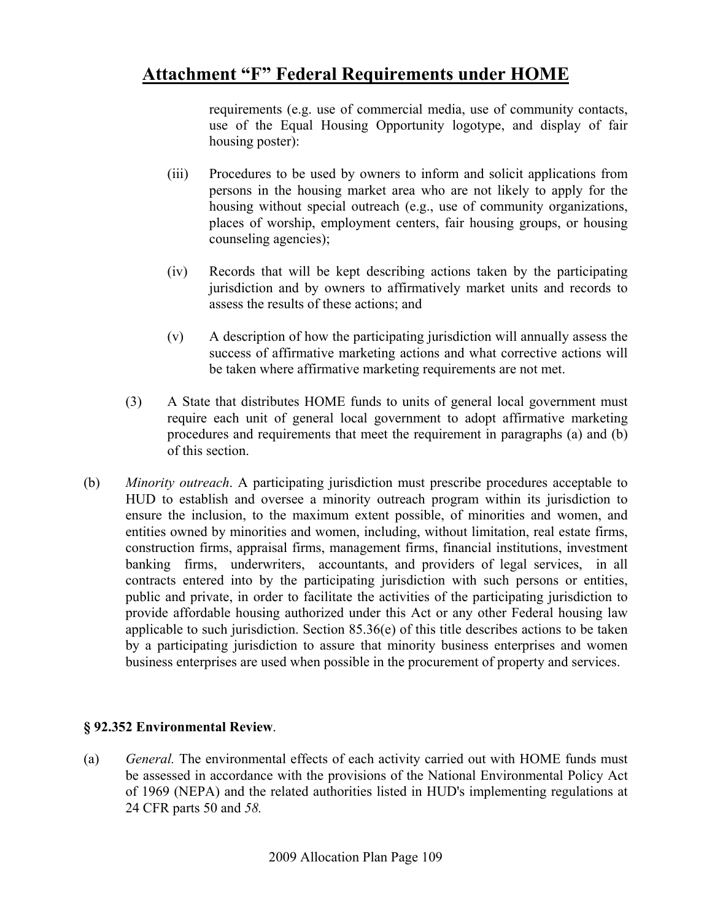# Attachment "F" Federal Requirements under HOME

requirements (e.g. use of commercial media, use of community contacts, use of the Equal Housing Opportunity logotype, and display of fair housing poster):

(iii) Procedures to be used by owners to inform and solicit applications from persons in the housing market area who are not likely to apply for the housing without special outreach (e.g., use of community organizations, places of worship, employment centers, fair housing groups, or housing counseling agencies);

(iv) Records that will be kept describing actions taken by the participating jurisdiction and by owners to affirmatively market units and records to assess the results of these actions; and

(v) A description of how the participating jurisdiction will annually assess the success of affirmative marketing actions and what corrective actions will be taken where affirmative marketing requirements are not met.

(3) A State that distributes HOME funds to units of general local government must require each unit of general local government to adopt affirmative marketing procedures and requirements that meet the requirement in paragraphs (a) and (b) of this section.

(b) *Minority outreach*. A participating jurisdiction must prescribe procedures acceptable to HUD to establish and oversee a minority outreach program within its jurisdiction to ensure the inclusion, to the maximum extent possible, of minorities and women, and entities owned by minorities and women, including, without limitation, real estate firms, construction firms, appraisal firms, management firms, financial institutions, investment banking firms, underwriters, accountants, and providers of legal services, in all contracts entered into by the participating jurisdiction with such persons or entities, public and private, in order to facilitate the activities of the participating jurisdiction to provide affordable housing authorized under this Act or any other Federal housing law applicable to such jurisdiction. Section 85.36(e) of this title describes actions to be taken by a participating jurisdiction to assure that minority business enterprises and women business enterprises are used when possible in the procurement of property and services.

**§ 92.352 Environmental Review**.

(a) *General.* The environmental effects of each activity carried out with HOME funds must be assessed in accordance with the provisions of the National Environmental Policy Act of 1969 (NEPA) and the related authorities listed in HUD's implementing regulations at 24 CFR parts 50 and *58.*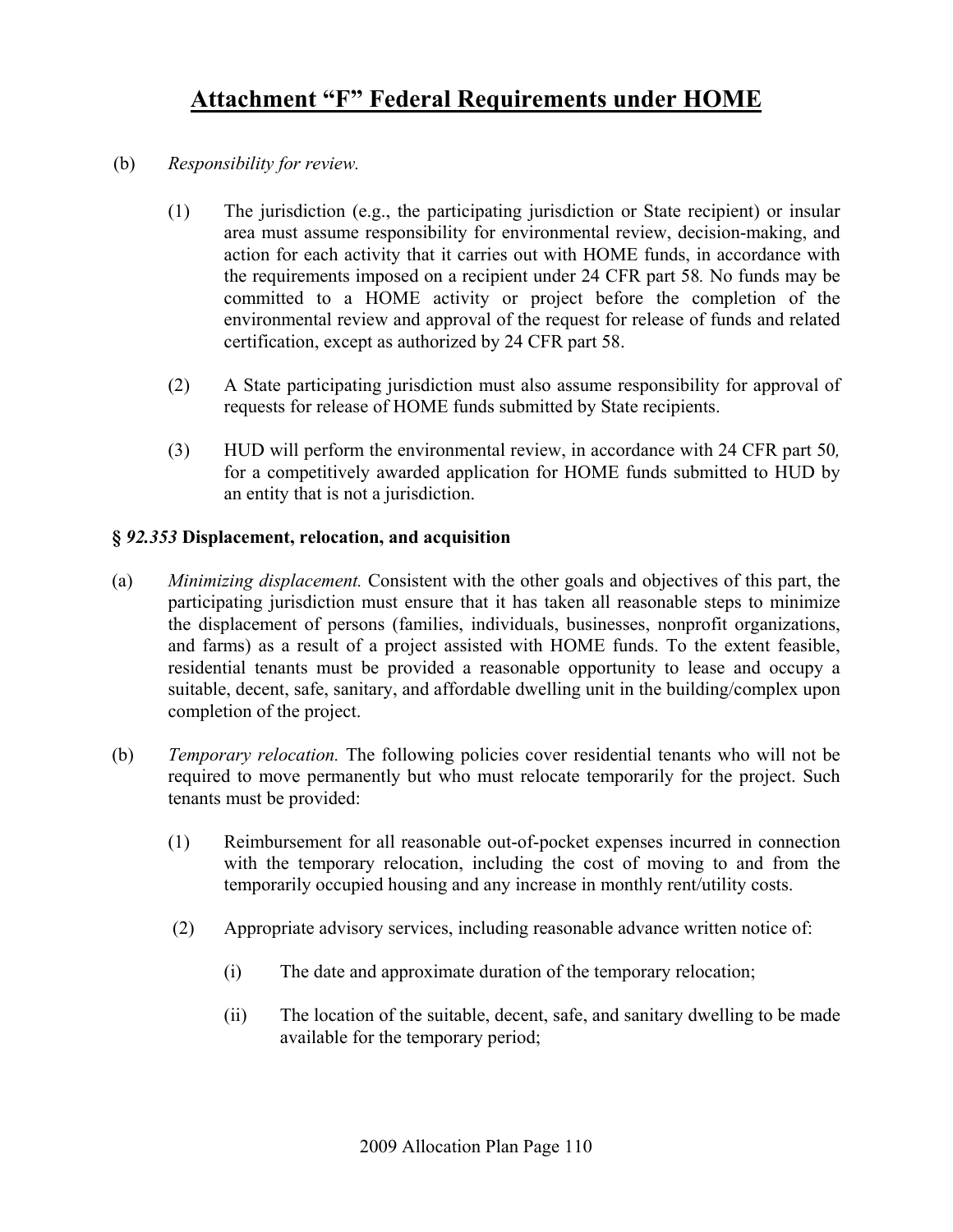## Attachment "F" Federal Requirements under HOME

(b) *Responsibility for review.*

> (1) The jurisdiction (e.g., the participating jurisdiction or State recipient) or insular area must assume responsibility for environmental review, decision-making, and action for each activity that it carries out with HOME funds, in accordance with the requirements imposed on a recipient under 24 CFR part 58*.* No funds may be committed to a HOME activity or project before the completion of the environmental review and approval of the request for release of funds and related certification, except as authorized by 24 CFR part 58.
>
> (2) A State participating jurisdiction must also assume responsibility for approval of requests for release of HOME funds submitted by State recipients.
>
> (3) HUD will perform the environmental review, in accordance with 24 CFR part 50*,* for a competitively awarded application for HOME funds submitted to HUD by an entity that is not a jurisdiction.

**§ *92.353* Displacement, relocation, and acquisition**

(a) *Minimizing displacement.* Consistent with the other goals and objectives of this part, the participating jurisdiction must ensure that it has taken all reasonable steps to minimize the displacement of persons (families, individuals, businesses, nonprofit organizations, and farms) as a result of a project assisted with HOME funds. To the extent feasible, residential tenants must be provided a reasonable opportunity to lease and occupy a suitable, decent, safe, sanitary, and affordable dwelling unit in the building/complex upon completion of the project.

(b) *Temporary relocation.* The following policies cover residential tenants who will not be required to move permanently but who must relocate temporarily for the project. Such tenants must be provided:

> (1) Reimbursement for all reasonable out-of-pocket expenses incurred in connection with the temporary relocation, including the cost of moving to and from the temporarily occupied housing and any increase in monthly rent/utility costs.
>
> (2) Appropriate advisory services, including reasonable advance written notice of:
>
> > (i) The date and approximate duration of the temporary relocation;
> >
> > (ii) The location of the suitable, decent, safe, and sanitary dwelling to be made available for the temporary period;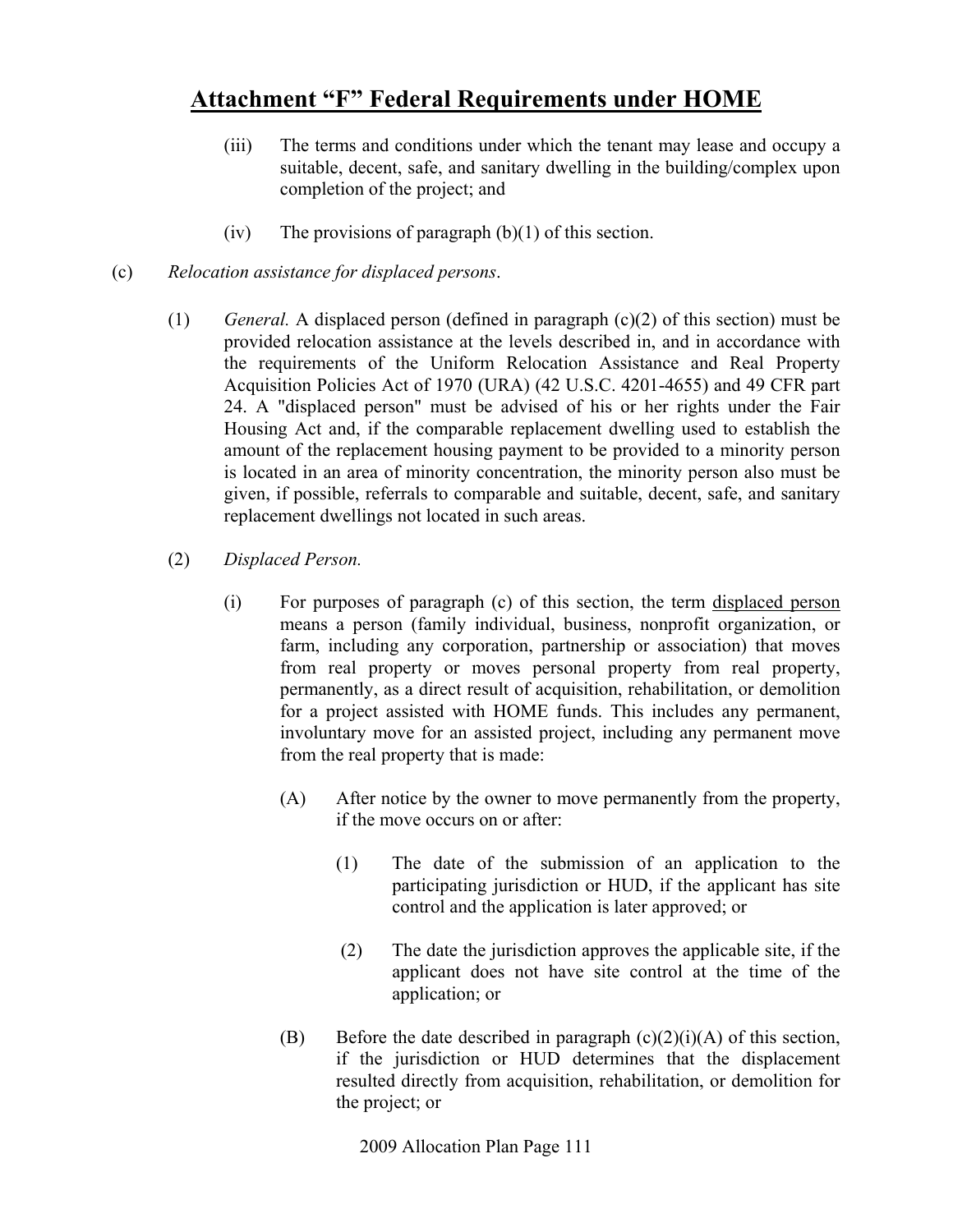# Attachment "F" Federal Requirements under HOME

(iii) The terms and conditions under which the tenant may lease and occupy a suitable, decent, safe, and sanitary dwelling in the building/complex upon completion of the project; and

(iv) The provisions of paragraph (b)(1) of this section.

(c) *Relocation assistance for displaced persons*.

(1) *General.* A displaced person (defined in paragraph (c)(2) of this section) must be provided relocation assistance at the levels described in, and in accordance with the requirements of the Uniform Relocation Assistance and Real Property Acquisition Policies Act of 1970 (URA) (42 U.S.C. 4201-4655) and 49 CFR part 24. A "displaced person" must be advised of his or her rights under the Fair Housing Act and, if the comparable replacement dwelling used to establish the amount of the replacement housing payment to be provided to a minority person is located in an area of minority concentration, the minority person also must be given, if possible, referrals to comparable and suitable, decent, safe, and sanitary replacement dwellings not located in such areas.

(2) *Displaced Person.*

(i) For purposes of paragraph (c) of this section, the term <u>displaced person</u> means a person (family individual, business, nonprofit organization, or farm, including any corporation, partnership or association) that moves from real property or moves personal property from real property, permanently, as a direct result of acquisition, rehabilitation, or demolition for a project assisted with HOME funds. This includes any permanent, involuntary move for an assisted project, including any permanent move from the real property that is made:

(A) After notice by the owner to move permanently from the property, if the move occurs on or after:

(1) The date of the submission of an application to the participating jurisdiction or HUD, if the applicant has site control and the application is later approved; or

(2) The date the jurisdiction approves the applicable site, if the applicant does not have site control at the time of the application; or

(B) Before the date described in paragraph (c)(2)(i)(A) of this section, if the jurisdiction or HUD determines that the displacement resulted directly from acquisition, rehabilitation, or demolition for the project; or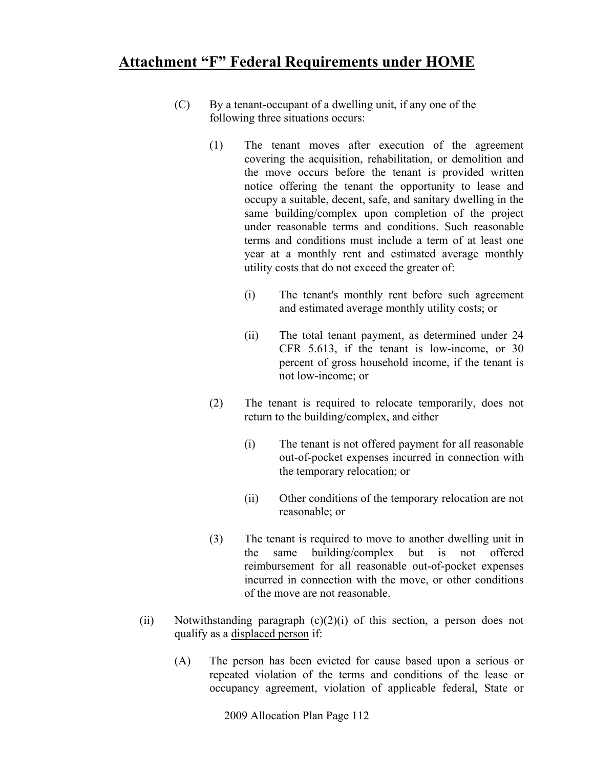## Attachment "F" Federal Requirements under HOME

(C) By a tenant-occupant of a dwelling unit, if any one of the following three situations occurs:

(1) The tenant moves after execution of the agreement covering the acquisition, rehabilitation, or demolition and the move occurs before the tenant is provided written notice offering the tenant the opportunity to lease and occupy a suitable, decent, safe, and sanitary dwelling in the same building/complex upon completion of the project under reasonable terms and conditions. Such reasonable terms and conditions must include a term of at least one year at a monthly rent and estimated average monthly utility costs that do not exceed the greater of:

(i) The tenant's monthly rent before such agreement and estimated average monthly utility costs; or

(ii) The total tenant payment, as determined under 24 CFR 5.613, if the tenant is low-income, or 30 percent of gross household income, if the tenant is not low-income; or

(2) The tenant is required to relocate temporarily, does not return to the building/complex, and either

(i) The tenant is not offered payment for all reasonable out-of-pocket expenses incurred in connection with the temporary relocation; or

(ii) Other conditions of the temporary relocation are not reasonable; or

(3) The tenant is required to move to another dwelling unit in the same building/complex but is not offered reimbursement for all reasonable out-of-pocket expenses incurred in connection with the move, or other conditions of the move are not reasonable.

(ii) Notwithstanding paragraph (c)(2)(i) of this section, a person does not qualify as a <u>displaced person</u> if:

(A) The person has been evicted for cause based upon a serious or repeated violation of the terms and conditions of the lease or occupancy agreement, violation of applicable federal, State or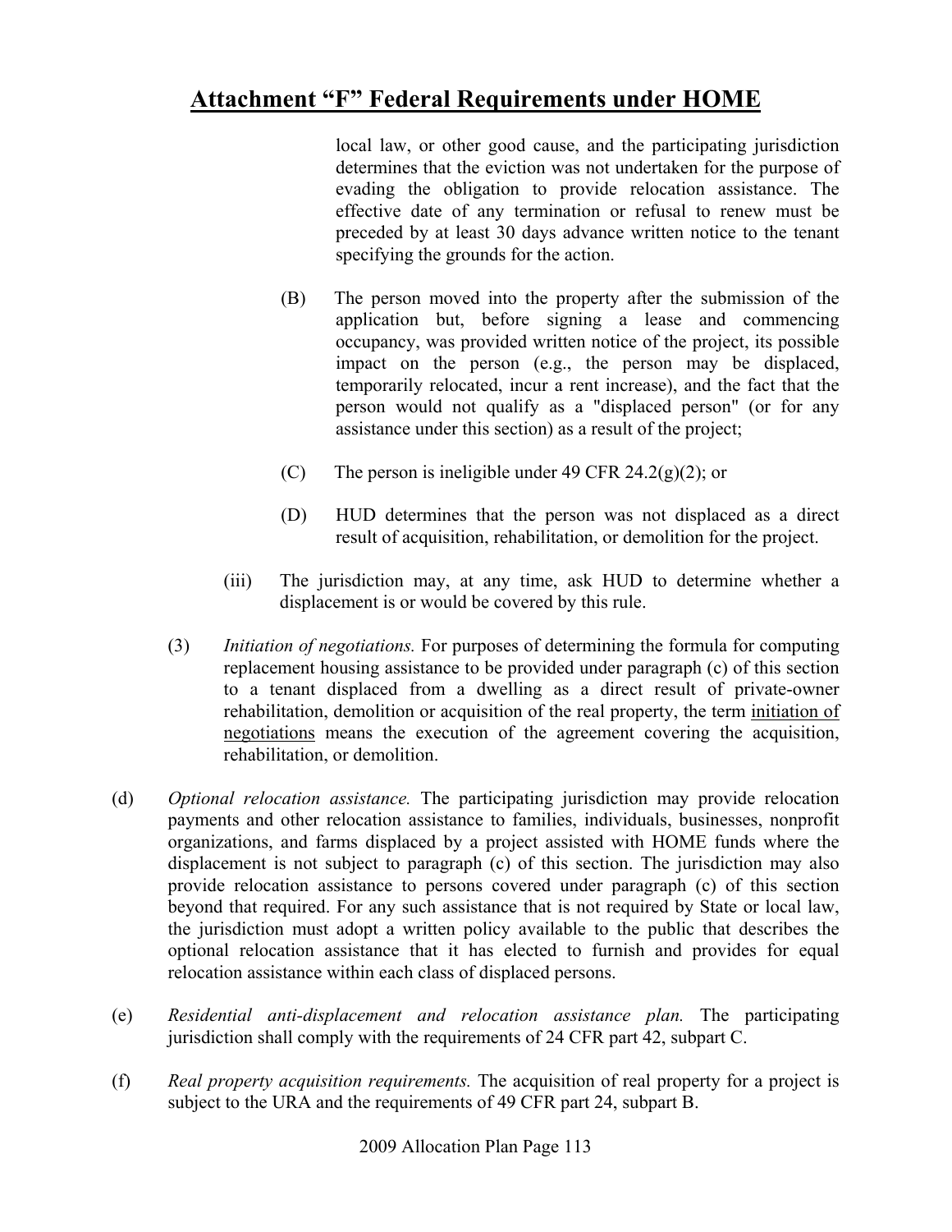local law, or other good cause, and the participating jurisdiction determines that the eviction was not undertaken for the purpose of evading the obligation to provide relocation assistance. The effective date of any termination or refusal to renew must be preceded by at least 30 days advance written notice to the tenant specifying the grounds for the action.

(B) The person moved into the property after the submission of the application but, before signing a lease and commencing occupancy, was provided written notice of the project, its possible impact on the person (e.g., the person may be displaced, temporarily relocated, incur a rent increase), and the fact that the person would not qualify as a "displaced person" (or for any assistance under this section) as a result of the project;

(C) The person is ineligible under 49 CFR 24.2(g)(2); or

(D) HUD determines that the person was not displaced as a direct result of acquisition, rehabilitation, or demolition for the project.

(iii) The jurisdiction may, at any time, ask HUD to determine whether a displacement is or would be covered by this rule.

(3) *Initiation of negotiations.* For purposes of determining the formula for computing replacement housing assistance to be provided under paragraph (c) of this section to a tenant displaced from a dwelling as a direct result of private-owner rehabilitation, demolition or acquisition of the real property, the term <u>initiation of negotiations</u> means the execution of the agreement covering the acquisition, rehabilitation, or demolition.

(d) *Optional relocation assistance.* The participating jurisdiction may provide relocation payments and other relocation assistance to families, individuals, businesses, nonprofit organizations, and farms displaced by a project assisted with HOME funds where the displacement is not subject to paragraph (c) of this section. The jurisdiction may also provide relocation assistance to persons covered under paragraph (c) of this section beyond that required. For any such assistance that is not required by State or local law, the jurisdiction must adopt a written policy available to the public that describes the optional relocation assistance that it has elected to furnish and provides for equal relocation assistance within each class of displaced persons.

(e) *Residential anti-displacement and relocation assistance plan.* The participating jurisdiction shall comply with the requirements of 24 CFR part 42, subpart C.

(f) *Real property acquisition requirements.* The acquisition of real property for a project is subject to the URA and the requirements of 49 CFR part 24, subpart B.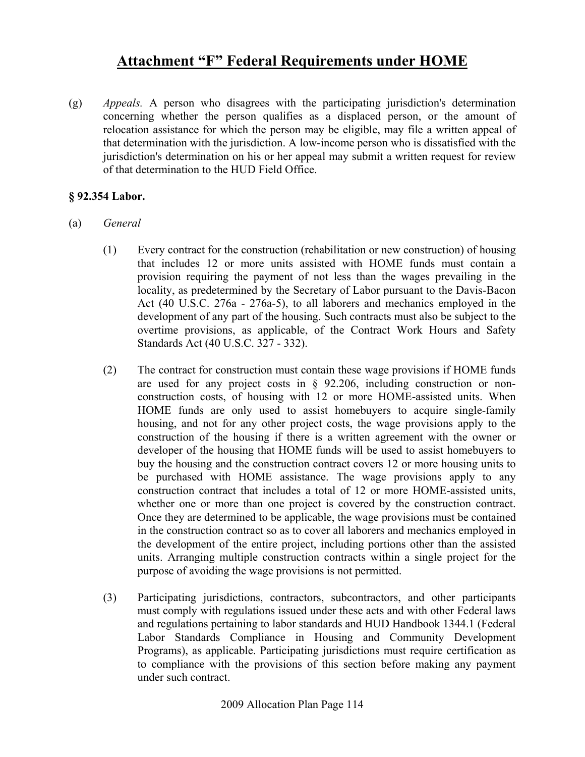# Attachment "F" Federal Requirements under HOME

(g) *Appeals.* A person who disagrees with the participating jurisdiction's determination concerning whether the person qualifies as a displaced person, or the amount of relocation assistance for which the person may be eligible, may file a written appeal of that determination with the jurisdiction. A low-income person who is dissatisfied with the jurisdiction's determination on his or her appeal may submit a written request for review of that determination to the HUD Field Office.

**§ 92.354 Labor.**

(a) *General*

(1) Every contract for the construction (rehabilitation or new construction) of housing that includes 12 or more units assisted with HOME funds must contain a provision requiring the payment of not less than the wages prevailing in the locality, as predetermined by the Secretary of Labor pursuant to the Davis-Bacon Act (40 U.S.C. 276a - 276a-5), to all laborers and mechanics employed in the development of any part of the housing. Such contracts must also be subject to the overtime provisions, as applicable, of the Contract Work Hours and Safety Standards Act (40 U.S.C. 327 - 332).

(2) The contract for construction must contain these wage provisions if HOME funds are used for any project costs in § 92.206, including construction or non-construction costs, of housing with 12 or more HOME-assisted units. When HOME funds are only used to assist homebuyers to acquire single-family housing, and not for any other project costs, the wage provisions apply to the construction of the housing if there is a written agreement with the owner or developer of the housing that HOME funds will be used to assist homebuyers to buy the housing and the construction contract covers 12 or more housing units to be purchased with HOME assistance. The wage provisions apply to any construction contract that includes a total of 12 or more HOME-assisted units, whether one or more than one project is covered by the construction contract. Once they are determined to be applicable, the wage provisions must be contained in the construction contract so as to cover all laborers and mechanics employed in the development of the entire project, including portions other than the assisted units. Arranging multiple construction contracts within a single project for the purpose of avoiding the wage provisions is not permitted.

(3) Participating jurisdictions, contractors, subcontractors, and other participants must comply with regulations issued under these acts and with other Federal laws and regulations pertaining to labor standards and HUD Handbook 1344.1 (Federal Labor Standards Compliance in Housing and Community Development Programs), as applicable. Participating jurisdictions must require certification as to compliance with the provisions of this section before making any payment under such contract.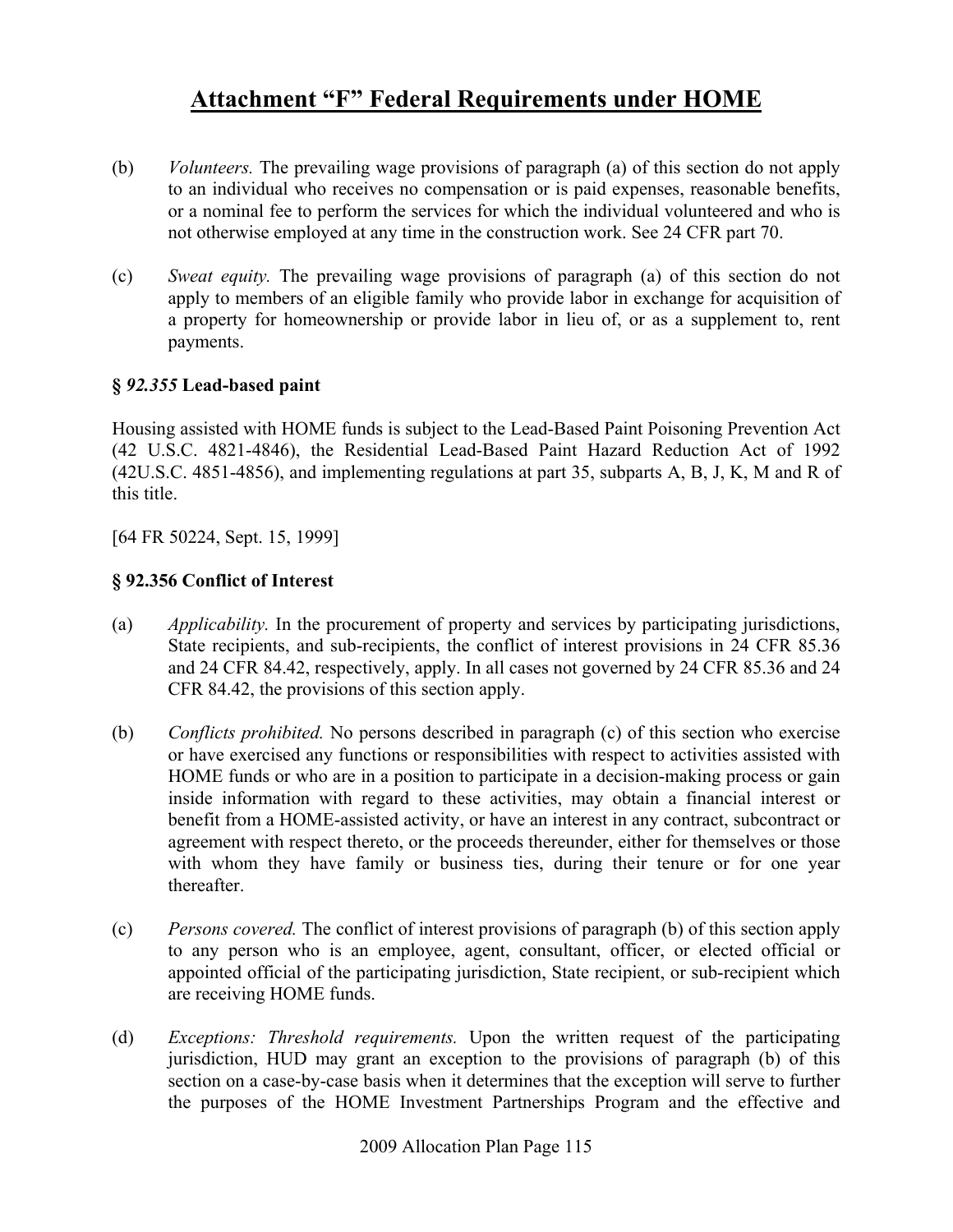# Attachment "F" Federal Requirements under HOME

(b) *Volunteers.* The prevailing wage provisions of paragraph (a) of this section do not apply to an individual who receives no compensation or is paid expenses, reasonable benefits, or a nominal fee to perform the services for which the individual volunteered and who is not otherwise employed at any time in the construction work. See 24 CFR part 70.

(c) *Sweat equity.* The prevailing wage provisions of paragraph (a) of this section do not apply to members of an eligible family who provide labor in exchange for acquisition of a property for homeownership or provide labor in lieu of, or as a supplement to, rent payments.

### § *92.355* Lead-based paint

Housing assisted with HOME funds is subject to the Lead-Based Paint Poisoning Prevention Act (42 U.S.C. 4821-4846), the Residential Lead-Based Paint Hazard Reduction Act of 1992 (42U.S.C. 4851-4856), and implementing regulations at part 35, subparts A, B, J, K, M and R of this title.

[64 FR 50224, Sept. 15, 1999]

### § 92.356 Conflict of Interest

(a) *Applicability.* In the procurement of property and services by participating jurisdictions, State recipients, and sub-recipients, the conflict of interest provisions in 24 CFR 85.36 and 24 CFR 84.42, respectively, apply. In all cases not governed by 24 CFR 85.36 and 24 CFR 84.42, the provisions of this section apply.

(b) *Conflicts prohibited.* No persons described in paragraph (c) of this section who exercise or have exercised any functions or responsibilities with respect to activities assisted with HOME funds or who are in a position to participate in a decision-making process or gain inside information with regard to these activities, may obtain a financial interest or benefit from a HOME-assisted activity, or have an interest in any contract, subcontract or agreement with respect thereto, or the proceeds thereunder, either for themselves or those with whom they have family or business ties, during their tenure or for one year thereafter.

(c) *Persons covered.* The conflict of interest provisions of paragraph (b) of this section apply to any person who is an employee, agent, consultant, officer, or elected official or appointed official of the participating jurisdiction, State recipient, or sub-recipient which are receiving HOME funds.

(d) *Exceptions: Threshold requirements.* Upon the written request of the participating jurisdiction, HUD may grant an exception to the provisions of paragraph (b) of this section on a case-by-case basis when it determines that the exception will serve to further the purposes of the HOME Investment Partnerships Program and the effective and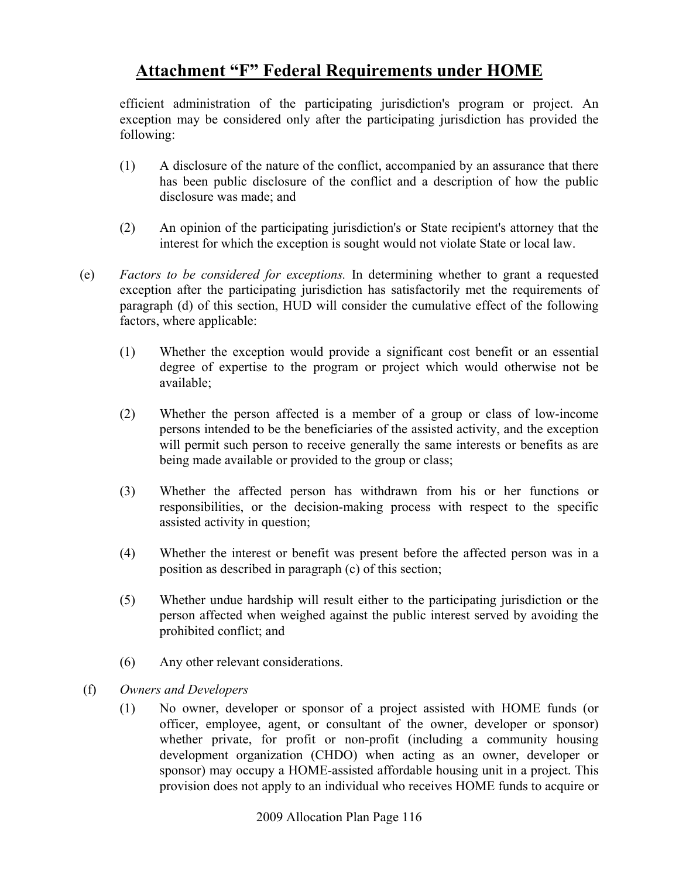# Attachment "F" Federal Requirements under HOME

efficient administration of the participating jurisdiction's program or project. An exception may be considered only after the participating jurisdiction has provided the following:

(1) A disclosure of the nature of the conflict, accompanied by an assurance that there has been public disclosure of the conflict and a description of how the public disclosure was made; and

(2) An opinion of the participating jurisdiction's or State recipient's attorney that the interest for which the exception is sought would not violate State or local law.

(e) *Factors to be considered for exceptions.* In determining whether to grant a requested exception after the participating jurisdiction has satisfactorily met the requirements of paragraph (d) of this section, HUD will consider the cumulative effect of the following factors, where applicable:

(1) Whether the exception would provide a significant cost benefit or an essential degree of expertise to the program or project which would otherwise not be available;

(2) Whether the person affected is a member of a group or class of low-income persons intended to be the beneficiaries of the assisted activity, and the exception will permit such person to receive generally the same interests or benefits as are being made available or provided to the group or class;

(3) Whether the affected person has withdrawn from his or her functions or responsibilities, or the decision-making process with respect to the specific assisted activity in question;

(4) Whether the interest or benefit was present before the affected person was in a position as described in paragraph (c) of this section;

(5) Whether undue hardship will result either to the participating jurisdiction or the person affected when weighed against the public interest served by avoiding the prohibited conflict; and

(6) Any other relevant considerations.

(f) *Owners and Developers*

(1) No owner, developer or sponsor of a project assisted with HOME funds (or officer, employee, agent, or consultant of the owner, developer or sponsor) whether private, for profit or non-profit (including a community housing development organization (CHDO) when acting as an owner, developer or sponsor) may occupy a HOME-assisted affordable housing unit in a project. This provision does not apply to an individual who receives HOME funds to acquire or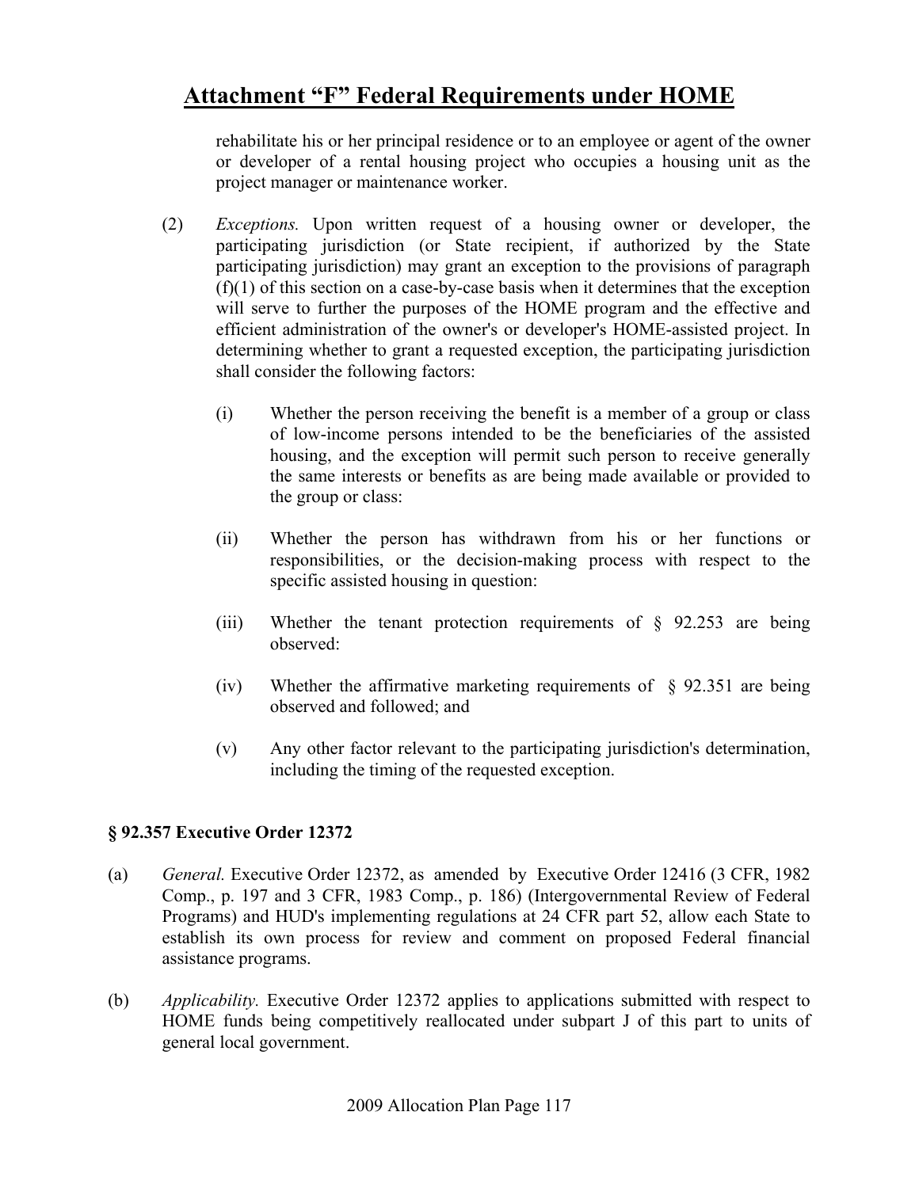# Attachment "F" Federal Requirements under HOME

rehabilitate his or her principal residence or to an employee or agent of the owner or developer of a rental housing project who occupies a housing unit as the project manager or maintenance worker.

(2) *Exceptions.* Upon written request of a housing owner or developer, the participating jurisdiction (or State recipient, if authorized by the State participating jurisdiction) may grant an exception to the provisions of paragraph (f)(1) of this section on a case-by-case basis when it determines that the exception will serve to further the purposes of the HOME program and the effective and efficient administration of the owner's or developer's HOME-assisted project. In determining whether to grant a requested exception, the participating jurisdiction shall consider the following factors:

(i) Whether the person receiving the benefit is a member of a group or class of low-income persons intended to be the beneficiaries of the assisted housing, and the exception will permit such person to receive generally the same interests or benefits as are being made available or provided to the group or class:

(ii) Whether the person has withdrawn from his or her functions or responsibilities, or the decision-making process with respect to the specific assisted housing in question:

(iii) Whether the tenant protection requirements of § 92.253 are being observed:

(iv) Whether the affirmative marketing requirements of § 92.351 are being observed and followed; and

(v) Any other factor relevant to the participating jurisdiction's determination, including the timing of the requested exception.

### § 92.357 Executive Order 12372

(a) *General.* Executive Order 12372, as amended by Executive Order 12416 (3 CFR, 1982 Comp., p. 197 and 3 CFR, 1983 Comp., p. 186) (Intergovernmental Review of Federal Programs) and HUD's implementing regulations at 24 CFR part 52, allow each State to establish its own process for review and comment on proposed Federal financial assistance programs.

(b) *Applicability.* Executive Order 12372 applies to applications submitted with respect to HOME funds being competitively reallocated under subpart J of this part to units of general local government.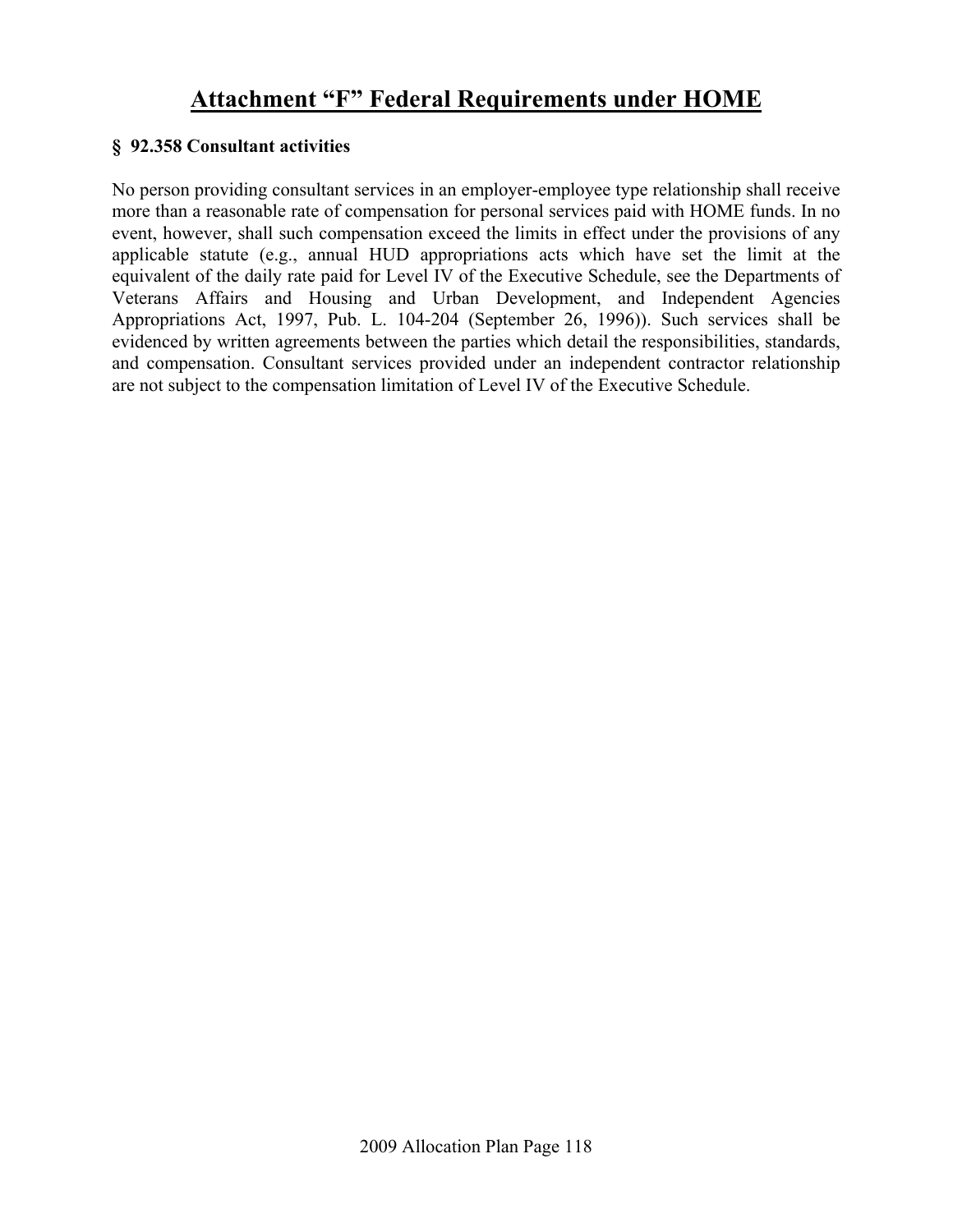# Attachment "F" Federal Requirements under HOME

**§ 92.358 Consultant activities**

No person providing consultant services in an employer-employee type relationship shall receive more than a reasonable rate of compensation for personal services paid with HOME funds. In no event, however, shall such compensation exceed the limits in effect under the provisions of any applicable statute (e.g., annual HUD appropriations acts which have set the limit at the equivalent of the daily rate paid for Level IV of the Executive Schedule, see the Departments of Veterans Affairs and Housing and Urban Development, and Independent Agencies Appropriations Act, 1997, Pub. L. 104-204 (September 26, 1996)). Such services shall be evidenced by written agreements between the parties which detail the responsibilities, standards, and compensation. Consultant services provided under an independent contractor relationship are not subject to the compensation limitation of Level IV of the Executive Schedule.